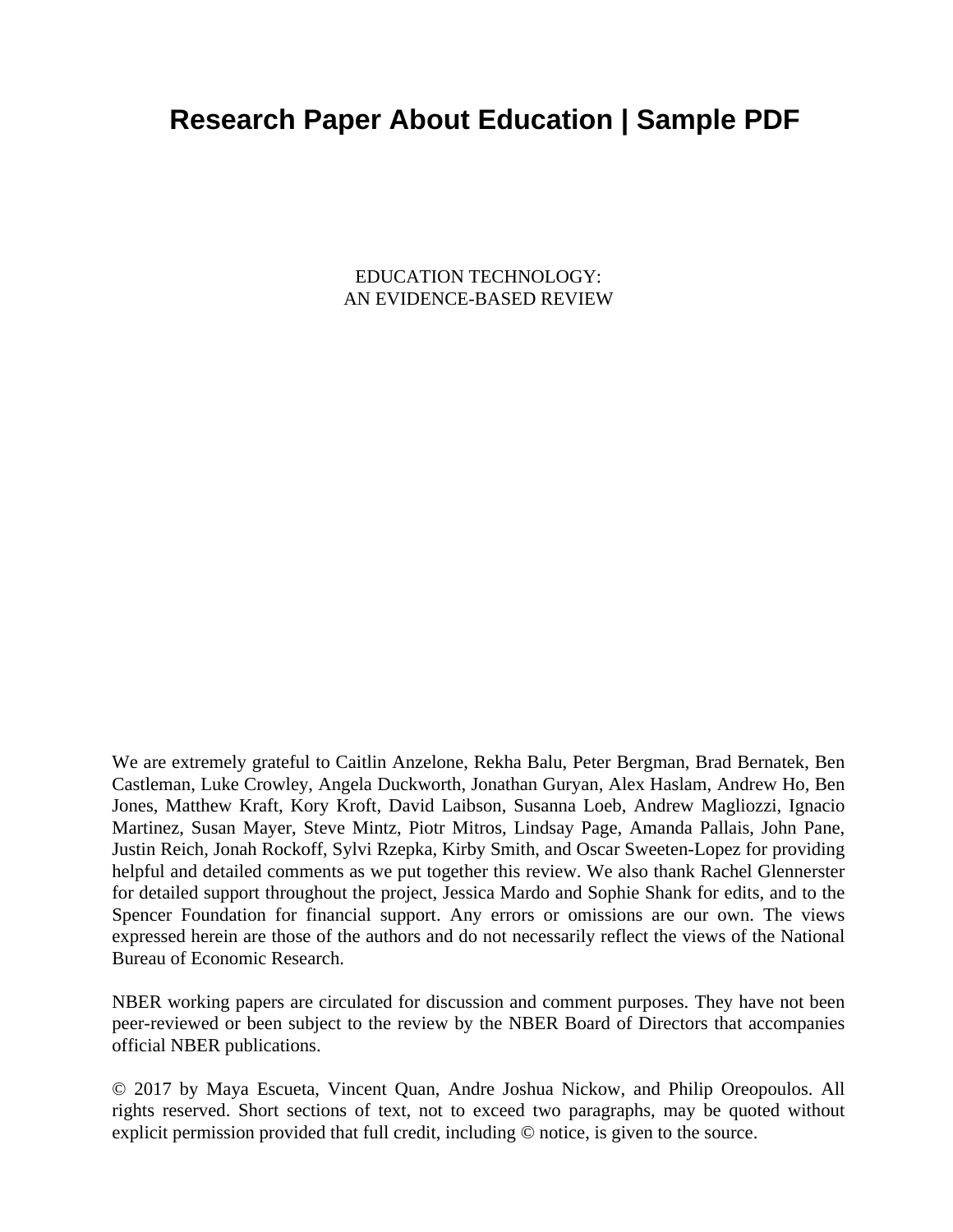# Research Paper About Education | Sample PDF

EDUCATION TECHNOLOGY:
AN EVIDENCE-BASED REVIEW

We are extremely grateful to Caitlin Anzelone, Rekha Balu, Peter Bergman, Brad Bernatek, Ben Castleman, Luke Crowley, Angela Duckworth, Jonathan Guryan, Alex Haslam, Andrew Ho, Ben Jones, Matthew Kraft, Kory Kroft, David Laibson, Susanna Loeb, Andrew Magliozzi, Ignacio Martinez, Susan Mayer, Steve Mintz, Piotr Mitros, Lindsay Page, Amanda Pallais, John Pane, Justin Reich, Jonah Rockoff, Sylvi Rzepka, Kirby Smith, and Oscar Sweeten-Lopez for providing helpful and detailed comments as we put together this review. We also thank Rachel Glennerster for detailed support throughout the project, Jessica Mardo and Sophie Shank for edits, and to the Spencer Foundation for financial support. Any errors or omissions are our own. The views expressed herein are those of the authors and do not necessarily reflect the views of the National Bureau of Economic Research.

NBER working papers are circulated for discussion and comment purposes. They have not been peer-reviewed or been subject to the review by the NBER Board of Directors that accompanies official NBER publications.

© 2017 by Maya Escueta, Vincent Quan, Andre Joshua Nickow, and Philip Oreopoulos. All rights reserved. Short sections of text, not to exceed two paragraphs, may be quoted without explicit permission provided that full credit, including © notice, is given to the source.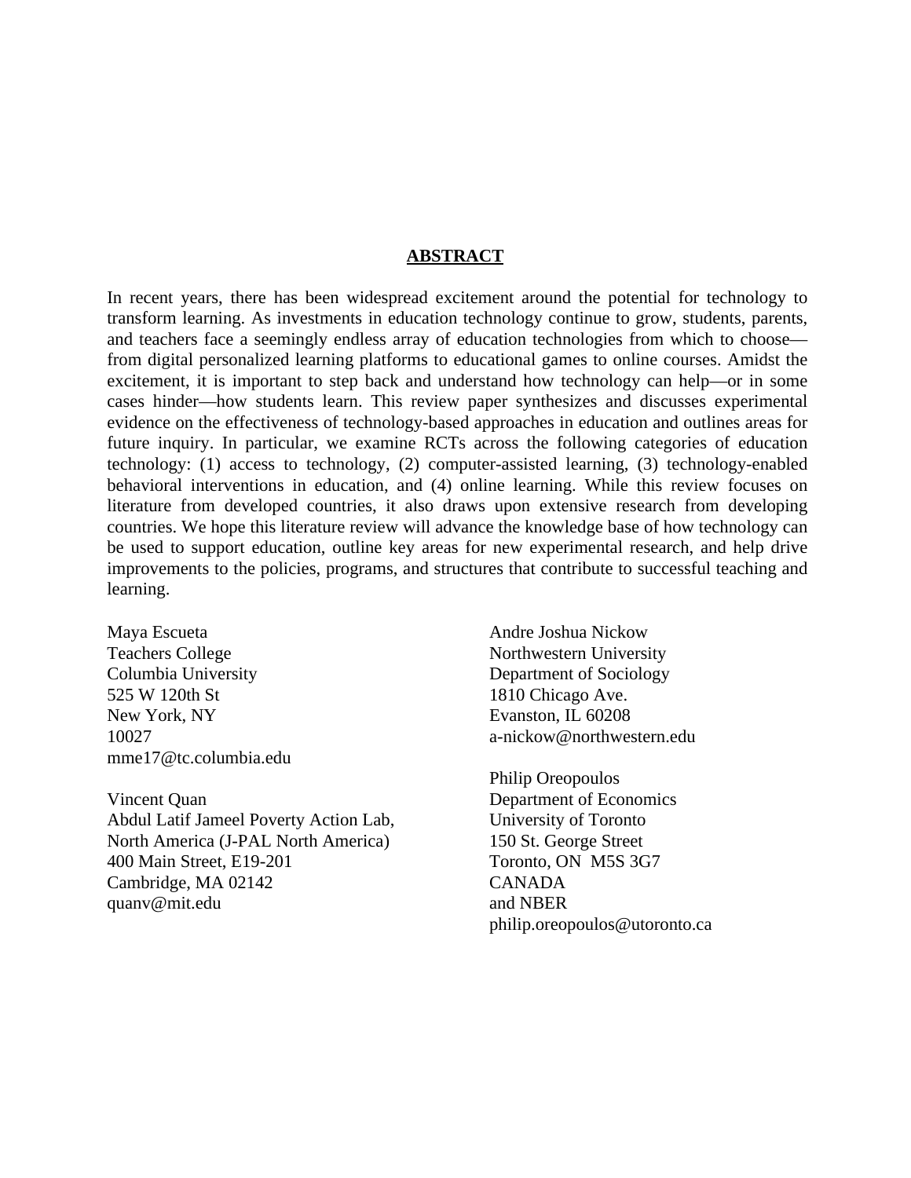## ABSTRACT

In recent years, there has been widespread excitement around the potential for technology to transform learning. As investments in education technology continue to grow, students, parents, and teachers face a seemingly endless array of education technologies from which to choose—from digital personalized learning platforms to educational games to online courses. Amidst the excitement, it is important to step back and understand how technology can help—or in some cases hinder—how students learn. This review paper synthesizes and discusses experimental evidence on the effectiveness of technology-based approaches in education and outlines areas for future inquiry. In particular, we examine RCTs across the following categories of education technology: (1) access to technology, (2) computer-assisted learning, (3) technology-enabled behavioral interventions in education, and (4) online learning. While this review focuses on literature from developed countries, it also draws upon extensive research from developing countries. We hope this literature review will advance the knowledge base of how technology can be used to support education, outline key areas for new experimental research, and help drive improvements to the policies, programs, and structures that contribute to successful teaching and learning.

Maya Escueta
Teachers College
Columbia University
525 W 120th St
New York, NY
10027
mme17@tc.columbia.edu

Vincent Quan
Abdul Latif Jameel Poverty Action Lab,
North America (J-PAL North America)
400 Main Street, E19-201
Cambridge, MA 02142
quanv@mit.edu

Andre Joshua Nickow
Northwestern University
Department of Sociology
1810 Chicago Ave.
Evanston, IL 60208
a-nickow@northwestern.edu

Philip Oreopoulos
Department of Economics
University of Toronto
150 St. George Street
Toronto, ON M5S 3G7
CANADA
and NBER
philip.oreopoulos@utoronto.ca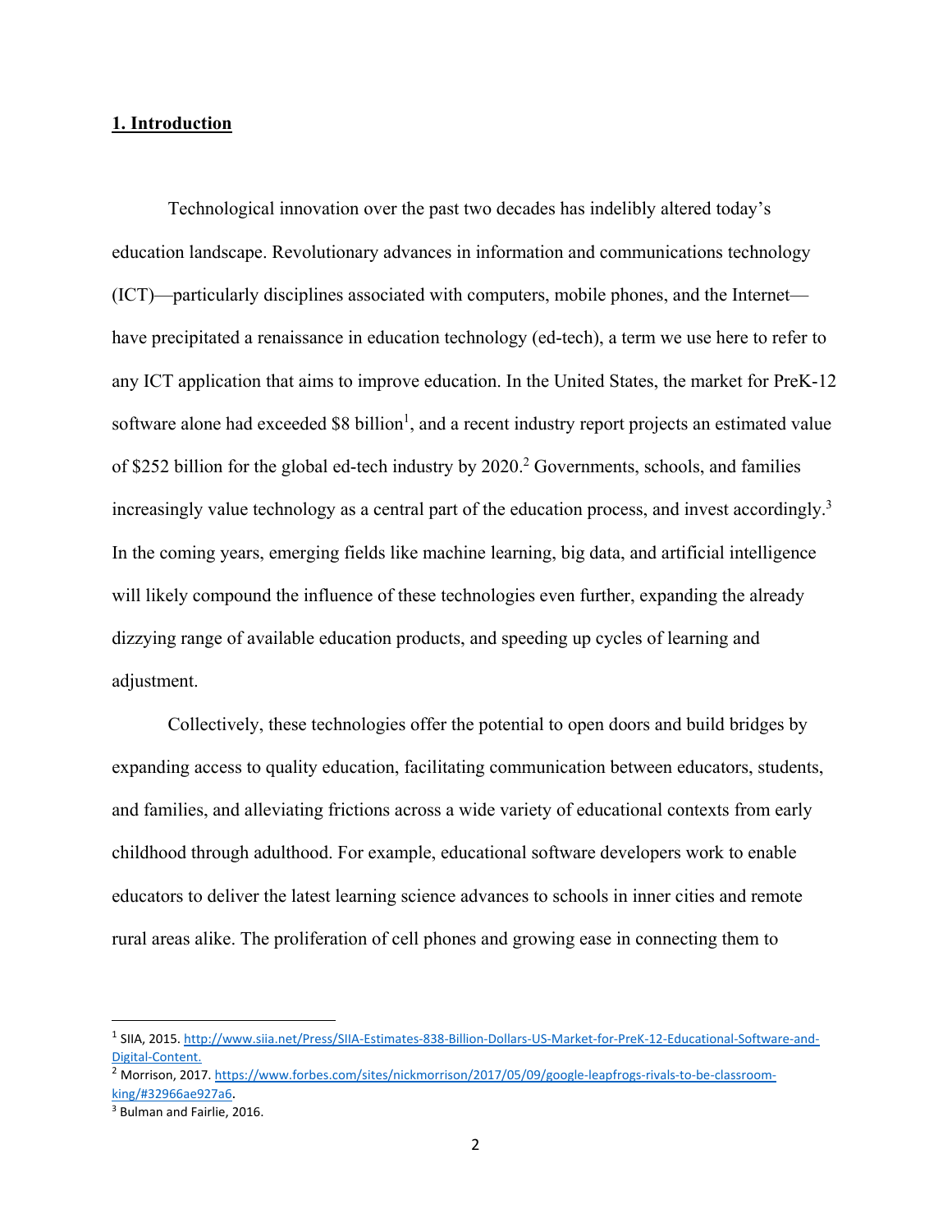## 1. Introduction

Technological innovation over the past two decades has indelibly altered today's education landscape. Revolutionary advances in information and communications technology (ICT)—particularly disciplines associated with computers, mobile phones, and the Internet—have precipitated a renaissance in education technology (ed-tech), a term we use here to refer to any ICT application that aims to improve education. In the United States, the market for PreK-12 software alone had exceeded $8 billion[1], and a recent industry report projects an estimated value of $252 billion for the global ed-tech industry by 2020.[2] Governments, schools, and families increasingly value technology as a central part of the education process, and invest accordingly.[3] In the coming years, emerging fields like machine learning, big data, and artificial intelligence will likely compound the influence of these technologies even further, expanding the already dizzying range of available education products, and speeding up cycles of learning and adjustment.

Collectively, these technologies offer the potential to open doors and build bridges by expanding access to quality education, facilitating communication between educators, students, and families, and alleviating frictions across a wide variety of educational contexts from early childhood through adulthood. For example, educational software developers work to enable educators to deliver the latest learning science advances to schools in inner cities and remote rural areas alike. The proliferation of cell phones and growing ease in connecting them to

---

[1] SIIA, 2015. http://www.siia.net/Press/SIIA-Estimates-838-Billion-Dollars-US-Market-for-PreK-12-Educational-Software-and-Digital-Content.

[2] Morrison, 2017. https://www.forbes.com/sites/nickmorrison/2017/05/09/google-leapfrogs-rivals-to-be-classroom-king/#32966ae927a6.

[3] Bulman and Fairlie, 2016.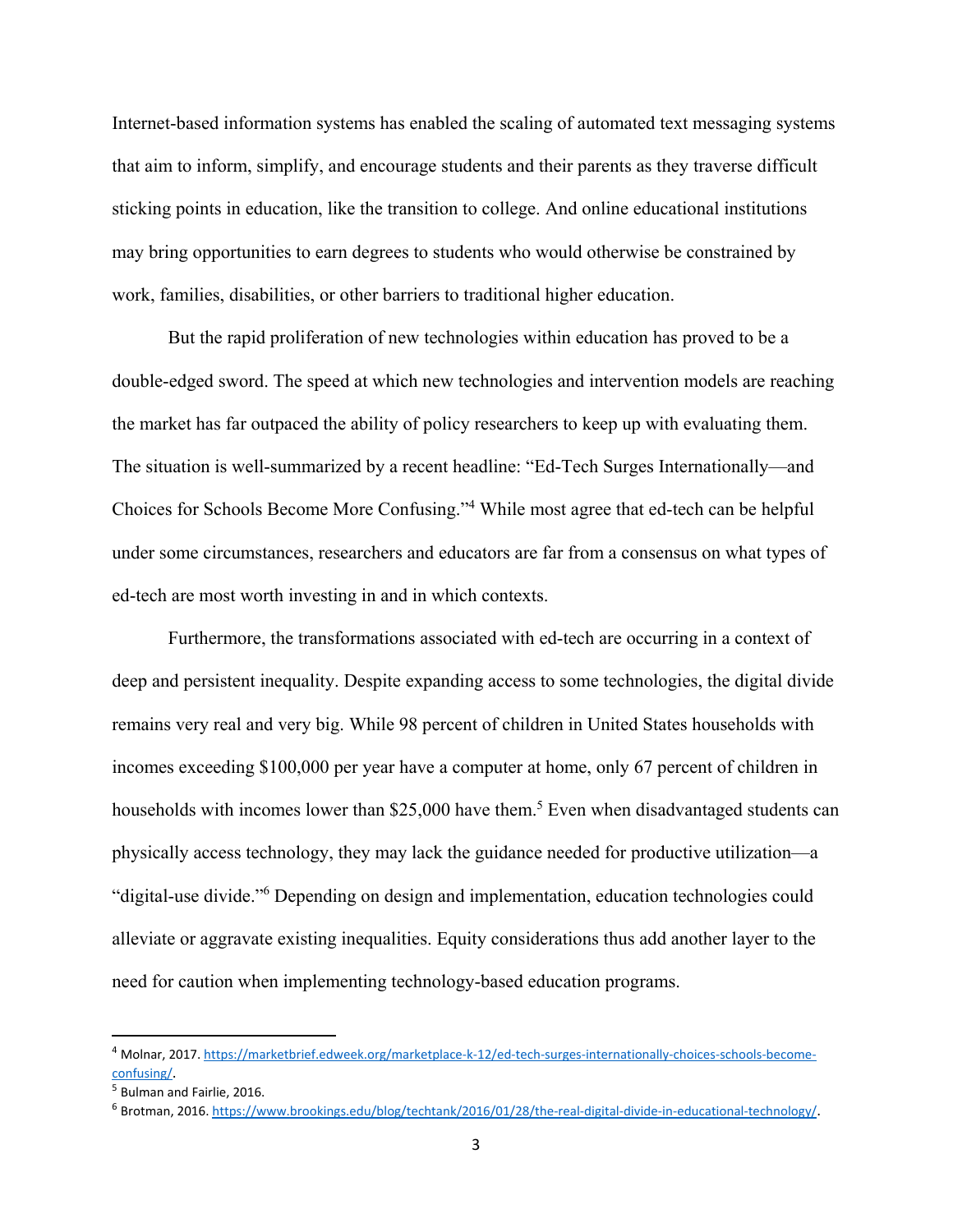Internet-based information systems has enabled the scaling of automated text messaging systems that aim to inform, simplify, and encourage students and their parents as they traverse difficult sticking points in education, like the transition to college. And online educational institutions may bring opportunities to earn degrees to students who would otherwise be constrained by work, families, disabilities, or other barriers to traditional higher education.

But the rapid proliferation of new technologies within education has proved to be a double-edged sword. The speed at which new technologies and intervention models are reaching the market has far outpaced the ability of policy researchers to keep up with evaluating them. The situation is well-summarized by a recent headline: "Ed-Tech Surges Internationally—and Choices for Schools Become More Confusing."[4] While most agree that ed-tech can be helpful under some circumstances, researchers and educators are far from a consensus on what types of ed-tech are most worth investing in and in which contexts.

Furthermore, the transformations associated with ed-tech are occurring in a context of deep and persistent inequality. Despite expanding access to some technologies, the digital divide remains very real and very big. While 98 percent of children in United States households with incomes exceeding $100,000 per year have a computer at home, only 67 percent of children in households with incomes lower than $25,000 have them.[5] Even when disadvantaged students can physically access technology, they may lack the guidance needed for productive utilization—a "digital-use divide."[6] Depending on design and implementation, education technologies could alleviate or aggravate existing inequalities. Equity considerations thus add another layer to the need for caution when implementing technology-based education programs.

---

[4] Molnar, 2017. https://marketbrief.edweek.org/marketplace-k-12/ed-tech-surges-internationally-choices-schools-become-confusing/.

[5] Bulman and Fairlie, 2016.

[6] Brotman, 2016. https://www.brookings.edu/blog/techtank/2016/01/28/the-real-digital-divide-in-educational-technology/.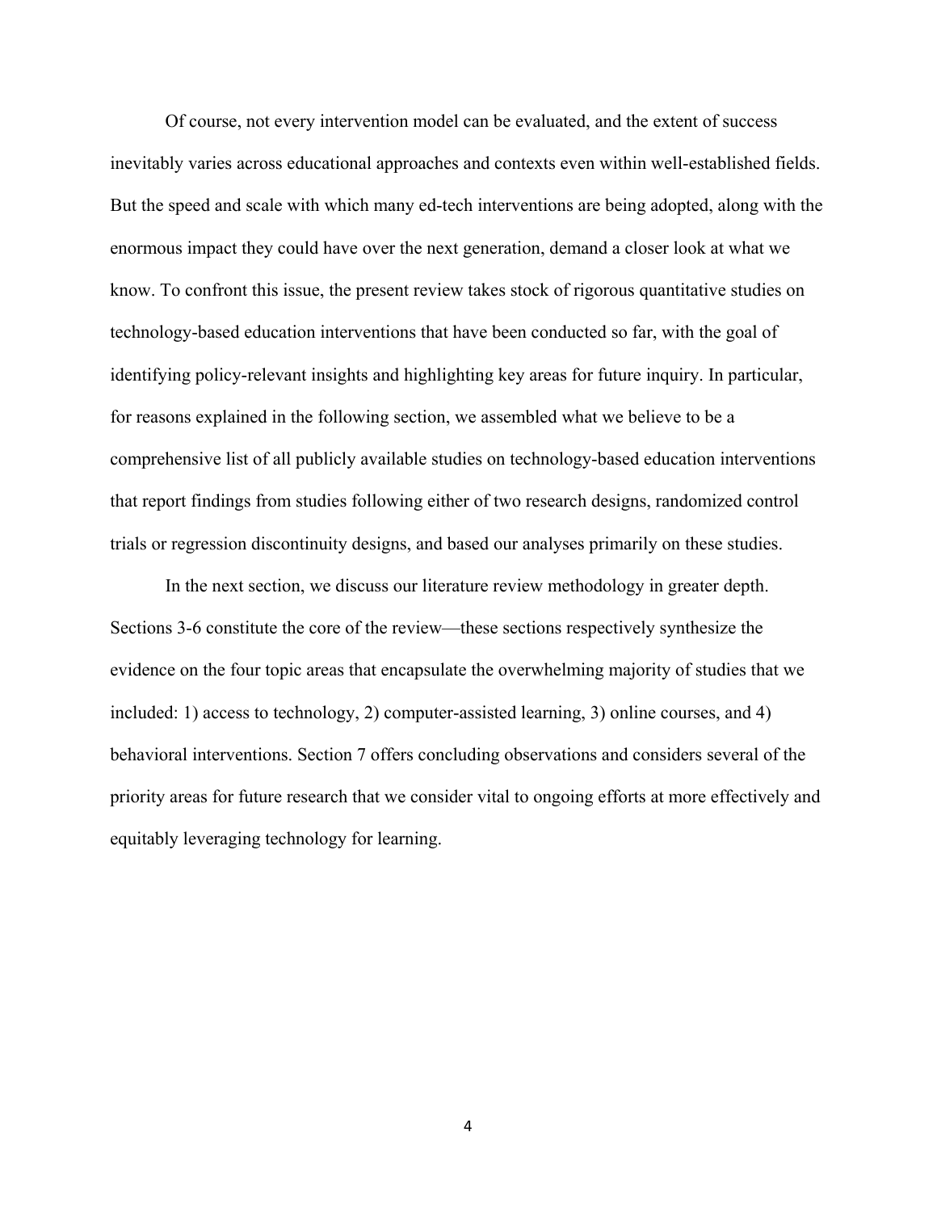Of course, not every intervention model can be evaluated, and the extent of success inevitably varies across educational approaches and contexts even within well-established fields. But the speed and scale with which many ed-tech interventions are being adopted, along with the enormous impact they could have over the next generation, demand a closer look at what we know. To confront this issue, the present review takes stock of rigorous quantitative studies on technology-based education interventions that have been conducted so far, with the goal of identifying policy-relevant insights and highlighting key areas for future inquiry. In particular, for reasons explained in the following section, we assembled what we believe to be a comprehensive list of all publicly available studies on technology-based education interventions that report findings from studies following either of two research designs, randomized control trials or regression discontinuity designs, and based our analyses primarily on these studies.

In the next section, we discuss our literature review methodology in greater depth. Sections 3-6 constitute the core of the review—these sections respectively synthesize the evidence on the four topic areas that encapsulate the overwhelming majority of studies that we included: 1) access to technology, 2) computer-assisted learning, 3) online courses, and 4) behavioral interventions. Section 7 offers concluding observations and considers several of the priority areas for future research that we consider vital to ongoing efforts at more effectively and equitably leveraging technology for learning.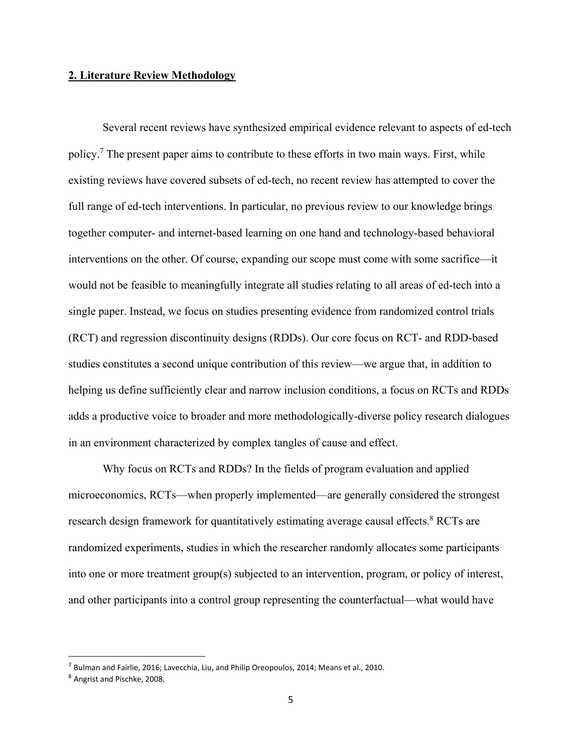## 2. Literature Review Methodology

Several recent reviews have synthesized empirical evidence relevant to aspects of ed-tech policy.[7] The present paper aims to contribute to these efforts in two main ways. First, while existing reviews have covered subsets of ed-tech, no recent review has attempted to cover the full range of ed-tech interventions. In particular, no previous review to our knowledge brings together computer- and internet-based learning on one hand and technology-based behavioral interventions on the other. Of course, expanding our scope must come with some sacrifice—it would not be feasible to meaningfully integrate all studies relating to all areas of ed-tech into a single paper. Instead, we focus on studies presenting evidence from randomized control trials (RCT) and regression discontinuity designs (RDDs). Our core focus on RCT- and RDD-based studies constitutes a second unique contribution of this review—we argue that, in addition to helping us define sufficiently clear and narrow inclusion conditions, a focus on RCTs and RDDs adds a productive voice to broader and more methodologically-diverse policy research dialogues in an environment characterized by complex tangles of cause and effect.

Why focus on RCTs and RDDs? In the fields of program evaluation and applied microeconomics, RCTs—when properly implemented—are generally considered the strongest research design framework for quantitatively estimating average causal effects.[8] RCTs are randomized experiments, studies in which the researcher randomly allocates some participants into one or more treatment group(s) subjected to an intervention, program, or policy of interest, and other participants into a control group representing the counterfactual—what would have

---

[7] Bulman and Fairlie, 2016; Lavecchia, Liu, and Philip Oreopoulos, 2014; Means et al., 2010.

[8] Angrist and Pischke, 2008.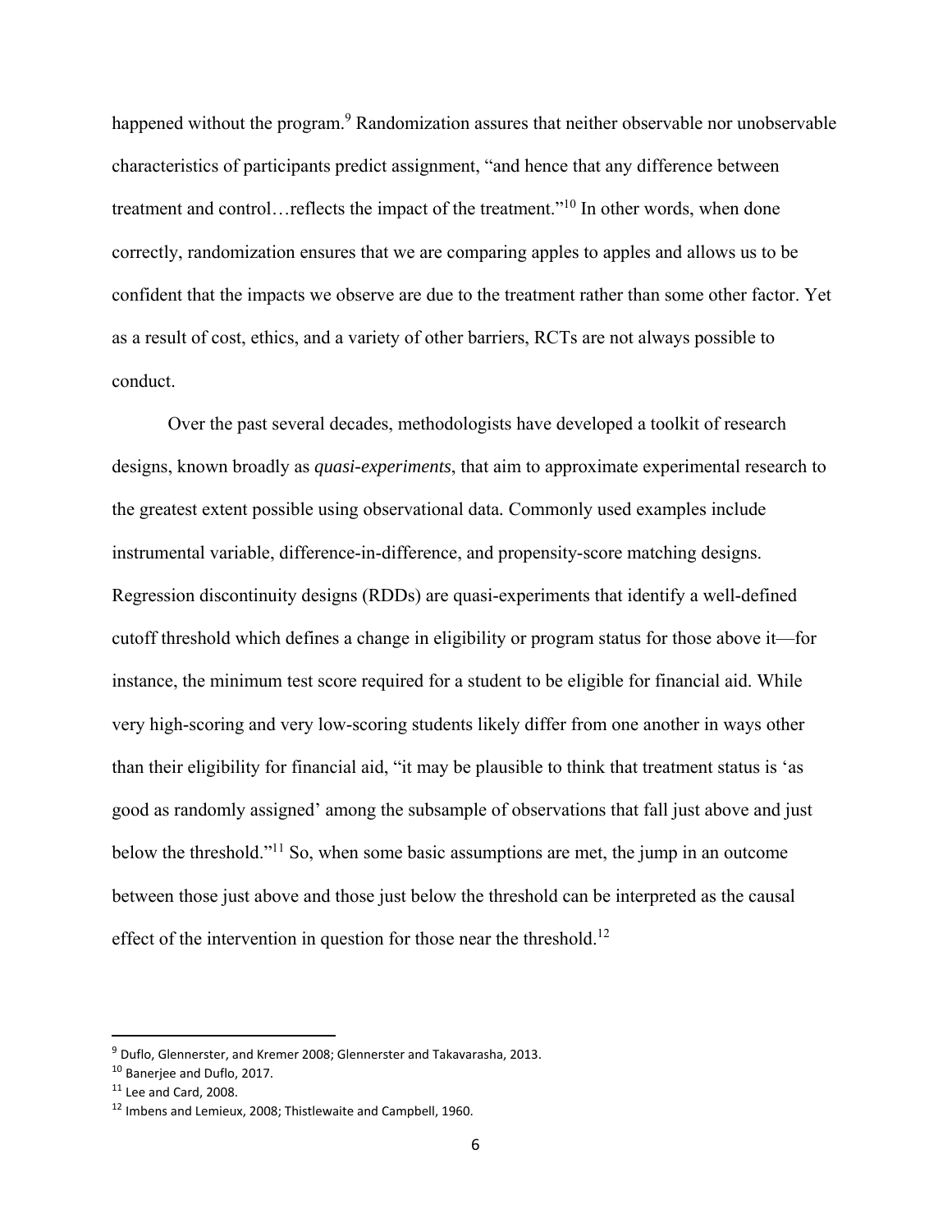happened without the program.[9] Randomization assures that neither observable nor unobservable characteristics of participants predict assignment, "and hence that any difference between treatment and control…reflects the impact of the treatment."[10] In other words, when done correctly, randomization ensures that we are comparing apples to apples and allows us to be confident that the impacts we observe are due to the treatment rather than some other factor. Yet as a result of cost, ethics, and a variety of other barriers, RCTs are not always possible to conduct.

Over the past several decades, methodologists have developed a toolkit of research designs, known broadly as *quasi-experiments*, that aim to approximate experimental research to the greatest extent possible using observational data. Commonly used examples include instrumental variable, difference-in-difference, and propensity-score matching designs. Regression discontinuity designs (RDDs) are quasi-experiments that identify a well-defined cutoff threshold which defines a change in eligibility or program status for those above it—for instance, the minimum test score required for a student to be eligible for financial aid. While very high-scoring and very low-scoring students likely differ from one another in ways other than their eligibility for financial aid, "it may be plausible to think that treatment status is 'as good as randomly assigned' among the subsample of observations that fall just above and just below the threshold."[11] So, when some basic assumptions are met, the jump in an outcome between those just above and those just below the threshold can be interpreted as the causal effect of the intervention in question for those near the threshold.[12]

---

[9] Duflo, Glennerster, and Kremer 2008; Glennerster and Takavarasha, 2013.

[10] Banerjee and Duflo, 2017.

[11] Lee and Card, 2008.

[12] Imbens and Lemieux, 2008; Thistlewaite and Campbell, 1960.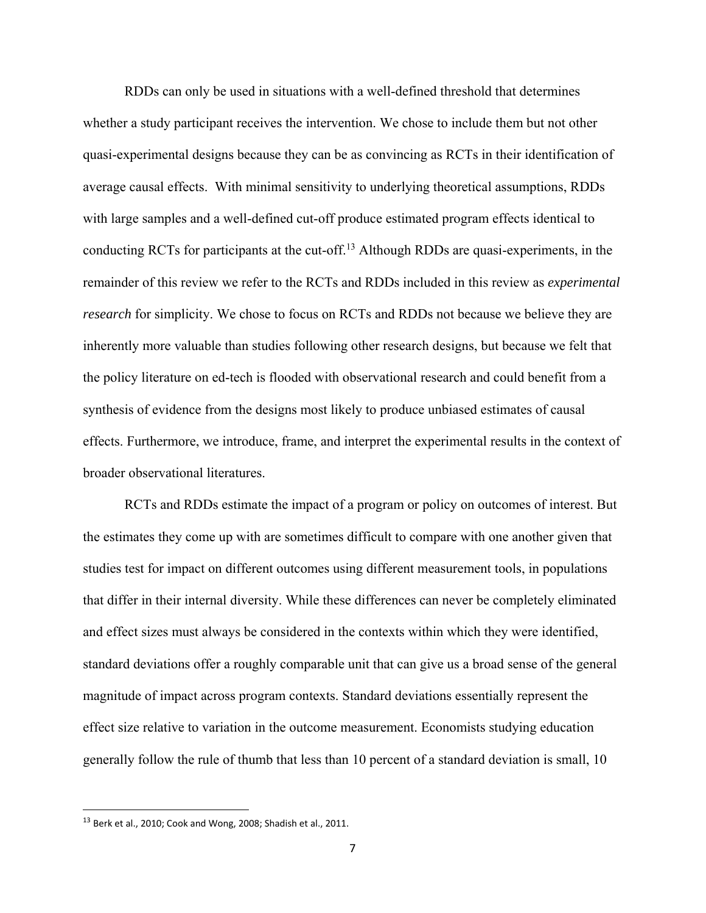RDDs can only be used in situations with a well-defined threshold that determines whether a study participant receives the intervention. We chose to include them but not other quasi-experimental designs because they can be as convincing as RCTs in their identification of average causal effects. With minimal sensitivity to underlying theoretical assumptions, RDDs with large samples and a well-defined cut-off produce estimated program effects identical to conducting RCTs for participants at the cut-off.[13] Although RDDs are quasi-experiments, in the remainder of this review we refer to the RCTs and RDDs included in this review as *experimental research* for simplicity. We chose to focus on RCTs and RDDs not because we believe they are inherently more valuable than studies following other research designs, but because we felt that the policy literature on ed-tech is flooded with observational research and could benefit from a synthesis of evidence from the designs most likely to produce unbiased estimates of causal effects. Furthermore, we introduce, frame, and interpret the experimental results in the context of broader observational literatures.

RCTs and RDDs estimate the impact of a program or policy on outcomes of interest. But the estimates they come up with are sometimes difficult to compare with one another given that studies test for impact on different outcomes using different measurement tools, in populations that differ in their internal diversity. While these differences can never be completely eliminated and effect sizes must always be considered in the contexts within which they were identified, standard deviations offer a roughly comparable unit that can give us a broad sense of the general magnitude of impact across program contexts. Standard deviations essentially represent the effect size relative to variation in the outcome measurement. Economists studying education generally follow the rule of thumb that less than 10 percent of a standard deviation is small, 10

---

[13] Berk et al., 2010; Cook and Wong, 2008; Shadish et al., 2011.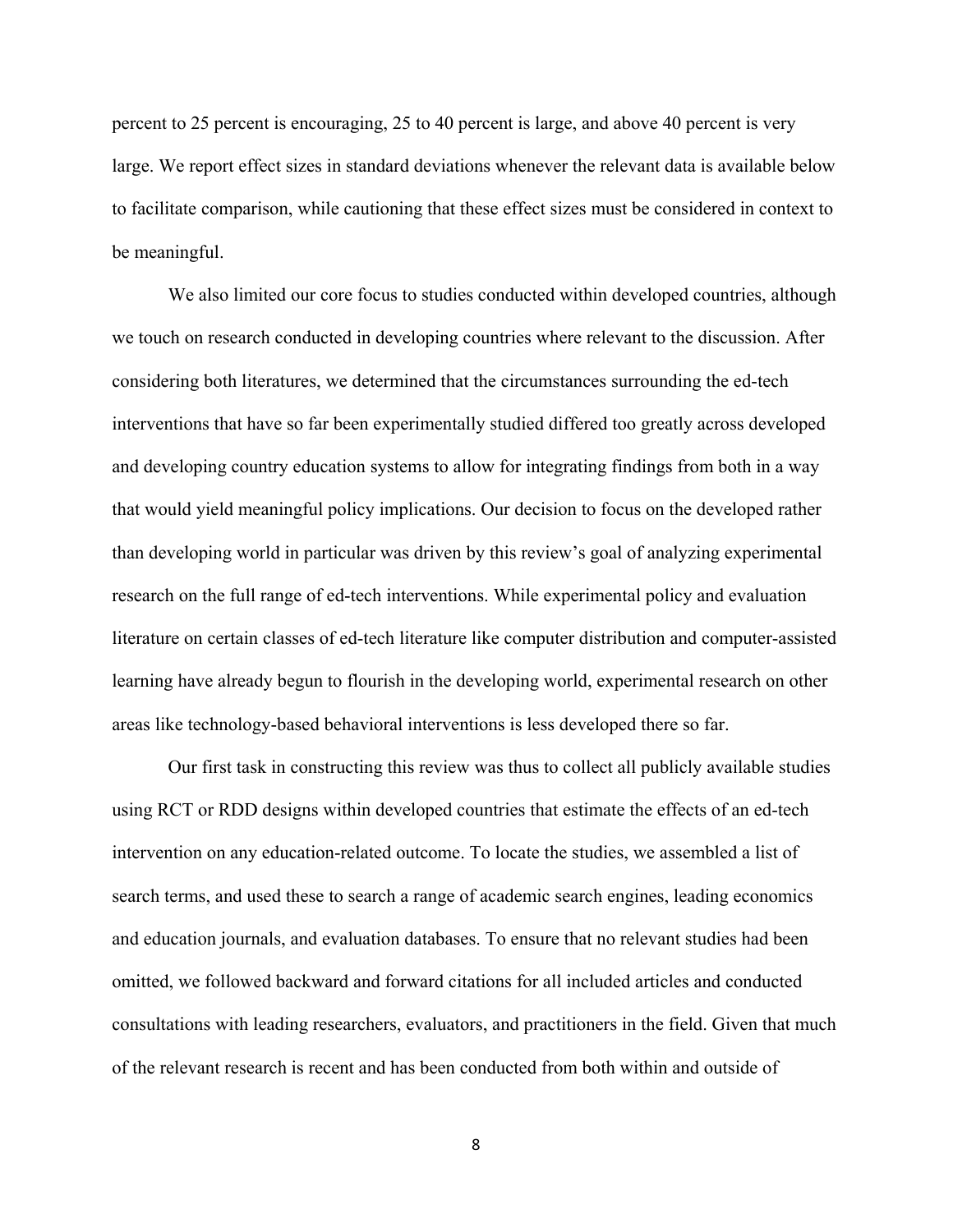percent to 25 percent is encouraging, 25 to 40 percent is large, and above 40 percent is very large. We report effect sizes in standard deviations whenever the relevant data is available below to facilitate comparison, while cautioning that these effect sizes must be considered in context to be meaningful.

We also limited our core focus to studies conducted within developed countries, although we touch on research conducted in developing countries where relevant to the discussion. After considering both literatures, we determined that the circumstances surrounding the ed-tech interventions that have so far been experimentally studied differed too greatly across developed and developing country education systems to allow for integrating findings from both in a way that would yield meaningful policy implications. Our decision to focus on the developed rather than developing world in particular was driven by this review's goal of analyzing experimental research on the full range of ed-tech interventions. While experimental policy and evaluation literature on certain classes of ed-tech literature like computer distribution and computer-assisted learning have already begun to flourish in the developing world, experimental research on other areas like technology-based behavioral interventions is less developed there so far.

Our first task in constructing this review was thus to collect all publicly available studies using RCT or RDD designs within developed countries that estimate the effects of an ed-tech intervention on any education-related outcome. To locate the studies, we assembled a list of search terms, and used these to search a range of academic search engines, leading economics and education journals, and evaluation databases. To ensure that no relevant studies had been omitted, we followed backward and forward citations for all included articles and conducted consultations with leading researchers, evaluators, and practitioners in the field. Given that much of the relevant research is recent and has been conducted from both within and outside of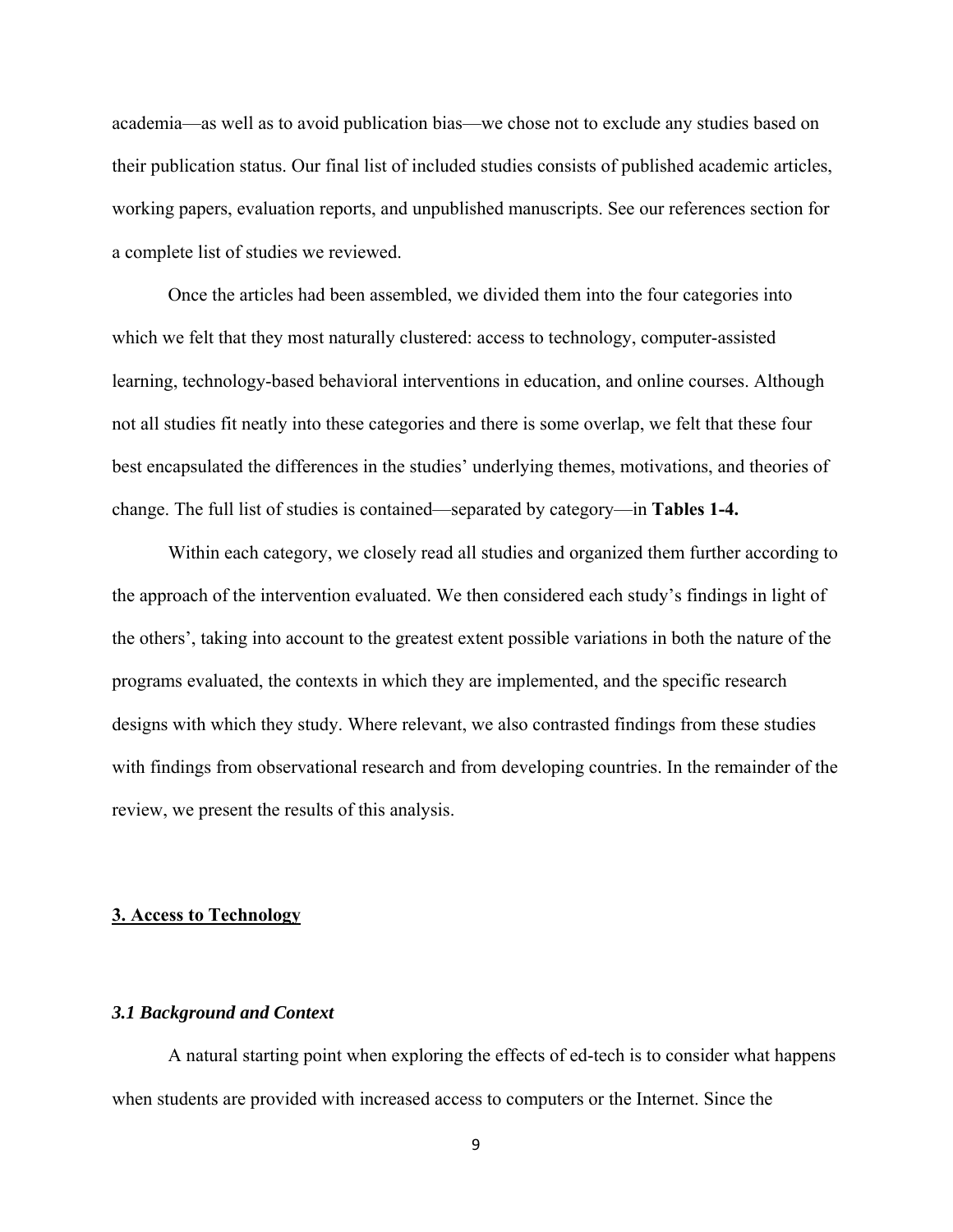academia—as well as to avoid publication bias—we chose not to exclude any studies based on their publication status. Our final list of included studies consists of published academic articles, working papers, evaluation reports, and unpublished manuscripts. See our references section for a complete list of studies we reviewed.

Once the articles had been assembled, we divided them into the four categories into which we felt that they most naturally clustered: access to technology, computer-assisted learning, technology-based behavioral interventions in education, and online courses. Although not all studies fit neatly into these categories and there is some overlap, we felt that these four best encapsulated the differences in the studies' underlying themes, motivations, and theories of change. The full list of studies is contained—separated by category—in **Tables 1-4.**

Within each category, we closely read all studies and organized them further according to the approach of the intervention evaluated. We then considered each study's findings in light of the others', taking into account to the greatest extent possible variations in both the nature of the programs evaluated, the contexts in which they are implemented, and the specific research designs with which they study. Where relevant, we also contrasted findings from these studies with findings from observational research and from developing countries. In the remainder of the review, we present the results of this analysis.

## 3. Access to Technology

### *3.1 Background and Context*

A natural starting point when exploring the effects of ed-tech is to consider what happens when students are provided with increased access to computers or the Internet. Since the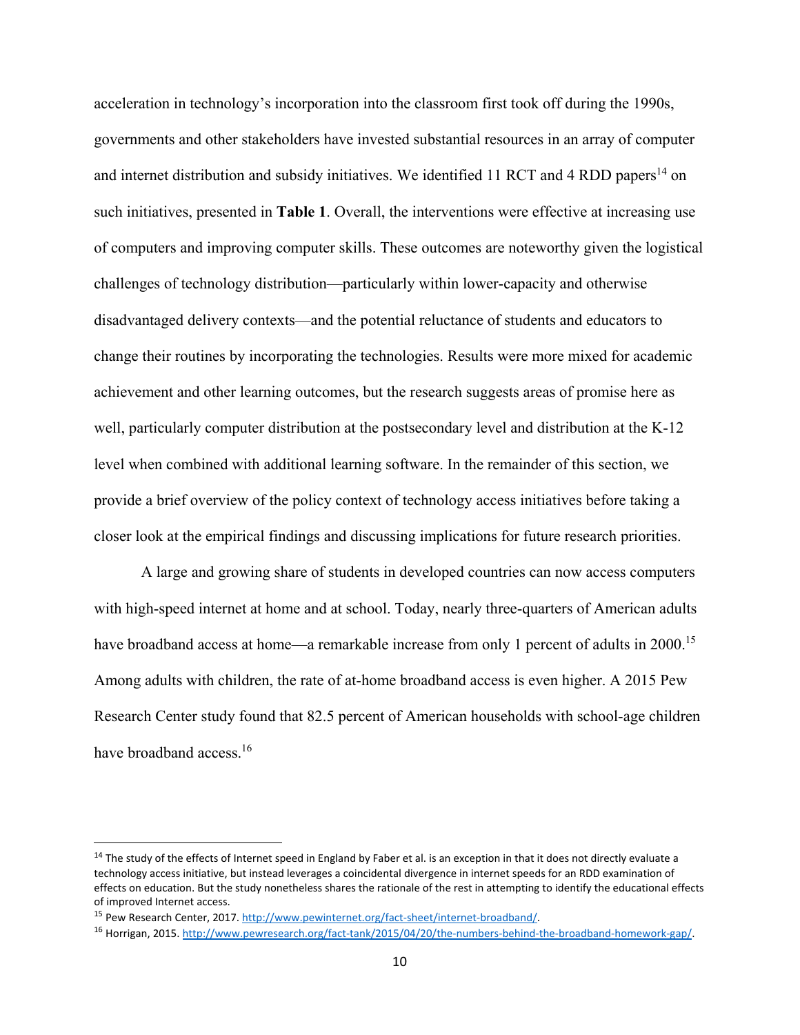acceleration in technology's incorporation into the classroom first took off during the 1990s, governments and other stakeholders have invested substantial resources in an array of computer and internet distribution and subsidy initiatives. We identified 11 RCT and 4 RDD papers[14] on such initiatives, presented in **Table 1**. Overall, the interventions were effective at increasing use of computers and improving computer skills. These outcomes are noteworthy given the logistical challenges of technology distribution—particularly within lower-capacity and otherwise disadvantaged delivery contexts—and the potential reluctance of students and educators to change their routines by incorporating the technologies. Results were more mixed for academic achievement and other learning outcomes, but the research suggests areas of promise here as well, particularly computer distribution at the postsecondary level and distribution at the K-12 level when combined with additional learning software. In the remainder of this section, we provide a brief overview of the policy context of technology access initiatives before taking a closer look at the empirical findings and discussing implications for future research priorities.

A large and growing share of students in developed countries can now access computers with high-speed internet at home and at school. Today, nearly three-quarters of American adults have broadband access at home—a remarkable increase from only 1 percent of adults in 2000.[15] Among adults with children, the rate of at-home broadband access is even higher. A 2015 Pew Research Center study found that 82.5 percent of American households with school-age children have broadband access.[16]

---

[14] The study of the effects of Internet speed in England by Faber et al. is an exception in that it does not directly evaluate a technology access initiative, but instead leverages a coincidental divergence in internet speeds for an RDD examination of effects on education. But the study nonetheless shares the rationale of the rest in attempting to identify the educational effects of improved Internet access.

[15] Pew Research Center, 2017. http://www.pewinternet.org/fact-sheet/internet-broadband/.

[16] Horrigan, 2015. http://www.pewresearch.org/fact-tank/2015/04/20/the-numbers-behind-the-broadband-homework-gap/.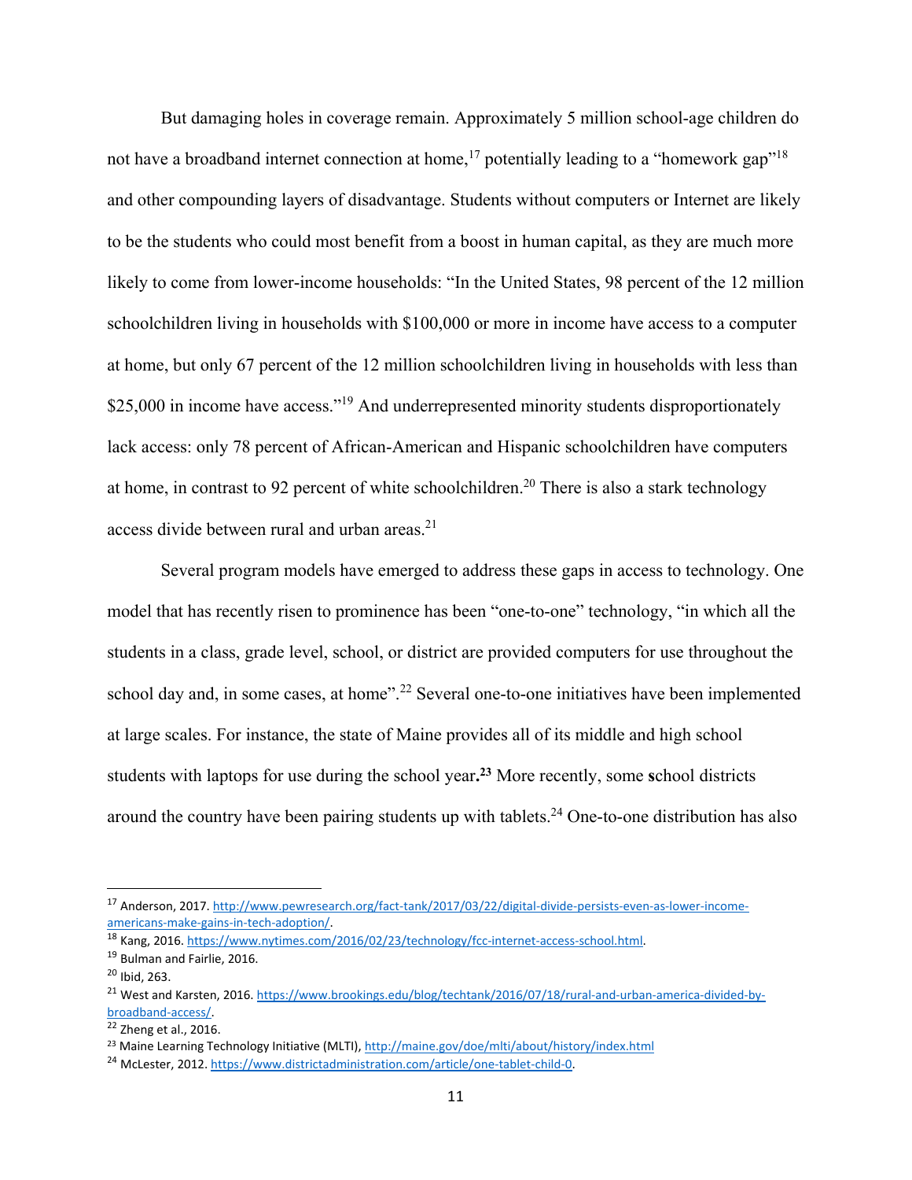But damaging holes in coverage remain. Approximately 5 million school-age children do not have a broadband internet connection at home,[17] potentially leading to a "homework gap"[18] and other compounding layers of disadvantage. Students without computers or Internet are likely to be the students who could most benefit from a boost in human capital, as they are much more likely to come from lower-income households: "In the United States, 98 percent of the 12 million schoolchildren living in households with $100,000 or more in income have access to a computer at home, but only 67 percent of the 12 million schoolchildren living in households with less than $25,000 in income have access."[19] And underrepresented minority students disproportionately lack access: only 78 percent of African-American and Hispanic schoolchildren have computers at home, in contrast to 92 percent of white schoolchildren.[20] There is also a stark technology access divide between rural and urban areas.[21]

Several program models have emerged to address these gaps in access to technology. One model that has recently risen to prominence has been "one-to-one" technology, "in which all the students in a class, grade level, school, or district are provided computers for use throughout the school day and, in some cases, at home".[22] Several one-to-one initiatives have been implemented at large scales. For instance, the state of Maine provides all of its middle and high school students with laptops for use during the school year.[23] More recently, some school districts around the country have been pairing students up with tablets.[24] One-to-one distribution has also

---

[17] Anderson, 2017. http://www.pewresearch.org/fact-tank/2017/03/22/digital-divide-persists-even-as-lower-income-americans-make-gains-in-tech-adoption/.

[18] Kang, 2016. https://www.nytimes.com/2016/02/23/technology/fcc-internet-access-school.html.

[19] Bulman and Fairlie, 2016.

[20] Ibid, 263.

[21] West and Karsten, 2016. https://www.brookings.edu/blog/techtank/2016/07/18/rural-and-urban-america-divided-by-broadband-access/.

[22] Zheng et al., 2016.

[23] Maine Learning Technology Initiative (MLTI), http://maine.gov/doe/mlti/about/history/index.html

[24] McLester, 2012. https://www.districtadministration.com/article/one-tablet-child-0.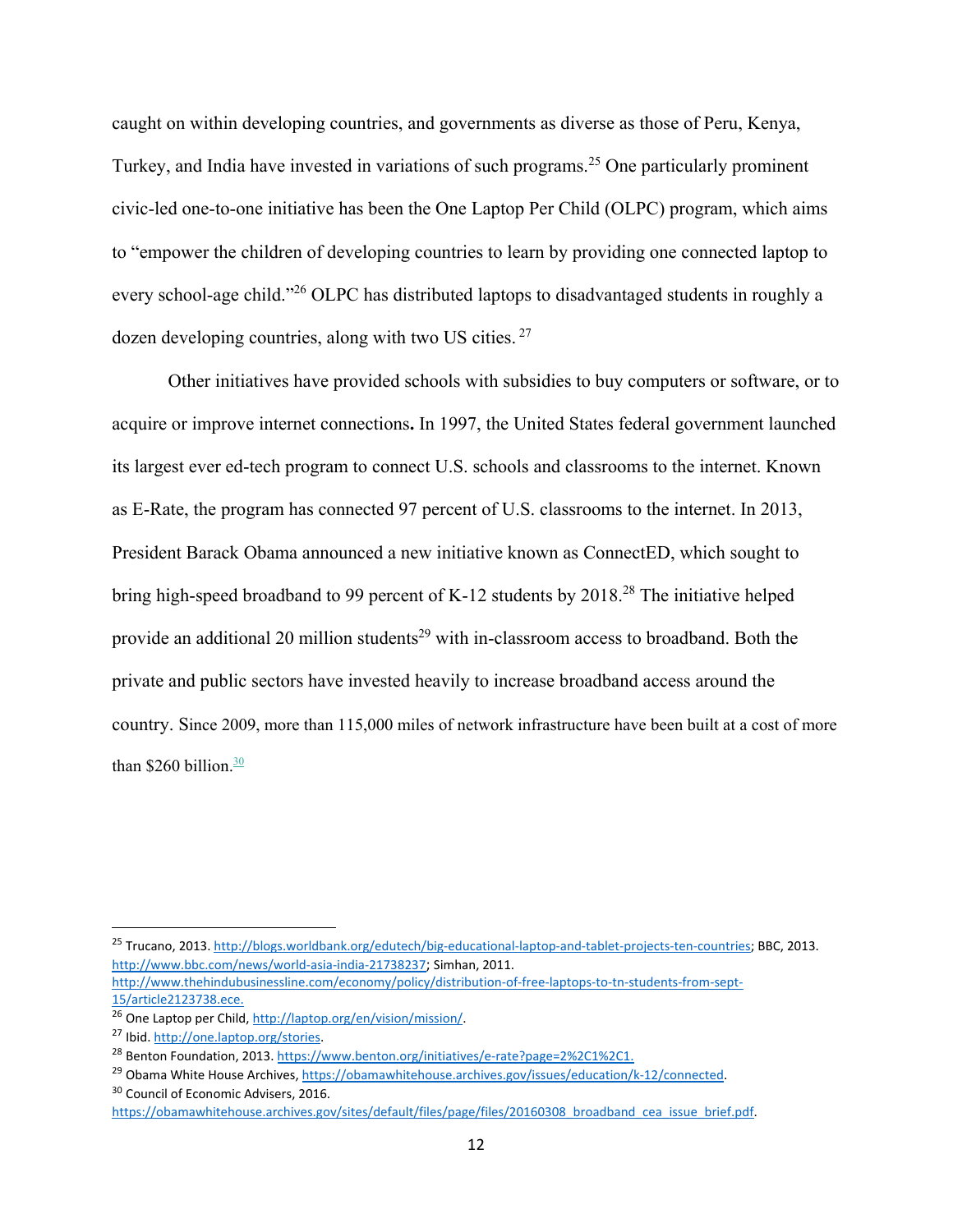caught on within developing countries, and governments as diverse as those of Peru, Kenya, Turkey, and India have invested in variations of such programs.[25] One particularly prominent civic-led one-to-one initiative has been the One Laptop Per Child (OLPC) program, which aims to "empower the children of developing countries to learn by providing one connected laptop to every school-age child."[26] OLPC has distributed laptops to disadvantaged students in roughly a dozen developing countries, along with two US cities.[27]

Other initiatives have provided schools with subsidies to buy computers or software, or to acquire or improve internet connections**.** In 1997, the United States federal government launched its largest ever ed-tech program to connect U.S. schools and classrooms to the internet. Known as E-Rate, the program has connected 97 percent of U.S. classrooms to the internet. In 2013, President Barack Obama announced a new initiative known as ConnectED, which sought to bring high-speed broadband to 99 percent of K-12 students by 2018.[28] The initiative helped provide an additional 20 million students[29] with in-classroom access to broadband. Both the private and public sectors have invested heavily to increase broadband access around the country. Since 2009, more than 115,000 miles of network infrastructure have been built at a cost of more than $260 billion.[30]

---

[25] Trucano, 2013. http://blogs.worldbank.org/edutech/big-educational-laptop-and-tablet-projects-ten-countries; BBC, 2013. http://www.bbc.com/news/world-asia-india-21738237; Simhan, 2011. http://www.thehindubusinessline.com/economy/policy/distribution-of-free-laptops-to-tn-students-from-sept-15/article2123738.ece.

[26] One Laptop per Child, http://laptop.org/en/vision/mission/.

[27] Ibid. http://one.laptop.org/stories.

[28] Benton Foundation, 2013. https://www.benton.org/initiatives/e-rate?page=2%2C1%2C1.

[29] Obama White House Archives, https://obamawhitehouse.archives.gov/issues/education/k-12/connected.

[30] Council of Economic Advisers, 2016. https://obamawhitehouse.archives.gov/sites/default/files/page/files/20160308_broadband_cea_issue_brief.pdf.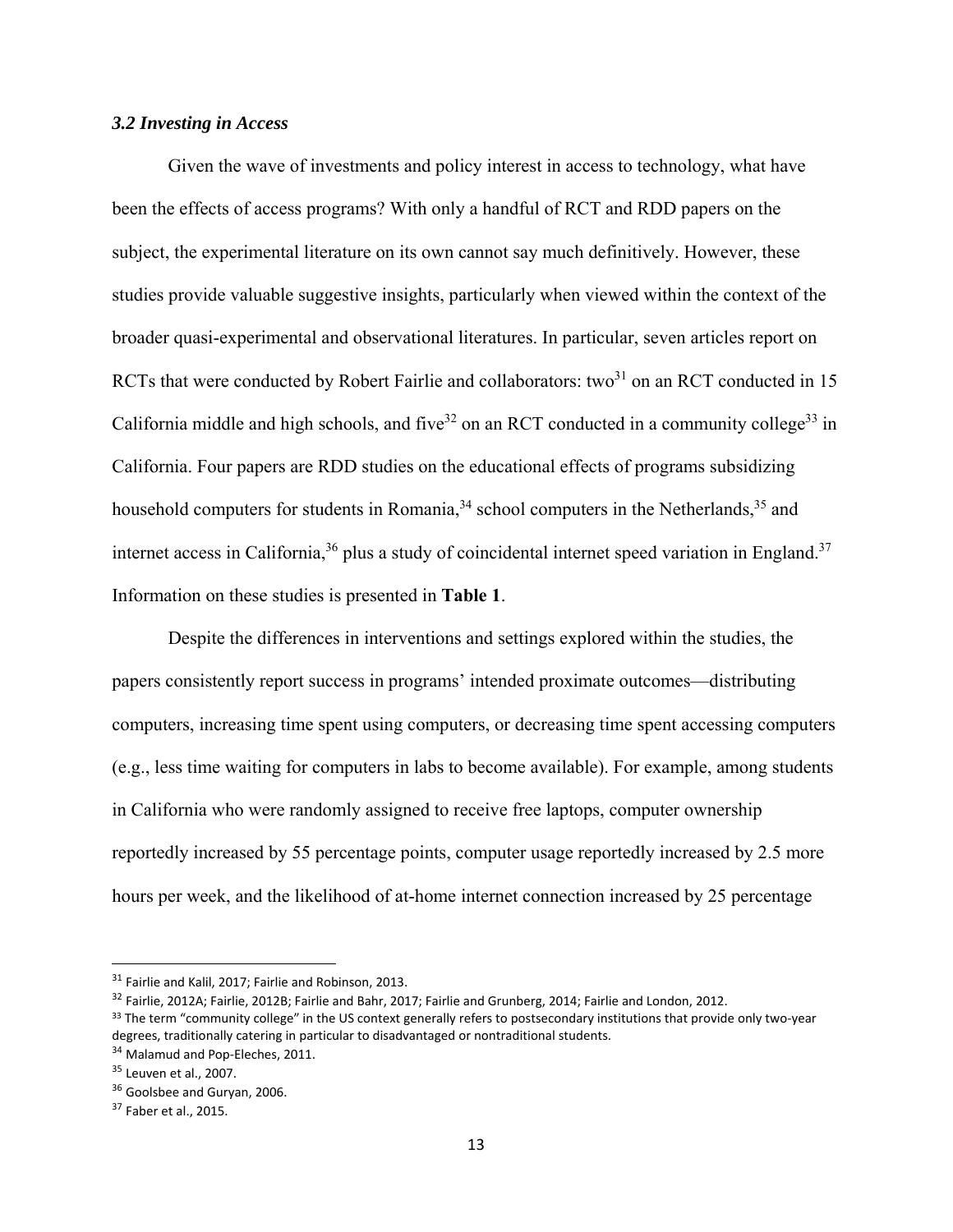### *3.2 Investing in Access*

Given the wave of investments and policy interest in access to technology, what have been the effects of access programs? With only a handful of RCT and RDD papers on the subject, the experimental literature on its own cannot say much definitively. However, these studies provide valuable suggestive insights, particularly when viewed within the context of the broader quasi-experimental and observational literatures. In particular, seven articles report on RCTs that were conducted by Robert Fairlie and collaborators: two[31] on an RCT conducted in 15 California middle and high schools, and five[32] on an RCT conducted in a community college[33] in California. Four papers are RDD studies on the educational effects of programs subsidizing household computers for students in Romania,[34] school computers in the Netherlands,[35] and internet access in California,[36] plus a study of coincidental internet speed variation in England.[37] Information on these studies is presented in **Table 1**.

Despite the differences in interventions and settings explored within the studies, the papers consistently report success in programs' intended proximate outcomes—distributing computers, increasing time spent using computers, or decreasing time spent accessing computers (e.g., less time waiting for computers in labs to become available). For example, among students in California who were randomly assigned to receive free laptops, computer ownership reportedly increased by 55 percentage points, computer usage reportedly increased by 2.5 more hours per week, and the likelihood of at-home internet connection increased by 25 percentage

---

[31] Fairlie and Kalil, 2017; Fairlie and Robinson, 2013.

[32] Fairlie, 2012A; Fairlie, 2012B; Fairlie and Bahr, 2017; Fairlie and Grunberg, 2014; Fairlie and London, 2012.

[33] The term "community college" in the US context generally refers to postsecondary institutions that provide only two-year degrees, traditionally catering in particular to disadvantaged or nontraditional students.

[34] Malamud and Pop-Eleches, 2011.

[35] Leuven et al., 2007.

[36] Goolsbee and Guryan, 2006.

[37] Faber et al., 2015.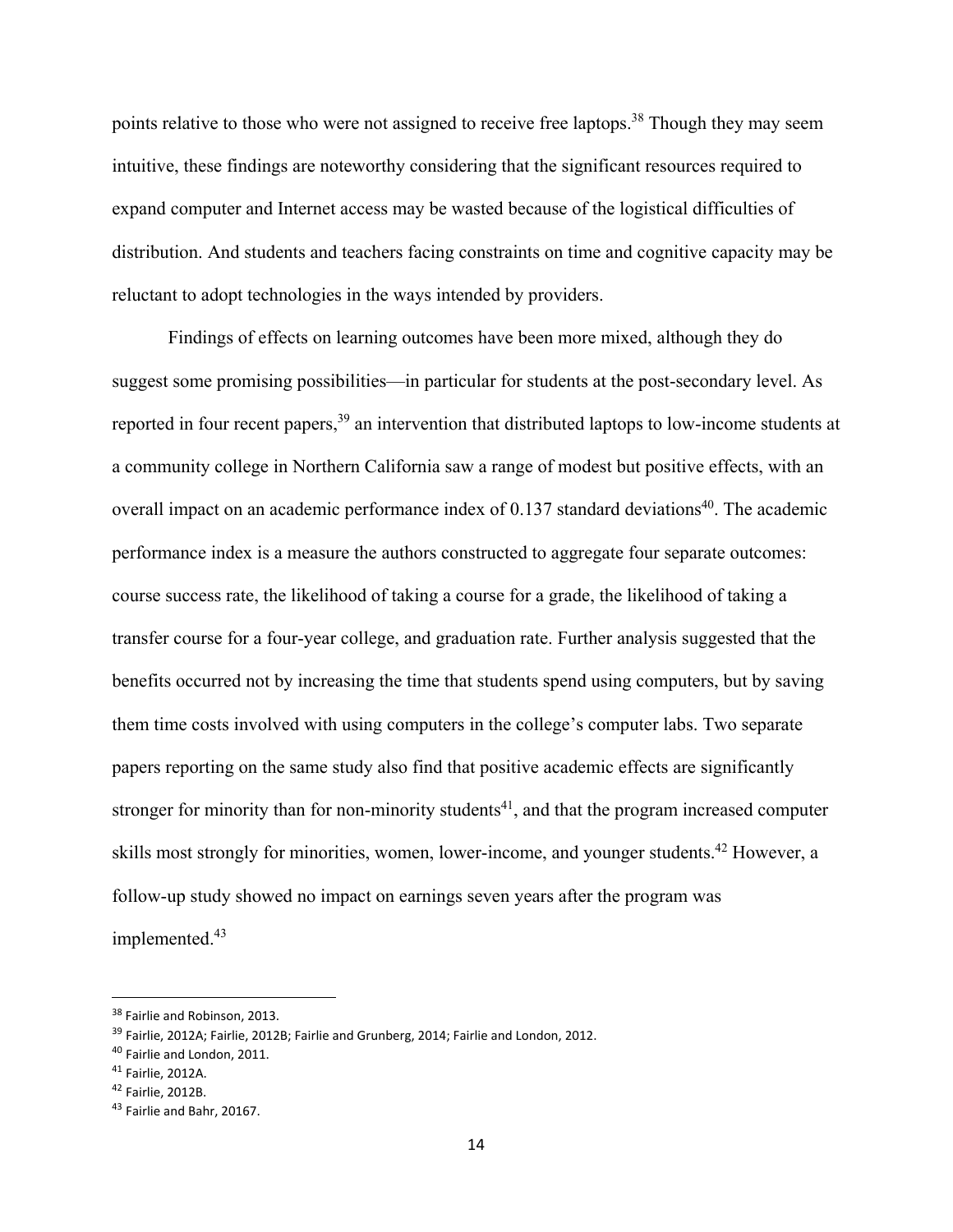points relative to those who were not assigned to receive free laptops.[38] Though they may seem intuitive, these findings are noteworthy considering that the significant resources required to expand computer and Internet access may be wasted because of the logistical difficulties of distribution. And students and teachers facing constraints on time and cognitive capacity may be reluctant to adopt technologies in the ways intended by providers.

Findings of effects on learning outcomes have been more mixed, although they do suggest some promising possibilities—in particular for students at the post-secondary level. As reported in four recent papers,[39] an intervention that distributed laptops to low-income students at a community college in Northern California saw a range of modest but positive effects, with an overall impact on an academic performance index of 0.137 standard deviations[40]. The academic performance index is a measure the authors constructed to aggregate four separate outcomes: course success rate, the likelihood of taking a course for a grade, the likelihood of taking a transfer course for a four-year college, and graduation rate. Further analysis suggested that the benefits occurred not by increasing the time that students spend using computers, but by saving them time costs involved with using computers in the college's computer labs. Two separate papers reporting on the same study also find that positive academic effects are significantly stronger for minority than for non-minority students[41], and that the program increased computer skills most strongly for minorities, women, lower-income, and younger students.[42] However, a follow-up study showed no impact on earnings seven years after the program was implemented.[43]

---

[38] Fairlie and Robinson, 2013.

[39] Fairlie, 2012A; Fairlie, 2012B; Fairlie and Grunberg, 2014; Fairlie and London, 2012.

[40] Fairlie and London, 2011.

[41] Fairlie, 2012A.

[42] Fairlie, 2012B.

[43] Fairlie and Bahr, 20167.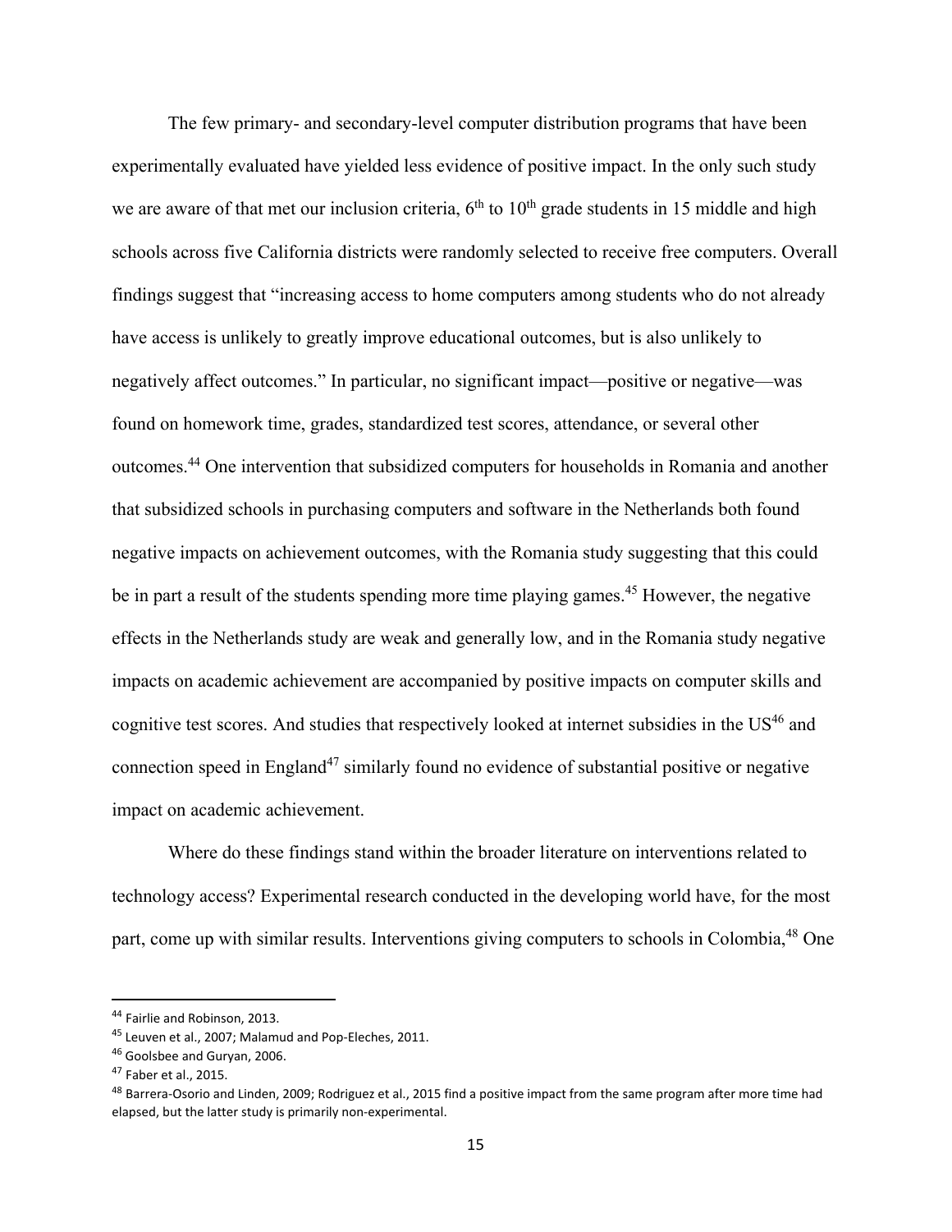The few primary- and secondary-level computer distribution programs that have been experimentally evaluated have yielded less evidence of positive impact. In the only such study we are aware of that met our inclusion criteria, 6th to 10th grade students in 15 middle and high schools across five California districts were randomly selected to receive free computers. Overall findings suggest that "increasing access to home computers among students who do not already have access is unlikely to greatly improve educational outcomes, but is also unlikely to negatively affect outcomes." In particular, no significant impact—positive or negative—was found on homework time, grades, standardized test scores, attendance, or several other outcomes.[44] One intervention that subsidized computers for households in Romania and another that subsidized schools in purchasing computers and software in the Netherlands both found negative impacts on achievement outcomes, with the Romania study suggesting that this could be in part a result of the students spending more time playing games.[45] However, the negative effects in the Netherlands study are weak and generally low, and in the Romania study negative impacts on academic achievement are accompanied by positive impacts on computer skills and cognitive test scores. And studies that respectively looked at internet subsidies in the US[46] and connection speed in England[47] similarly found no evidence of substantial positive or negative impact on academic achievement.

Where do these findings stand within the broader literature on interventions related to technology access? Experimental research conducted in the developing world have, for the most part, come up with similar results. Interventions giving computers to schools in Colombia,[48] One

---

[44] Fairlie and Robinson, 2013.

[45] Leuven et al., 2007; Malamud and Pop-Eleches, 2011.

[46] Goolsbee and Guryan, 2006.

[47] Faber et al., 2015.

[48] Barrera-Osorio and Linden, 2009; Rodriguez et al., 2015 find a positive impact from the same program after more time had elapsed, but the latter study is primarily non-experimental.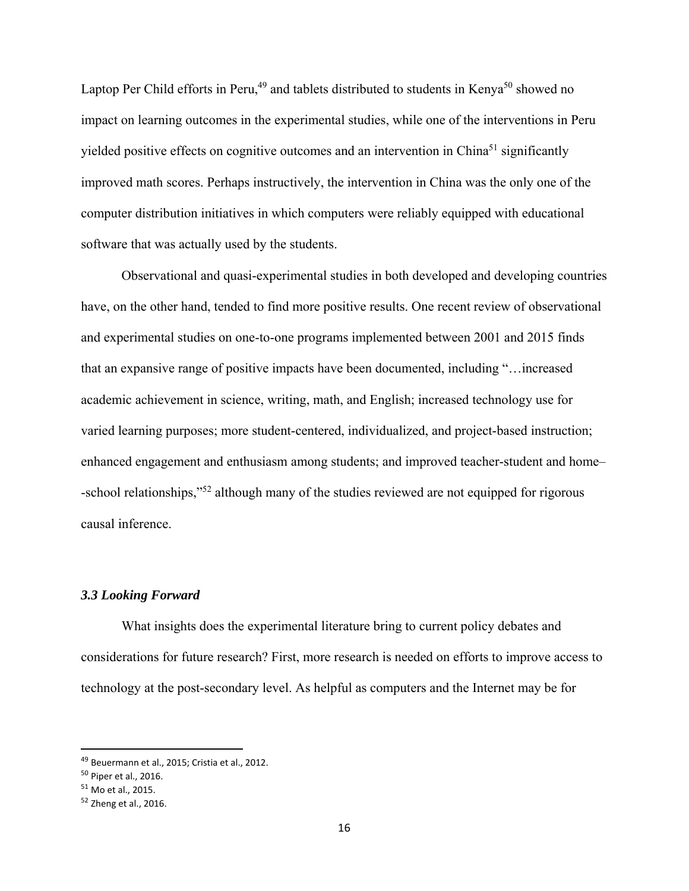Laptop Per Child efforts in Peru,[49] and tablets distributed to students in Kenya[50] showed no impact on learning outcomes in the experimental studies, while one of the interventions in Peru yielded positive effects on cognitive outcomes and an intervention in China[51] significantly improved math scores. Perhaps instructively, the intervention in China was the only one of the computer distribution initiatives in which computers were reliably equipped with educational software that was actually used by the students.

Observational and quasi-experimental studies in both developed and developing countries have, on the other hand, tended to find more positive results. One recent review of observational and experimental studies on one-to-one programs implemented between 2001 and 2015 finds that an expansive range of positive impacts have been documented, including "…increased academic achievement in science, writing, math, and English; increased technology use for varied learning purposes; more student-centered, individualized, and project-based instruction; enhanced engagement and enthusiasm among students; and improved teacher-student and home–-school relationships,"[52] although many of the studies reviewed are not equipped for rigorous causal inference.

### *3.3 Looking Forward*

What insights does the experimental literature bring to current policy debates and considerations for future research? First, more research is needed on efforts to improve access to technology at the post-secondary level. As helpful as computers and the Internet may be for

---

[49] Beuermann et al., 2015; Cristia et al., 2012.

[50] Piper et al., 2016.

[51] Mo et al., 2015.

[52] Zheng et al., 2016.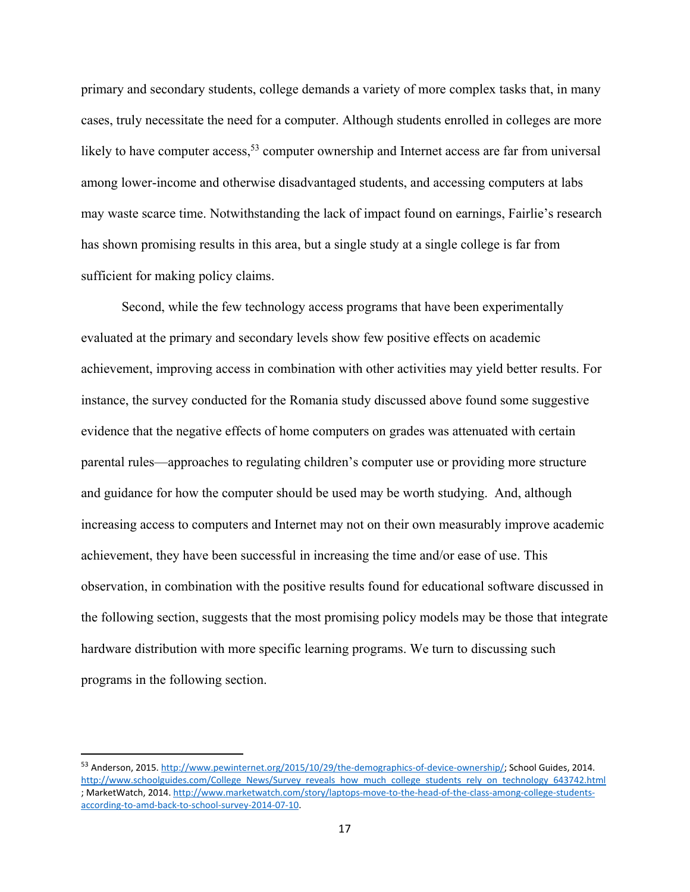primary and secondary students, college demands a variety of more complex tasks that, in many cases, truly necessitate the need for a computer. Although students enrolled in colleges are more likely to have computer access,[53] computer ownership and Internet access are far from universal among lower-income and otherwise disadvantaged students, and accessing computers at labs may waste scarce time. Notwithstanding the lack of impact found on earnings, Fairlie's research has shown promising results in this area, but a single study at a single college is far from sufficient for making policy claims.

Second, while the few technology access programs that have been experimentally evaluated at the primary and secondary levels show few positive effects on academic achievement, improving access in combination with other activities may yield better results. For instance, the survey conducted for the Romania study discussed above found some suggestive evidence that the negative effects of home computers on grades was attenuated with certain parental rules—approaches to regulating children's computer use or providing more structure and guidance for how the computer should be used may be worth studying. And, although increasing access to computers and Internet may not on their own measurably improve academic achievement, they have been successful in increasing the time and/or ease of use. This observation, in combination with the positive results found for educational software discussed in the following section, suggests that the most promising policy models may be those that integrate hardware distribution with more specific learning programs. We turn to discussing such programs in the following section.

---

[53] Anderson, 2015. http://www.pewinternet.org/2015/10/29/the-demographics-of-device-ownership/; School Guides, 2014. http://www.schoolguides.com/College_News/Survey_reveals_how_much_college_students_rely_on_technology_643742.html ; MarketWatch, 2014. http://www.marketwatch.com/story/laptops-move-to-the-head-of-the-class-among-college-students-according-to-amd-back-to-school-survey-2014-07-10.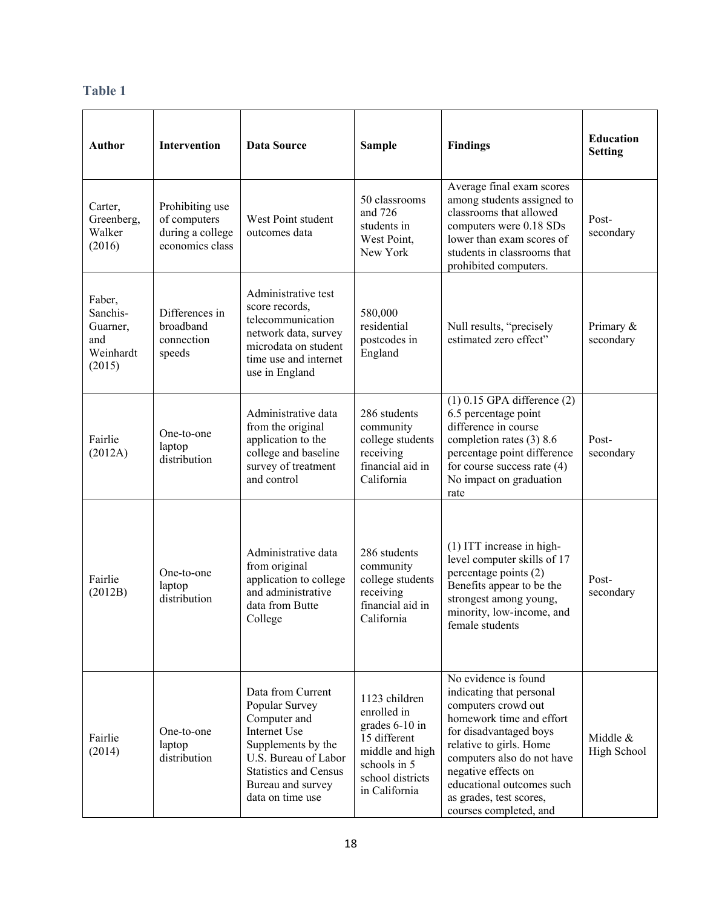## Table 1

| Author | Intervention | Data Source | Sample | Findings | Education Setting |
|---|---|---|---|---|---|
| Carter, Greenberg, Walker (2016) | Prohibiting use of computers during a college economics class | West Point student outcomes data | 50 classrooms and 726 students in West Point, New York | Average final exam scores among students assigned to classrooms that allowed computers were 0.18 SDs lower than exam scores of students in classrooms that prohibited computers. | Post-secondary |
| Faber, Sanchis-Guarner, and Weinhardt (2015) | Differences in broadband connection speeds | Administrative test score records, telecommunication network data, survey microdata on student time use and internet use in England | 580,000 residential postcodes in England | Null results, "precisely estimated zero effect" | Primary & secondary |
| Fairlie (2012A) | One-to-one laptop distribution | Administrative data from the original application to the college and baseline survey of treatment and control | 286 students community college students receiving financial aid in California | (1) 0.15 GPA difference (2) 6.5 percentage point difference in course completion rates (3) 8.6 percentage point difference for course success rate (4) No impact on graduation rate | Post-secondary |
| Fairlie (2012B) | One-to-one laptop distribution | Administrative data from original application to college and administrative data from Butte College | 286 students community college students receiving financial aid in California | (1) ITT increase in high-level computer skills of 17 percentage points (2) Benefits appear to be the strongest among young, minority, low-income, and female students | Post-secondary |
| Fairlie (2014) | One-to-one laptop distribution | Data from Current Popular Survey Computer and Internet Use Supplements by the U.S. Bureau of Labor Statistics and Census Bureau and survey data on time use | 1123 children enrolled in grades 6-10 in 15 different middle and high schools in 5 school districts in California | No evidence is found indicating that personal computers crowd out homework time and effort for disadvantaged boys relative to girls. Home computers also do not have negative effects on educational outcomes such as grades, test scores, courses completed, and | Middle & High School |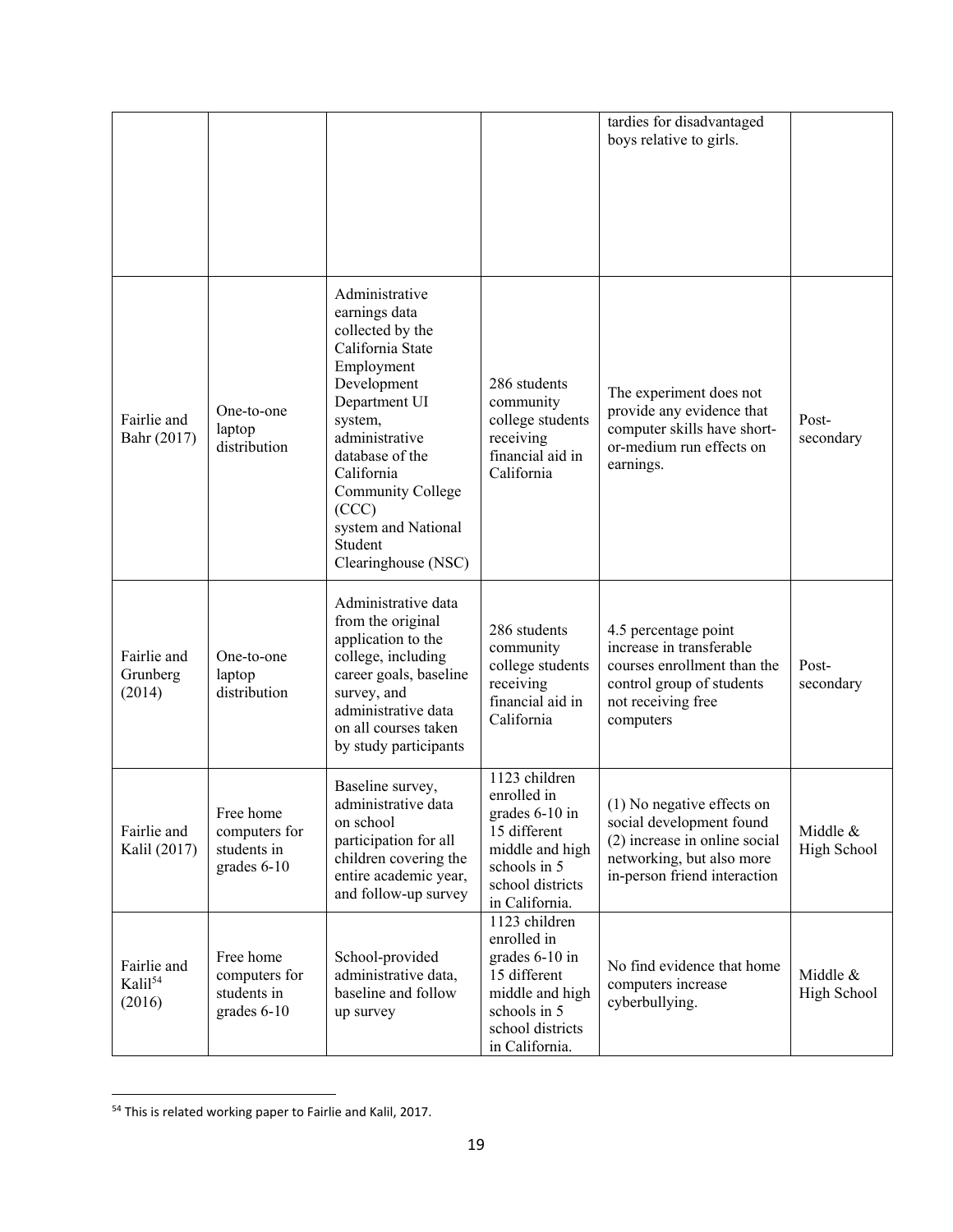| | | | | tardies for disadvantaged boys relative to girls. | |
|---|---|---|---|---|---|
| Fairlie and Bahr (2017) | One-to-one laptop distribution | Administrative earnings data collected by the California State Employment Development Department UI system, administrative database of the California Community College (CCC) system and National Student Clearinghouse (NSC) | 286 students community college students receiving financial aid in California | The experiment does not provide any evidence that computer skills have short-or-medium run effects on earnings. | Post-secondary |
| Fairlie and Grunberg (2014) | One-to-one laptop distribution | Administrative data from the original application to the college, including career goals, baseline survey, and administrative data on all courses taken by study participants | 286 students community college students receiving financial aid in California | 4.5 percentage point increase in transferable courses enrollment than the control group of students not receiving free computers | Post-secondary |
| Fairlie and Kalil (2017) | Free home computers for students in grades 6-10 | Baseline survey, administrative data on school participation for all children covering the entire academic year, and follow-up survey | 1123 children enrolled in grades 6-10 in 15 different middle and high schools in 5 school districts in California. | (1) No negative effects on social development found (2) increase in online social networking, but also more in-person friend interaction | Middle & High School |
| Fairlie and Kalil[54] (2016) | Free home computers for students in grades 6-10 | School-provided administrative data, baseline and follow up survey | 1123 children enrolled in grades 6-10 in 15 different middle and high schools in 5 school districts in California. | No find evidence that home computers increase cyberbullying. | Middle & High School |

[54] This is related working paper to Fairlie and Kalil, 2017.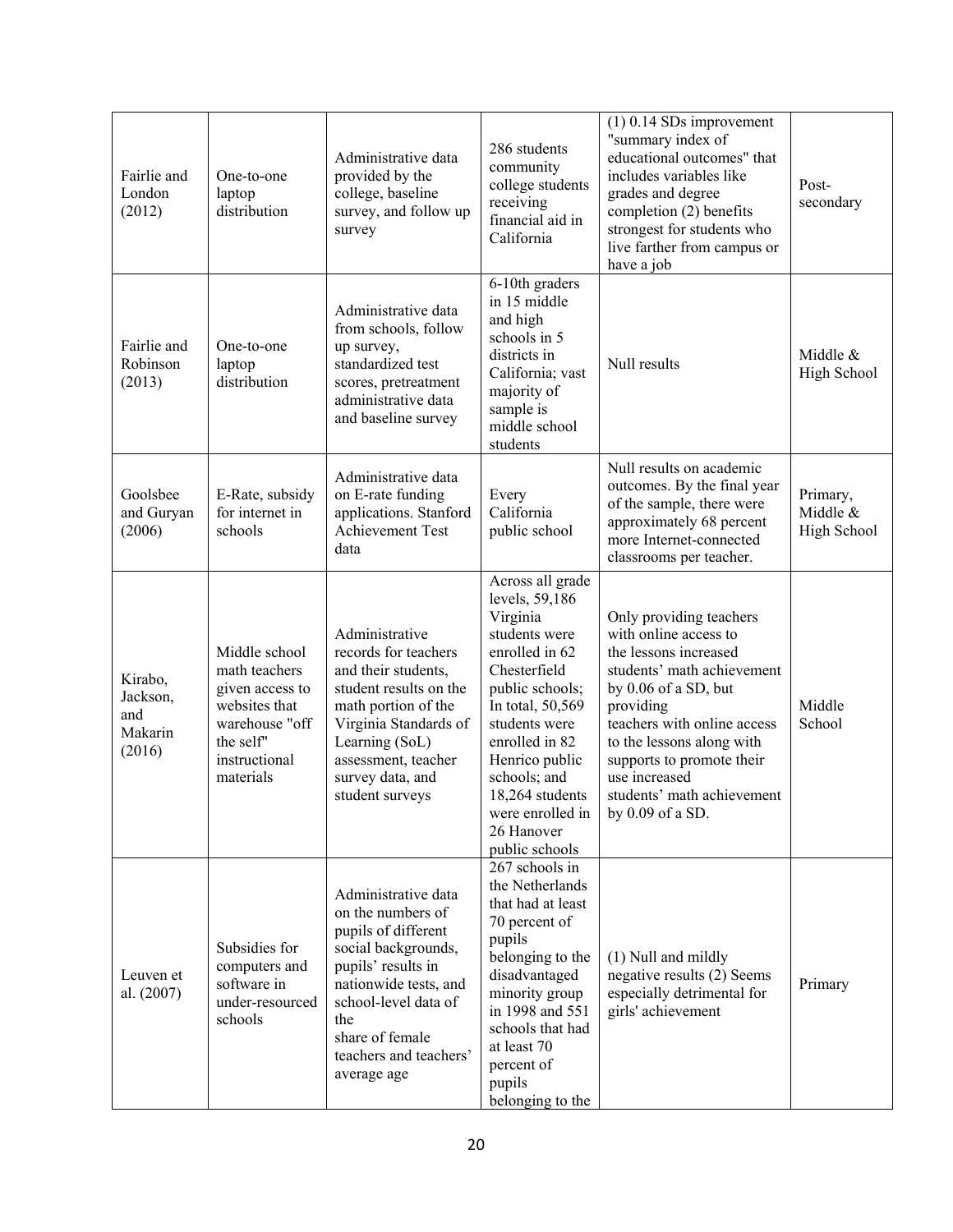| Fairlie and London (2012) | One-to-one laptop distribution | Administrative data provided by the college, baseline survey, and follow up survey | 286 students community college students receiving financial aid in California | (1) 0.14 SDs improvement "summary index of educational outcomes" that includes variables like grades and degree completion (2) benefits strongest for students who live farther from campus or have a job | Post-secondary |
|---|---|---|---|---|---|
| Fairlie and Robinson (2013) | One-to-one laptop distribution | Administrative data from schools, follow up survey, standardized test scores, pretreatment administrative data and baseline survey | 6-10th graders in 15 middle and high schools in 5 districts in California; vast majority of sample is middle school students | Null results | Middle & High School |
| Goolsbee and Guryan (2006) | E-Rate, subsidy for internet in schools | Administrative data on E-rate funding applications. Stanford Achievement Test data | Every California public school | Null results on academic outcomes. By the final year of the sample, there were approximately 68 percent more Internet-connected classrooms per teacher. | Primary, Middle & High School |
| Kirabo, Jackson, and Makarin (2016) | Middle school math teachers given access to websites that warehouse "off the self" instructional materials | Administrative records for teachers and their students, student results on the math portion of the Virginia Standards of Learning (SoL) assessment, teacher survey data, and student surveys | Across all grade levels, 59,186 Virginia students were enrolled in 62 Chesterfield public schools; In total, 50,569 students were enrolled in 82 Henrico public schools; and 18,264 students were enrolled in 26 Hanover public schools | Only providing teachers with online access to the lessons increased students' math achievement by 0.06 of a SD, but providing teachers with online access to the lessons along with supports to promote their use increased students' math achievement by 0.09 of a SD. | Middle School |
| Leuven et al. (2007) | Subsidies for computers and software in under-resourced schools | Administrative data on the numbers of pupils of different social backgrounds, pupils' results in nationwide tests, and school-level data of the share of female teachers and teachers' average age | 267 schools in the Netherlands that had at least 70 percent of pupils belonging to the disadvantaged minority group in 1998 and 551 schools that had at least 70 percent of pupils belonging to the | (1) Null and mildly negative results (2) Seems especially detrimental for girls' achievement | Primary |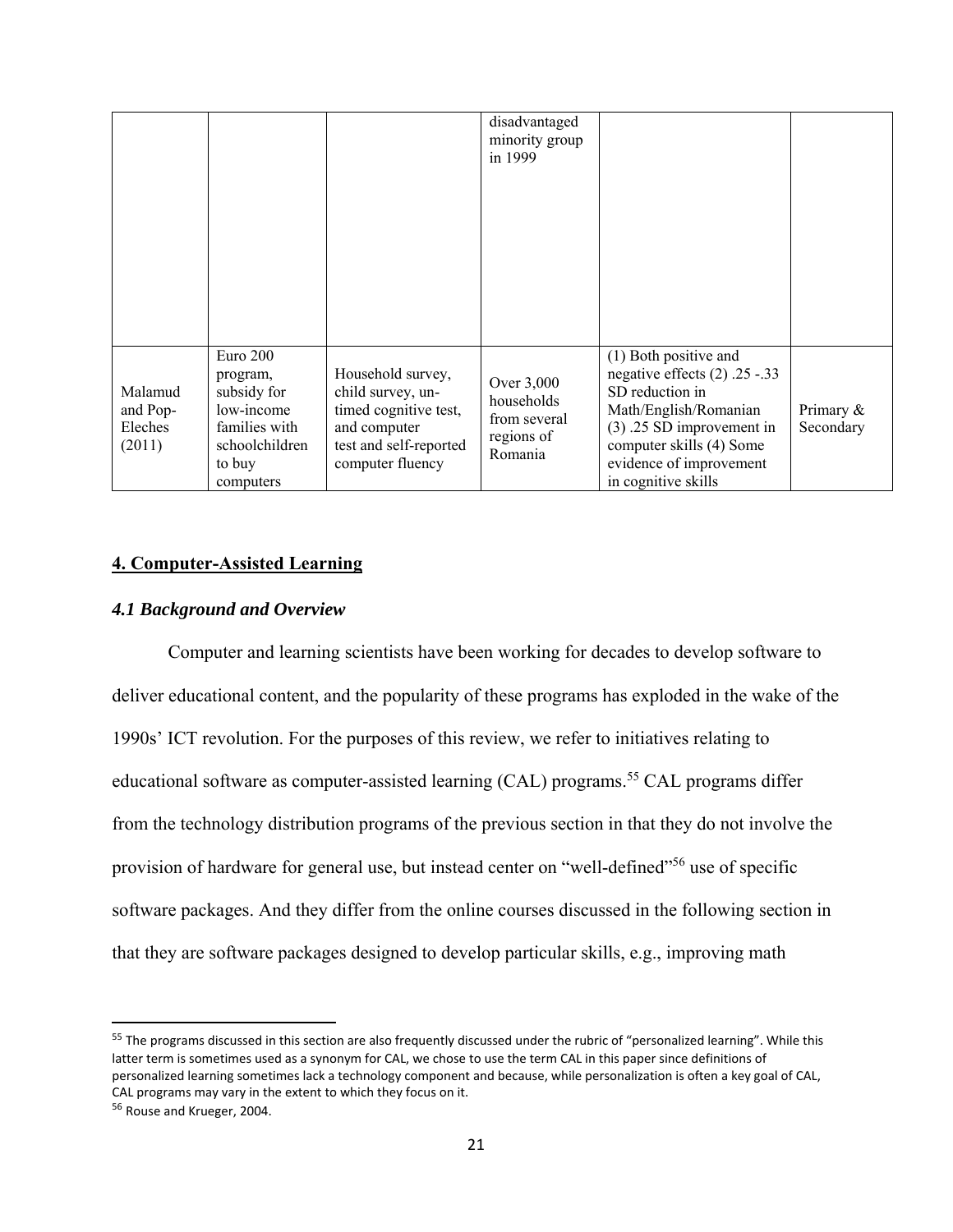|  |  |  | disadvantaged minority group in 1999 |  |  |
| --- | --- | --- | --- | --- | --- |
| Malamud and Pop-Eleches (2011) | Euro 200 program, subsidy for low-income families with schoolchildren to buy computers | Household survey, child survey, un-timed cognitive test, and computer test and self-reported computer fluency | Over 3,000 households from several regions of Romania | (1) Both positive and negative effects (2) .25 -.33 SD reduction in Math/English/Romanian (3) .25 SD improvement in computer skills (4) Some evidence of improvement in cognitive skills | Primary & Secondary |

## 4. Computer-Assisted Learning

### *4.1 Background and Overview*

Computer and learning scientists have been working for decades to develop software to deliver educational content, and the popularity of these programs has exploded in the wake of the 1990s' ICT revolution. For the purposes of this review, we refer to initiatives relating to educational software as computer-assisted learning (CAL) programs.[55] CAL programs differ from the technology distribution programs of the previous section in that they do not involve the provision of hardware for general use, but instead center on "well-defined"[56] use of specific software packages. And they differ from the online courses discussed in the following section in that they are software packages designed to develop particular skills, e.g., improving math

[55] The programs discussed in this section are also frequently discussed under the rubric of "personalized learning". While this latter term is sometimes used as a synonym for CAL, we chose to use the term CAL in this paper since definitions of personalized learning sometimes lack a technology component and because, while personalization is often a key goal of CAL, CAL programs may vary in the extent to which they focus on it.

[56] Rouse and Krueger, 2004.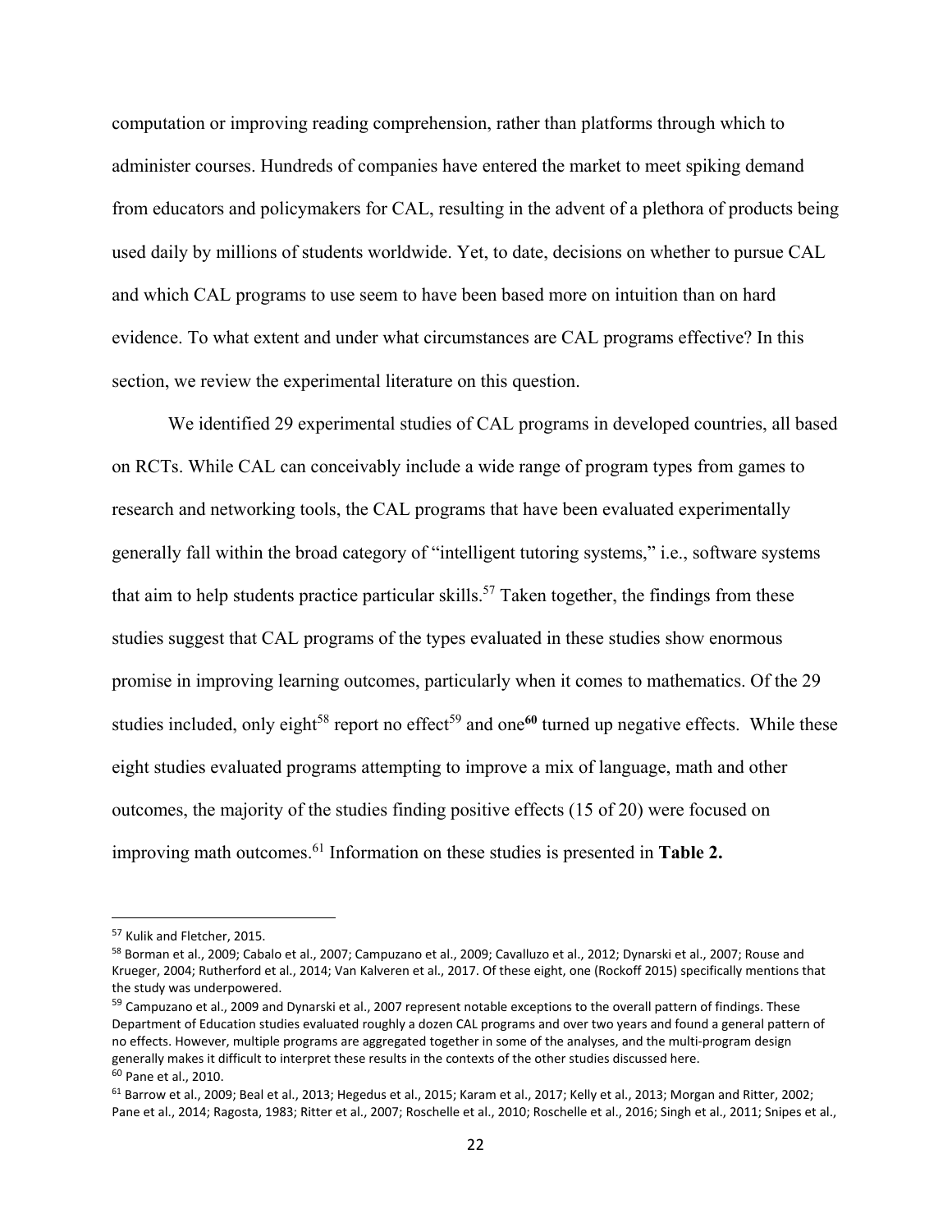computation or improving reading comprehension, rather than platforms through which to administer courses. Hundreds of companies have entered the market to meet spiking demand from educators and policymakers for CAL, resulting in the advent of a plethora of products being used daily by millions of students worldwide. Yet, to date, decisions on whether to pursue CAL and which CAL programs to use seem to have been based more on intuition than on hard evidence. To what extent and under what circumstances are CAL programs effective? In this section, we review the experimental literature on this question.

We identified 29 experimental studies of CAL programs in developed countries, all based on RCTs. While CAL can conceivably include a wide range of program types from games to research and networking tools, the CAL programs that have been evaluated experimentally generally fall within the broad category of "intelligent tutoring systems," i.e., software systems that aim to help students practice particular skills.[57] Taken together, the findings from these studies suggest that CAL programs of the types evaluated in these studies show enormous promise in improving learning outcomes, particularly when it comes to mathematics. Of the 29 studies included, only eight[58] report no effect[59] and one[60] turned up negative effects. While these eight studies evaluated programs attempting to improve a mix of language, math and other outcomes, the majority of the studies finding positive effects (15 of 20) were focused on improving math outcomes.[61] Information on these studies is presented in **Table 2.**

---

[57] Kulik and Fletcher, 2015.

[58] Borman et al., 2009; Cabalo et al., 2007; Campuzano et al., 2009; Cavalluzo et al., 2012; Dynarski et al., 2007; Rouse and Krueger, 2004; Rutherford et al., 2014; Van Kalveren et al., 2017. Of these eight, one (Rockoff 2015) specifically mentions that the study was underpowered.

[59] Campuzano et al., 2009 and Dynarski et al., 2007 represent notable exceptions to the overall pattern of findings. These Department of Education studies evaluated roughly a dozen CAL programs and over two years and found a general pattern of no effects. However, multiple programs are aggregated together in some of the analyses, and the multi-program design generally makes it difficult to interpret these results in the contexts of the other studies discussed here.

[60] Pane et al., 2010.

[61] Barrow et al., 2009; Beal et al., 2013; Hegedus et al., 2015; Karam et al., 2017; Kelly et al., 2013; Morgan and Ritter, 2002; Pane et al., 2014; Ragosta, 1983; Ritter et al., 2007; Roschelle et al., 2010; Roschelle et al., 2016; Singh et al., 2011; Snipes et al.,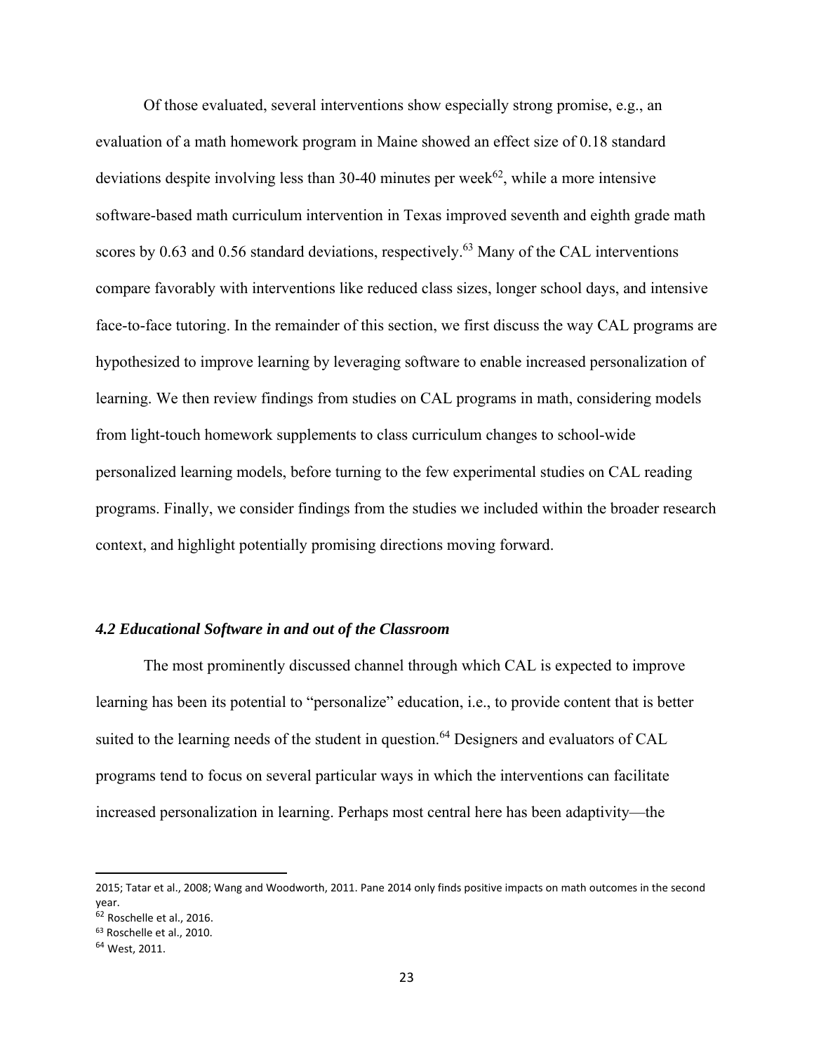Of those evaluated, several interventions show especially strong promise, e.g., an evaluation of a math homework program in Maine showed an effect size of 0.18 standard deviations despite involving less than 30-40 minutes per week[62], while a more intensive software-based math curriculum intervention in Texas improved seventh and eighth grade math scores by 0.63 and 0.56 standard deviations, respectively.[63] Many of the CAL interventions compare favorably with interventions like reduced class sizes, longer school days, and intensive face-to-face tutoring. In the remainder of this section, we first discuss the way CAL programs are hypothesized to improve learning by leveraging software to enable increased personalization of learning. We then review findings from studies on CAL programs in math, considering models from light-touch homework supplements to class curriculum changes to school-wide personalized learning models, before turning to the few experimental studies on CAL reading programs. Finally, we consider findings from the studies we included within the broader research context, and highlight potentially promising directions moving forward.

### *4.2 Educational Software in and out of the Classroom*

The most prominently discussed channel through which CAL is expected to improve learning has been its potential to "personalize" education, i.e., to provide content that is better suited to the learning needs of the student in question.[64] Designers and evaluators of CAL programs tend to focus on several particular ways in which the interventions can facilitate increased personalization in learning. Perhaps most central here has been adaptivity—the

---

2015; Tatar et al., 2008; Wang and Woodworth, 2011. Pane 2014 only finds positive impacts on math outcomes in the second year.

[62] Roschelle et al., 2016.

[63] Roschelle et al., 2010.

[64] West, 2011.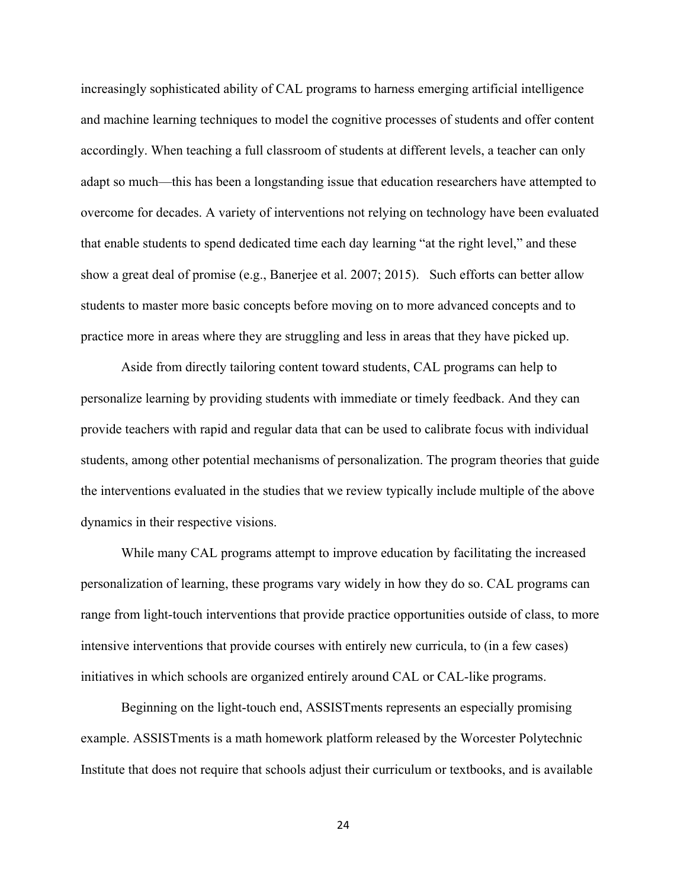increasingly sophisticated ability of CAL programs to harness emerging artificial intelligence and machine learning techniques to model the cognitive processes of students and offer content accordingly. When teaching a full classroom of students at different levels, a teacher can only adapt so much—this has been a longstanding issue that education researchers have attempted to overcome for decades. A variety of interventions not relying on technology have been evaluated that enable students to spend dedicated time each day learning "at the right level," and these show a great deal of promise (e.g., Banerjee et al. 2007; 2015). Such efforts can better allow students to master more basic concepts before moving on to more advanced concepts and to practice more in areas where they are struggling and less in areas that they have picked up.

Aside from directly tailoring content toward students, CAL programs can help to personalize learning by providing students with immediate or timely feedback. And they can provide teachers with rapid and regular data that can be used to calibrate focus with individual students, among other potential mechanisms of personalization. The program theories that guide the interventions evaluated in the studies that we review typically include multiple of the above dynamics in their respective visions.

While many CAL programs attempt to improve education by facilitating the increased personalization of learning, these programs vary widely in how they do so. CAL programs can range from light-touch interventions that provide practice opportunities outside of class, to more intensive interventions that provide courses with entirely new curricula, to (in a few cases) initiatives in which schools are organized entirely around CAL or CAL-like programs.

Beginning on the light-touch end, ASSISTments represents an especially promising example. ASSISTments is a math homework platform released by the Worcester Polytechnic Institute that does not require that schools adjust their curriculum or textbooks, and is available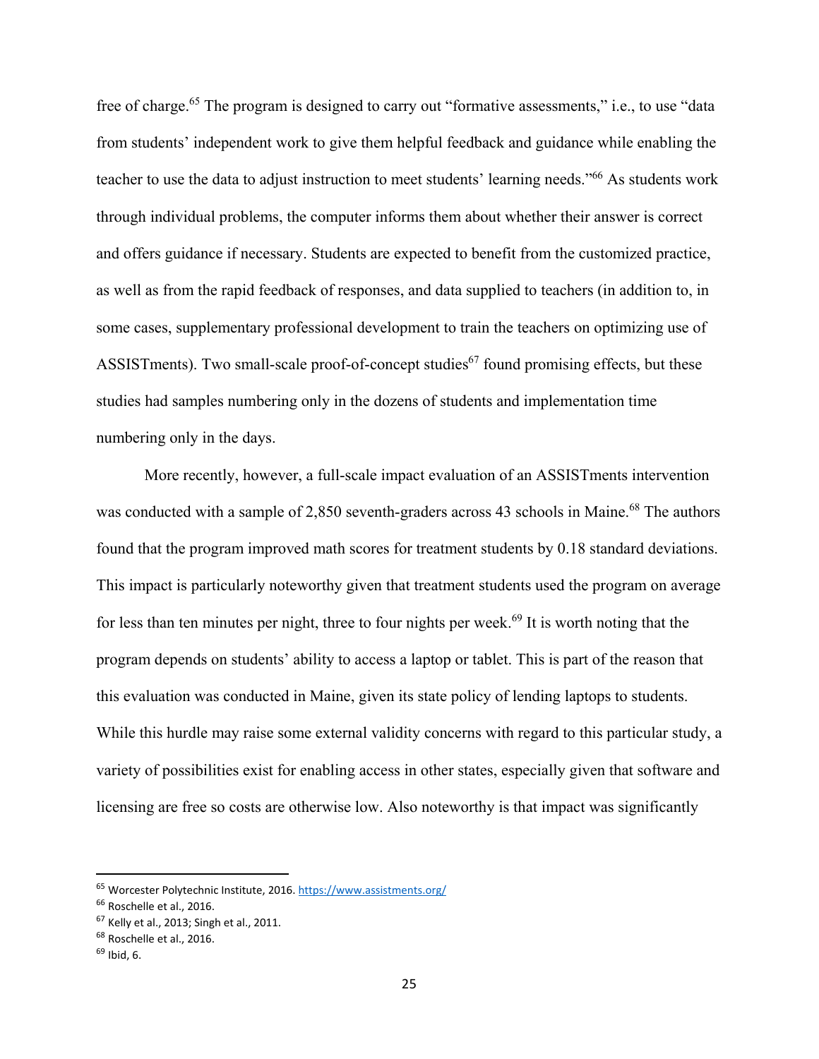free of charge.[65] The program is designed to carry out "formative assessments," i.e., to use "data from students' independent work to give them helpful feedback and guidance while enabling the teacher to use the data to adjust instruction to meet students' learning needs."[66] As students work through individual problems, the computer informs them about whether their answer is correct and offers guidance if necessary. Students are expected to benefit from the customized practice, as well as from the rapid feedback of responses, and data supplied to teachers (in addition to, in some cases, supplementary professional development to train the teachers on optimizing use of ASSISTments). Two small-scale proof-of-concept studies[67] found promising effects, but these studies had samples numbering only in the dozens of students and implementation time numbering only in the days.

More recently, however, a full-scale impact evaluation of an ASSISTments intervention was conducted with a sample of 2,850 seventh-graders across 43 schools in Maine.[68] The authors found that the program improved math scores for treatment students by 0.18 standard deviations. This impact is particularly noteworthy given that treatment students used the program on average for less than ten minutes per night, three to four nights per week.[69] It is worth noting that the program depends on students' ability to access a laptop or tablet. This is part of the reason that this evaluation was conducted in Maine, given its state policy of lending laptops to students. While this hurdle may raise some external validity concerns with regard to this particular study, a variety of possibilities exist for enabling access in other states, especially given that software and licensing are free so costs are otherwise low. Also noteworthy is that impact was significantly

---

[65] Worcester Polytechnic Institute, 2016. https://www.assistments.org/

[66] Roschelle et al., 2016.

[67] Kelly et al., 2013; Singh et al., 2011.

[68] Roschelle et al., 2016.

[69] Ibid, 6.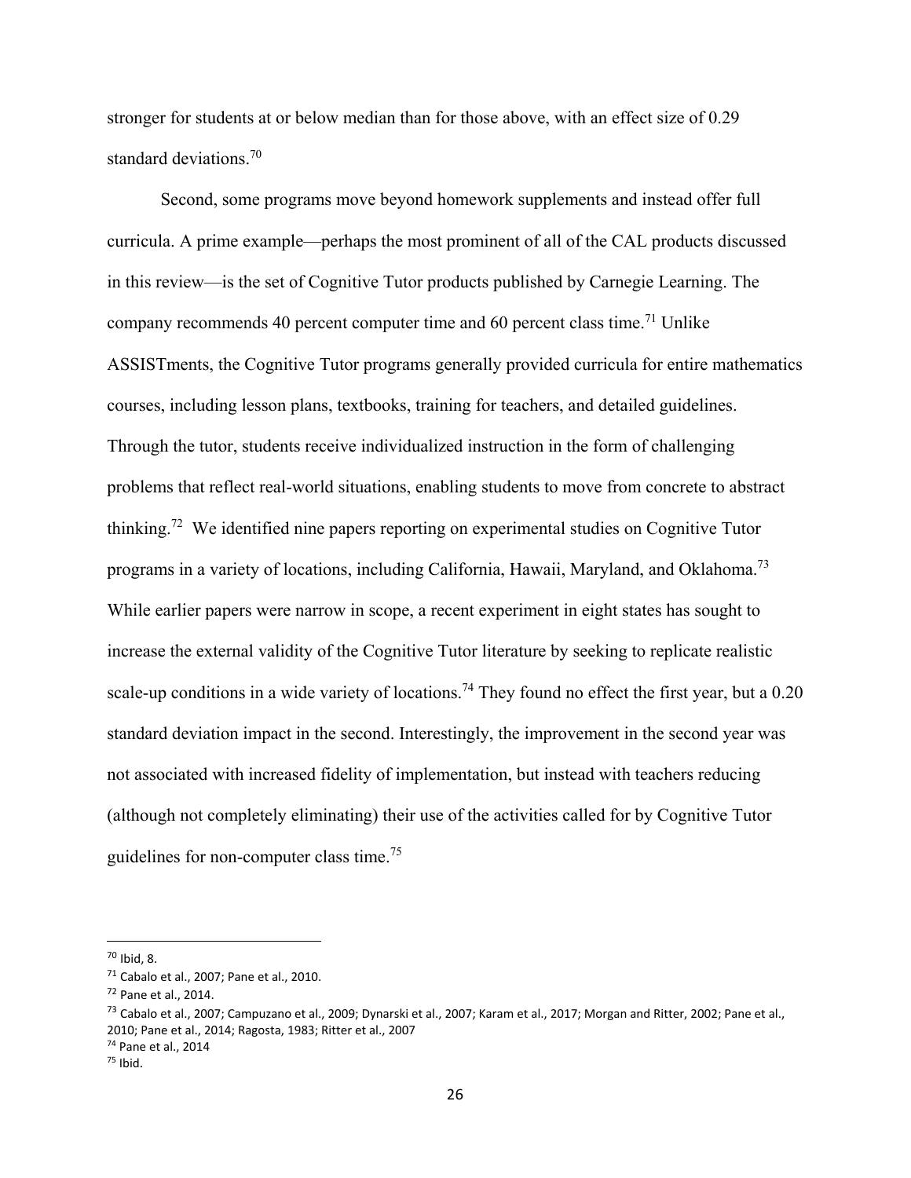stronger for students at or below median than for those above, with an effect size of 0.29 standard deviations.[70]

Second, some programs move beyond homework supplements and instead offer full curricula. A prime example—perhaps the most prominent of all of the CAL products discussed in this review—is the set of Cognitive Tutor products published by Carnegie Learning. The company recommends 40 percent computer time and 60 percent class time.[71] Unlike ASSISTments, the Cognitive Tutor programs generally provided curricula for entire mathematics courses, including lesson plans, textbooks, training for teachers, and detailed guidelines. Through the tutor, students receive individualized instruction in the form of challenging problems that reflect real-world situations, enabling students to move from concrete to abstract thinking.[72] We identified nine papers reporting on experimental studies on Cognitive Tutor programs in a variety of locations, including California, Hawaii, Maryland, and Oklahoma.[73] While earlier papers were narrow in scope, a recent experiment in eight states has sought to increase the external validity of the Cognitive Tutor literature by seeking to replicate realistic scale-up conditions in a wide variety of locations.[74] They found no effect the first year, but a 0.20 standard deviation impact in the second. Interestingly, the improvement in the second year was not associated with increased fidelity of implementation, but instead with teachers reducing (although not completely eliminating) their use of the activities called for by Cognitive Tutor guidelines for non-computer class time.[75]

---

[70] Ibid, 8.

[71] Cabalo et al., 2007; Pane et al., 2010.

[72] Pane et al., 2014.

[73] Cabalo et al., 2007; Campuzano et al., 2009; Dynarski et al., 2007; Karam et al., 2017; Morgan and Ritter, 2002; Pane et al., 2010; Pane et al., 2014; Ragosta, 1983; Ritter et al., 2007

[74] Pane et al., 2014

[75] Ibid.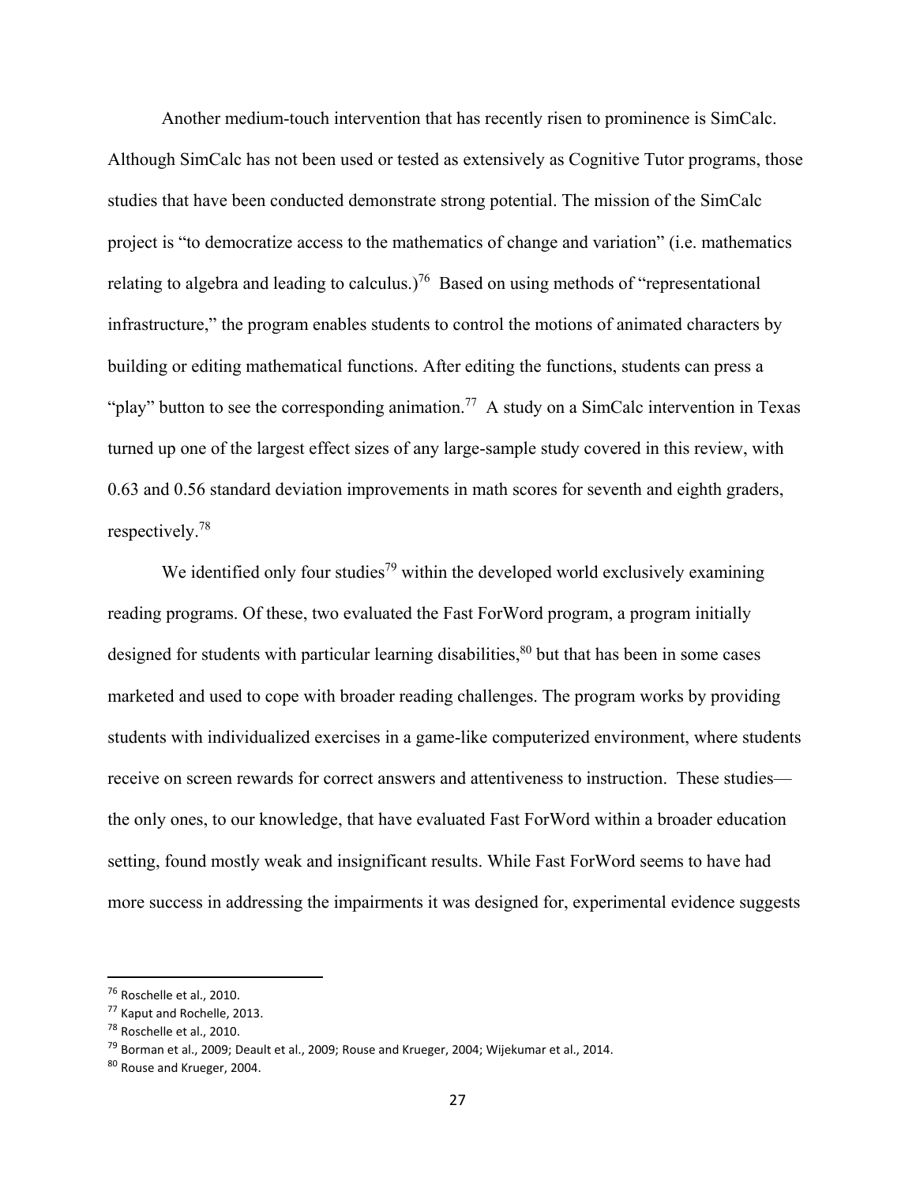Another medium-touch intervention that has recently risen to prominence is SimCalc. Although SimCalc has not been used or tested as extensively as Cognitive Tutor programs, those studies that have been conducted demonstrate strong potential. The mission of the SimCalc project is "to democratize access to the mathematics of change and variation" (i.e. mathematics relating to algebra and leading to calculus.)[76] Based on using methods of "representational infrastructure," the program enables students to control the motions of animated characters by building or editing mathematical functions. After editing the functions, students can press a "play" button to see the corresponding animation.[77] A study on a SimCalc intervention in Texas turned up one of the largest effect sizes of any large-sample study covered in this review, with 0.63 and 0.56 standard deviation improvements in math scores for seventh and eighth graders, respectively.[78]

We identified only four studies[79] within the developed world exclusively examining reading programs. Of these, two evaluated the Fast ForWord program, a program initially designed for students with particular learning disabilities,[80] but that has been in some cases marketed and used to cope with broader reading challenges. The program works by providing students with individualized exercises in a game-like computerized environment, where students receive on screen rewards for correct answers and attentiveness to instruction. These studies—the only ones, to our knowledge, that have evaluated Fast ForWord within a broader education setting, found mostly weak and insignificant results. While Fast ForWord seems to have had more success in addressing the impairments it was designed for, experimental evidence suggests

---

[76] Roschelle et al., 2010.

[77] Kaput and Rochelle, 2013.

[78] Roschelle et al., 2010.

[79] Borman et al., 2009; Deault et al., 2009; Rouse and Krueger, 2004; Wijekumar et al., 2014.

[80] Rouse and Krueger, 2004.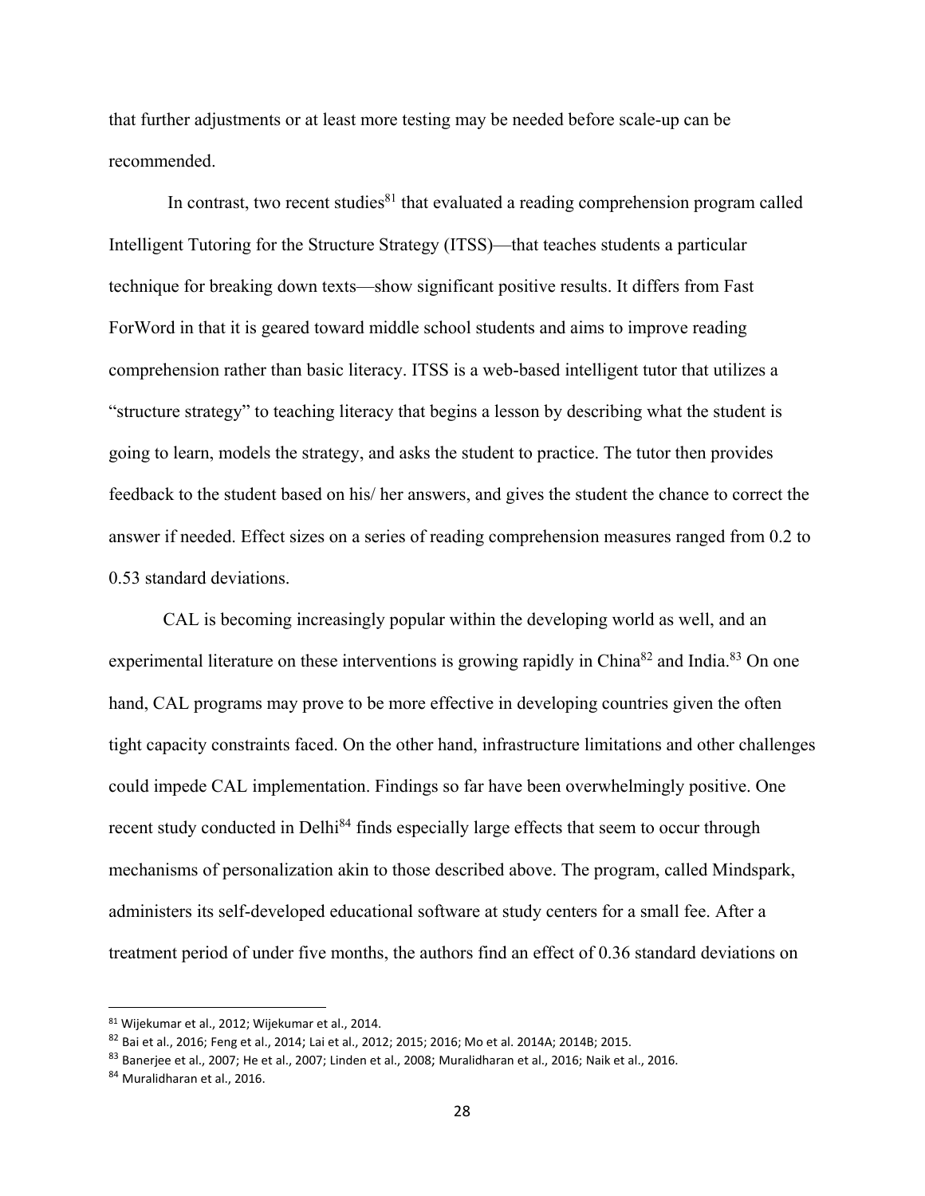that further adjustments or at least more testing may be needed before scale-up can be recommended.

In contrast, two recent studies[81] that evaluated a reading comprehension program called Intelligent Tutoring for the Structure Strategy (ITSS)—that teaches students a particular technique for breaking down texts—show significant positive results. It differs from Fast ForWord in that it is geared toward middle school students and aims to improve reading comprehension rather than basic literacy. ITSS is a web-based intelligent tutor that utilizes a "structure strategy" to teaching literacy that begins a lesson by describing what the student is going to learn, models the strategy, and asks the student to practice. The tutor then provides feedback to the student based on his/ her answers, and gives the student the chance to correct the answer if needed. Effect sizes on a series of reading comprehension measures ranged from 0.2 to 0.53 standard deviations.

CAL is becoming increasingly popular within the developing world as well, and an experimental literature on these interventions is growing rapidly in China[82] and India.[83] On one hand, CAL programs may prove to be more effective in developing countries given the often tight capacity constraints faced. On the other hand, infrastructure limitations and other challenges could impede CAL implementation. Findings so far have been overwhelmingly positive. One recent study conducted in Delhi[84] finds especially large effects that seem to occur through mechanisms of personalization akin to those described above. The program, called Mindspark, administers its self-developed educational software at study centers for a small fee. After a treatment period of under five months, the authors find an effect of 0.36 standard deviations on

---

[81] Wijekumar et al., 2012; Wijekumar et al., 2014.

[82] Bai et al., 2016; Feng et al., 2014; Lai et al., 2012; 2015; 2016; Mo et al. 2014A; 2014B; 2015.

[83] Banerjee et al., 2007; He et al., 2007; Linden et al., 2008; Muralidharan et al., 2016; Naik et al., 2016.

[84] Muralidharan et al., 2016.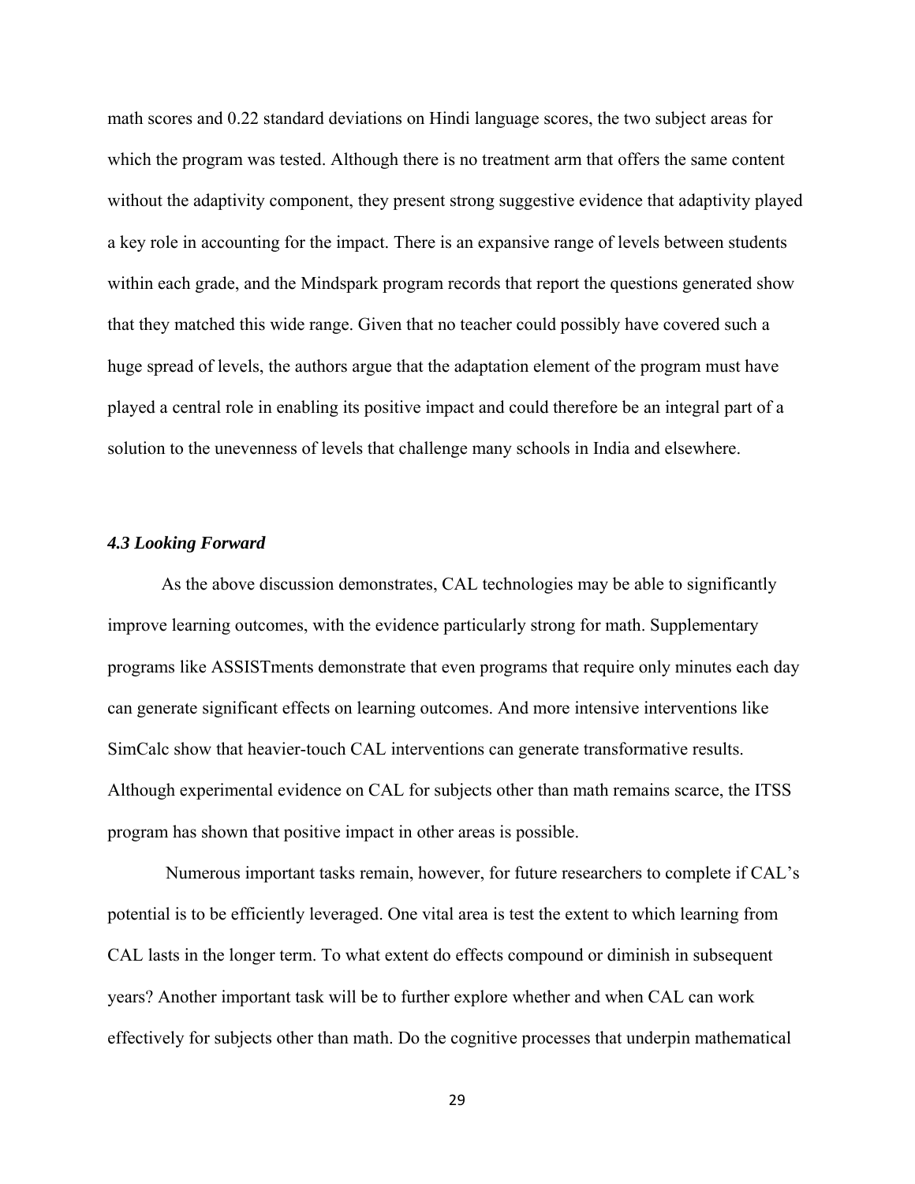math scores and 0.22 standard deviations on Hindi language scores, the two subject areas for which the program was tested. Although there is no treatment arm that offers the same content without the adaptivity component, they present strong suggestive evidence that adaptivity played a key role in accounting for the impact. There is an expansive range of levels between students within each grade, and the Mindspark program records that report the questions generated show that they matched this wide range. Given that no teacher could possibly have covered such a huge spread of levels, the authors argue that the adaptation element of the program must have played a central role in enabling its positive impact and could therefore be an integral part of a solution to the unevenness of levels that challenge many schools in India and elsewhere.

### *4.3 Looking Forward*

As the above discussion demonstrates, CAL technologies may be able to significantly improve learning outcomes, with the evidence particularly strong for math. Supplementary programs like ASSISTments demonstrate that even programs that require only minutes each day can generate significant effects on learning outcomes. And more intensive interventions like SimCalc show that heavier-touch CAL interventions can generate transformative results. Although experimental evidence on CAL for subjects other than math remains scarce, the ITSS program has shown that positive impact in other areas is possible.

Numerous important tasks remain, however, for future researchers to complete if CAL's potential is to be efficiently leveraged. One vital area is test the extent to which learning from CAL lasts in the longer term. To what extent do effects compound or diminish in subsequent years? Another important task will be to further explore whether and when CAL can work effectively for subjects other than math. Do the cognitive processes that underpin mathematical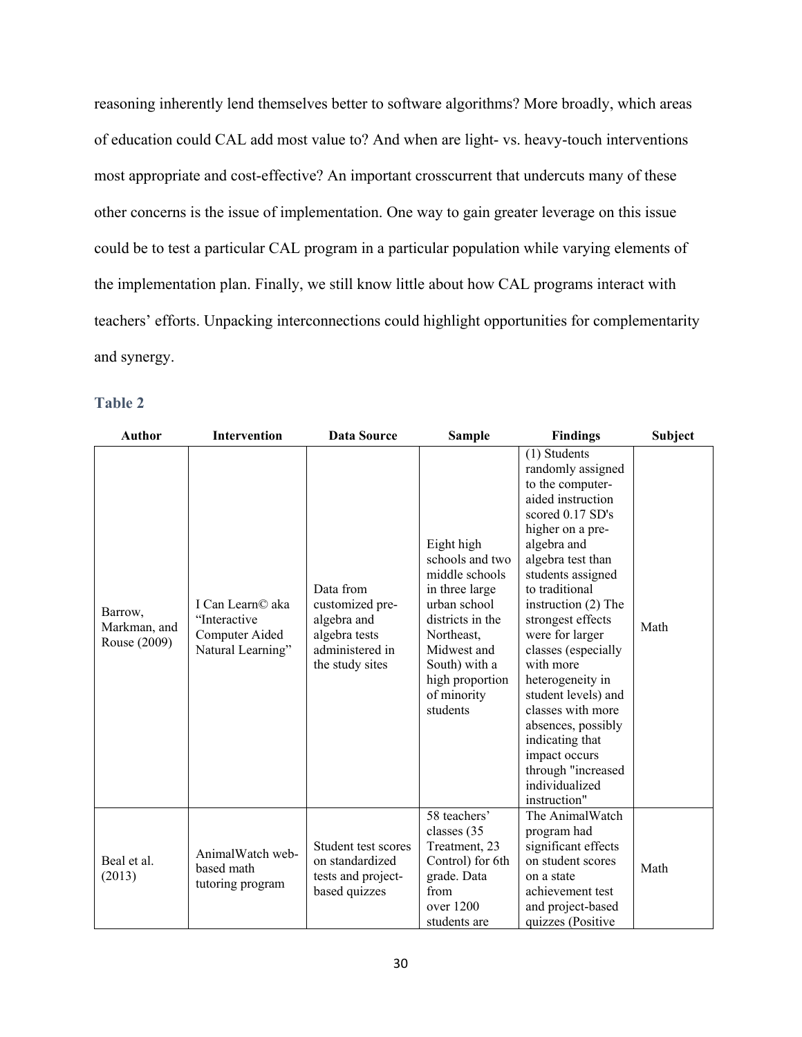reasoning inherently lend themselves better to software algorithms? More broadly, which areas of education could CAL add most value to? And when are light- vs. heavy-touch interventions most appropriate and cost-effective? An important crosscurrent that undercuts many of these other concerns is the issue of implementation. One way to gain greater leverage on this issue could be to test a particular CAL program in a particular population while varying elements of the implementation plan. Finally, we still know little about how CAL programs interact with teachers' efforts. Unpacking interconnections could highlight opportunities for complementarity and synergy.

## Table 2

| Author | Intervention | Data Source | Sample | Findings | Subject |
|---|---|---|---|---|---|
| Barrow, Markman, and Rouse (2009) | I Can Learn© aka "Interactive Computer Aided Natural Learning" | Data from customized pre-algebra and algebra tests administered in the study sites | Eight high schools and two middle schools in three large urban school districts in the Northeast, Midwest and South) with a high proportion of minority students | (1) Students randomly assigned to the computer-aided instruction scored 0.17 SD's higher on a pre-algebra and algebra test than students assigned to traditional instruction (2) The strongest effects were for larger classes (especially with more heterogeneity in student levels) and classes with more absences, possibly indicating that impact occurs through "increased individualized instruction" | Math |
| Beal et al. (2013) | AnimalWatch web-based math tutoring program | Student test scores on standardized tests and project-based quizzes | 58 teachers' classes (35 Treatment, 23 Control) for 6th grade. Data from over 1200 students are | The AnimalWatch program had significant effects on student scores on a state achievement test and project-based quizzes (Positive | Math |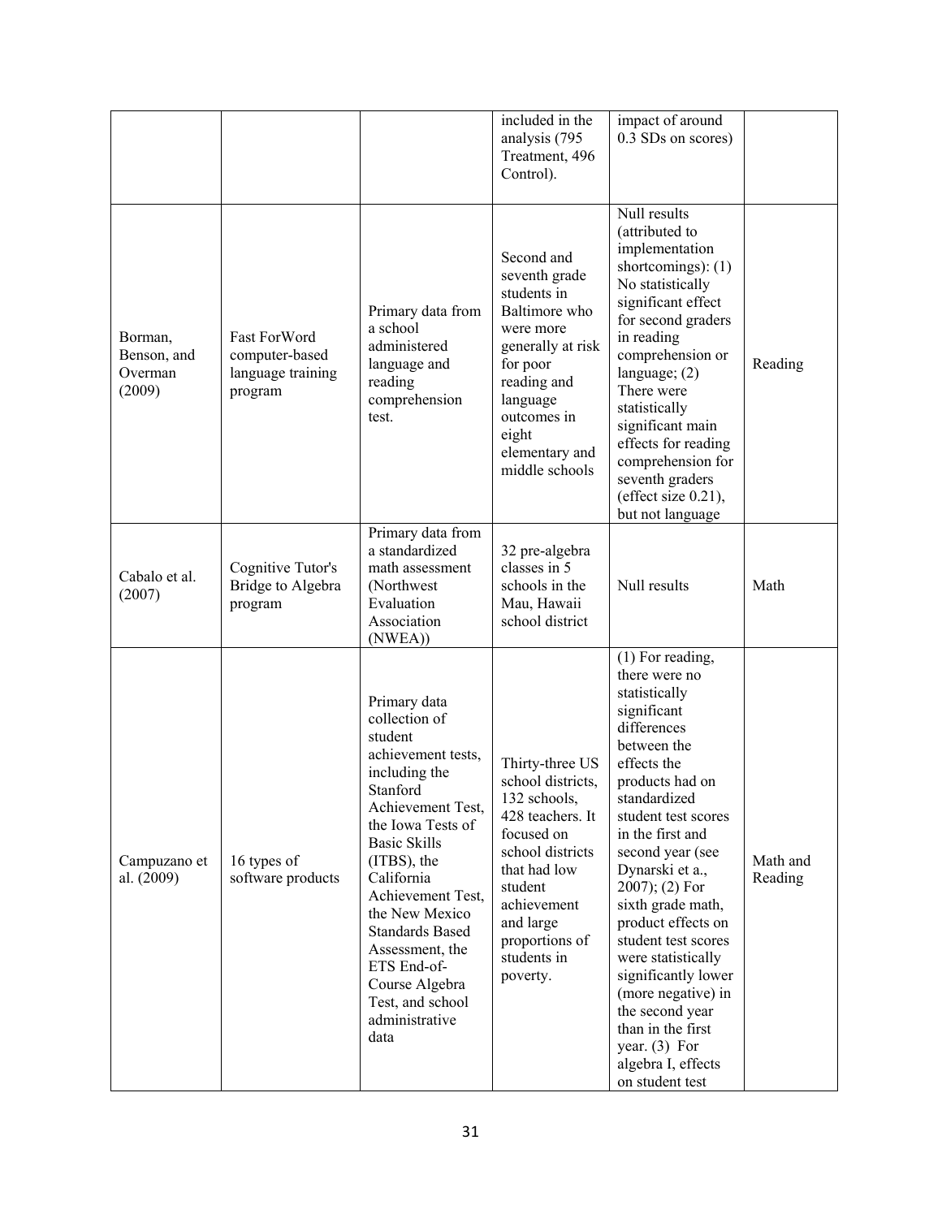| | | | included in the analysis (795 Treatment, 496 Control). | impact of around 0.3 SDs on scores) | |
|---|---|---|---|---|---|
| Borman, Benson, and Overman (2009) | Fast ForWord computer-based language training program | Primary data from a school administered language and reading comprehension test. | Second and seventh grade students in Baltimore who were more generally at risk for poor reading and language outcomes in eight elementary and middle schools | Null results (attributed to implementation shortcomings): (1) No statistically significant effect for second graders in reading comprehension or language; (2) There were statistically significant main effects for reading comprehension for seventh graders (effect size 0.21), but not language | Reading |
| Cabalo et al. (2007) | Cognitive Tutor's Bridge to Algebra program | Primary data from a standardized math assessment (Northwest Evaluation Association (NWEA)) | 32 pre-algebra classes in 5 schools in the Mau, Hawaii school district | Null results | Math |
| Campuzano et al. (2009) | 16 types of software products | Primary data collection of student achievement tests, including the Stanford Achievement Test, the Iowa Tests of Basic Skills (ITBS), the California Achievement Test, the New Mexico Standards Based Assessment, the ETS End-of-Course Algebra Test, and school administrative data | Thirty-three US school districts, 132 schools, 428 teachers. It focused on school districts that had low student achievement and large proportions of students in poverty. | (1) For reading, there were no statistically significant differences between the effects the products had on standardized student test scores in the first and second year (see Dynarski et a., 2007); (2) For sixth grade math, product effects on student test scores were statistically significantly lower (more negative) in the second year than in the first year. (3) For algebra I, effects on student test | Math and Reading |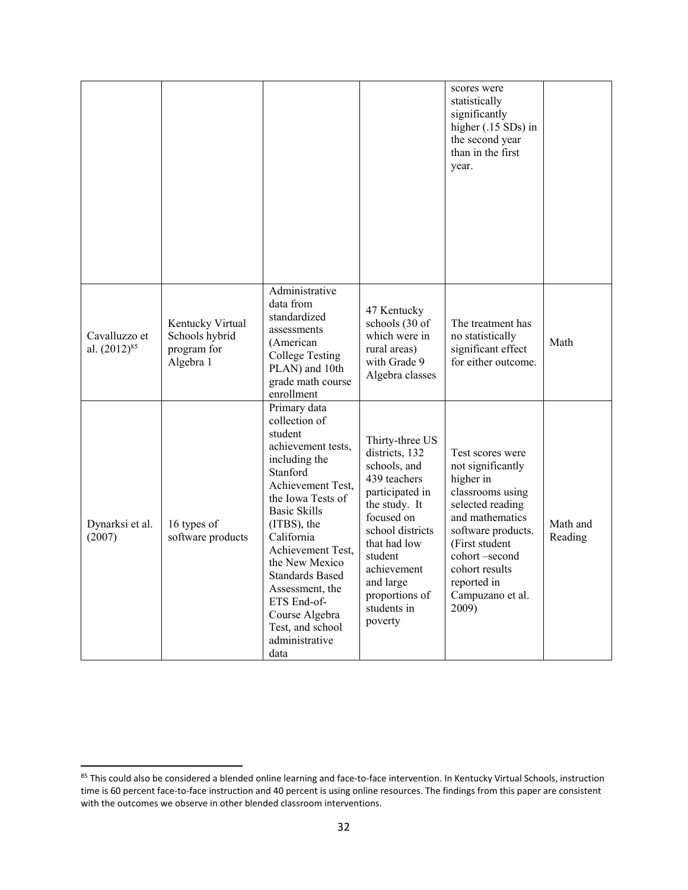| | | | | scores were statistically significantly higher (.15 SDs) in the second year than in the first year. | |
|---|---|---|---|---|---|
| Cavalluzzo et al. (2012)[85] | Kentucky Virtual Schools hybrid program for Algebra 1 | Administrative data from standardized assessments (American College Testing PLAN) and 10th grade math course enrollment | 47 Kentucky schools (30 of which were in rural areas) with Grade 9 Algebra classes | The treatment has no statistically significant effect for either outcome. | Math |
| Dynarksi et al. (2007) | 16 types of software products | Primary data collection of student achievement tests, including the Stanford Achievement Test, the Iowa Tests of Basic Skills (ITBS), the California Achievement Test, the New Mexico Standards Based Assessment, the ETS End-of-Course Algebra Test, and school administrative data | Thirty-three US districts, 132 schools, and 439 teachers participated in the study. It focused on school districts that had low student achievement and large proportions of students in poverty | Test scores were not significantly higher in classrooms using selected reading and mathematics software products. (First student cohort –second cohort results reported in Campuzano et al. 2009) | Math and Reading |

[85] This could also be considered a blended online learning and face-to-face intervention. In Kentucky Virtual Schools, instruction time is 60 percent face-to-face instruction and 40 percent is using online resources. The findings from this paper are consistent with the outcomes we observe in other blended classroom interventions.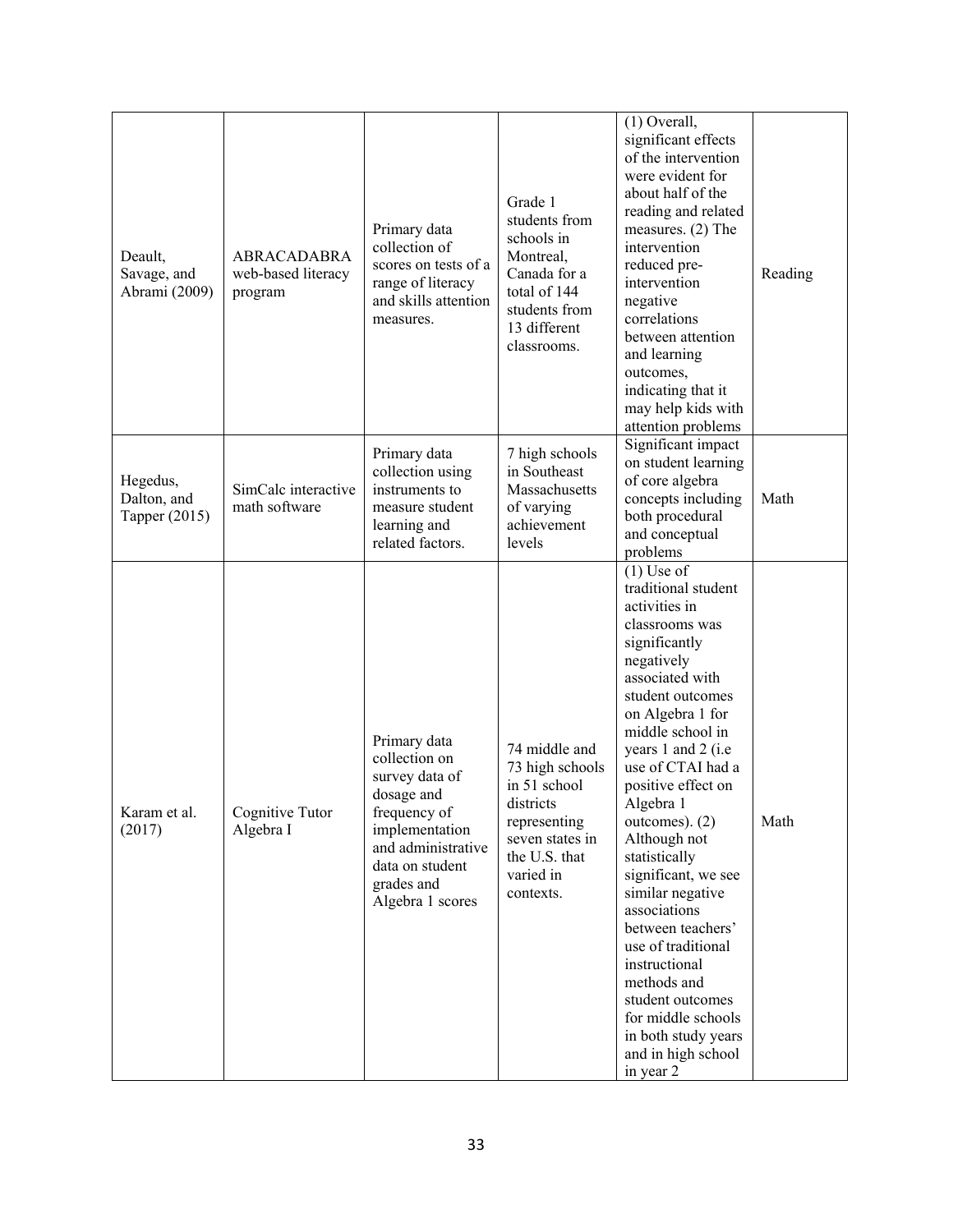| | | | | | |
|---|---|---|---|---|---|
| Deault, Savage, and Abrami (2009) | ABRACADABRA web-based literacy program | Primary data collection of scores on tests of a range of literacy and skills attention measures. | Grade 1 students from schools in Montreal, Canada for a total of 144 students from 13 different classrooms. | (1) Overall, significant effects of the intervention were evident for about half of the reading and related measures. (2) The intervention reduced pre-intervention negative correlations between attention and learning outcomes, indicating that it may help kids with attention problems | Reading |
| Hegedus, Dalton, and Tapper (2015) | SimCalc interactive math software | Primary data collection using instruments to measure student learning and related factors. | 7 high schools in Southeast Massachusetts of varying achievement levels | Significant impact on student learning of core algebra concepts including both procedural and conceptual problems | Math |
| Karam et al. (2017) | Cognitive Tutor Algebra I | Primary data collection on survey data of dosage and frequency of implementation and administrative data on student grades and Algebra 1 scores | 74 middle and 73 high schools in 51 school districts representing seven states in the U.S. that varied in contexts. | (1) Use of traditional student activities in classrooms was significantly negatively associated with student outcomes on Algebra 1 for middle school in years 1 and 2 (i.e use of CTAI had a positive effect on Algebra 1 outcomes). (2) Although not statistically significant, we see similar negative associations between teachers' use of traditional instructional methods and student outcomes for middle schools in both study years and in high school in year 2 | Math |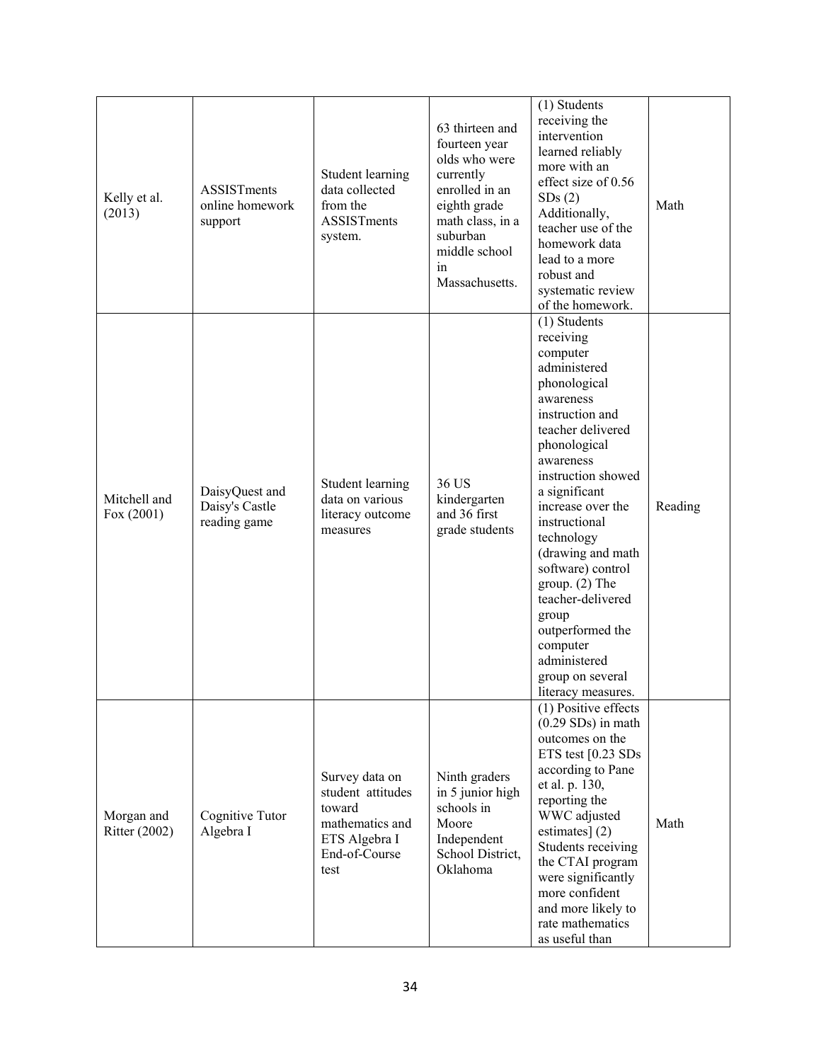| | | | | | |
|---|---|---|---|---|---|
| Kelly et al. (2013) | ASSISTments online homework support | Student learning data collected from the ASSISTments system. | 63 thirteen and fourteen year olds who were currently enrolled in an eighth grade math class, in a suburban middle school in Massachusetts. | (1) Students receiving the intervention learned reliably more with an effect size of 0.56 SDs (2) Additionally, teacher use of the homework data lead to a more robust and systematic review of the homework. | Math |
| Mitchell and Fox (2001) | DaisyQuest and Daisy's Castle reading game | Student learning data on various literacy outcome measures | 36 US kindergarten and 36 first grade students | (1) Students receiving computer administered phonological awareness instruction and teacher delivered phonological awareness instruction showed a significant increase over the instructional technology (drawing and math software) control group. (2) The teacher-delivered group outperformed the computer administered group on several literacy measures. | Reading |
| Morgan and Ritter (2002) | Cognitive Tutor Algebra I | Survey data on student attitudes toward mathematics and ETS Algebra I End-of-Course test | Ninth graders in 5 junior high schools in Moore Independent School District, Oklahoma | (1) Positive effects (0.29 SDs) in math outcomes on the ETS test [0.23 SDs according to Pane et al. p. 130, reporting the WWC adjusted estimates] (2) Students receiving the CTAI program were significantly more confident and more likely to rate mathematics as useful than | Math |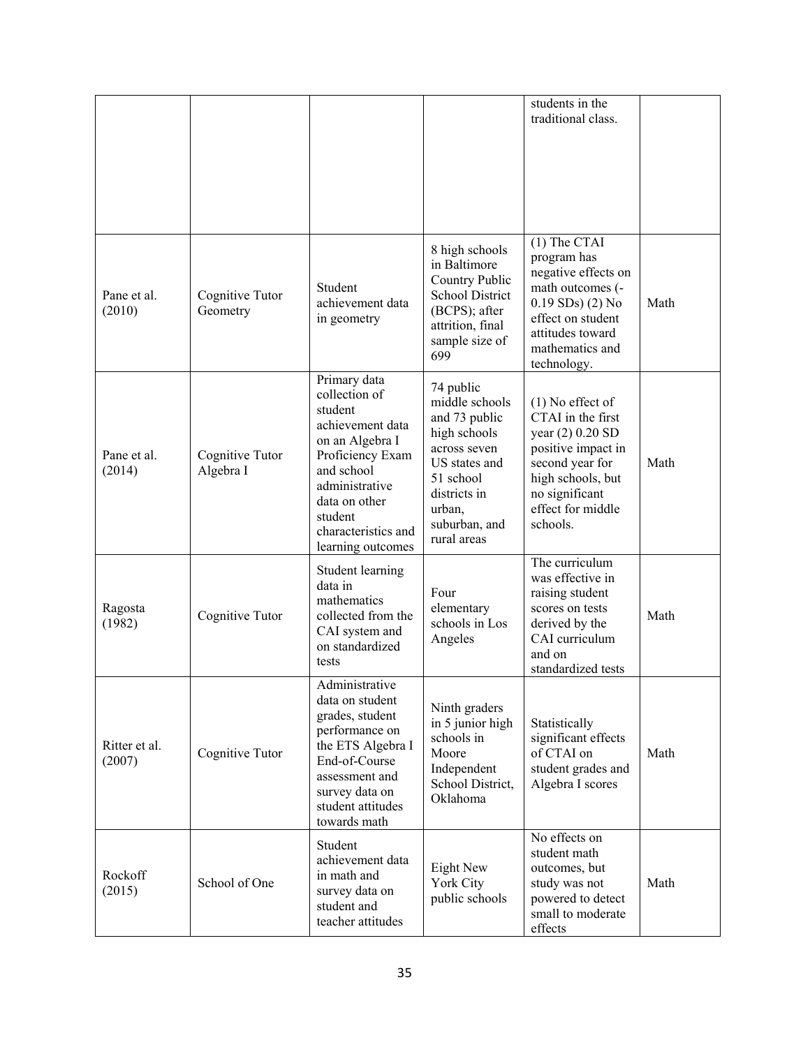| | | | | students in the traditional class. | |
|---|---|---|---|---|---|
| Pane et al. (2010) | Cognitive Tutor Geometry | Student achievement data in geometry | 8 high schools in Baltimore Country Public School District (BCPS); after attrition, final sample size of 699 | (1) The CTAI program has negative effects on math outcomes (-0.19 SDs) (2) No effect on student attitudes toward mathematics and technology. | Math |
| Pane et al. (2014) | Cognitive Tutor Algebra I | Primary data collection of student achievement data on an Algebra I Proficiency Exam and school administrative data on other student characteristics and learning outcomes | 74 public middle schools and 73 public high schools across seven US states and 51 school districts in urban, suburban, and rural areas | (1) No effect of CTAI in the first year (2) 0.20 SD positive impact in second year for high schools, but no significant effect for middle schools. | Math |
| Ragosta (1982) | Cognitive Tutor | Student learning data in mathematics collected from the CAI system and on standardized tests | Four elementary schools in Los Angeles | The curriculum was effective in raising student scores on tests derived by the CAI curriculum and on standardized tests | Math |
| Ritter et al. (2007) | Cognitive Tutor | Administrative data on student grades, student performance on the ETS Algebra I End-of-Course assessment and survey data on student attitudes towards math | Ninth graders in 5 junior high schools in Moore Independent School District, Oklahoma | Statistically significant effects of CTAI on student grades and Algebra I scores | Math |
| Rockoff (2015) | School of One | Student achievement data in math and survey data on student and teacher attitudes | Eight New York City public schools | No effects on student math outcomes, but study was not powered to detect small to moderate effects | Math |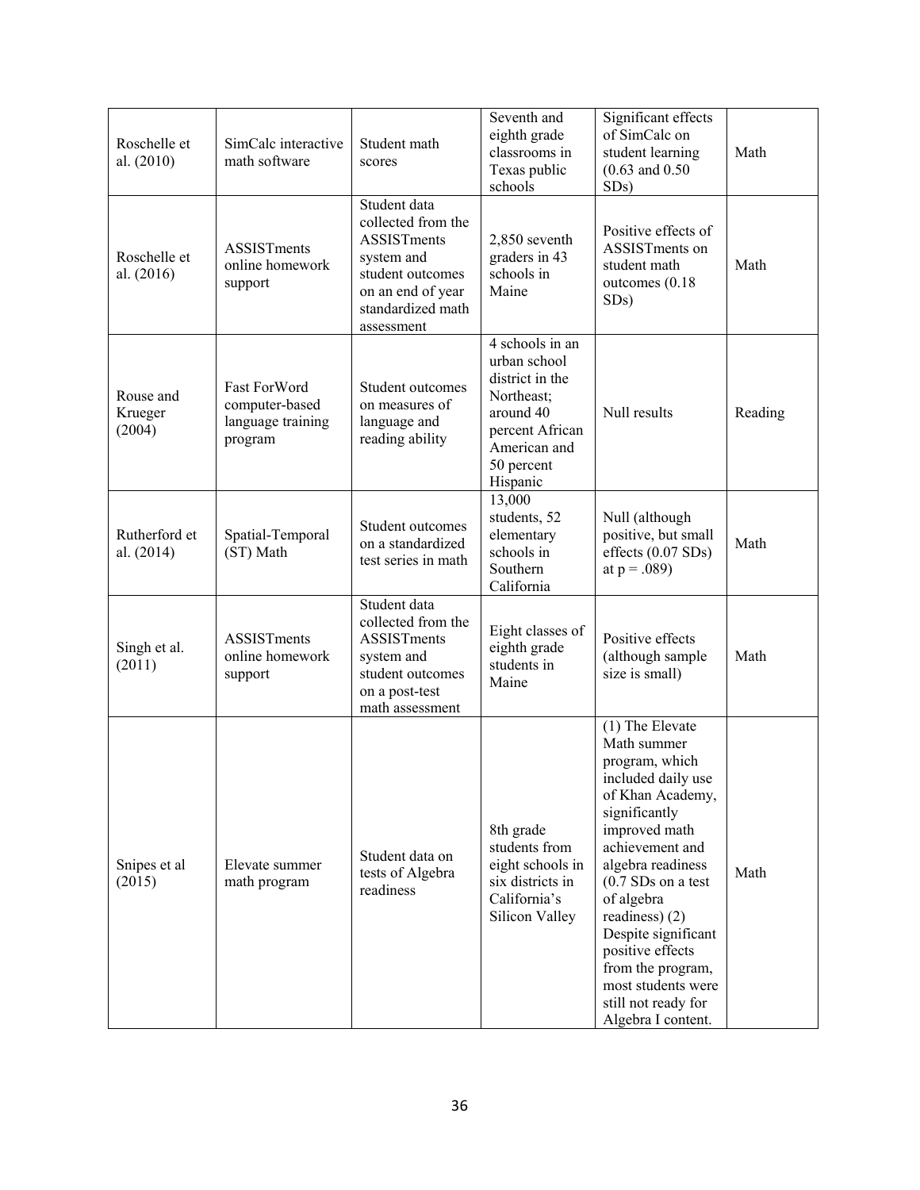| | | | | | |
|---|---|---|---|---|---|
| Roschelle et al. (2010) | SimCalc interactive math software | Student math scores | Seventh and eighth grade classrooms in Texas public schools | Significant effects of SimCalc on student learning (0.63 and 0.50 SDs) | Math |
| Roschelle et al. (2016) | ASSISTments online homework support | Student data collected from the ASSISTments system and student outcomes on an end of year standardized math assessment | 2,850 seventh graders in 43 schools in Maine | Positive effects of ASSISTments on student math outcomes (0.18 SDs) | Math |
| Rouse and Krueger (2004) | Fast ForWord computer-based language training program | Student outcomes on measures of language and reading ability | 4 schools in an urban school district in the Northeast; around 40 percent African American and 50 percent Hispanic | Null results | Reading |
| Rutherford et al. (2014) | Spatial-Temporal (ST) Math | Student outcomes on a standardized test series in math | 13,000 students, 52 elementary schools in Southern California | Null (although positive, but small effects (0.07 SDs) at $p = .089$) | Math |
| Singh et al. (2011) | ASSISTments online homework support | Student data collected from the ASSISTments system and student outcomes on a post-test math assessment | Eight classes of eighth grade students in Maine | Positive effects (although sample size is small) | Math |
| Snipes et al (2015) | Elevate summer math program | Student data on tests of Algebra readiness | 8th grade students from eight schools in six districts in California's Silicon Valley | (1) The Elevate Math summer program, which included daily use of Khan Academy, significantly improved math achievement and algebra readiness (0.7 SDs on a test of algebra readiness) (2) Despite significant positive effects from the program, most students were still not ready for Algebra I content. | Math |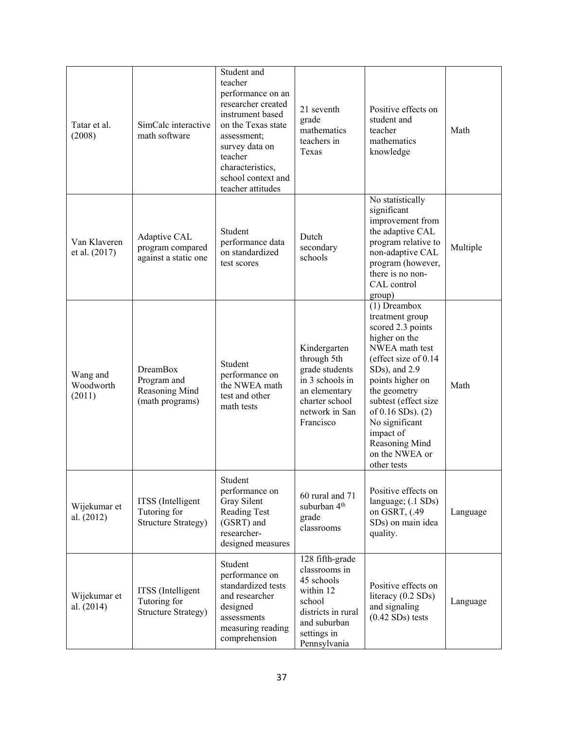| | | | | | |
|---|---|---|---|---|---|
| Tatar et al. (2008) | SimCalc interactive math software | Student and teacher performance on an researcher created instrument based on the Texas state assessment; survey data on teacher characteristics, school context and teacher attitudes | 21 seventh grade mathematics teachers in Texas | Positive effects on student and teacher mathematics knowledge | Math |
| Van Klaveren et al. (2017) | Adaptive CAL program compared against a static one | Student performance data on standardized test scores | Dutch secondary schools | No statistically significant improvement from the adaptive CAL program relative to non-adaptive CAL program (however, there is no non-CAL control group) | Multiple |
| Wang and Woodworth (2011) | DreamBox Program and Reasoning Mind (math programs) | Student performance on the NWEA math test and other math tests | Kindergarten through 5th grade students in 3 schools in an elementary charter school network in San Francisco | (1) Dreambox treatment group scored 2.3 points higher on the NWEA math test (effect size of 0.14 SDs), and 2.9 points higher on the geometry subtest (effect size of 0.16 SDs). (2) No significant impact of Reasoning Mind on the NWEA or other tests | Math |
| Wijekumar et al. (2012) | ITSS (Intelligent Tutoring for Structure Strategy) | Student performance on Gray Silent Reading Test (GSRT) and researcher-designed measures | 60 rural and 71 suburban 4th grade classrooms | Positive effects on language; (.1 SDs) on GSRT, (.49 SDs) on main idea quality. | Language |
| Wijekumar et al. (2014) | ITSS (Intelligent Tutoring for Structure Strategy) | Student performance on standardized tests and researcher designed assessments measuring reading comprehension | 128 fifth-grade classrooms in 45 schools within 12 school districts in rural and suburban settings in Pennsylvania | Positive effects on literacy (0.2 SDs) and signaling (0.42 SDs) tests | Language |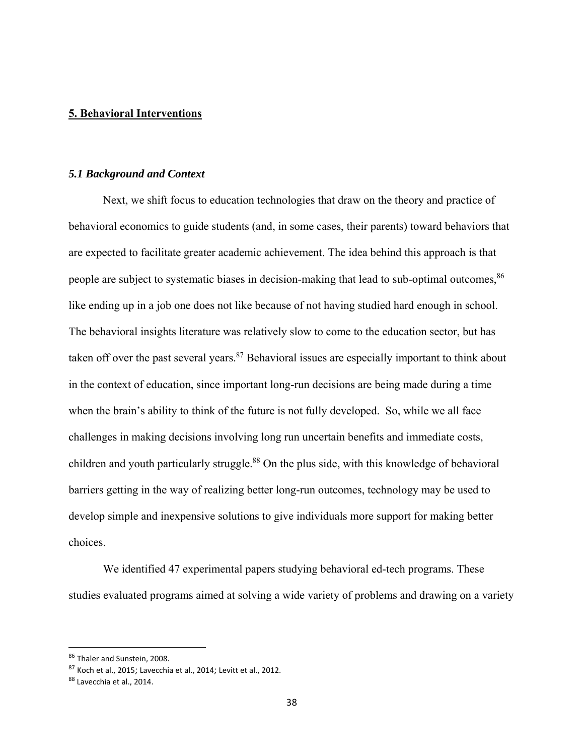## 5. Behavioral Interventions

### *5.1 Background and Context*

Next, we shift focus to education technologies that draw on the theory and practice of behavioral economics to guide students (and, in some cases, their parents) toward behaviors that are expected to facilitate greater academic achievement. The idea behind this approach is that people are subject to systematic biases in decision-making that lead to sub-optimal outcomes,[86] like ending up in a job one does not like because of not having studied hard enough in school. The behavioral insights literature was relatively slow to come to the education sector, but has taken off over the past several years.[87] Behavioral issues are especially important to think about in the context of education, since important long-run decisions are being made during a time when the brain's ability to think of the future is not fully developed. So, while we all face challenges in making decisions involving long run uncertain benefits and immediate costs, children and youth particularly struggle.[88] On the plus side, with this knowledge of behavioral barriers getting in the way of realizing better long-run outcomes, technology may be used to develop simple and inexpensive solutions to give individuals more support for making better choices.

We identified 47 experimental papers studying behavioral ed-tech programs. These studies evaluated programs aimed at solving a wide variety of problems and drawing on a variety

[86] Thaler and Sunstein, 2008.

[87] Koch et al., 2015; Lavecchia et al., 2014; Levitt et al., 2012.

[88] Lavecchia et al., 2014.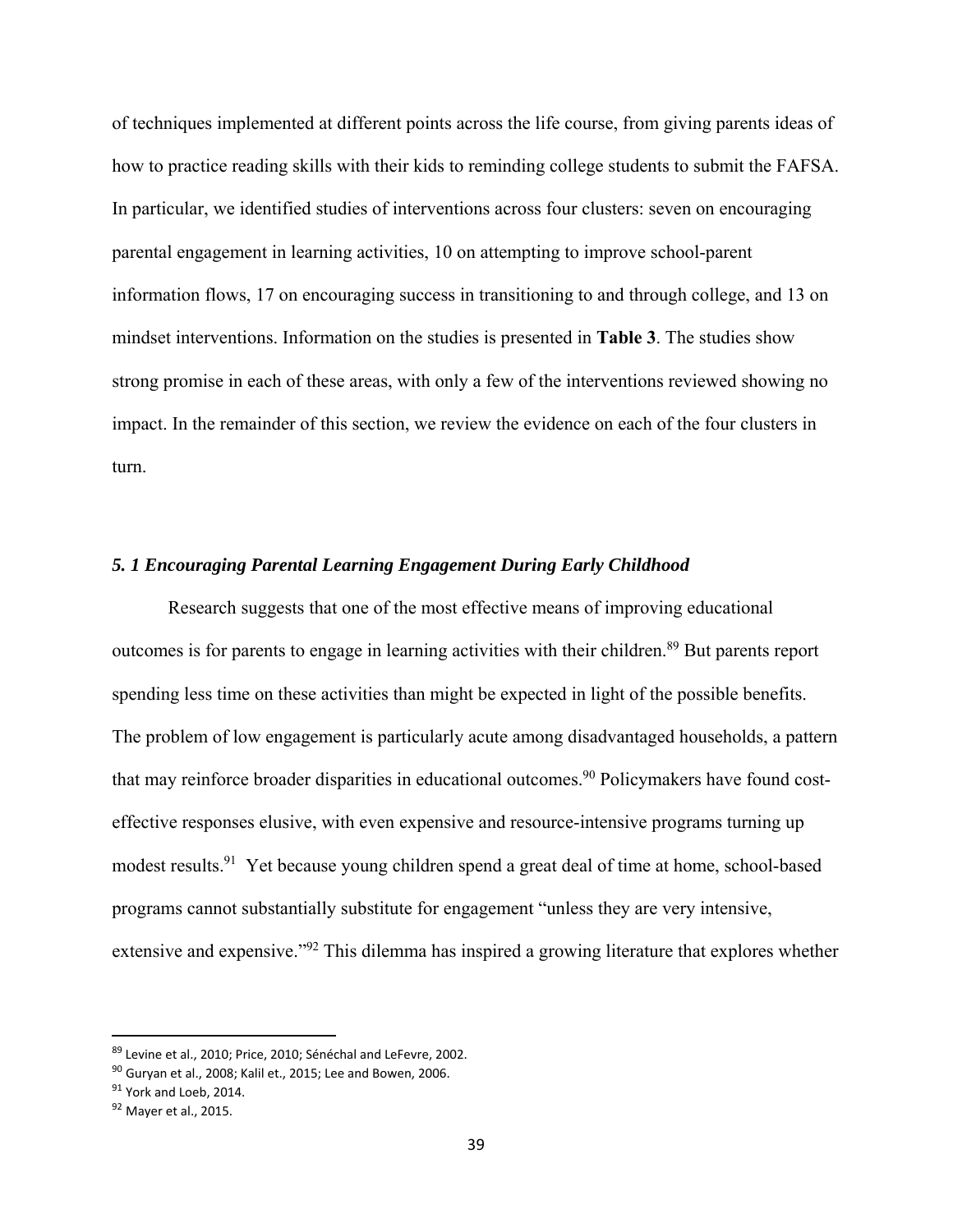of techniques implemented at different points across the life course, from giving parents ideas of how to practice reading skills with their kids to reminding college students to submit the FAFSA. In particular, we identified studies of interventions across four clusters: seven on encouraging parental engagement in learning activities, 10 on attempting to improve school-parent information flows, 17 on encouraging success in transitioning to and through college, and 13 on mindset interventions. Information on the studies is presented in **Table 3**. The studies show strong promise in each of these areas, with only a few of the interventions reviewed showing no impact. In the remainder of this section, we review the evidence on each of the four clusters in turn.

### *5. 1 Encouraging Parental Learning Engagement During Early Childhood*

Research suggests that one of the most effective means of improving educational outcomes is for parents to engage in learning activities with their children.[89] But parents report spending less time on these activities than might be expected in light of the possible benefits. The problem of low engagement is particularly acute among disadvantaged households, a pattern that may reinforce broader disparities in educational outcomes.[90] Policymakers have found cost-effective responses elusive, with even expensive and resource-intensive programs turning up modest results.[91] Yet because young children spend a great deal of time at home, school-based programs cannot substantially substitute for engagement "unless they are very intensive, extensive and expensive."[92] This dilemma has inspired a growing literature that explores whether

---

[89] Levine et al., 2010; Price, 2010; Sénéchal and LeFevre, 2002.

[90] Guryan et al., 2008; Kalil et., 2015; Lee and Bowen, 2006.

[91] York and Loeb, 2014.

[92] Mayer et al., 2015.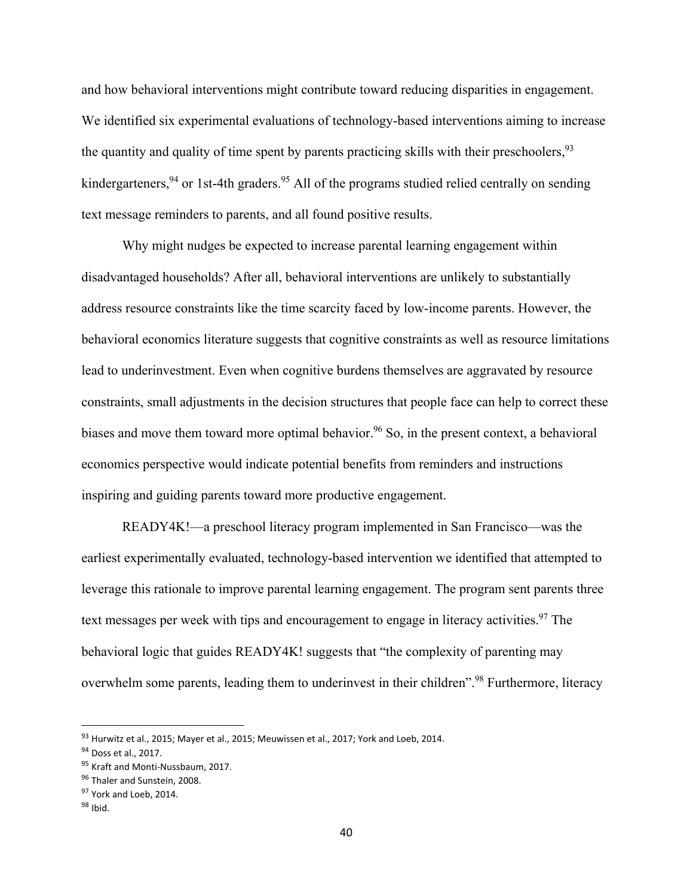and how behavioral interventions might contribute toward reducing disparities in engagement. We identified six experimental evaluations of technology-based interventions aiming to increase the quantity and quality of time spent by parents practicing skills with their preschoolers,[93] kindergarteners,[94] or 1st-4th graders.[95] All of the programs studied relied centrally on sending text message reminders to parents, and all found positive results.

Why might nudges be expected to increase parental learning engagement within disadvantaged households? After all, behavioral interventions are unlikely to substantially address resource constraints like the time scarcity faced by low-income parents. However, the behavioral economics literature suggests that cognitive constraints as well as resource limitations lead to underinvestment. Even when cognitive burdens themselves are aggravated by resource constraints, small adjustments in the decision structures that people face can help to correct these biases and move them toward more optimal behavior.[96] So, in the present context, a behavioral economics perspective would indicate potential benefits from reminders and instructions inspiring and guiding parents toward more productive engagement.

READY4K!—a preschool literacy program implemented in San Francisco—was the earliest experimentally evaluated, technology-based intervention we identified that attempted to leverage this rationale to improve parental learning engagement. The program sent parents three text messages per week with tips and encouragement to engage in literacy activities.[97] The behavioral logic that guides READY4K! suggests that "the complexity of parenting may overwhelm some parents, leading them to underinvest in their children".[98] Furthermore, literacy

---

[93] Hurwitz et al., 2015; Mayer et al., 2015; Meuwissen et al., 2017; York and Loeb, 2014.
[94] Doss et al., 2017.
[95] Kraft and Monti-Nussbaum, 2017.
[96] Thaler and Sunstein, 2008.
[97] York and Loeb, 2014.
[98] Ibid.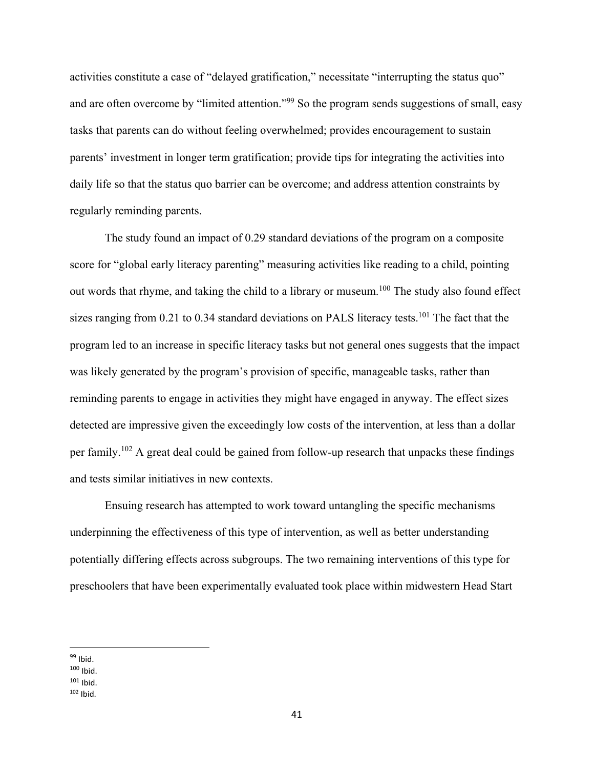activities constitute a case of "delayed gratification," necessitate "interrupting the status quo" and are often overcome by "limited attention."[99] So the program sends suggestions of small, easy tasks that parents can do without feeling overwhelmed; provides encouragement to sustain parents' investment in longer term gratification; provide tips for integrating the activities into daily life so that the status quo barrier can be overcome; and address attention constraints by regularly reminding parents.

The study found an impact of 0.29 standard deviations of the program on a composite score for "global early literacy parenting" measuring activities like reading to a child, pointing out words that rhyme, and taking the child to a library or museum.[100] The study also found effect sizes ranging from 0.21 to 0.34 standard deviations on PALS literacy tests.[101] The fact that the program led to an increase in specific literacy tasks but not general ones suggests that the impact was likely generated by the program's provision of specific, manageable tasks, rather than reminding parents to engage in activities they might have engaged in anyway. The effect sizes detected are impressive given the exceedingly low costs of the intervention, at less than a dollar per family.[102] A great deal could be gained from follow-up research that unpacks these findings and tests similar initiatives in new contexts.

Ensuing research has attempted to work toward untangling the specific mechanisms underpinning the effectiveness of this type of intervention, as well as better understanding potentially differing effects across subgroups. The two remaining interventions of this type for preschoolers that have been experimentally evaluated took place within midwestern Head Start

---

[99] Ibid.
[100] Ibid.
[101] Ibid.
[102] Ibid.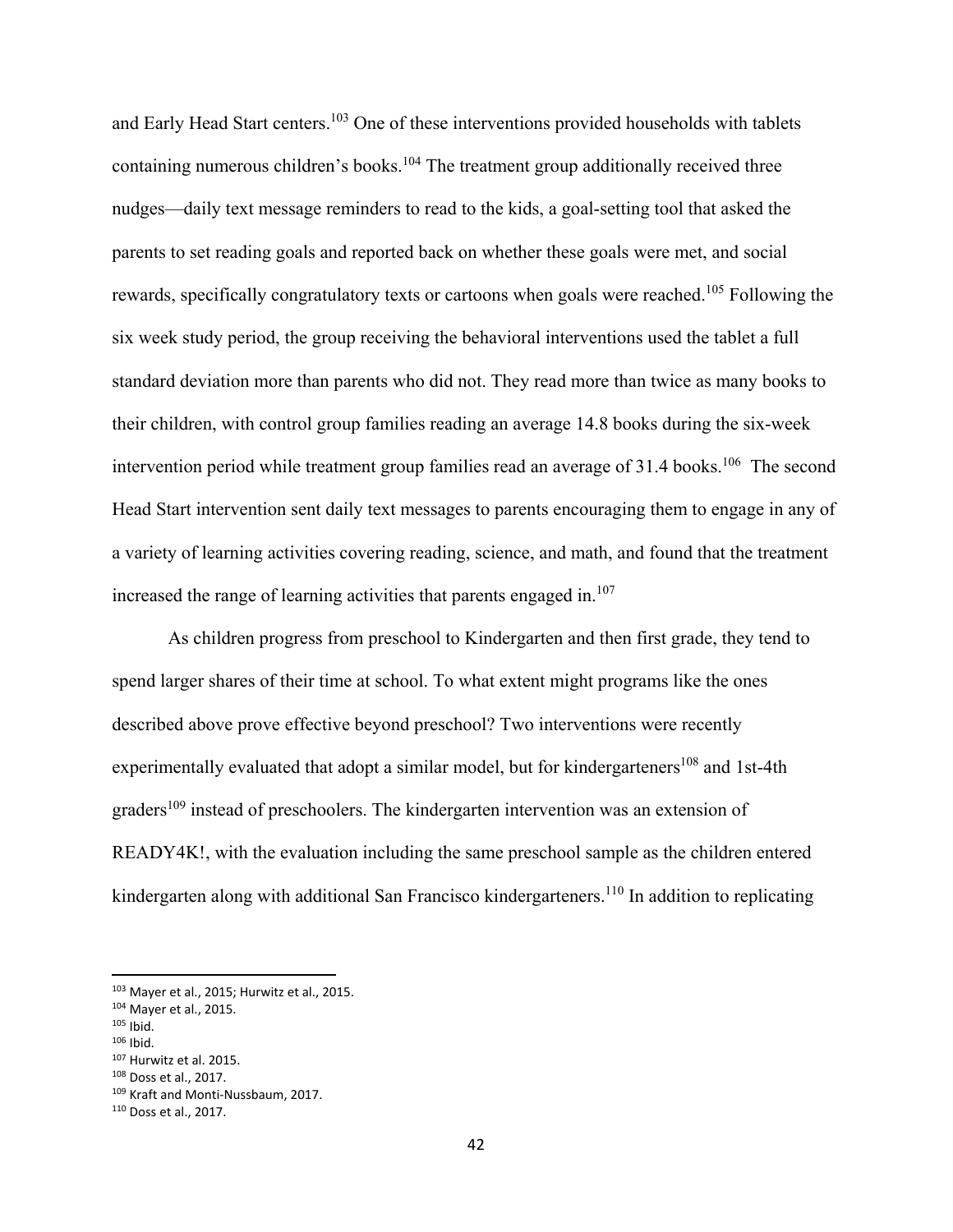and Early Head Start centers.[103] One of these interventions provided households with tablets containing numerous children's books.[104] The treatment group additionally received three nudges—daily text message reminders to read to the kids, a goal-setting tool that asked the parents to set reading goals and reported back on whether these goals were met, and social rewards, specifically congratulatory texts or cartoons when goals were reached.[105] Following the six week study period, the group receiving the behavioral interventions used the tablet a full standard deviation more than parents who did not. They read more than twice as many books to their children, with control group families reading an average 14.8 books during the six-week intervention period while treatment group families read an average of 31.4 books.[106] The second Head Start intervention sent daily text messages to parents encouraging them to engage in any of a variety of learning activities covering reading, science, and math, and found that the treatment increased the range of learning activities that parents engaged in.[107]

As children progress from preschool to Kindergarten and then first grade, they tend to spend larger shares of their time at school. To what extent might programs like the ones described above prove effective beyond preschool? Two interventions were recently experimentally evaluated that adopt a similar model, but for kindergarteners[108] and 1st-4th graders[109] instead of preschoolers. The kindergarten intervention was an extension of READY4K!, with the evaluation including the same preschool sample as the children entered kindergarten along with additional San Francisco kindergarteners.[110] In addition to replicating

---

[103] Mayer et al., 2015; Hurwitz et al., 2015.

[104] Mayer et al., 2015.

[105] Ibid.

[106] Ibid.

[107] Hurwitz et al. 2015.

[108] Doss et al., 2017.

[109] Kraft and Monti-Nussbaum, 2017.

[110] Doss et al., 2017.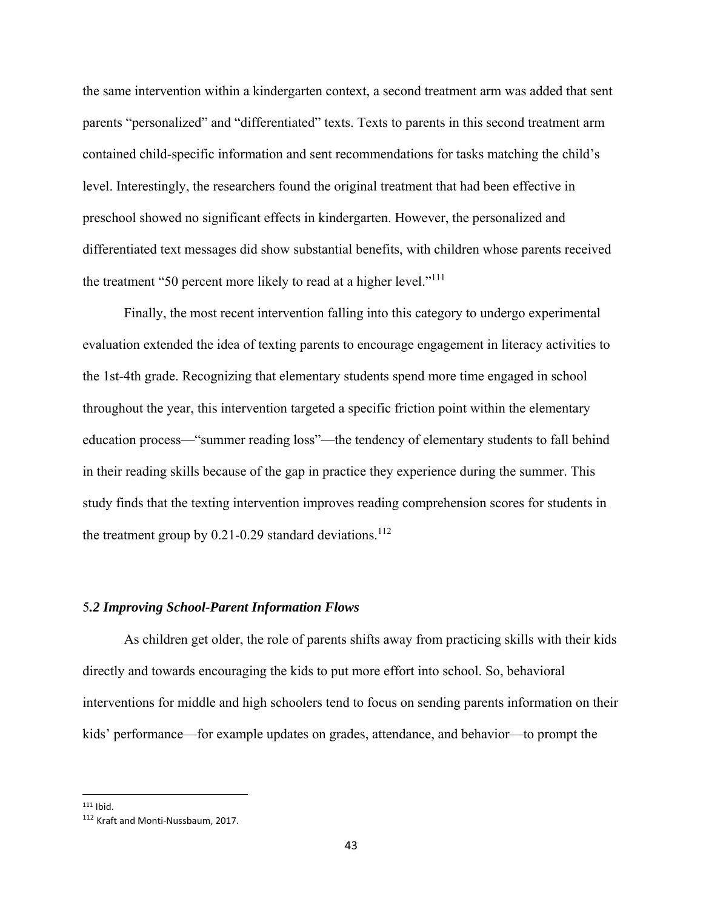the same intervention within a kindergarten context, a second treatment arm was added that sent parents "personalized" and "differentiated" texts. Texts to parents in this second treatment arm contained child-specific information and sent recommendations for tasks matching the child's level. Interestingly, the researchers found the original treatment that had been effective in preschool showed no significant effects in kindergarten. However, the personalized and differentiated text messages did show substantial benefits, with children whose parents received the treatment "50 percent more likely to read at a higher level."[111]

Finally, the most recent intervention falling into this category to undergo experimental evaluation extended the idea of texting parents to encourage engagement in literacy activities to the 1st-4th grade. Recognizing that elementary students spend more time engaged in school throughout the year, this intervention targeted a specific friction point within the elementary education process—"summer reading loss"—the tendency of elementary students to fall behind in their reading skills because of the gap in practice they experience during the summer. This study finds that the texting intervention improves reading comprehension scores for students in the treatment group by 0.21-0.29 standard deviations.[112]

### 5.2 Improving School-Parent Information Flows

As children get older, the role of parents shifts away from practicing skills with their kids directly and towards encouraging the kids to put more effort into school. So, behavioral interventions for middle and high schoolers tend to focus on sending parents information on their kids' performance—for example updates on grades, attendance, and behavior—to prompt the

[111] Ibid.

[112] Kraft and Monti-Nussbaum, 2017.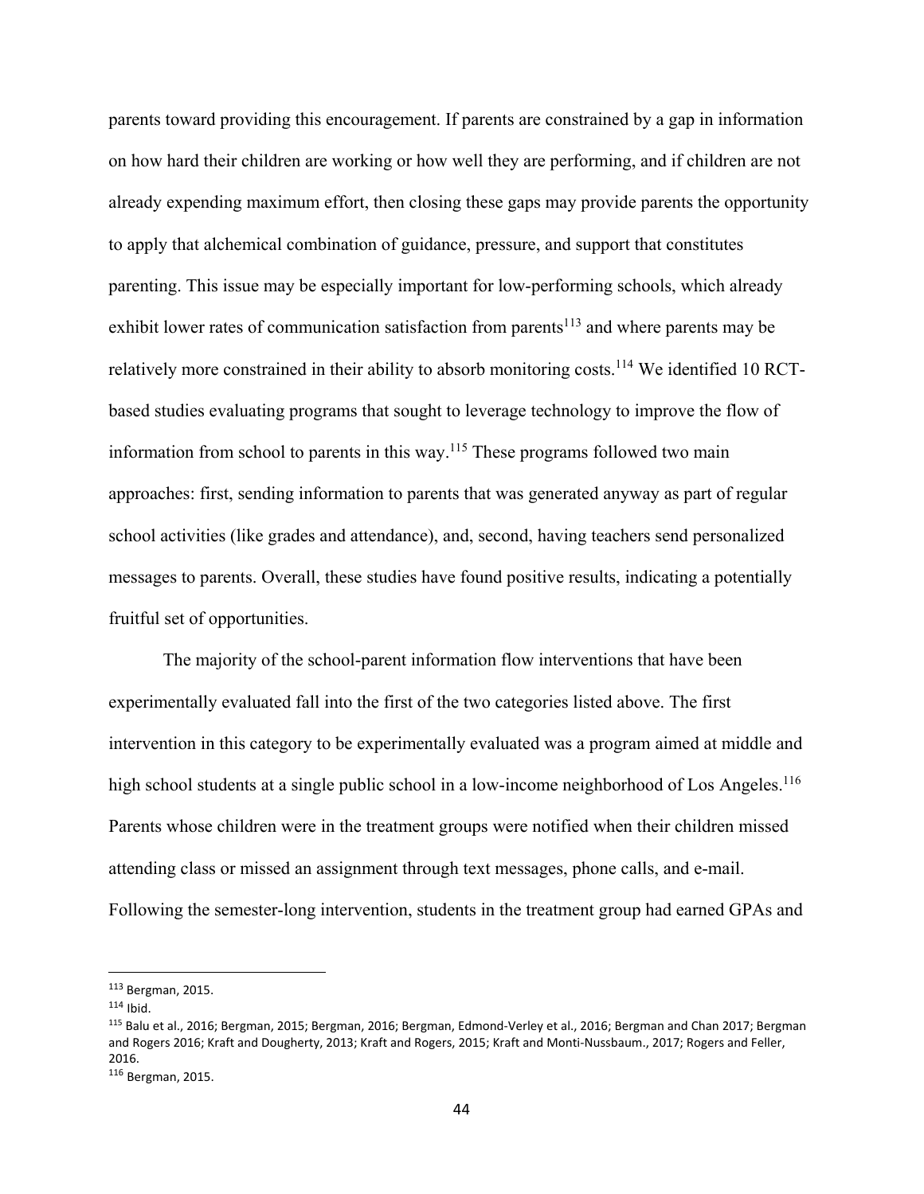parents toward providing this encouragement. If parents are constrained by a gap in information on how hard their children are working or how well they are performing, and if children are not already expending maximum effort, then closing these gaps may provide parents the opportunity to apply that alchemical combination of guidance, pressure, and support that constitutes parenting. This issue may be especially important for low-performing schools, which already exhibit lower rates of communication satisfaction from parents[113] and where parents may be relatively more constrained in their ability to absorb monitoring costs.[114] We identified 10 RCT-based studies evaluating programs that sought to leverage technology to improve the flow of information from school to parents in this way.[115] These programs followed two main approaches: first, sending information to parents that was generated anyway as part of regular school activities (like grades and attendance), and, second, having teachers send personalized messages to parents. Overall, these studies have found positive results, indicating a potentially fruitful set of opportunities.

The majority of the school-parent information flow interventions that have been experimentally evaluated fall into the first of the two categories listed above. The first intervention in this category to be experimentally evaluated was a program aimed at middle and high school students at a single public school in a low-income neighborhood of Los Angeles.[116] Parents whose children were in the treatment groups were notified when their children missed attending class or missed an assignment through text messages, phone calls, and e-mail. Following the semester-long intervention, students in the treatment group had earned GPAs and

---

[113] Bergman, 2015.

[114] Ibid.

[115] Balu et al., 2016; Bergman, 2015; Bergman, 2016; Bergman, Edmond-Verley et al., 2016; Bergman and Chan 2017; Bergman and Rogers 2016; Kraft and Dougherty, 2013; Kraft and Rogers, 2015; Kraft and Monti-Nussbaum., 2017; Rogers and Feller, 2016.

[116] Bergman, 2015.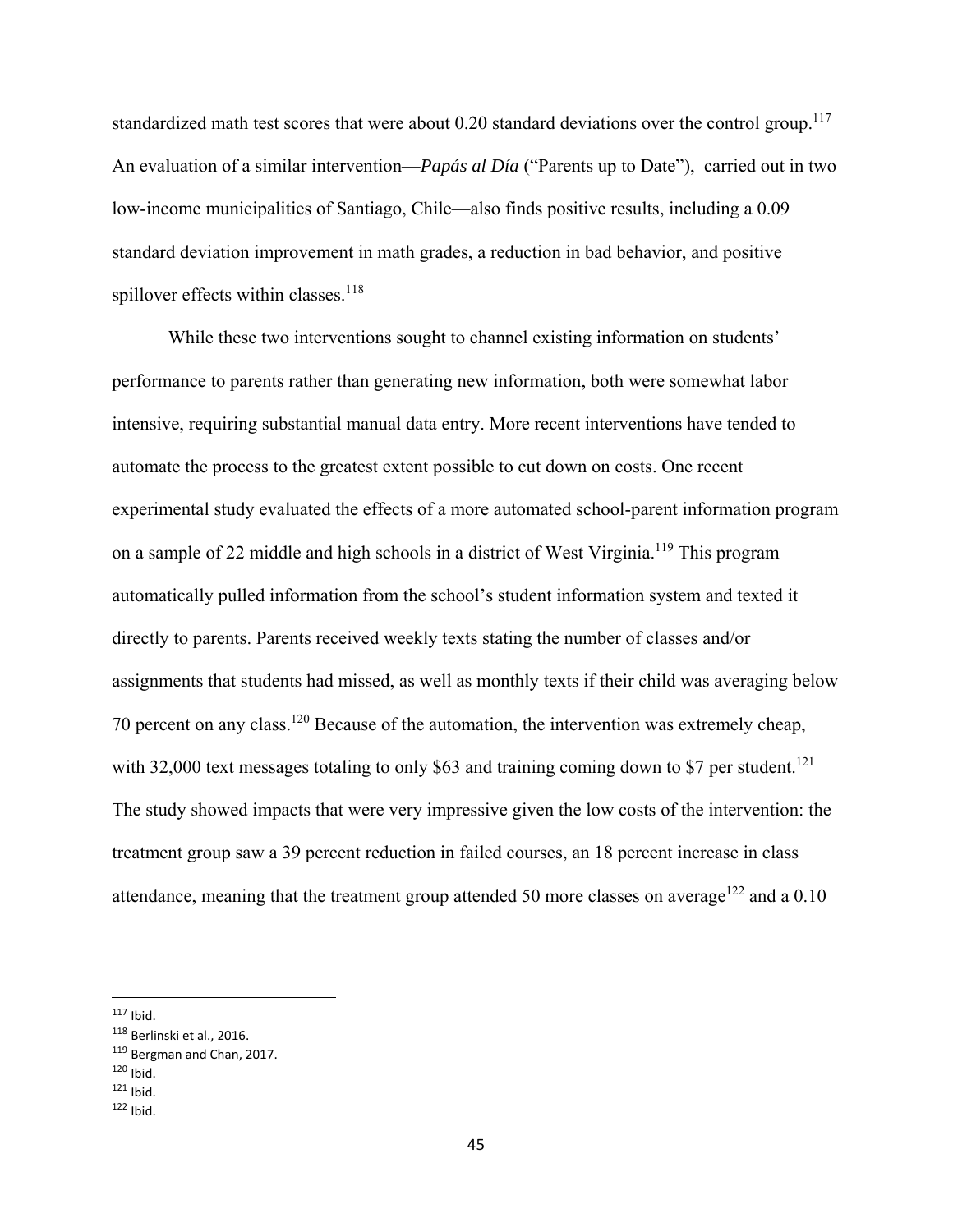standardized math test scores that were about 0.20 standard deviations over the control group.[117] An evaluation of a similar intervention—*Papás al Día* ("Parents up to Date"), carried out in two low-income municipalities of Santiago, Chile—also finds positive results, including a 0.09 standard deviation improvement in math grades, a reduction in bad behavior, and positive spillover effects within classes.[118]

While these two interventions sought to channel existing information on students' performance to parents rather than generating new information, both were somewhat labor intensive, requiring substantial manual data entry. More recent interventions have tended to automate the process to the greatest extent possible to cut down on costs. One recent experimental study evaluated the effects of a more automated school-parent information program on a sample of 22 middle and high schools in a district of West Virginia.[119] This program automatically pulled information from the school's student information system and texted it directly to parents. Parents received weekly texts stating the number of classes and/or assignments that students had missed, as well as monthly texts if their child was averaging below 70 percent on any class.[120] Because of the automation, the intervention was extremely cheap, with 32,000 text messages totaling to only $63 and training coming down to $7 per student.[121] The study showed impacts that were very impressive given the low costs of the intervention: the treatment group saw a 39 percent reduction in failed courses, an 18 percent increase in class attendance, meaning that the treatment group attended 50 more classes on average[122] and a 0.10

---

[117] Ibid.

[118] Berlinski et al., 2016.

[119] Bergman and Chan, 2017.

[120] Ibid.

[121] Ibid.

[122] Ibid.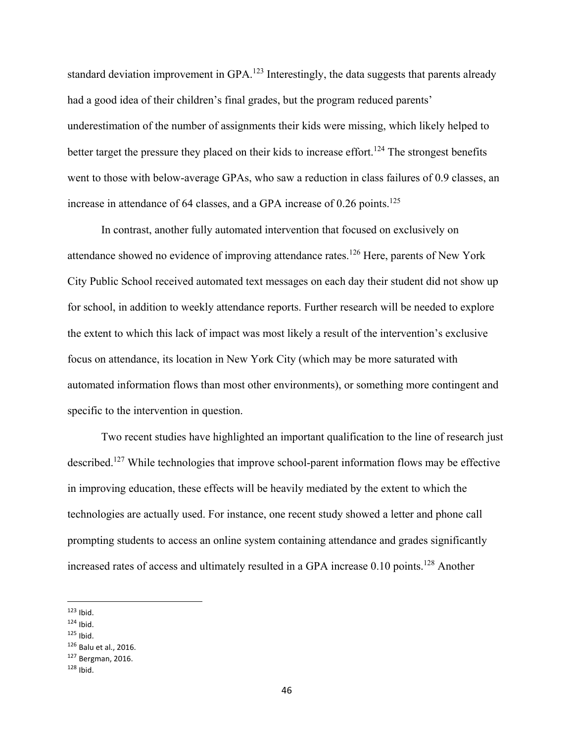standard deviation improvement in GPA.[123] Interestingly, the data suggests that parents already had a good idea of their children's final grades, but the program reduced parents' underestimation of the number of assignments their kids were missing, which likely helped to better target the pressure they placed on their kids to increase effort.[124] The strongest benefits went to those with below-average GPAs, who saw a reduction in class failures of 0.9 classes, an increase in attendance of 64 classes, and a GPA increase of 0.26 points.[125]

In contrast, another fully automated intervention that focused on exclusively on attendance showed no evidence of improving attendance rates.[126] Here, parents of New York City Public School received automated text messages on each day their student did not show up for school, in addition to weekly attendance reports. Further research will be needed to explore the extent to which this lack of impact was most likely a result of the intervention's exclusive focus on attendance, its location in New York City (which may be more saturated with automated information flows than most other environments), or something more contingent and specific to the intervention in question.

Two recent studies have highlighted an important qualification to the line of research just described.[127] While technologies that improve school-parent information flows may be effective in improving education, these effects will be heavily mediated by the extent to which the technologies are actually used. For instance, one recent study showed a letter and phone call prompting students to access an online system containing attendance and grades significantly increased rates of access and ultimately resulted in a GPA increase 0.10 points.[128] Another

---

[123] Ibid.
[124] Ibid.
[125] Ibid.
[126] Balu et al., 2016.
[127] Bergman, 2016.
[128] Ibid.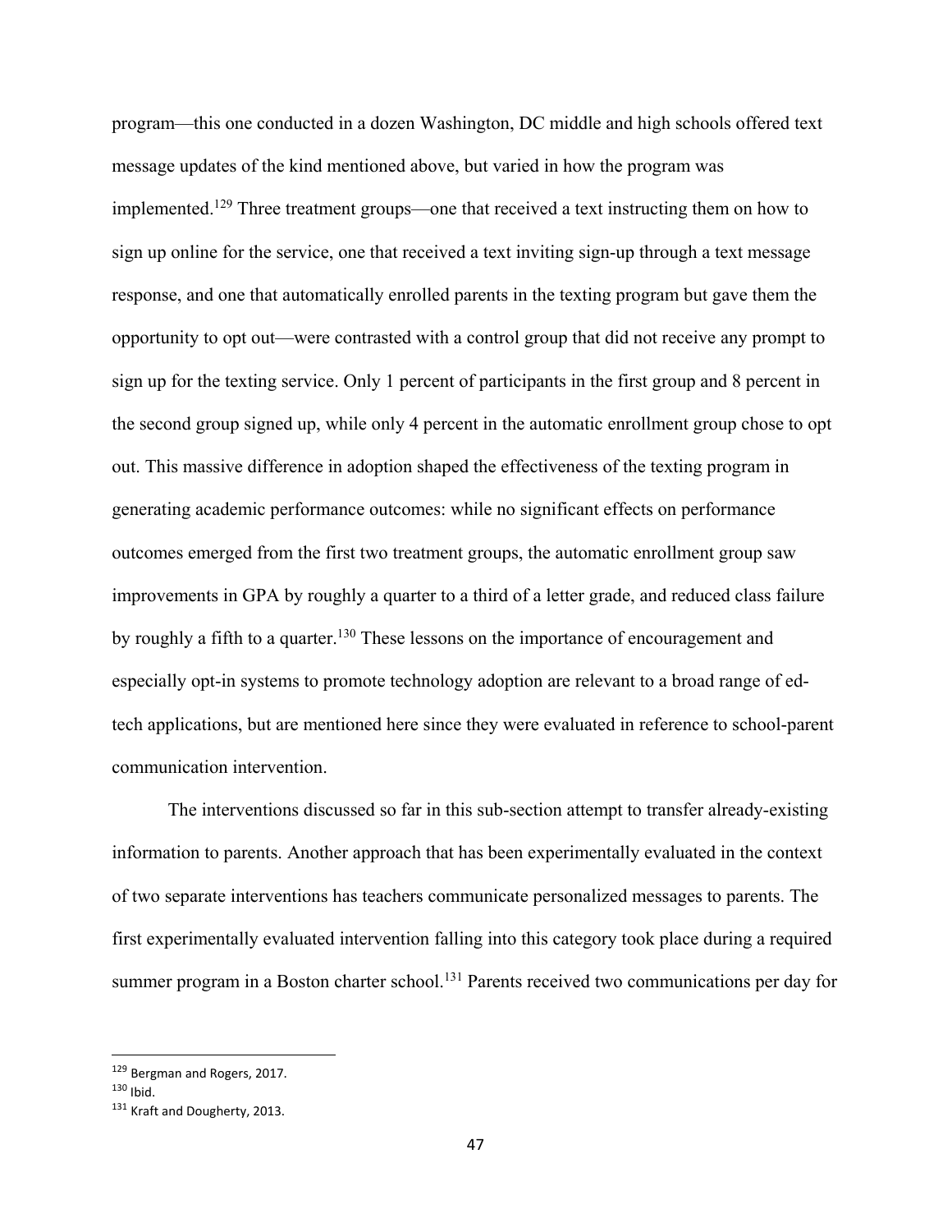program—this one conducted in a dozen Washington, DC middle and high schools offered text message updates of the kind mentioned above, but varied in how the program was implemented.[129] Three treatment groups—one that received a text instructing them on how to sign up online for the service, one that received a text inviting sign-up through a text message response, and one that automatically enrolled parents in the texting program but gave them the opportunity to opt out—were contrasted with a control group that did not receive any prompt to sign up for the texting service. Only 1 percent of participants in the first group and 8 percent in the second group signed up, while only 4 percent in the automatic enrollment group chose to opt out. This massive difference in adoption shaped the effectiveness of the texting program in generating academic performance outcomes: while no significant effects on performance outcomes emerged from the first two treatment groups, the automatic enrollment group saw improvements in GPA by roughly a quarter to a third of a letter grade, and reduced class failure by roughly a fifth to a quarter.[130] These lessons on the importance of encouragement and especially opt-in systems to promote technology adoption are relevant to a broad range of ed-tech applications, but are mentioned here since they were evaluated in reference to school-parent communication intervention.

The interventions discussed so far in this sub-section attempt to transfer already-existing information to parents. Another approach that has been experimentally evaluated in the context of two separate interventions has teachers communicate personalized messages to parents. The first experimentally evaluated intervention falling into this category took place during a required summer program in a Boston charter school.[131] Parents received two communications per day for

---

[129] Bergman and Rogers, 2017.

[130] Ibid.

[131] Kraft and Dougherty, 2013.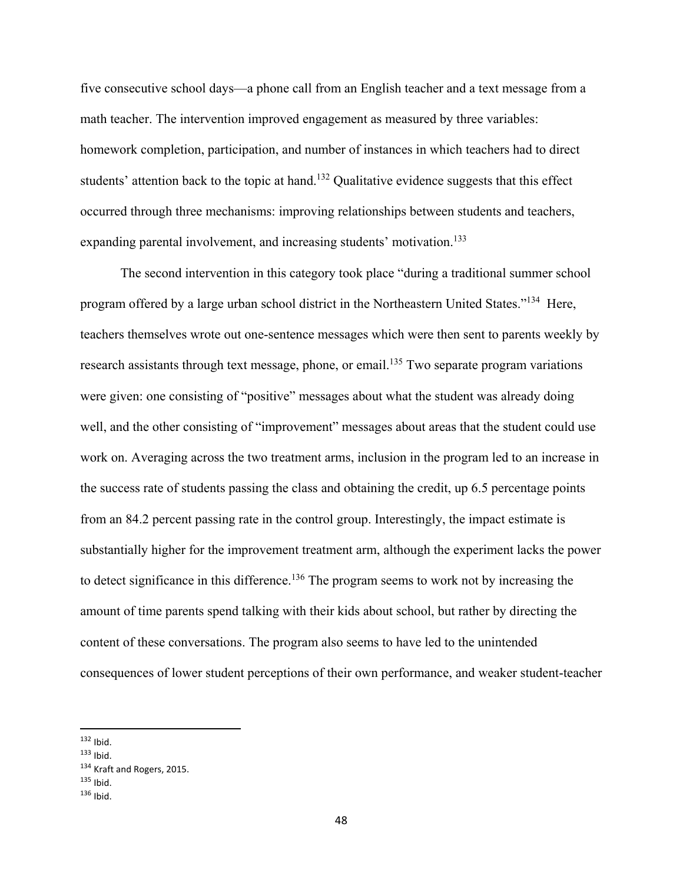five consecutive school days—a phone call from an English teacher and a text message from a math teacher. The intervention improved engagement as measured by three variables: homework completion, participation, and number of instances in which teachers had to direct students' attention back to the topic at hand.[132] Qualitative evidence suggests that this effect occurred through three mechanisms: improving relationships between students and teachers, expanding parental involvement, and increasing students' motivation.[133]

The second intervention in this category took place "during a traditional summer school program offered by a large urban school district in the Northeastern United States."[134] Here, teachers themselves wrote out one-sentence messages which were then sent to parents weekly by research assistants through text message, phone, or email.[135] Two separate program variations were given: one consisting of "positive" messages about what the student was already doing well, and the other consisting of "improvement" messages about areas that the student could use work on. Averaging across the two treatment arms, inclusion in the program led to an increase in the success rate of students passing the class and obtaining the credit, up 6.5 percentage points from an 84.2 percent passing rate in the control group. Interestingly, the impact estimate is substantially higher for the improvement treatment arm, although the experiment lacks the power to detect significance in this difference.[136] The program seems to work not by increasing the amount of time parents spend talking with their kids about school, but rather by directing the content of these conversations. The program also seems to have led to the unintended consequences of lower student perceptions of their own performance, and weaker student-teacher

---

[132] Ibid.
[133] Ibid.
[134] Kraft and Rogers, 2015.
[135] Ibid.
[136] Ibid.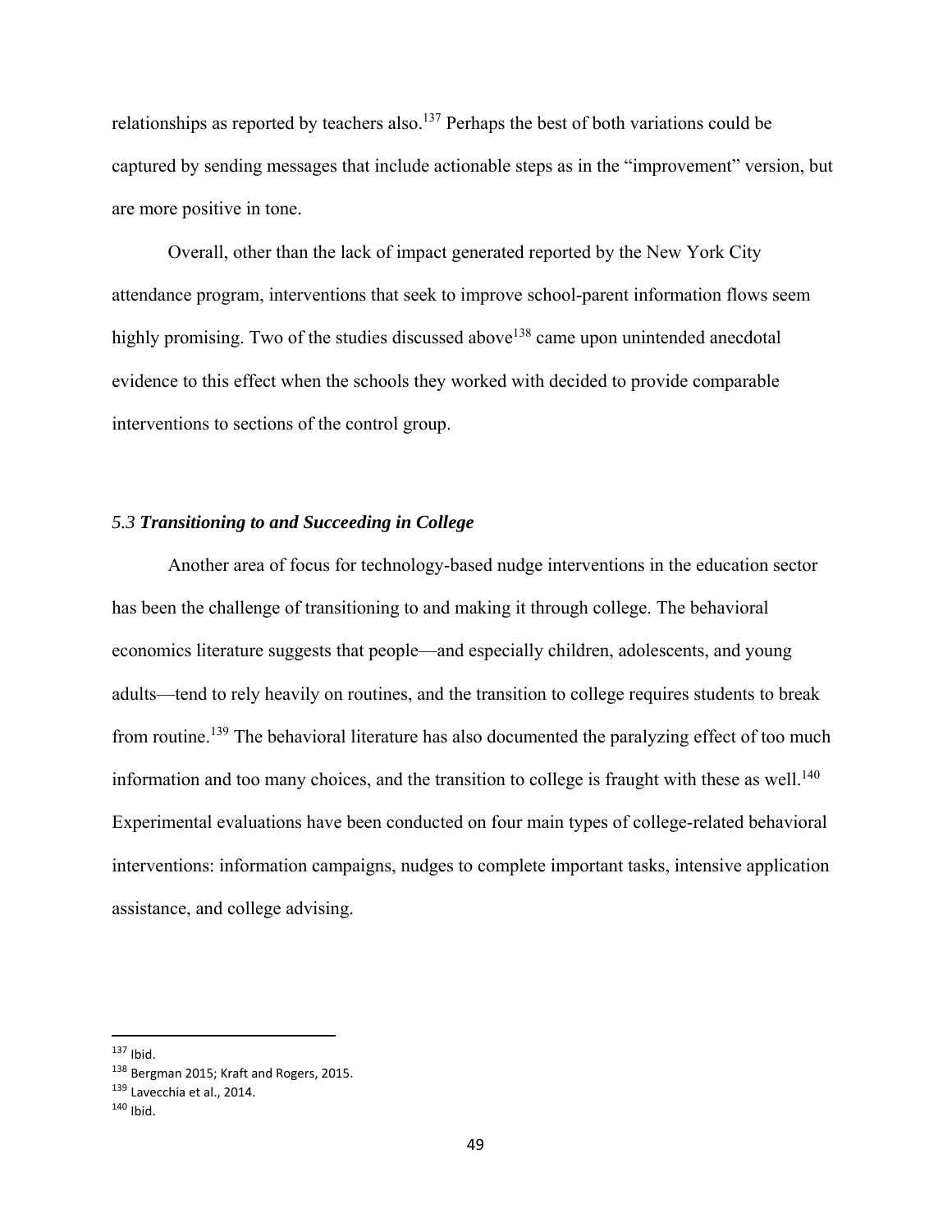relationships as reported by teachers also.[137] Perhaps the best of both variations could be captured by sending messages that include actionable steps as in the "improvement" version, but are more positive in tone.

Overall, other than the lack of impact generated reported by the New York City attendance program, interventions that seek to improve school-parent information flows seem highly promising. Two of the studies discussed above[138] came upon unintended anecdotal evidence to this effect when the schools they worked with decided to provide comparable interventions to sections of the control group.

### *5.3 **Transitioning to and Succeeding in College***

Another area of focus for technology-based nudge interventions in the education sector has been the challenge of transitioning to and making it through college. The behavioral economics literature suggests that people—and especially children, adolescents, and young adults—tend to rely heavily on routines, and the transition to college requires students to break from routine.[139] The behavioral literature has also documented the paralyzing effect of too much information and too many choices, and the transition to college is fraught with these as well.[140] Experimental evaluations have been conducted on four main types of college-related behavioral interventions: information campaigns, nudges to complete important tasks, intensive application assistance, and college advising.

---

[137] Ibid.

[138] Bergman 2015; Kraft and Rogers, 2015.

[139] Lavecchia et al., 2014.

[140] Ibid.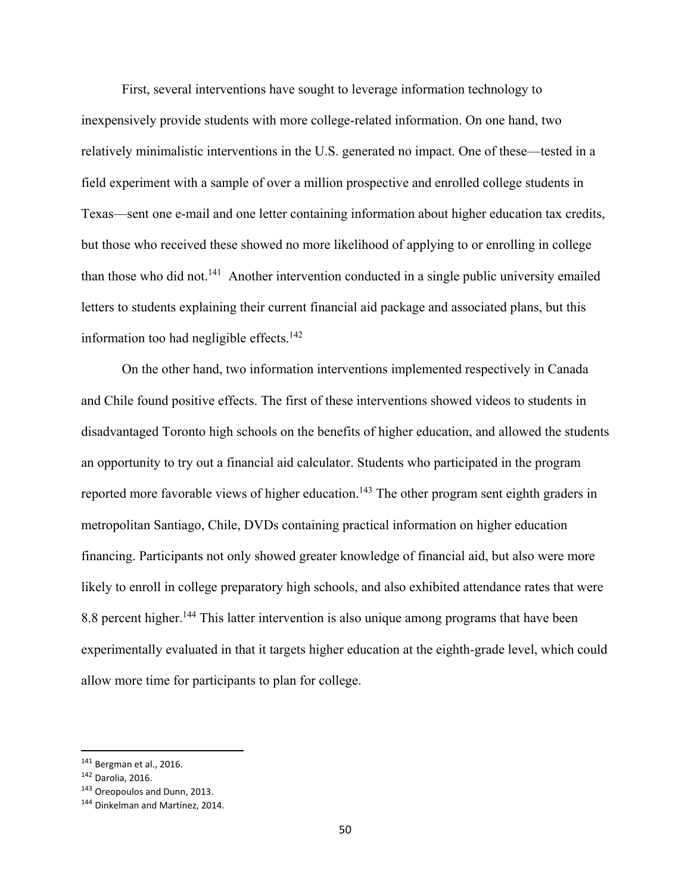First, several interventions have sought to leverage information technology to inexpensively provide students with more college-related information. On one hand, two relatively minimalistic interventions in the U.S. generated no impact. One of these—tested in a field experiment with a sample of over a million prospective and enrolled college students in Texas—sent one e-mail and one letter containing information about higher education tax credits, but those who received these showed no more likelihood of applying to or enrolling in college than those who did not.[141] Another intervention conducted in a single public university emailed letters to students explaining their current financial aid package and associated plans, but this information too had negligible effects.[142]

On the other hand, two information interventions implemented respectively in Canada and Chile found positive effects. The first of these interventions showed videos to students in disadvantaged Toronto high schools on the benefits of higher education, and allowed the students an opportunity to try out a financial aid calculator. Students who participated in the program reported more favorable views of higher education.[143] The other program sent eighth graders in metropolitan Santiago, Chile, DVDs containing practical information on higher education financing. Participants not only showed greater knowledge of financial aid, but also were more likely to enroll in college preparatory high schools, and also exhibited attendance rates that were 8.8 percent higher.[144] This latter intervention is also unique among programs that have been experimentally evaluated in that it targets higher education at the eighth-grade level, which could allow more time for participants to plan for college.

---

[141] Bergman et al., 2016.

[142] Darolia, 2016.

[143] Oreopoulos and Dunn, 2013.

[144] Dinkelman and Martínez, 2014.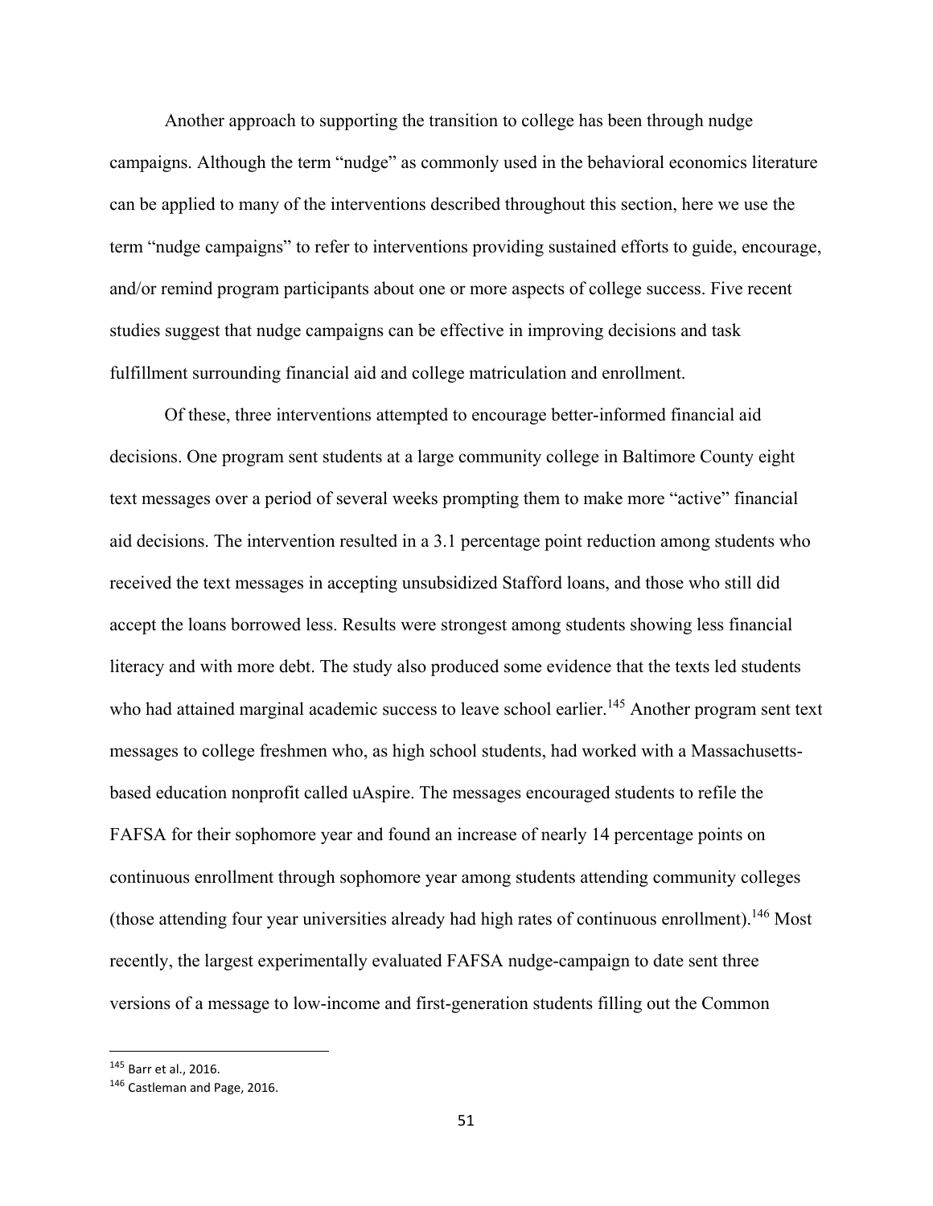Another approach to supporting the transition to college has been through nudge campaigns. Although the term "nudge" as commonly used in the behavioral economics literature can be applied to many of the interventions described throughout this section, here we use the term "nudge campaigns" to refer to interventions providing sustained efforts to guide, encourage, and/or remind program participants about one or more aspects of college success. Five recent studies suggest that nudge campaigns can be effective in improving decisions and task fulfillment surrounding financial aid and college matriculation and enrollment.

Of these, three interventions attempted to encourage better-informed financial aid decisions. One program sent students at a large community college in Baltimore County eight text messages over a period of several weeks prompting them to make more "active" financial aid decisions. The intervention resulted in a 3.1 percentage point reduction among students who received the text messages in accepting unsubsidized Stafford loans, and those who still did accept the loans borrowed less. Results were strongest among students showing less financial literacy and with more debt. The study also produced some evidence that the texts led students who had attained marginal academic success to leave school earlier.[145] Another program sent text messages to college freshmen who, as high school students, had worked with a Massachusetts-based education nonprofit called uAspire. The messages encouraged students to refile the FAFSA for their sophomore year and found an increase of nearly 14 percentage points on continuous enrollment through sophomore year among students attending community colleges (those attending four year universities already had high rates of continuous enrollment).[146] Most recently, the largest experimentally evaluated FAFSA nudge-campaign to date sent three versions of a message to low-income and first-generation students filling out the Common

[145] Barr et al., 2016.

[146] Castleman and Page, 2016.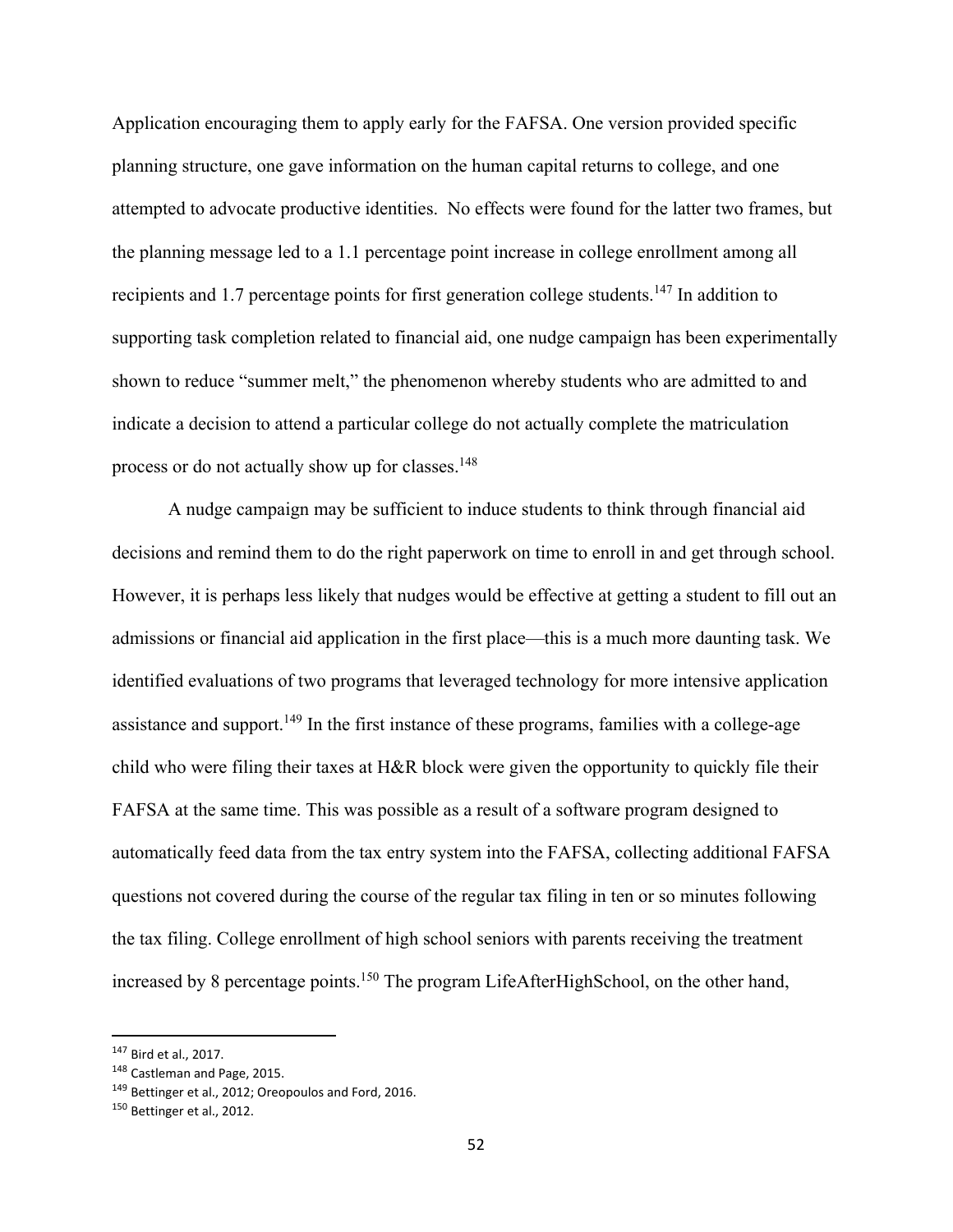Application encouraging them to apply early for the FAFSA. One version provided specific planning structure, one gave information on the human capital returns to college, and one attempted to advocate productive identities. No effects were found for the latter two frames, but the planning message led to a 1.1 percentage point increase in college enrollment among all recipients and 1.7 percentage points for first generation college students.[147] In addition to supporting task completion related to financial aid, one nudge campaign has been experimentally shown to reduce "summer melt," the phenomenon whereby students who are admitted to and indicate a decision to attend a particular college do not actually complete the matriculation process or do not actually show up for classes.[148]

A nudge campaign may be sufficient to induce students to think through financial aid decisions and remind them to do the right paperwork on time to enroll in and get through school. However, it is perhaps less likely that nudges would be effective at getting a student to fill out an admissions or financial aid application in the first place—this is a much more daunting task. We identified evaluations of two programs that leveraged technology for more intensive application assistance and support.[149] In the first instance of these programs, families with a college-age child who were filing their taxes at H&R block were given the opportunity to quickly file their FAFSA at the same time. This was possible as a result of a software program designed to automatically feed data from the tax entry system into the FAFSA, collecting additional FAFSA questions not covered during the course of the regular tax filing in ten or so minutes following the tax filing. College enrollment of high school seniors with parents receiving the treatment increased by 8 percentage points.[150] The program LifeAfterHighSchool, on the other hand,

[147] Bird et al., 2017.

[148] Castleman and Page, 2015.

[149] Bettinger et al., 2012; Oreopoulos and Ford, 2016.

[150] Bettinger et al., 2012.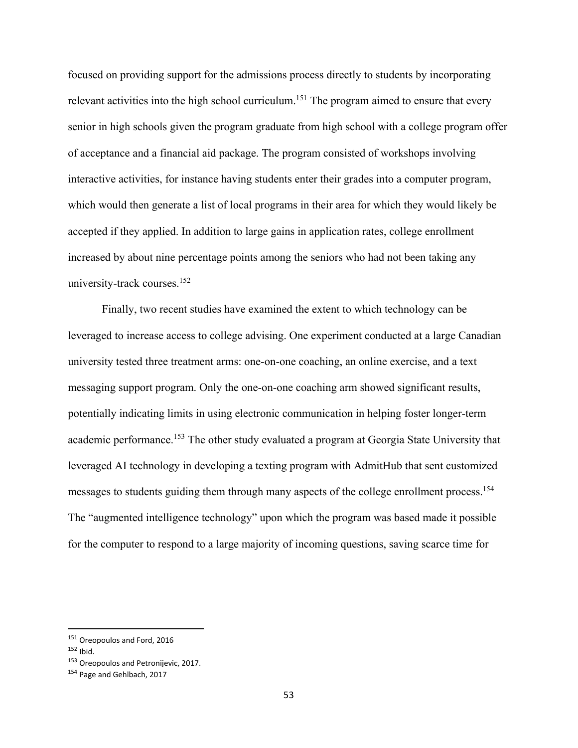focused on providing support for the admissions process directly to students by incorporating relevant activities into the high school curriculum.[151] The program aimed to ensure that every senior in high schools given the program graduate from high school with a college program offer of acceptance and a financial aid package. The program consisted of workshops involving interactive activities, for instance having students enter their grades into a computer program, which would then generate a list of local programs in their area for which they would likely be accepted if they applied. In addition to large gains in application rates, college enrollment increased by about nine percentage points among the seniors who had not been taking any university-track courses.[152]

Finally, two recent studies have examined the extent to which technology can be leveraged to increase access to college advising. One experiment conducted at a large Canadian university tested three treatment arms: one-on-one coaching, an online exercise, and a text messaging support program. Only the one-on-one coaching arm showed significant results, potentially indicating limits in using electronic communication in helping foster longer-term academic performance.[153] The other study evaluated a program at Georgia State University that leveraged AI technology in developing a texting program with AdmitHub that sent customized messages to students guiding them through many aspects of the college enrollment process.[154] The "augmented intelligence technology" upon which the program was based made it possible for the computer to respond to a large majority of incoming questions, saving scarce time for

[151] Oreopoulos and Ford, 2016

[152] Ibid.

[153] Oreopoulos and Petronijevic, 2017.

[154] Page and Gehlbach, 2017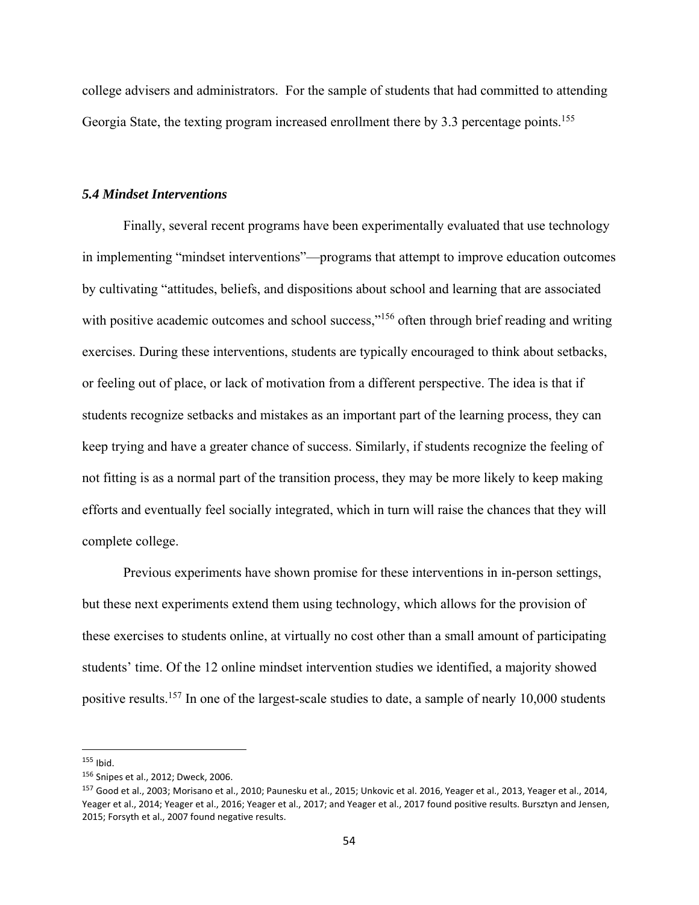college advisers and administrators. For the sample of students that had committed to attending Georgia State, the texting program increased enrollment there by 3.3 percentage points.[155]

### *5.4 Mindset Interventions*

Finally, several recent programs have been experimentally evaluated that use technology in implementing "mindset interventions"—programs that attempt to improve education outcomes by cultivating "attitudes, beliefs, and dispositions about school and learning that are associated with positive academic outcomes and school success,"[156] often through brief reading and writing exercises. During these interventions, students are typically encouraged to think about setbacks, or feeling out of place, or lack of motivation from a different perspective. The idea is that if students recognize setbacks and mistakes as an important part of the learning process, they can keep trying and have a greater chance of success. Similarly, if students recognize the feeling of not fitting is as a normal part of the transition process, they may be more likely to keep making efforts and eventually feel socially integrated, which in turn will raise the chances that they will complete college.

Previous experiments have shown promise for these interventions in in-person settings, but these next experiments extend them using technology, which allows for the provision of these exercises to students online, at virtually no cost other than a small amount of participating students' time. Of the 12 online mindset intervention studies we identified, a majority showed positive results.[157] In one of the largest-scale studies to date, a sample of nearly 10,000 students

---

[155] Ibid.

[156] Snipes et al., 2012; Dweck, 2006.

[157] Good et al., 2003; Morisano et al., 2010; Paunesku et al., 2015; Unkovic et al. 2016, Yeager et al., 2013, Yeager et al., 2014, Yeager et al., 2014; Yeager et al., 2016; Yeager et al., 2017; and Yeager et al., 2017 found positive results. Bursztyn and Jensen, 2015; Forsyth et al., 2007 found negative results.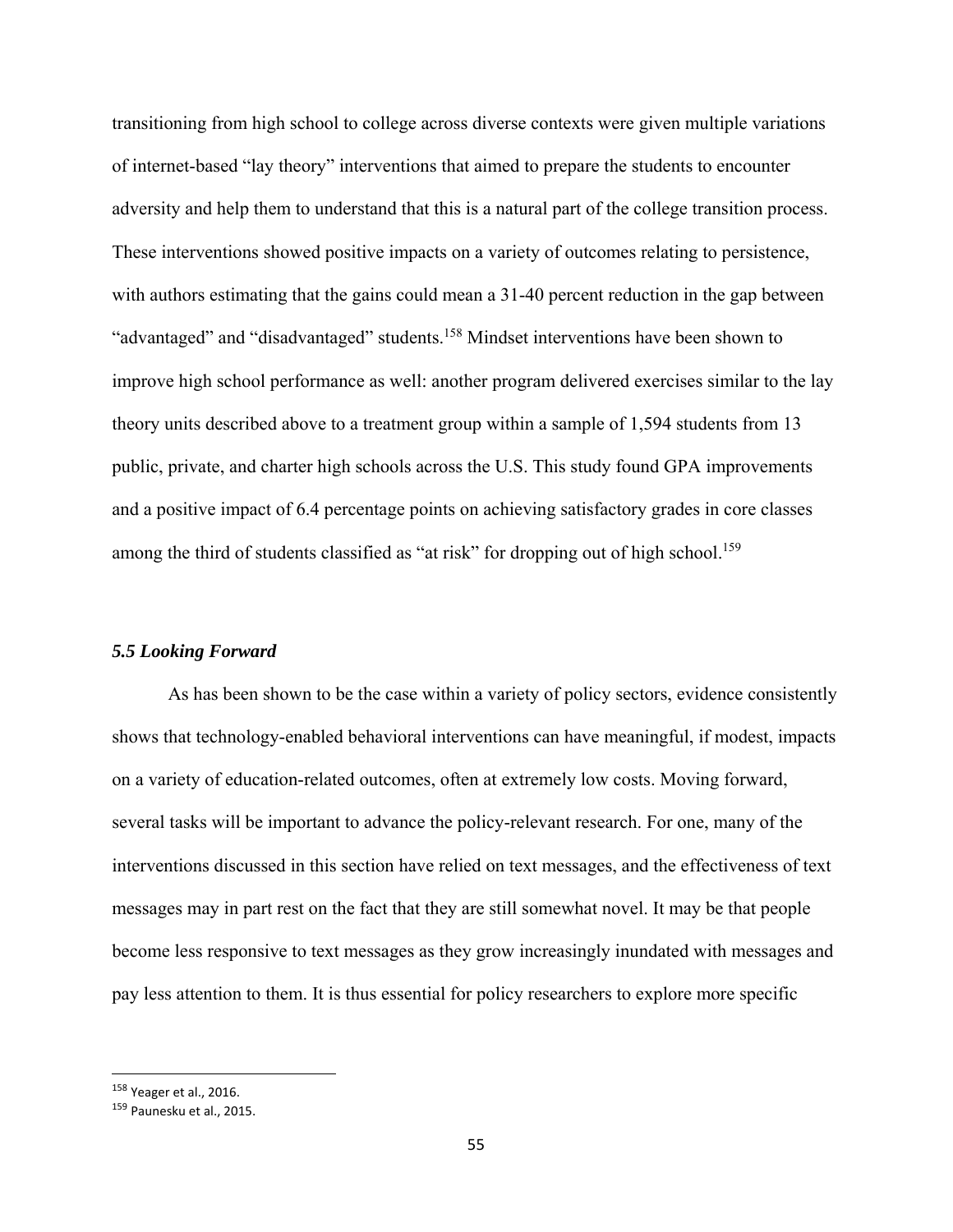transitioning from high school to college across diverse contexts were given multiple variations of internet-based "lay theory" interventions that aimed to prepare the students to encounter adversity and help them to understand that this is a natural part of the college transition process. These interventions showed positive impacts on a variety of outcomes relating to persistence, with authors estimating that the gains could mean a 31-40 percent reduction in the gap between "advantaged" and "disadvantaged" students.[158] Mindset interventions have been shown to improve high school performance as well: another program delivered exercises similar to the lay theory units described above to a treatment group within a sample of 1,594 students from 13 public, private, and charter high schools across the U.S. This study found GPA improvements and a positive impact of 6.4 percentage points on achieving satisfactory grades in core classes among the third of students classified as "at risk" for dropping out of high school.[159]

### *5.5 Looking Forward*

As has been shown to be the case within a variety of policy sectors, evidence consistently shows that technology-enabled behavioral interventions can have meaningful, if modest, impacts on a variety of education-related outcomes, often at extremely low costs. Moving forward, several tasks will be important to advance the policy-relevant research. For one, many of the interventions discussed in this section have relied on text messages, and the effectiveness of text messages may in part rest on the fact that they are still somewhat novel. It may be that people become less responsive to text messages as they grow increasingly inundated with messages and pay less attention to them. It is thus essential for policy researchers to explore more specific

---

[158] Yeager et al., 2016.

[159] Paunesku et al., 2015.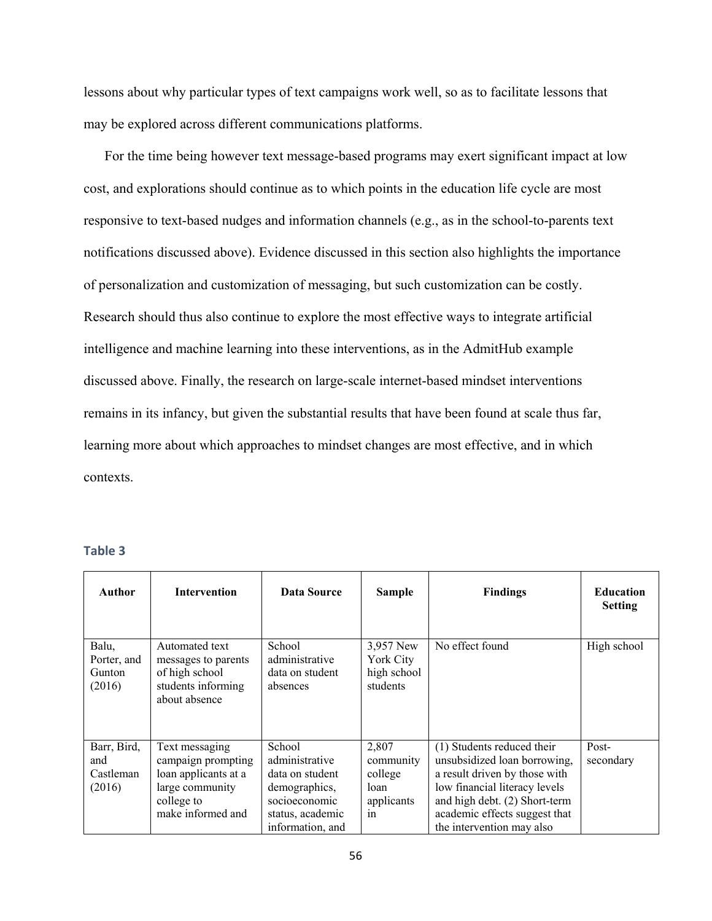lessons about why particular types of text campaigns work well, so as to facilitate lessons that may be explored across different communications platforms.

For the time being however text message-based programs may exert significant impact at low cost, and explorations should continue as to which points in the education life cycle are most responsive to text-based nudges and information channels (e.g., as in the school-to-parents text notifications discussed above). Evidence discussed in this section also highlights the importance of personalization and customization of messaging, but such customization can be costly. Research should thus also continue to explore the most effective ways to integrate artificial intelligence and machine learning into these interventions, as in the AdmitHub example discussed above. Finally, the research on large-scale internet-based mindset interventions remains in its infancy, but given the substantial results that have been found at scale thus far, learning more about which approaches to mindset changes are most effective, and in which contexts.

**Table 3**

| Author | Intervention | Data Source | Sample | Findings | Education Setting |
|---|---|---|---|---|---|
| Balu, Porter, and Gunton (2016) | Automated text messages to parents of high school students informing about absence | School administrative data on student absences | 3,957 New York City high school students | No effect found | High school |
| Barr, Bird, and Castleman (2016) | Text messaging campaign prompting loan applicants at a large community college to make informed and | School administrative data on student demographics, socioeconomic status, academic information, and | 2,807 community college loan applicants in | (1) Students reduced their unsubsidized loan borrowing, a result driven by those with low financial literacy levels and high debt. (2) Short-term academic effects suggest that the intervention may also | Post-secondary |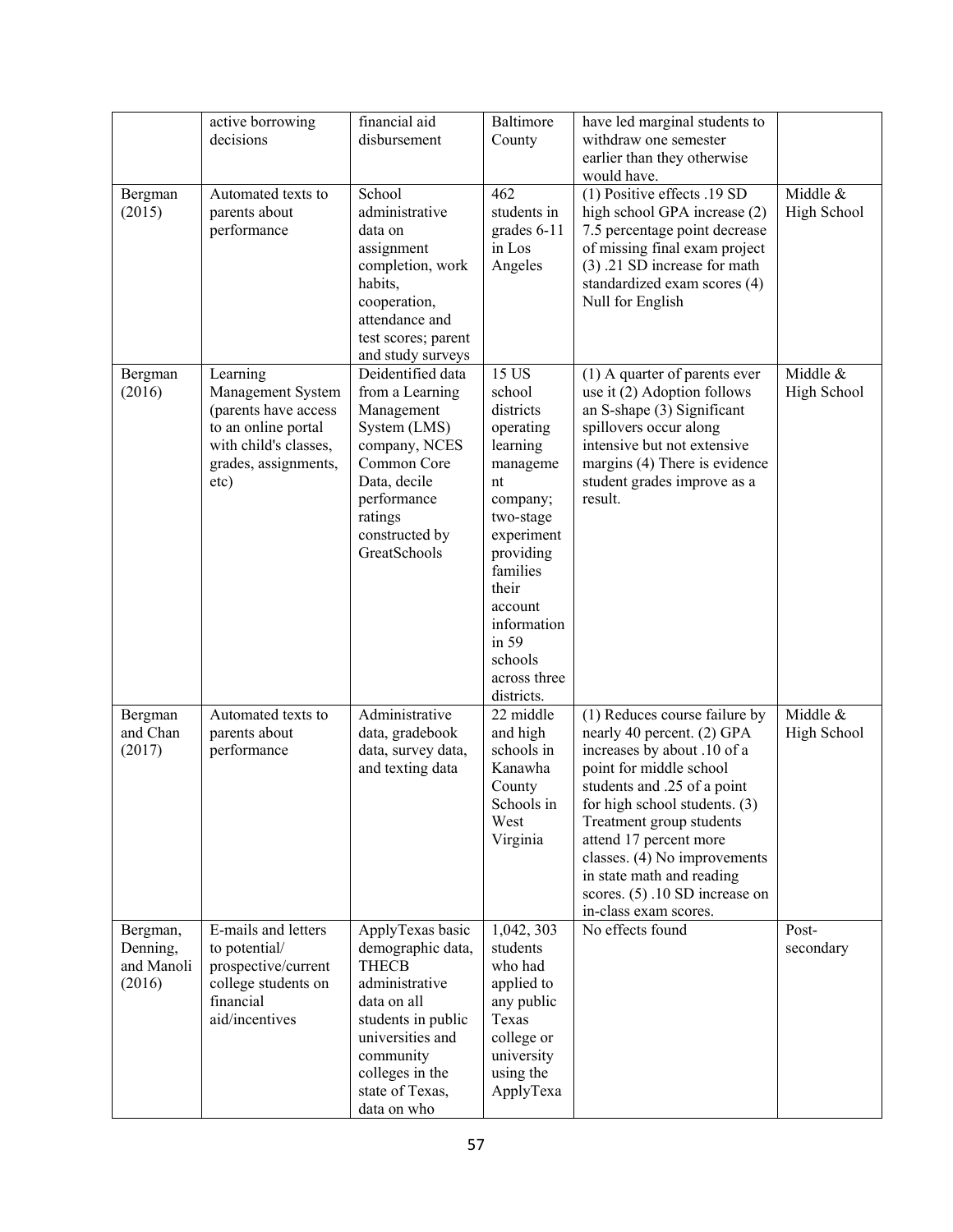| | active borrowing decisions | financial aid disbursement | Baltimore County | have led marginal students to withdraw one semester earlier than they otherwise would have. | |
|---|---|---|---|---|---|
| Bergman (2015) | Automated texts to parents about performance | School administrative data on assignment completion, work habits, cooperation, attendance and test scores; parent and study surveys | 462 students in grades 6-11 in Los Angeles | (1) Positive effects .19 SD high school GPA increase (2) 7.5 percentage point decrease of missing final exam project (3) .21 SD increase for math standardized exam scores (4) Null for English | Middle & High School |
| Bergman (2016) | Learning Management System (parents have access to an online portal with child's classes, grades, assignments, etc) | Deidentified data from a Learning Management System (LMS) company, NCES Common Core Data, decile performance ratings constructed by GreatSchools | 15 US school districts operating learning management company; two-stage experiment providing families their account information in 59 schools across three districts. | (1) A quarter of parents ever use it (2) Adoption follows an S-shape (3) Significant spillovers occur along intensive but not extensive margins (4) There is evidence student grades improve as a result. | Middle & High School |
| Bergman and Chan (2017) | Automated texts to parents about performance | Administrative data, gradebook data, survey data, and texting data | 22 middle and high schools in Kanawha County Schools in West Virginia | (1) Reduces course failure by nearly 40 percent. (2) GPA increases by about .10 of a point for middle school students and .25 of a point for high school students. (3) Treatment group students attend 17 percent more classes. (4) No improvements in state math and reading scores. (5) .10 SD increase on in-class exam scores. | Middle & High School |
| Bergman, Denning, and Manoli (2016) | E-mails and letters to potential/ prospective/current college students on financial aid/incentives | ApplyTexas basic demographic data, THECB administrative data on all students in public universities and community colleges in the state of Texas, data on who | 1,042, 303 students who had applied to any public Texas college or university using the ApplyTexa | No effects found | Post-secondary |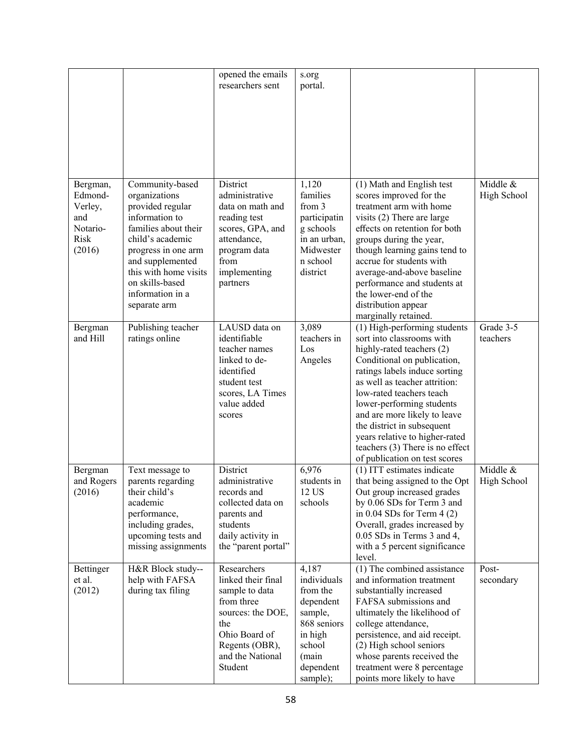|  |  | opened the emails researchers sent | s.org portal. |  |  |
|---|---|---|---|---|---|
| Bergman, Edmond-Verley, and Notario-Risk (2016) | Community-based organizations provided regular information to families about their child's academic progress in one arm and supplemented this with home visits on skills-based information in a separate arm | District administrative data on math and reading test scores, GPA, and attendance, program data from implementing partners | 1,120 families from 3 participating schools in an urban, Midwestern school district | (1) Math and English test scores improved for the treatment arm with home visits (2) There are large effects on retention for both groups during the year, though learning gains tend to accrue for students with average-and-above baseline performance and students at the lower-end of the distribution appear marginally retained. | Middle & High School |
| Bergman and Hill | Publishing teacher ratings online | LAUSD data on identifiable teacher names linked to de-identified student test scores, LA Times value added scores | 3,089 teachers in Los Angeles | (1) High-performing students sort into classrooms with highly-rated teachers (2) Conditional on publication, ratings labels induce sorting as well as teacher attrition: low-rated teachers teach lower-performing students and are more likely to leave the district in subsequent years relative to higher-rated teachers (3) There is no effect of publication on test scores | Grade 3-5 teachers |
| Bergman and Rogers (2016) | Text message to parents regarding their child's academic performance, including grades, upcoming tests and missing assignments | District administrative records and collected data on parents and students daily activity in the "parent portal" | 6,976 students in 12 US schools | (1) ITT estimates indicate that being assigned to the Opt Out group increased grades by 0.06 SDs for Term 3 and in 0.04 SDs for Term 4 (2) Overall, grades increased by 0.05 SDs in Terms 3 and 4, with a 5 percent significance level. | Middle & High School |
| Bettinger et al. (2012) | H&R Block study--help with FAFSA during tax filing | Researchers linked their final sample to data from three sources: the DOE, the Ohio Board of Regents (OBR), and the National Student | 4,187 individuals from the dependent sample, 868 seniors in high school (main dependent sample); | (1) The combined assistance and information treatment substantially increased FAFSA submissions and ultimately the likelihood of college attendance, persistence, and aid receipt. (2) High school seniors whose parents received the treatment were 8 percentage points more likely to have | Post-secondary |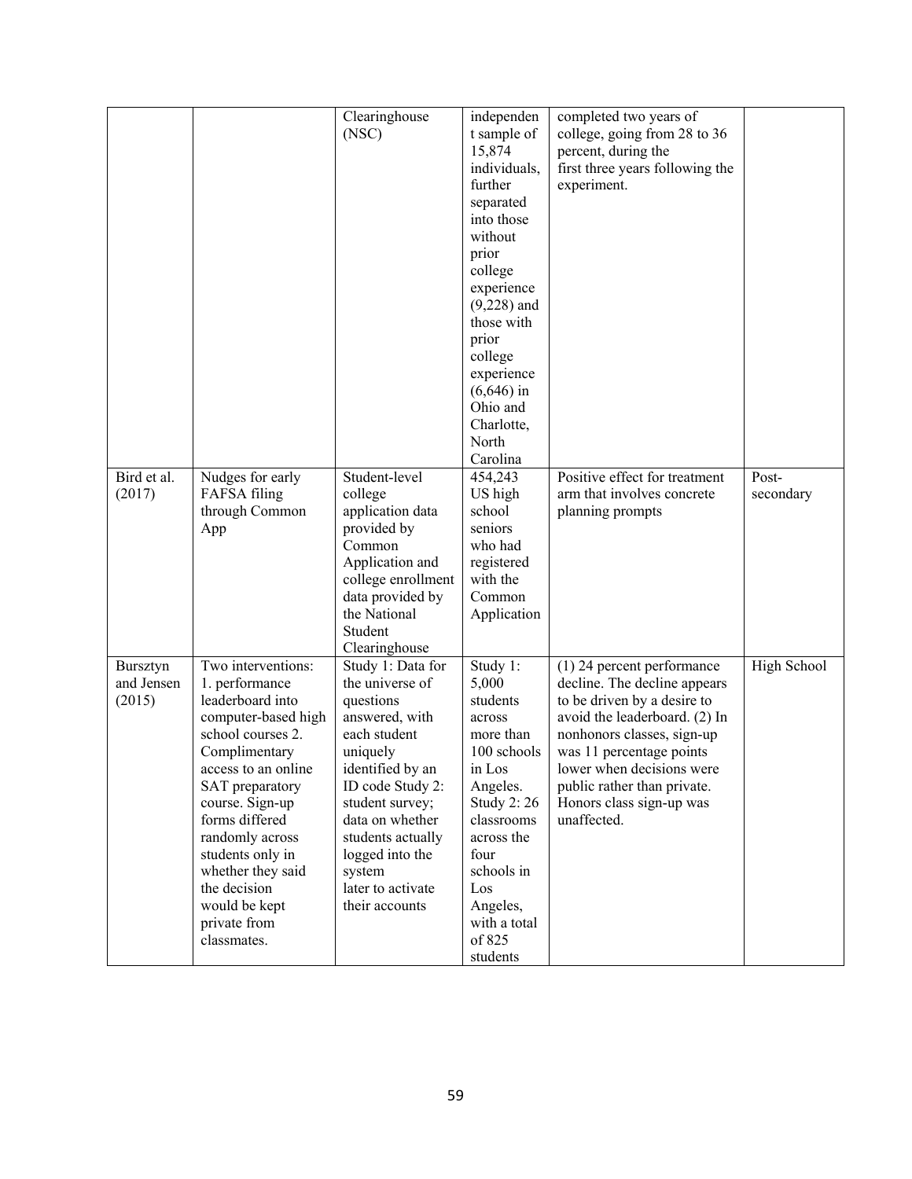| | | Clearinghouse (NSC) | independent sample of 15,874 individuals, further separated into those without prior college experience (9,228) and those with prior college experience (6,646) in Ohio and Charlotte, North Carolina | completed two years of college, going from 28 to 36 percent, during the first three years following the experiment. | |
|---|---|---|---|---|---|
| Bird et al. (2017) | Nudges for early FAFSA filing through Common App | Student-level college application data provided by Common Application and college enrollment data provided by the National Student Clearinghouse | 454,243 US high school seniors who had registered with the Common Application | Positive effect for treatment arm that involves concrete planning prompts | Post-secondary |
| Bursztyn and Jensen (2015) | Two interventions: 1. performance leaderboard into computer-based high school courses 2. Complimentary access to an online SAT preparatory course. Sign-up forms differed randomly across students only in whether they said the decision would be kept private from classmates. | Study 1: Data for the universe of questions answered, with each student uniquely identified by an ID code Study 2: student survey; data on whether students actually logged into the system later to activate their accounts | Study 1: 5,000 students across more than 100 schools in Los Angeles. Study 2: 26 classrooms across the four schools in Los Angeles, with a total of 825 students | (1) 24 percent performance decline. The decline appears to be driven by a desire to avoid the leaderboard. (2) In nonhonors classes, sign-up was 11 percentage points lower when decisions were public rather than private. Honors class sign-up was unaffected. | High School |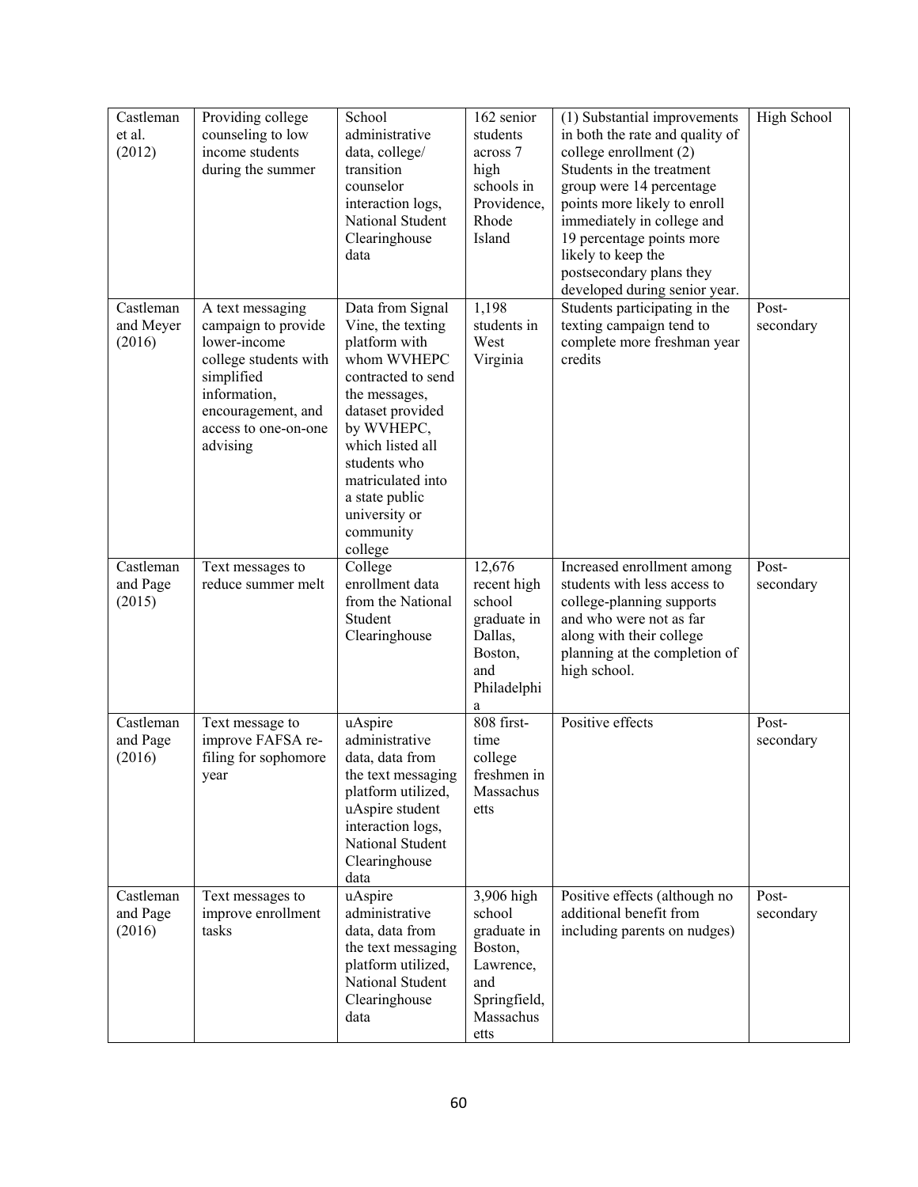| | | | | | |
|---|---|---|---|---|---|
| Castleman et al. (2012) | Providing college counseling to low income students during the summer | School administrative data, college/ transition counselor interaction logs, National Student Clearinghouse data | 162 senior students across 7 high schools in Providence, Rhode Island | (1) Substantial improvements in both the rate and quality of college enrollment (2) Students in the treatment group were 14 percentage points more likely to enroll immediately in college and 19 percentage points more likely to keep the postsecondary plans they developed during senior year. | High School |
| Castleman and Meyer (2016) | A text messaging campaign to provide lower-income college students with simplified information, encouragement, and access to one-on-one advising | Data from Signal Vine, the texting platform with whom WVHEPC contracted to send the messages, dataset provided by WVHEPC, which listed all students who matriculated into a state public university or community college | 1,198 students in West Virginia | Students participating in the texting campaign tend to complete more freshman year credits | Post-secondary |
| Castleman and Page (2015) | Text messages to reduce summer melt | College enrollment data from the National Student Clearinghouse | 12,676 recent high school graduate in Dallas, Boston, and Philadelphia | Increased enrollment among students with less access to college-planning supports and who were not as far along with their college planning at the completion of high school. | Post-secondary |
| Castleman and Page (2016) | Text message to improve FAFSA re-filing for sophomore year | uAspire administrative data, data from the text messaging platform utilized, uAspire student interaction logs, National Student Clearinghouse data | 808 first-time college freshmen in Massachusetts | Positive effects | Post-secondary |
| Castleman and Page (2016) | Text messages to improve enrollment tasks | uAspire administrative data, data from the text messaging platform utilized, National Student Clearinghouse data | 3,906 high school graduate in Boston, Lawrence, and Springfield, Massachusetts | Positive effects (although no additional benefit from including parents on nudges) | Post-secondary |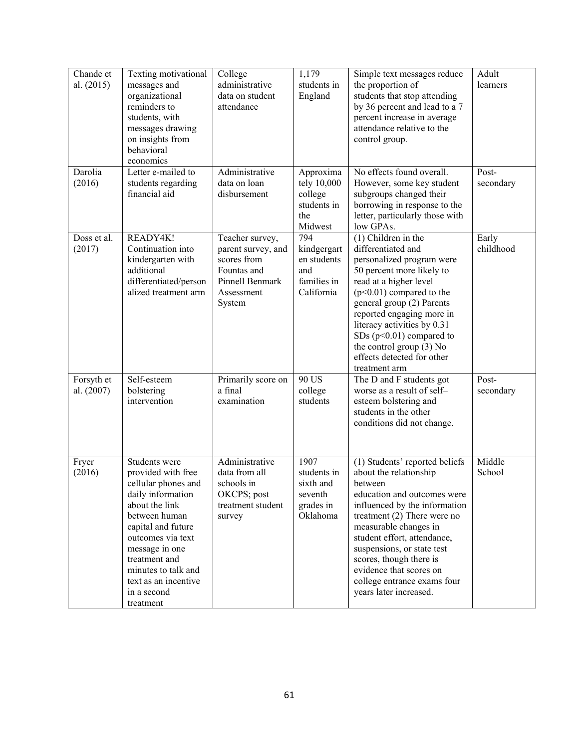| Chande et al. (2015) | Texting motivational messages and organizational reminders to students, with messages drawing on insights from behavioral economics | College administrative data on student attendance | 1,179 students in England | Simple text messages reduce the proportion of students that stop attending by 36 percent and lead to a 7 percent increase in average attendance relative to the control group. | Adult learners |
|---|---|---|---|---|---|
| Darolia (2016) | Letter e-mailed to students regarding financial aid | Administrative data on loan disbursement | Approximately 10,000 college students in the Midwest | No effects found overall. However, some key student subgroups changed their borrowing in response to the letter, particularly those with low GPAs. | Post-secondary |
| Doss et al. (2017) | READY4K! Continuation into kindergarten with additional differentiated/personalized treatment arm | Teacher survey, parent survey, and scores from Fountas and Pinnell Benmark Assessment System | 794 kindergarten students and families in California | (1) Children in the differentiated and personalized program were 50 percent more likely to read at a higher level ($p<0.01$) compared to the general group (2) Parents reported engaging more in literacy activities by 0.31 SDs ($p<0.01$) compared to the control group (3) No effects detected for other treatment arm | Early childhood |
| Forsyth et al. (2007) | Self-esteem bolstering intervention | Primarily score on a final examination | 90 US college students | The D and F students got worse as a result of self–esteem bolstering and students in the other conditions did not change. | Post-secondary |
| Fryer (2016) | Students were provided with free cellular phones and daily information about the link between human capital and future outcomes via text message in one treatment and minutes to talk and text as an incentive in a second treatment | Administrative data from all schools in OKCPS; post treatment student survey | 1907 students in sixth and seventh grades in Oklahoma | (1) Students' reported beliefs about the relationship between education and outcomes were influenced by the information treatment (2) There were no measurable changes in student effort, attendance, suspensions, or state test scores, though there is evidence that scores on college entrance exams four years later increased. | Middle School |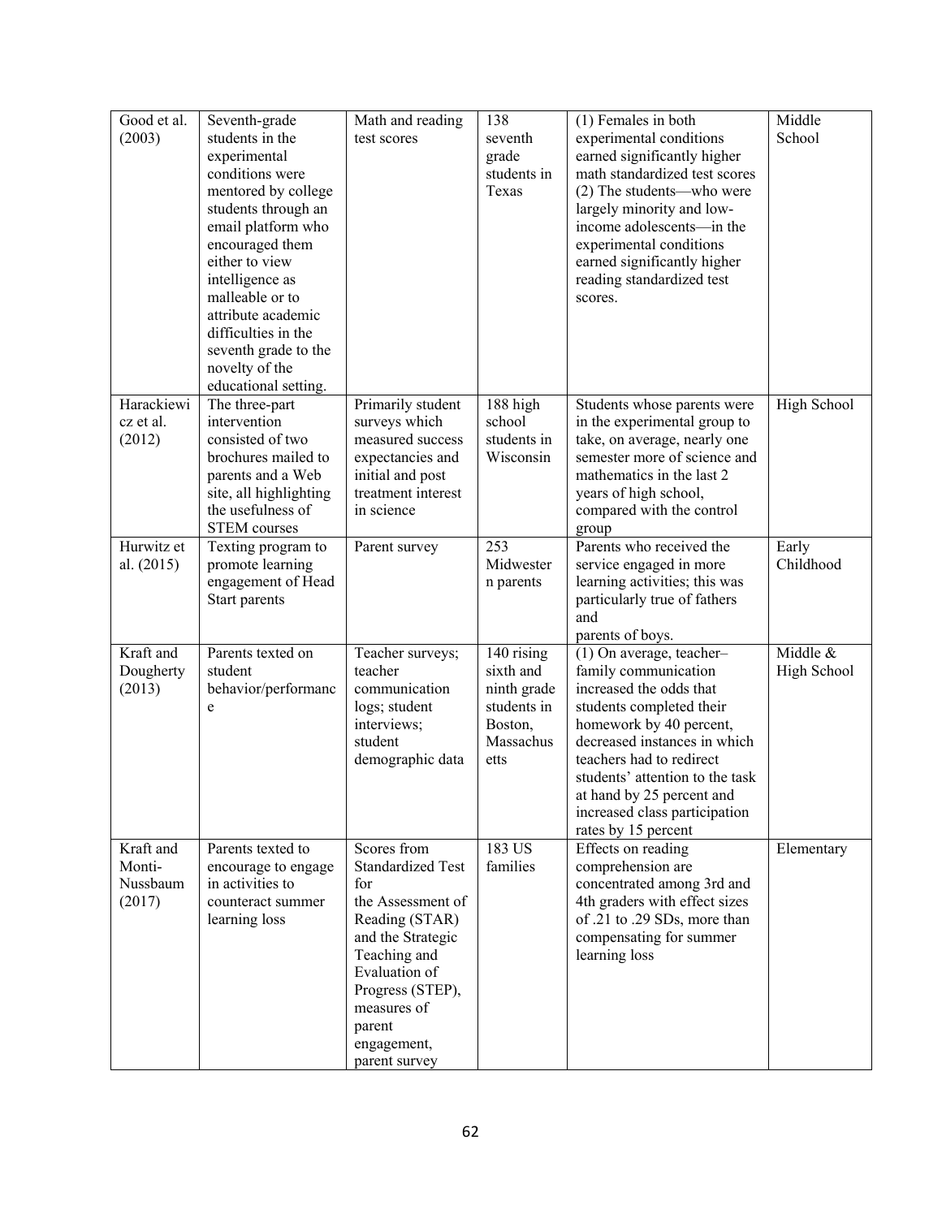| Good et al. (2003) | Seventh-grade students in the experimental conditions were mentored by college students through an email platform who encouraged them either to view intelligence as malleable or to attribute academic difficulties in the seventh grade to the novelty of the educational setting. | Math and reading test scores | 138 seventh grade students in Texas | (1) Females in both experimental conditions earned significantly higher math standardized test scores (2) The students—who were largely minority and low-income adolescents—in the experimental conditions earned significantly higher reading standardized test scores. | Middle School |
|---|---|---|---|---|---|
| Harackiewicz et al. (2012) | The three-part intervention consisted of two brochures mailed to parents and a Web site, all highlighting the usefulness of STEM courses | Primarily student surveys which measured success expectancies and initial and post treatment interest in science | 188 high school students in Wisconsin | Students whose parents were in the experimental group to take, on average, nearly one semester more of science and mathematics in the last 2 years of high school, compared with the control group | High School |
| Hurwitz et al. (2015) | Texting program to promote learning engagement of Head Start parents | Parent survey | 253 Midwestern parents | Parents who received the service engaged in more learning activities; this was particularly true of fathers and parents of boys. | Early Childhood |
| Kraft and Dougherty (2013) | Parents texted on student behavior/performance | Teacher surveys; teacher communication logs; student interviews; student demographic data | 140 rising sixth and ninth grade students in Boston, Massachusetts | (1) On average, teacher–family communication increased the odds that students completed their homework by 40 percent, decreased instances in which teachers had to redirect students' attention to the task at hand by 25 percent and increased class participation rates by 15 percent | Middle & High School |
| Kraft and Monti-Nussbaum (2017) | Parents texted to encourage to engage in activities to counteract summer learning loss | Scores from Standardized Test for the Assessment of Reading (STAR) and the Strategic Teaching and Evaluation of Progress (STEP), measures of parent engagement, parent survey | 183 US families | Effects on reading comprehension are concentrated among 3rd and 4th graders with effect sizes of .21 to .29 SDs, more than compensating for summer learning loss | Elementary |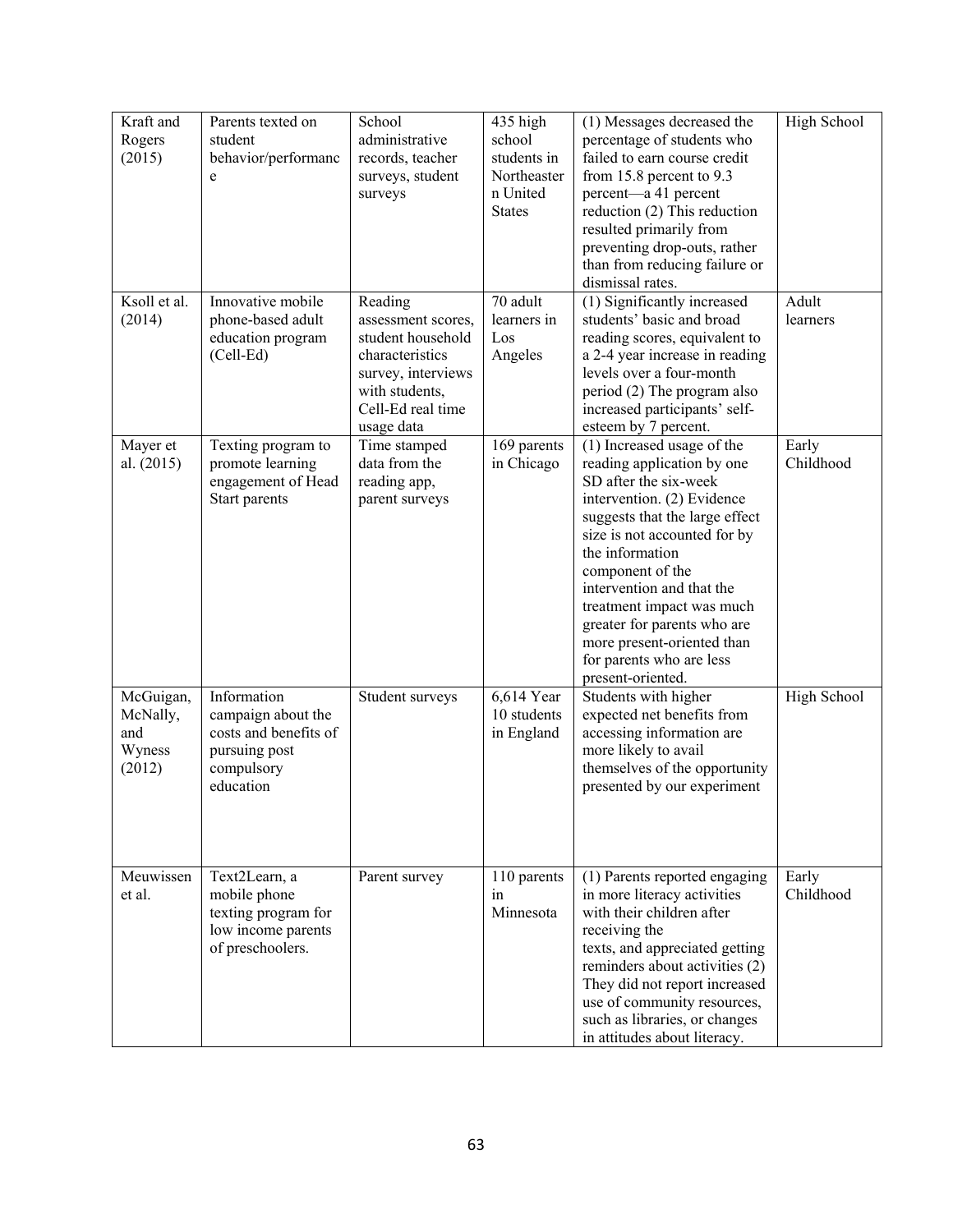| Kraft and Rogers (2015) | Parents texted on student behavior/performance | School administrative records, teacher surveys, student surveys | 435 high school students in Northeastern United States | (1) Messages decreased the percentage of students who failed to earn course credit from 15.8 percent to 9.3 percent—a 41 percent reduction (2) This reduction resulted primarily from preventing drop-outs, rather than from reducing failure or dismissal rates. | High School |
|---|---|---|---|---|---|
| Ksoll et al. (2014) | Innovative mobile phone-based adult education program (Cell-Ed) | Reading assessment scores, student household characteristics survey, interviews with students, Cell-Ed real time usage data | 70 adult learners in Los Angeles | (1) Significantly increased students' basic and broad reading scores, equivalent to a 2-4 year increase in reading levels over a four-month period (2) The program also increased participants' self-esteem by 7 percent. | Adult learners |
| Mayer et al. (2015) | Texting program to promote learning engagement of Head Start parents | Time stamped data from the reading app, parent surveys | 169 parents in Chicago | (1) Increased usage of the reading application by one SD after the six-week intervention. (2) Evidence suggests that the large effect size is not accounted for by the information component of the intervention and that the treatment impact was much greater for parents who are more present-oriented than for parents who are less present-oriented. | Early Childhood |
| McGuigan, McNally, and Wyness (2012) | Information campaign about the costs and benefits of pursuing post compulsory education | Student surveys | 6,614 Year 10 students in England | Students with higher expected net benefits from accessing information are more likely to avail themselves of the opportunity presented by our experiment | High School |
| Meuwissen et al. | Text2Learn, a mobile phone texting program for low income parents of preschoolers. | Parent survey | 110 parents in Minnesota | (1) Parents reported engaging in more literacy activities with their children after receiving the texts, and appreciated getting reminders about activities (2) They did not report increased use of community resources, such as libraries, or changes in attitudes about literacy. | Early Childhood |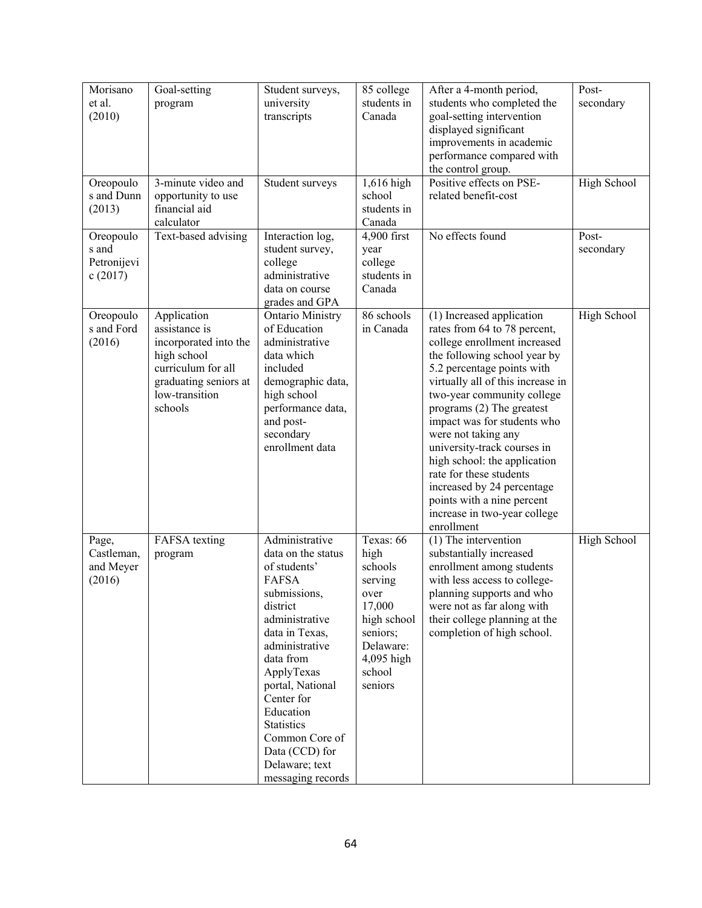| Morisano et al. (2010) | Goal-setting program | Student surveys, university transcripts | 85 college students in Canada | After a 4-month period, students who completed the goal-setting intervention displayed significant improvements in academic performance compared with the control group. | Post-secondary |
|---|---|---|---|---|---|
| Oreopoulos and Dunn (2013) | 3-minute video and opportunity to use financial aid calculator | Student surveys | 1,616 high school students in Canada | Positive effects on PSE-related benefit-cost | High School |
| Oreopoulos and Petronijevic (2017) | Text-based advising | Interaction log, student survey, college administrative data on course grades and GPA | 4,900 first year college students in Canada | No effects found | Post-secondary |
| Oreopoulos and Ford (2016) | Application assistance is incorporated into the high school curriculum for all graduating seniors at low-transition schools | Ontario Ministry of Education administrative data which included demographic data, high school performance data, and post-secondary enrollment data | 86 schools in Canada | (1) Increased application rates from 64 to 78 percent, college enrollment increased the following school year by 5.2 percentage points with virtually all of this increase in two-year community college programs (2) The greatest impact was for students who were not taking any university-track courses in high school: the application rate for these students increased by 24 percentage points with a nine percent increase in two-year college enrollment | High School |
| Page, Castleman, and Meyer (2016) | FAFSA texting program | Administrative data on the status of students' FAFSA submissions, district administrative data in Texas, administrative data from ApplyTexas portal, National Center for Education Statistics Common Core of Data (CCD) for Delaware; text messaging records | Texas: 66 high schools serving over 17,000 high school seniors; Delaware: 4,095 high school seniors | (1) The intervention substantially increased enrollment among students with less access to college-planning supports and who were not as far along with their college planning at the completion of high school. | High School |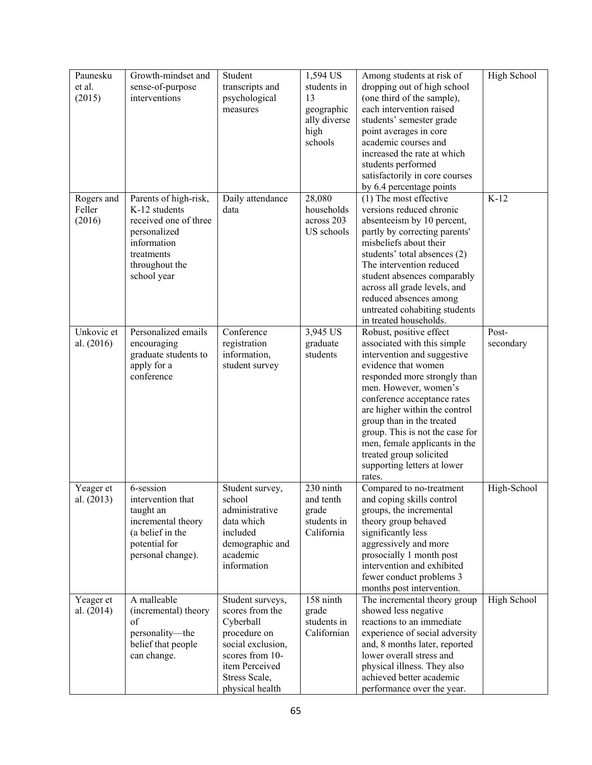| Paunesku et al. (2015) | Growth-mindset and sense-of-purpose interventions | Student transcripts and psychological measures | 1,594 US students in 13 geographically diverse high schools | Among students at risk of dropping out of high school (one third of the sample), each intervention raised students' semester grade point averages in core academic courses and increased the rate at which students performed satisfactorily in core courses by 6.4 percentage points | High School |
|---|---|---|---|---|---|
| Rogers and Feller (2016) | Parents of high-risk, K-12 students received one of three personalized information treatments throughout the school year | Daily attendance data | 28,080 households across 203 US schools | (1) The most effective versions reduced chronic absenteeism by 10 percent, partly by correcting parents' misbeliefs about their students' total absences (2) The intervention reduced student absences comparably across all grade levels, and reduced absences among untreated cohabiting students in treated households. | K-12 |
| Unkovic et al. (2016) | Personalized emails encouraging graduate students to apply for a conference | Conference registration information, student survey | 3,945 US graduate students | Robust, positive effect associated with this simple intervention and suggestive evidence that women responded more strongly than men. However, women's conference acceptance rates are higher within the control group than in the treated group. This is not the case for men, female applicants in the treated group solicited supporting letters at lower rates. | Post-secondary |
| Yeager et al. (2013) | 6-session intervention that taught an incremental theory (a belief in the potential for personal change). | Student survey, school administrative data which included demographic and academic information | 230 ninth and tenth grade students in California | Compared to no-treatment and coping skills control groups, the incremental theory group behaved significantly less aggressively and more prosocially 1 month post intervention and exhibited fewer conduct problems 3 months post intervention. | High-School |
| Yeager et al. (2014) | A malleable (incremental) theory of personality—the belief that people can change. | Student surveys, scores from the Cyberball procedure on social exclusion, scores from 10-item Perceived Stress Scale, physical health | 158 ninth grade students in Californian | The incremental theory group showed less negative reactions to an immediate experience of social adversity and, 8 months later, reported lower overall stress and physical illness. They also achieved better academic performance over the year. | High School |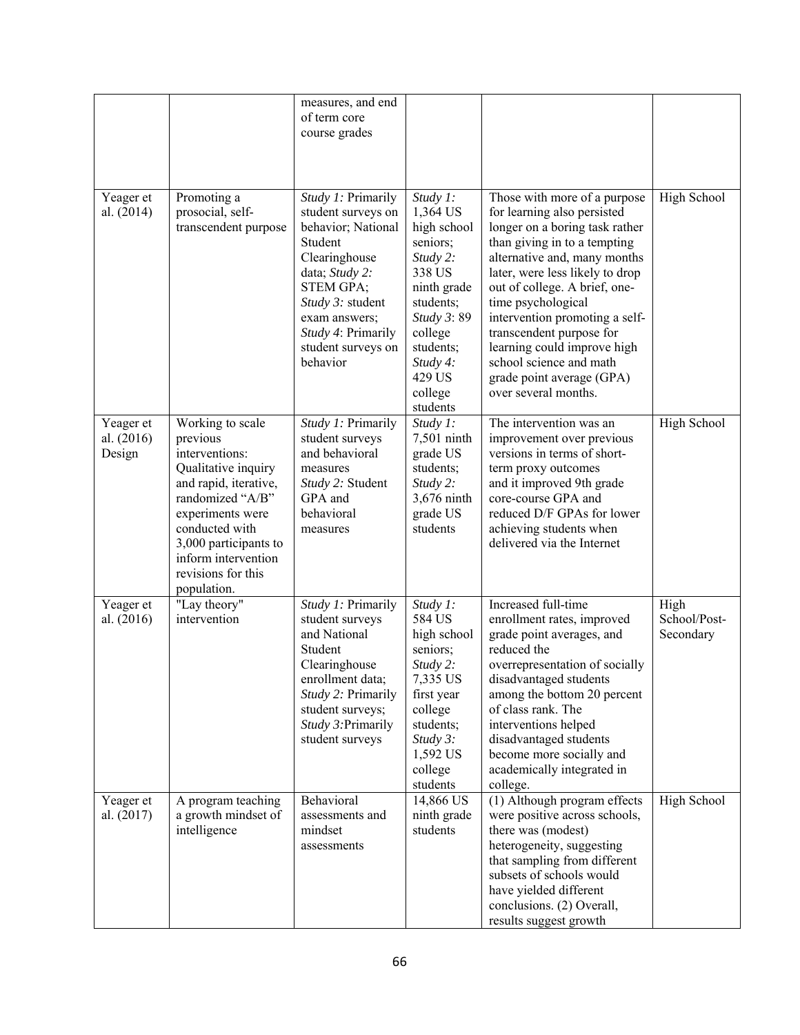| | | measures, and end of term core course grades | | | |
|---|---|---|---|---|---|
| Yeager et al. (2014) | Promoting a prosocial, self-transcendent purpose | *Study 1:* Primarily student surveys on behavior; National Student Clearinghouse data; *Study 2:* STEM GPA; *Study 3:* student exam answers; *Study 4*: Primarily student surveys on behavior | *Study 1:* 1,364 US high school seniors; *Study 2:* 338 US ninth grade students; *Study 3*: 89 college students; *Study 4:* 429 US college students | Those with more of a purpose for learning also persisted longer on a boring task rather than giving in to a tempting alternative and, many months later, were less likely to drop out of college. A brief, one-time psychological intervention promoting a self-transcendent purpose for learning could improve high school science and math grade point average (GPA) over several months. | High School |
| Yeager et al. (2016) Design | Working to scale previous interventions: Qualitative inquiry and rapid, iterative, randomized "A/B" experiments were conducted with 3,000 participants to inform intervention revisions for this population. | *Study 1:* Primarily student surveys and behavioral measures *Study 2:* Student GPA and behavioral measures | *Study 1:* 7,501 ninth grade US students; *Study 2:* 3,676 ninth grade US students | The intervention was an improvement over previous versions in terms of short-term proxy outcomes and it improved 9th grade core-course GPA and reduced D/F GPAs for lower achieving students when delivered via the Internet | High School |
| Yeager et al. (2016) | "Lay theory" intervention | *Study 1:* Primarily student surveys and National Student Clearinghouse enrollment data; *Study 2:* Primarily student surveys; *Study 3:*Primarily student surveys | *Study 1:* 584 US high school seniors; *Study 2:* 7,335 US first year college students; *Study 3:* 1,592 US college students | Increased full-time enrollment rates, improved grade point averages, and reduced the overrepresentation of socially disadvantaged students among the bottom 20 percent of class rank. The interventions helped disadvantaged students become more socially and academically integrated in college. | High School/Post-Secondary |
| Yeager et al. (2017) | A program teaching a growth mindset of intelligence | Behavioral assessments and mindset assessments | 14,866 US ninth grade students | (1) Although program effects were positive across schools, there was (modest) heterogeneity, suggesting that sampling from different subsets of schools would have yielded different conclusions. (2) Overall, results suggest growth | High School |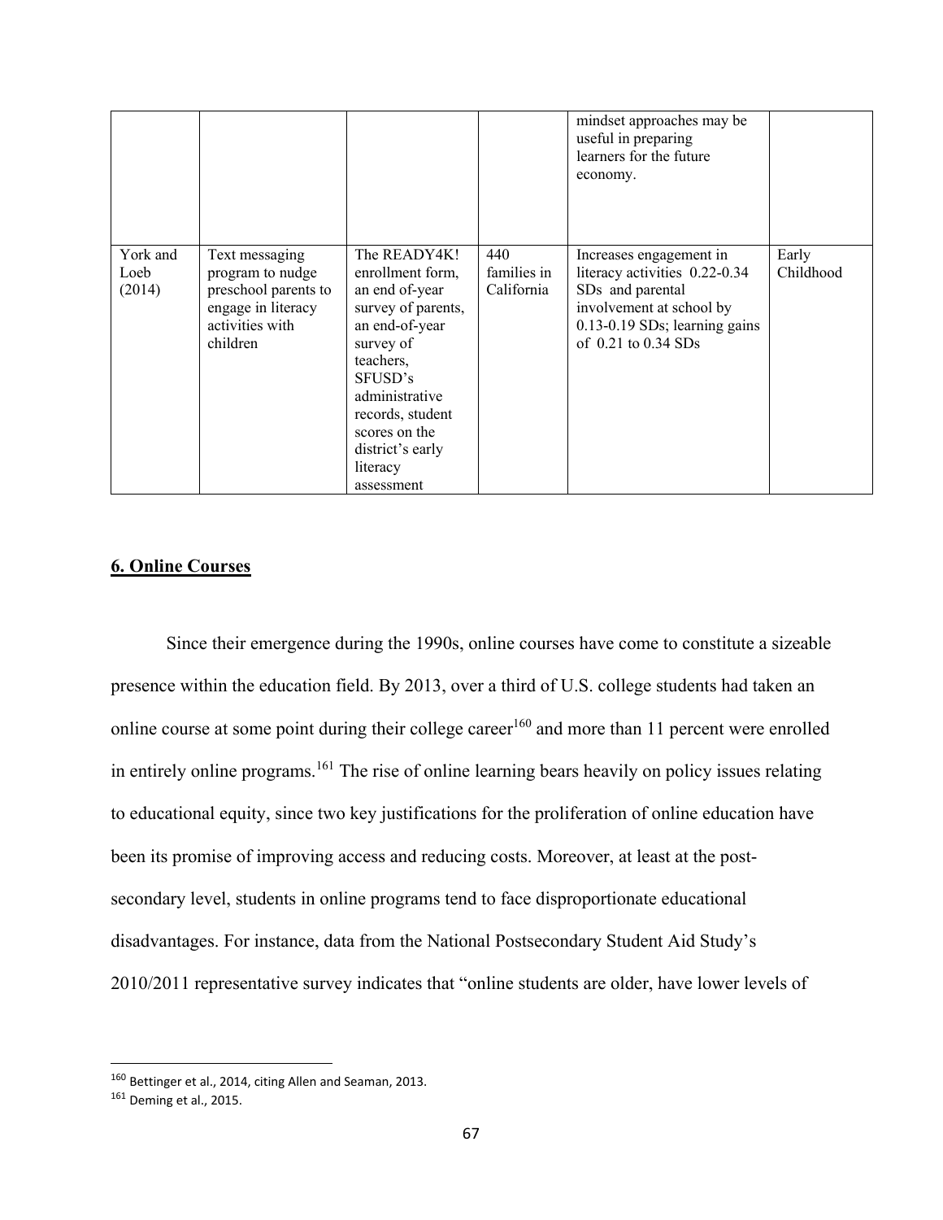| | | | | mindset approaches may be useful in preparing learners for the future economy. | |
|---|---|---|---|---|---|
| York and Loeb (2014) | Text messaging program to nudge preschool parents to engage in literacy activities with children | The READY4K! enrollment form, an end of-year survey of parents, an end-of-year survey of teachers, SFUSD's administrative records, student scores on the district's early literacy assessment | 440 families in California | Increases engagement in literacy activities 0.22-0.34 SDs and parental involvement at school by 0.13-0.19 SDs; learning gains of 0.21 to 0.34 SDs | Early Childhood |

## 6. Online Courses

Since their emergence during the 1990s, online courses have come to constitute a sizeable presence within the education field. By 2013, over a third of U.S. college students had taken an online course at some point during their college career[160] and more than 11 percent were enrolled in entirely online programs.[161] The rise of online learning bears heavily on policy issues relating to educational equity, since two key justifications for the proliferation of online education have been its promise of improving access and reducing costs. Moreover, at least at the post-secondary level, students in online programs tend to face disproportionate educational disadvantages. For instance, data from the National Postsecondary Student Aid Study's 2010/2011 representative survey indicates that "online students are older, have lower levels of

[160] Bettinger et al., 2014, citing Allen and Seaman, 2013.

[161] Deming et al., 2015.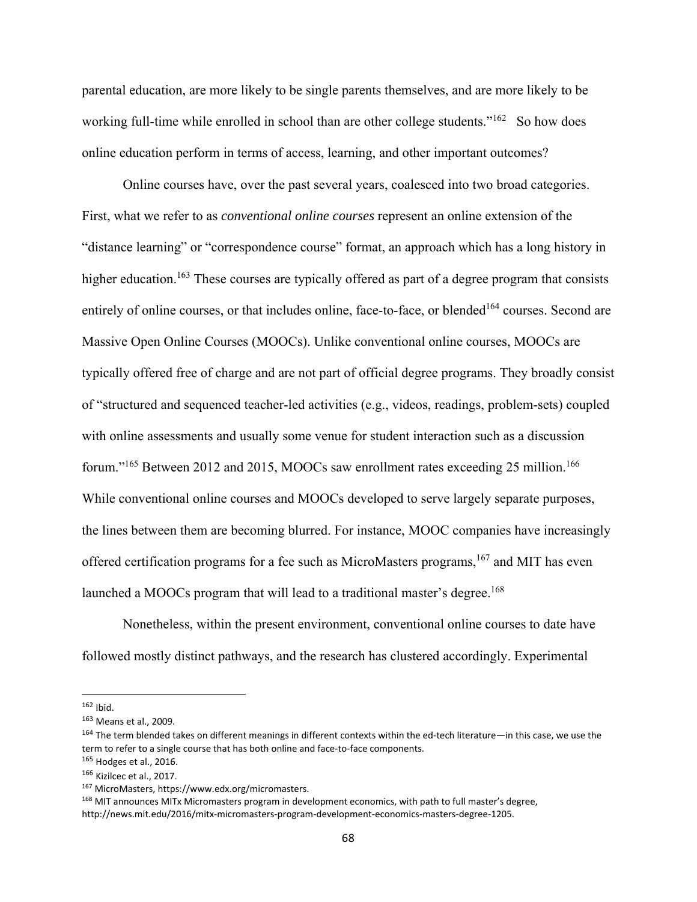parental education, are more likely to be single parents themselves, and are more likely to be working full-time while enrolled in school than are other college students."[162] So how does online education perform in terms of access, learning, and other important outcomes?

Online courses have, over the past several years, coalesced into two broad categories. First, what we refer to as *conventional online courses* represent an online extension of the "distance learning" or "correspondence course" format, an approach which has a long history in higher education.[163] These courses are typically offered as part of a degree program that consists entirely of online courses, or that includes online, face-to-face, or blended[164] courses. Second are Massive Open Online Courses (MOOCs). Unlike conventional online courses, MOOCs are typically offered free of charge and are not part of official degree programs. They broadly consist of "structured and sequenced teacher-led activities (e.g., videos, readings, problem-sets) coupled with online assessments and usually some venue for student interaction such as a discussion forum."[165] Between 2012 and 2015, MOOCs saw enrollment rates exceeding 25 million.[166] While conventional online courses and MOOCs developed to serve largely separate purposes, the lines between them are becoming blurred. For instance, MOOC companies have increasingly offered certification programs for a fee such as MicroMasters programs,[167] and MIT has even launched a MOOCs program that will lead to a traditional master's degree.[168]

Nonetheless, within the present environment, conventional online courses to date have followed mostly distinct pathways, and the research has clustered accordingly. Experimental

---

[162] Ibid.

[163] Means et al., 2009.

[164] The term blended takes on different meanings in different contexts within the ed-tech literature—in this case, we use the term to refer to a single course that has both online and face-to-face components.

[165] Hodges et al., 2016.

[166] Kizilcec et al., 2017.

[167] MicroMasters, https://www.edx.org/micromasters.

[168] MIT announces MITx Micromasters program in development economics, with path to full master's degree, http://news.mit.edu/2016/mitx-micromasters-program-development-economics-masters-degree-1205.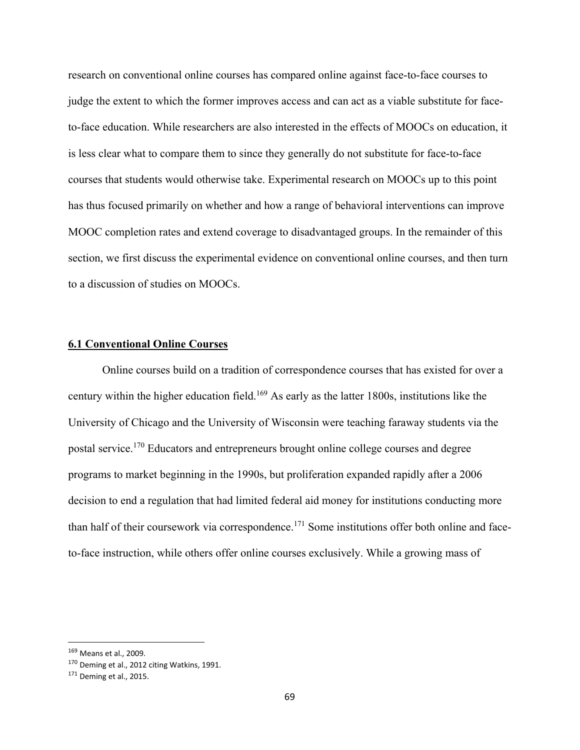research on conventional online courses has compared online against face-to-face courses to judge the extent to which the former improves access and can act as a viable substitute for face-to-face education. While researchers are also interested in the effects of MOOCs on education, it is less clear what to compare them to since they generally do not substitute for face-to-face courses that students would otherwise take. Experimental research on MOOCs up to this point has thus focused primarily on whether and how a range of behavioral interventions can improve MOOC completion rates and extend coverage to disadvantaged groups. In the remainder of this section, we first discuss the experimental evidence on conventional online courses, and then turn to a discussion of studies on MOOCs.

### 6.1 Conventional Online Courses

Online courses build on a tradition of correspondence courses that has existed for over a century within the higher education field.[169] As early as the latter 1800s, institutions like the University of Chicago and the University of Wisconsin were teaching faraway students via the postal service.[170] Educators and entrepreneurs brought online college courses and degree programs to market beginning in the 1990s, but proliferation expanded rapidly after a 2006 decision to end a regulation that had limited federal aid money for institutions conducting more than half of their coursework via correspondence.[171] Some institutions offer both online and face-to-face instruction, while others offer online courses exclusively. While a growing mass of

[169] Means et al., 2009.

[170] Deming et al., 2012 citing Watkins, 1991.

[171] Deming et al., 2015.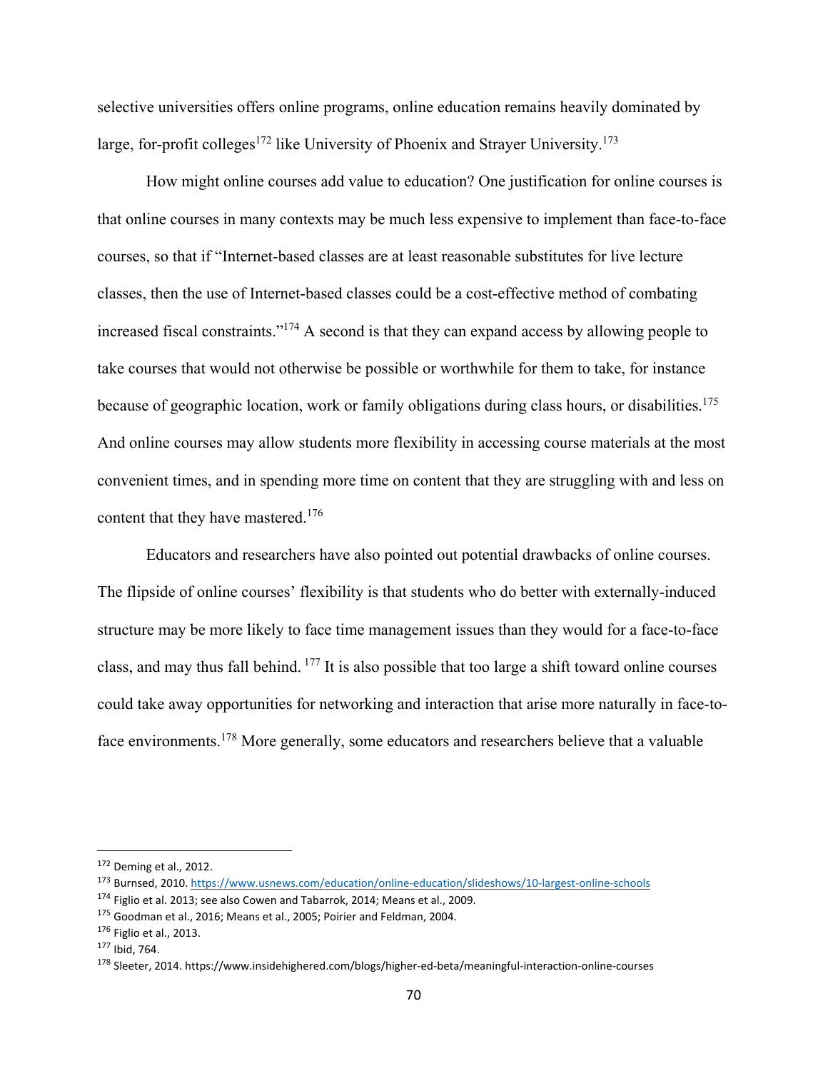selective universities offers online programs, online education remains heavily dominated by large, for-profit colleges[172] like University of Phoenix and Strayer University.[173]

How might online courses add value to education? One justification for online courses is that online courses in many contexts may be much less expensive to implement than face-to-face courses, so that if "Internet-based classes are at least reasonable substitutes for live lecture classes, then the use of Internet-based classes could be a cost-effective method of combating increased fiscal constraints."[174] A second is that they can expand access by allowing people to take courses that would not otherwise be possible or worthwhile for them to take, for instance because of geographic location, work or family obligations during class hours, or disabilities.[175] And online courses may allow students more flexibility in accessing course materials at the most convenient times, and in spending more time on content that they are struggling with and less on content that they have mastered.[176]

Educators and researchers have also pointed out potential drawbacks of online courses. The flipside of online courses' flexibility is that students who do better with externally-induced structure may be more likely to face time management issues than they would for a face-to-face class, and may thus fall behind.[177] It is also possible that too large a shift toward online courses could take away opportunities for networking and interaction that arise more naturally in face-to-face environments.[178] More generally, some educators and researchers believe that a valuable

---

[172] Deming et al., 2012.

[173] Burnsed, 2010. https://www.usnews.com/education/online-education/slideshows/10-largest-online-schools

[174] Figlio et al. 2013; see also Cowen and Tabarrok, 2014; Means et al., 2009.

[175] Goodman et al., 2016; Means et al., 2005; Poirier and Feldman, 2004.

[176] Figlio et al., 2013.

[177] Ibid, 764.

[178] Sleeter, 2014. https://www.insidehighered.com/blogs/higher-ed-beta/meaningful-interaction-online-courses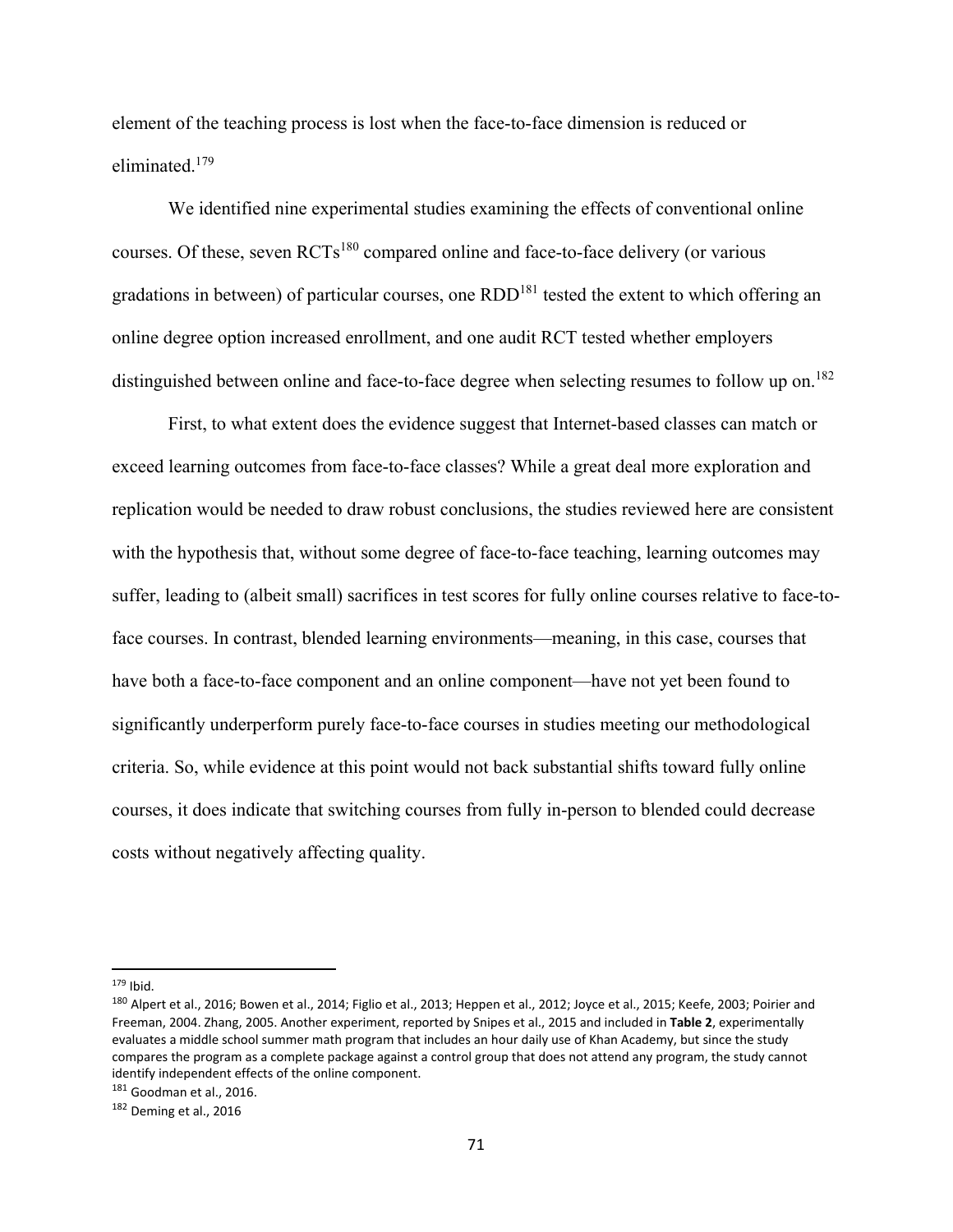element of the teaching process is lost when the face-to-face dimension is reduced or eliminated.[179]

We identified nine experimental studies examining the effects of conventional online courses. Of these, seven RCTs[180] compared online and face-to-face delivery (or various gradations in between) of particular courses, one RDD[181] tested the extent to which offering an online degree option increased enrollment, and one audit RCT tested whether employers distinguished between online and face-to-face degree when selecting resumes to follow up on.[182]

First, to what extent does the evidence suggest that Internet-based classes can match or exceed learning outcomes from face-to-face classes? While a great deal more exploration and replication would be needed to draw robust conclusions, the studies reviewed here are consistent with the hypothesis that, without some degree of face-to-face teaching, learning outcomes may suffer, leading to (albeit small) sacrifices in test scores for fully online courses relative to face-to-face courses. In contrast, blended learning environments—meaning, in this case, courses that have both a face-to-face component and an online component—have not yet been found to significantly underperform purely face-to-face courses in studies meeting our methodological criteria. So, while evidence at this point would not back substantial shifts toward fully online courses, it does indicate that switching courses from fully in-person to blended could decrease costs without negatively affecting quality.

---

[179] Ibid.

[180] Alpert et al., 2016; Bowen et al., 2014; Figlio et al., 2013; Heppen et al., 2012; Joyce et al., 2015; Keefe, 2003; Poirier and Freeman, 2004. Zhang, 2005. Another experiment, reported by Snipes et al., 2015 and included in **Table 2**, experimentally evaluates a middle school summer math program that includes an hour daily use of Khan Academy, but since the study compares the program as a complete package against a control group that does not attend any program, the study cannot identify independent effects of the online component.

[181] Goodman et al., 2016.

[182] Deming et al., 2016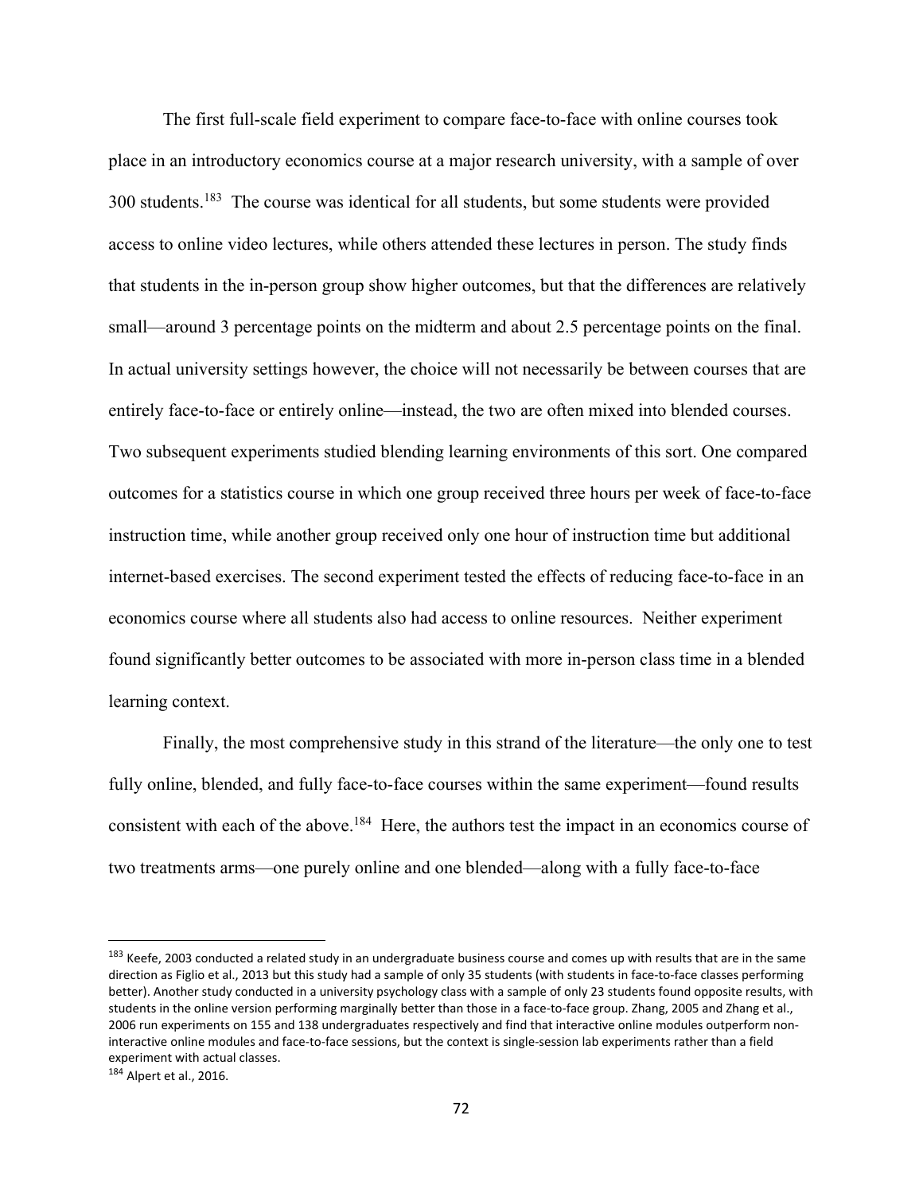The first full-scale field experiment to compare face-to-face with online courses took place in an introductory economics course at a major research university, with a sample of over 300 students.[183] The course was identical for all students, but some students were provided access to online video lectures, while others attended these lectures in person. The study finds that students in the in-person group show higher outcomes, but that the differences are relatively small—around 3 percentage points on the midterm and about 2.5 percentage points on the final. In actual university settings however, the choice will not necessarily be between courses that are entirely face-to-face or entirely online—instead, the two are often mixed into blended courses. Two subsequent experiments studied blending learning environments of this sort. One compared outcomes for a statistics course in which one group received three hours per week of face-to-face instruction time, while another group received only one hour of instruction time but additional internet-based exercises. The second experiment tested the effects of reducing face-to-face in an economics course where all students also had access to online resources. Neither experiment found significantly better outcomes to be associated with more in-person class time in a blended learning context.

Finally, the most comprehensive study in this strand of the literature—the only one to test fully online, blended, and fully face-to-face courses within the same experiment—found results consistent with each of the above.[184] Here, the authors test the impact in an economics course of two treatments arms—one purely online and one blended—along with a fully face-to-face

---

[183] Keefe, 2003 conducted a related study in an undergraduate business course and comes up with results that are in the same direction as Figlio et al., 2013 but this study had a sample of only 35 students (with students in face-to-face classes performing better). Another study conducted in a university psychology class with a sample of only 23 students found opposite results, with students in the online version performing marginally better than those in a face-to-face group. Zhang, 2005 and Zhang et al., 2006 run experiments on 155 and 138 undergraduates respectively and find that interactive online modules outperform non-interactive online modules and face-to-face sessions, but the context is single-session lab experiments rather than a field experiment with actual classes.

[184] Alpert et al., 2016.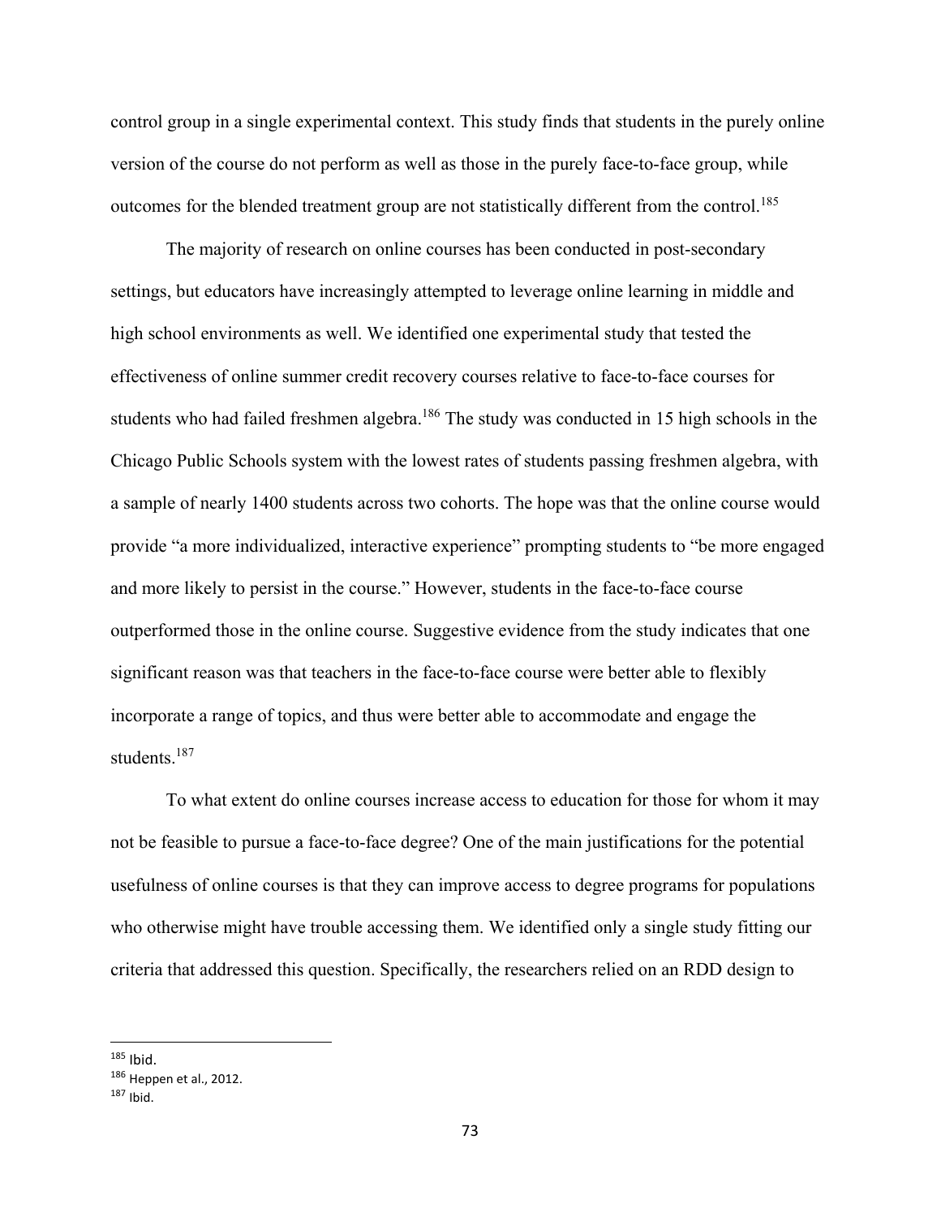control group in a single experimental context. This study finds that students in the purely online version of the course do not perform as well as those in the purely face-to-face group, while outcomes for the blended treatment group are not statistically different from the control.[185]

The majority of research on online courses has been conducted in post-secondary settings, but educators have increasingly attempted to leverage online learning in middle and high school environments as well. We identified one experimental study that tested the effectiveness of online summer credit recovery courses relative to face-to-face courses for students who had failed freshmen algebra.[186] The study was conducted in 15 high schools in the Chicago Public Schools system with the lowest rates of students passing freshmen algebra, with a sample of nearly 1400 students across two cohorts. The hope was that the online course would provide "a more individualized, interactive experience" prompting students to "be more engaged and more likely to persist in the course." However, students in the face-to-face course outperformed those in the online course. Suggestive evidence from the study indicates that one significant reason was that teachers in the face-to-face course were better able to flexibly incorporate a range of topics, and thus were better able to accommodate and engage the students.[187]

To what extent do online courses increase access to education for those for whom it may not be feasible to pursue a face-to-face degree? One of the main justifications for the potential usefulness of online courses is that they can improve access to degree programs for populations who otherwise might have trouble accessing them. We identified only a single study fitting our criteria that addressed this question. Specifically, the researchers relied on an RDD design to

---

[185] Ibid.

[186] Heppen et al., 2012.

[187] Ibid.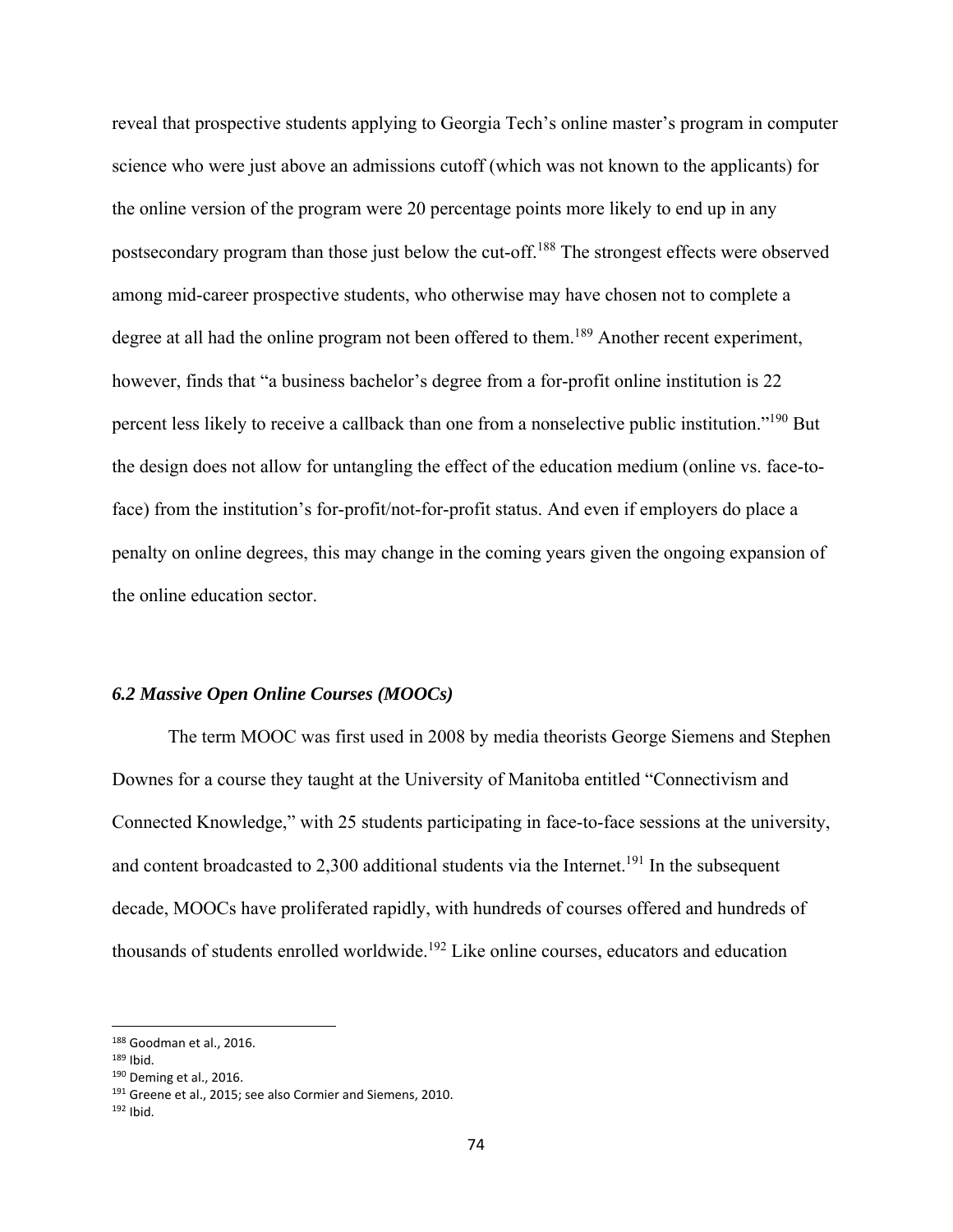reveal that prospective students applying to Georgia Tech's online master's program in computer science who were just above an admissions cutoff (which was not known to the applicants) for the online version of the program were 20 percentage points more likely to end up in any postsecondary program than those just below the cut-off.[188] The strongest effects were observed among mid-career prospective students, who otherwise may have chosen not to complete a degree at all had the online program not been offered to them.[189] Another recent experiment, however, finds that "a business bachelor's degree from a for-profit online institution is 22 percent less likely to receive a callback than one from a nonselective public institution."[190] But the design does not allow for untangling the effect of the education medium (online vs. face-to-face) from the institution's for-profit/not-for-profit status. And even if employers do place a penalty on online degrees, this may change in the coming years given the ongoing expansion of the online education sector.

### *6.2 Massive Open Online Courses (MOOCs)*

The term MOOC was first used in 2008 by media theorists George Siemens and Stephen Downes for a course they taught at the University of Manitoba entitled "Connectivism and Connected Knowledge," with 25 students participating in face-to-face sessions at the university, and content broadcasted to 2,300 additional students via the Internet.[191] In the subsequent decade, MOOCs have proliferated rapidly, with hundreds of courses offered and hundreds of thousands of students enrolled worldwide.[192] Like online courses, educators and education

---

[188] Goodman et al., 2016.
[189] Ibid.
[190] Deming et al., 2016.
[191] Greene et al., 2015; see also Cormier and Siemens, 2010.
[192] Ibid.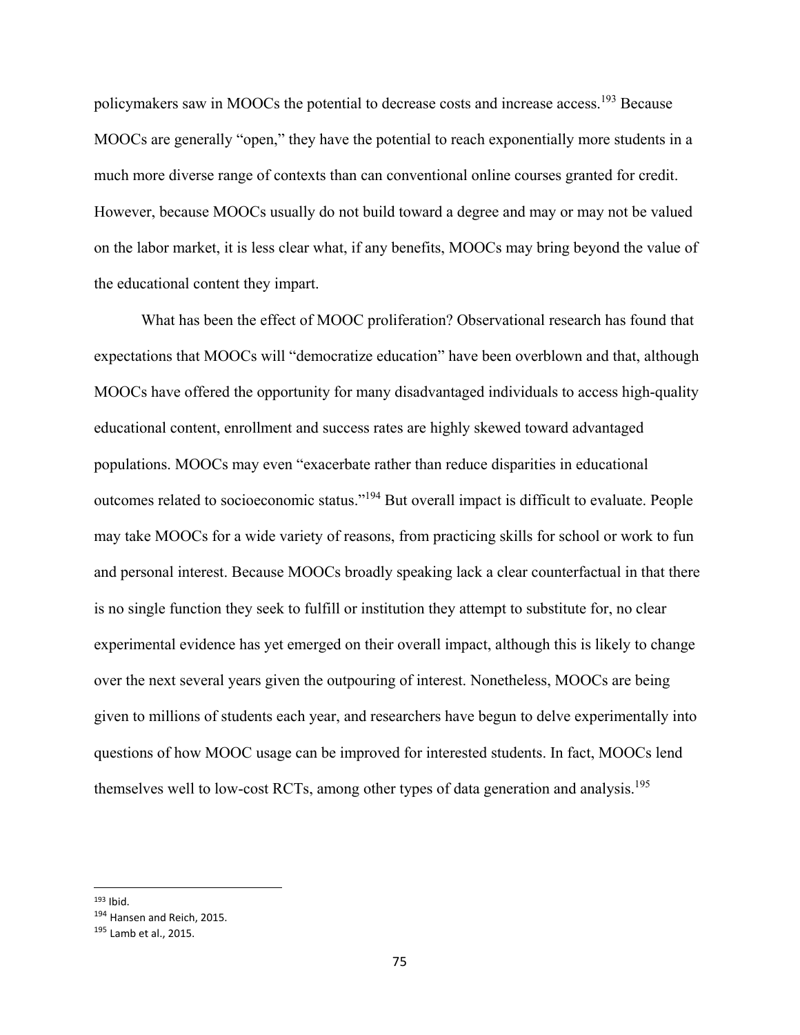policymakers saw in MOOCs the potential to decrease costs and increase access.[193] Because MOOCs are generally "open," they have the potential to reach exponentially more students in a much more diverse range of contexts than can conventional online courses granted for credit. However, because MOOCs usually do not build toward a degree and may or may not be valued on the labor market, it is less clear what, if any benefits, MOOCs may bring beyond the value of the educational content they impart.

What has been the effect of MOOC proliferation? Observational research has found that expectations that MOOCs will "democratize education" have been overblown and that, although MOOCs have offered the opportunity for many disadvantaged individuals to access high-quality educational content, enrollment and success rates are highly skewed toward advantaged populations. MOOCs may even "exacerbate rather than reduce disparities in educational outcomes related to socioeconomic status."[194] But overall impact is difficult to evaluate. People may take MOOCs for a wide variety of reasons, from practicing skills for school or work to fun and personal interest. Because MOOCs broadly speaking lack a clear counterfactual in that there is no single function they seek to fulfill or institution they attempt to substitute for, no clear experimental evidence has yet emerged on their overall impact, although this is likely to change over the next several years given the outpouring of interest. Nonetheless, MOOCs are being given to millions of students each year, and researchers have begun to delve experimentally into questions of how MOOC usage can be improved for interested students. In fact, MOOCs lend themselves well to low-cost RCTs, among other types of data generation and analysis.[195]

---

[193] Ibid.
[194] Hansen and Reich, 2015.
[195] Lamb et al., 2015.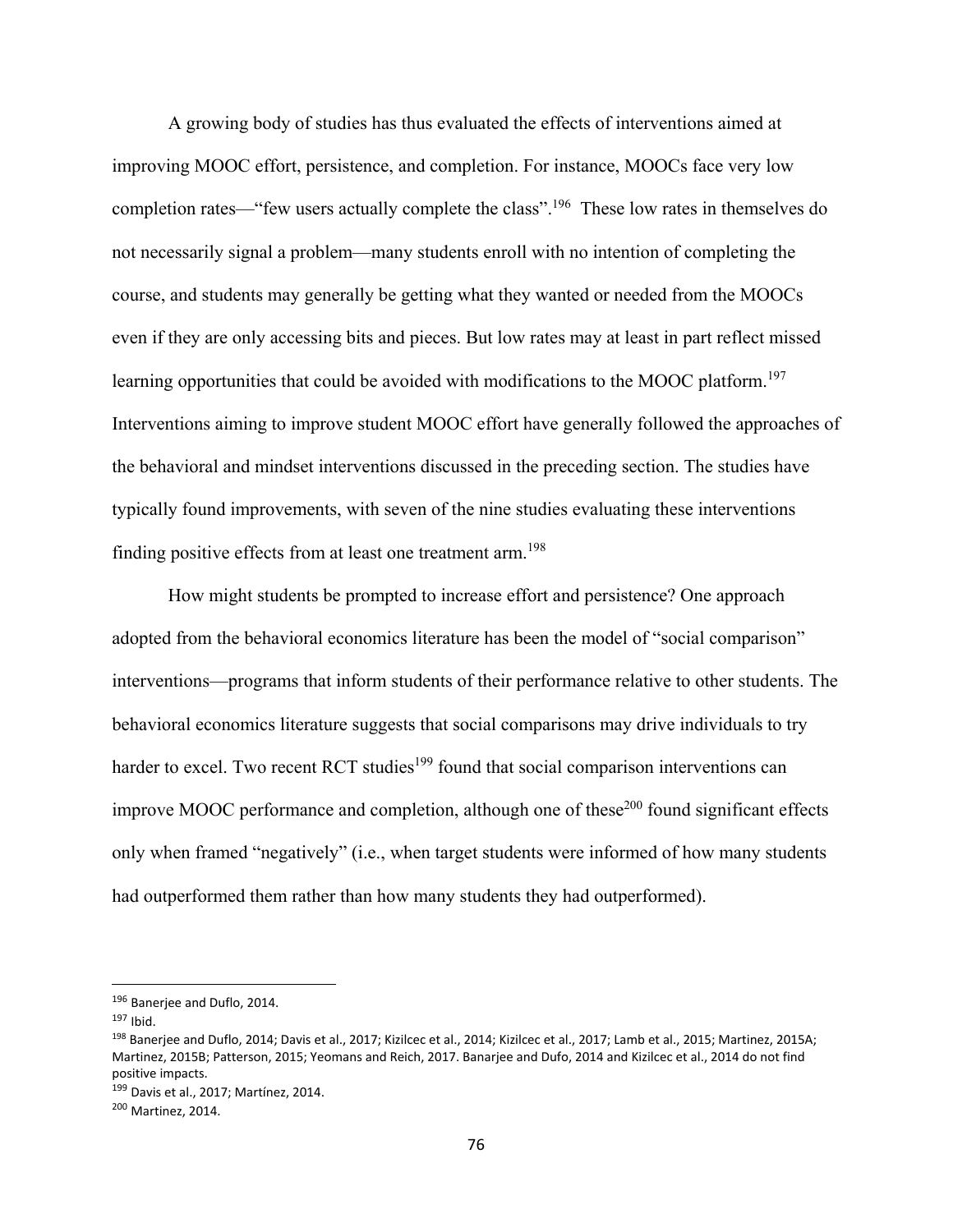A growing body of studies has thus evaluated the effects of interventions aimed at improving MOOC effort, persistence, and completion. For instance, MOOCs face very low completion rates—"few users actually complete the class".[196] These low rates in themselves do not necessarily signal a problem—many students enroll with no intention of completing the course, and students may generally be getting what they wanted or needed from the MOOCs even if they are only accessing bits and pieces. But low rates may at least in part reflect missed learning opportunities that could be avoided with modifications to the MOOC platform.[197] Interventions aiming to improve student MOOC effort have generally followed the approaches of the behavioral and mindset interventions discussed in the preceding section. The studies have typically found improvements, with seven of the nine studies evaluating these interventions finding positive effects from at least one treatment arm.[198]

How might students be prompted to increase effort and persistence? One approach adopted from the behavioral economics literature has been the model of "social comparison" interventions—programs that inform students of their performance relative to other students. The behavioral economics literature suggests that social comparisons may drive individuals to try harder to excel. Two recent RCT studies[199] found that social comparison interventions can improve MOOC performance and completion, although one of these[200] found significant effects only when framed "negatively" (i.e., when target students were informed of how many students had outperformed them rather than how many students they had outperformed).

---

[196] Banerjee and Duflo, 2014.

[197] Ibid.

[198] Banerjee and Duflo, 2014; Davis et al., 2017; Kizilcec et al., 2014; Kizilcec et al., 2017; Lamb et al., 2015; Martinez, 2015A; Martinez, 2015B; Patterson, 2015; Yeomans and Reich, 2017. Banarjee and Dufo, 2014 and Kizilcec et al., 2014 do not find positive impacts.

[199] Davis et al., 2017; Martínez, 2014.

[200] Martinez, 2014.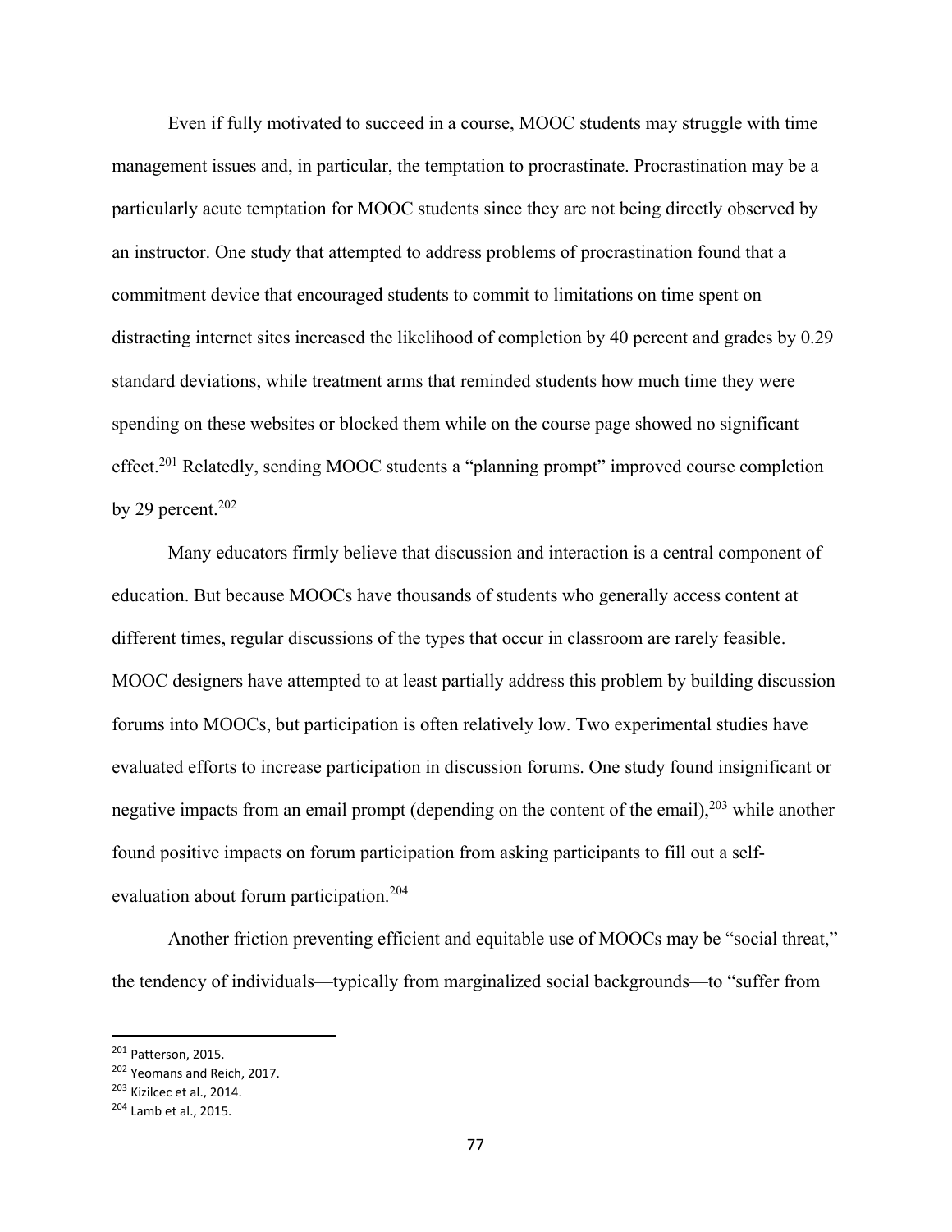Even if fully motivated to succeed in a course, MOOC students may struggle with time management issues and, in particular, the temptation to procrastinate. Procrastination may be a particularly acute temptation for MOOC students since they are not being directly observed by an instructor. One study that attempted to address problems of procrastination found that a commitment device that encouraged students to commit to limitations on time spent on distracting internet sites increased the likelihood of completion by 40 percent and grades by 0.29 standard deviations, while treatment arms that reminded students how much time they were spending on these websites or blocked them while on the course page showed no significant effect.[201] Relatedly, sending MOOC students a "planning prompt" improved course completion by 29 percent.[202]

Many educators firmly believe that discussion and interaction is a central component of education. But because MOOCs have thousands of students who generally access content at different times, regular discussions of the types that occur in classroom are rarely feasible. MOOC designers have attempted to at least partially address this problem by building discussion forums into MOOCs, but participation is often relatively low. Two experimental studies have evaluated efforts to increase participation in discussion forums. One study found insignificant or negative impacts from an email prompt (depending on the content of the email),[203] while another found positive impacts on forum participation from asking participants to fill out a self-evaluation about forum participation.[204]

Another friction preventing efficient and equitable use of MOOCs may be "social threat," the tendency of individuals—typically from marginalized social backgrounds—to "suffer from

---

[201] Patterson, 2015.
[202] Yeomans and Reich, 2017.
[203] Kizilcec et al., 2014.
[204] Lamb et al., 2015.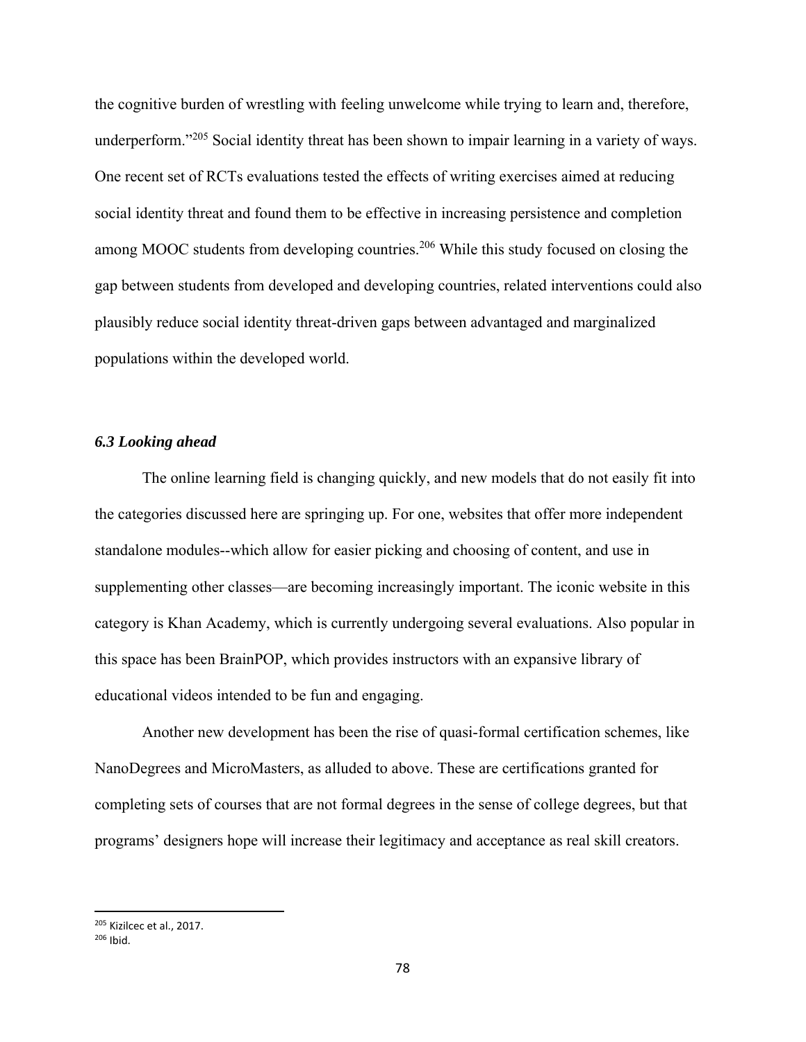the cognitive burden of wrestling with feeling unwelcome while trying to learn and, therefore, underperform."[205] Social identity threat has been shown to impair learning in a variety of ways. One recent set of RCTs evaluations tested the effects of writing exercises aimed at reducing social identity threat and found them to be effective in increasing persistence and completion among MOOC students from developing countries.[206] While this study focused on closing the gap between students from developed and developing countries, related interventions could also plausibly reduce social identity threat-driven gaps between advantaged and marginalized populations within the developed world.

### *6.3 Looking ahead*

The online learning field is changing quickly, and new models that do not easily fit into the categories discussed here are springing up. For one, websites that offer more independent standalone modules--which allow for easier picking and choosing of content, and use in supplementing other classes—are becoming increasingly important. The iconic website in this category is Khan Academy, which is currently undergoing several evaluations. Also popular in this space has been BrainPOP, which provides instructors with an expansive library of educational videos intended to be fun and engaging.

Another new development has been the rise of quasi-formal certification schemes, like NanoDegrees and MicroMasters, as alluded to above. These are certifications granted for completing sets of courses that are not formal degrees in the sense of college degrees, but that programs' designers hope will increase their legitimacy and acceptance as real skill creators.

---

[205] Kizilcec et al., 2017.
[206] Ibid.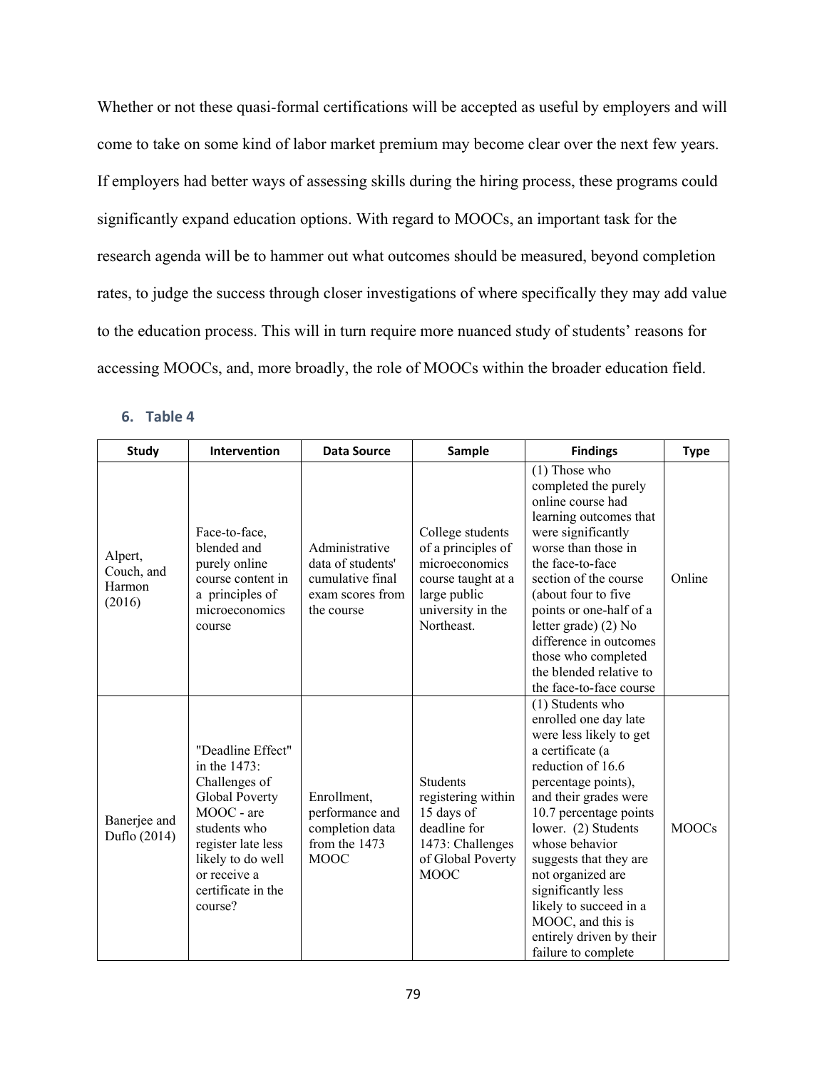Whether or not these quasi-formal certifications will be accepted as useful by employers and will come to take on some kind of labor market premium may become clear over the next few years. If employers had better ways of assessing skills during the hiring process, these programs could significantly expand education options. With regard to MOOCs, an important task for the research agenda will be to hammer out what outcomes should be measured, beyond completion rates, to judge the success through closer investigations of where specifically they may add value to the education process. This will in turn require more nuanced study of students' reasons for accessing MOOCs, and, more broadly, the role of MOOCs within the broader education field.

## 6. Table 4

| Study | Intervention | Data Source | Sample | Findings | Type |
|---|---|---|---|---|---|
| Alpert, Couch, and Harmon (2016) | Face-to-face, blended and purely online course content in a principles of microeconomics course | Administrative data of students' cumulative final exam scores from the course | College students of a principles of microeconomics course taught at a large public university in the Northeast. | (1) Those who completed the purely online course had learning outcomes that were significantly worse than those in the face-to-face section of the course (about four to five points or one-half of a letter grade) (2) No difference in outcomes those who completed the blended relative to the face-to-face course | Online |
| Banerjee and Duflo (2014) | "Deadline Effect" in the 1473: Challenges of Global Poverty MOOC - are students who register late less likely to do well or receive a certificate in the course? | Enrollment, performance and completion data from the 1473 MOOC | Students registering within 15 days of deadline for 1473: Challenges of Global Poverty MOOC | (1) Students who enrolled one day late were less likely to get a certificate (a reduction of 16.6 percentage points), and their grades were 10.7 percentage points lower. (2) Students whose behavior suggests that they are not organized are significantly less likely to succeed in a MOOC, and this is entirely driven by their failure to complete | MOOCs |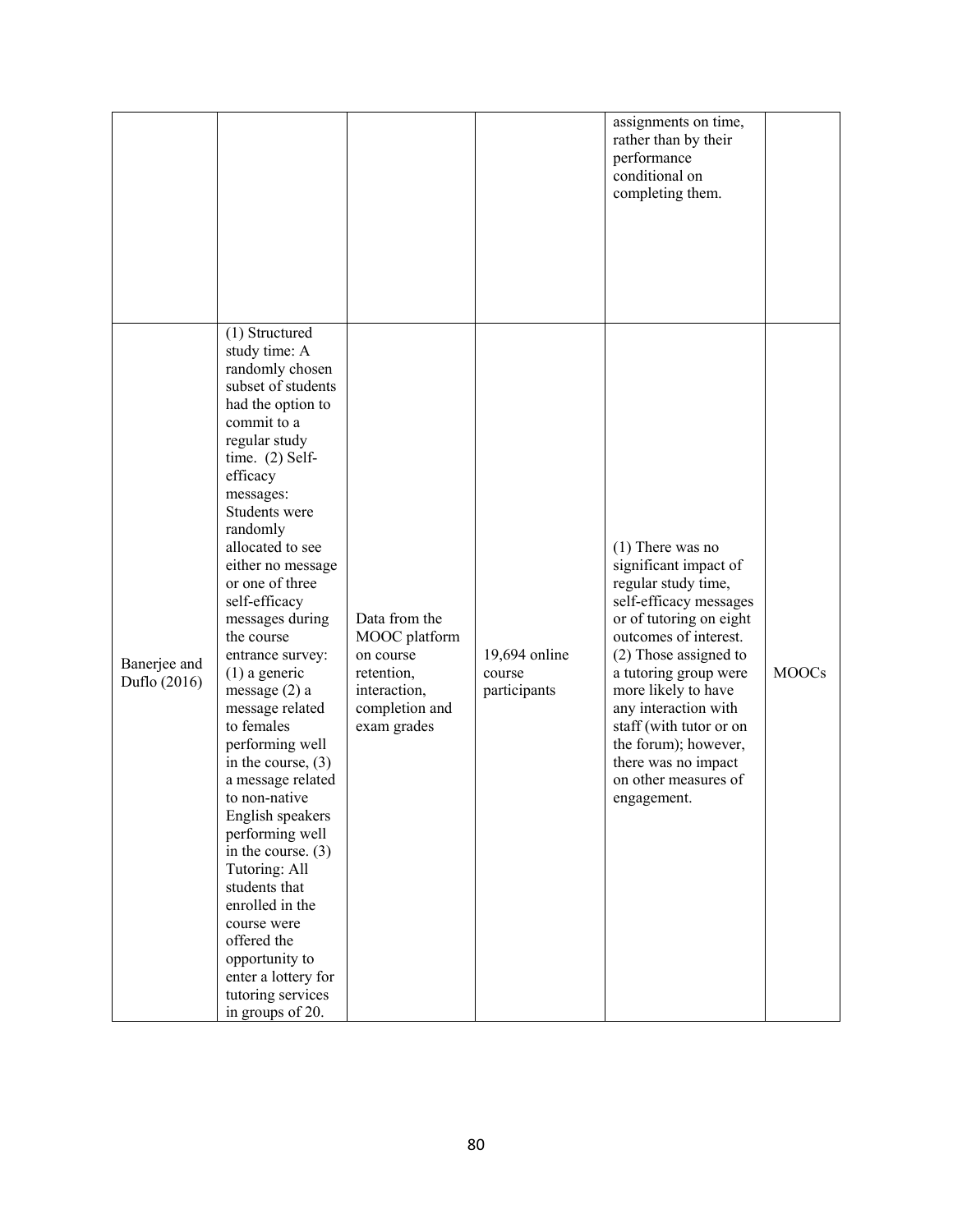| | | | | | |
|---|---|---|---|---|---|
| | | | | assignments on time, rather than by their performance conditional on completing them. | |
| Banerjee and Duflo (2016) | (1) Structured study time: A randomly chosen subset of students had the option to commit to a regular study time. (2) Self-efficacy messages: Students were randomly allocated to see either no message or one of three self-efficacy messages during the course entrance survey: (1) a generic message (2) a message related to females performing well in the course, (3) a message related to non-native English speakers performing well in the course. (3) Tutoring: All students that enrolled in the course were offered the opportunity to enter a lottery for tutoring services in groups of 20. | Data from the MOOC platform on course retention, interaction, completion and exam grades | 19,694 online course participants | (1) There was no significant impact of regular study time, self-efficacy messages or of tutoring on eight outcomes of interest. (2) Those assigned to a tutoring group were more likely to have any interaction with staff (with tutor or on the forum); however, there was no impact on other measures of engagement. | MOOCs |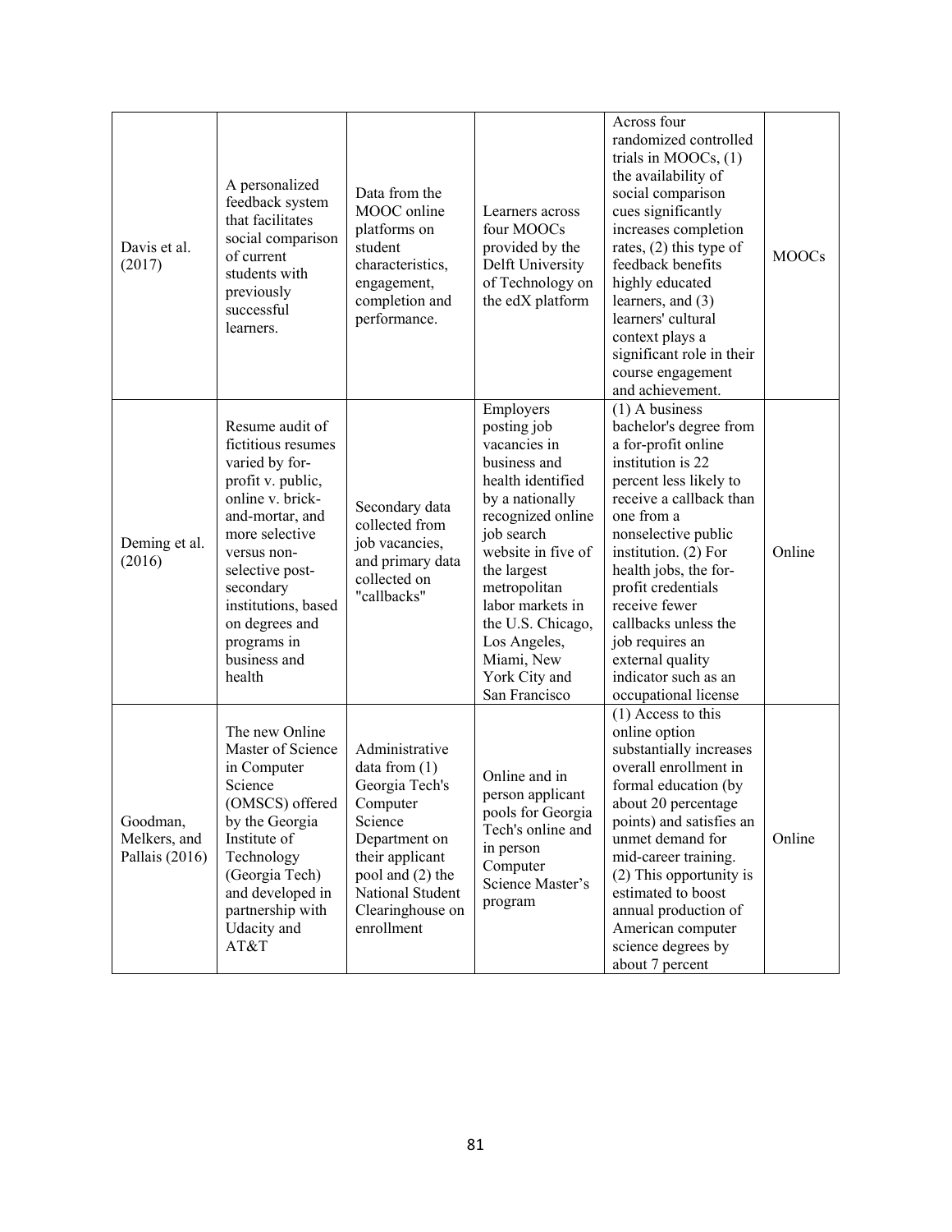| | | | | | |
|---|---|---|---|---|---|
| Davis et al. (2017) | A personalized feedback system that facilitates social comparison of current students with previously successful learners. | Data from the MOOC online platforms on student characteristics, engagement, completion and performance. | Learners across four MOOCs provided by the Delft University of Technology on the edX platform | Across four randomized controlled trials in MOOCs, (1) the availability of social comparison cues significantly increases completion rates, (2) this type of feedback benefits highly educated learners, and (3) learners' cultural context plays a significant role in their course engagement and achievement. | MOOCs |
| Deming et al. (2016) | Resume audit of fictitious resumes varied by for-profit v. public, online v. brick-and-mortar, and more selective versus non-selective post-secondary institutions, based on degrees and programs in business and health | Secondary data collected from job vacancies, and primary data collected on "callbacks" | Employers posting job vacancies in business and health identified by a nationally recognized online job search website in five of the largest metropolitan labor markets in the U.S. Chicago, Los Angeles, Miami, New York City and San Francisco | (1) A business bachelor's degree from a for-profit online institution is 22 percent less likely to receive a callback than one from a nonselective public institution. (2) For health jobs, the for-profit credentials receive fewer callbacks unless the job requires an external quality indicator such as an occupational license | Online |
| Goodman, Melkers, and Pallais (2016) | The new Online Master of Science in Computer Science (OMSCS) offered by the Georgia Institute of Technology (Georgia Tech) and developed in partnership with Udacity and AT&T | Administrative data from (1) Georgia Tech's Computer Science Department on their applicant pool and (2) the National Student Clearinghouse on enrollment | Online and in person applicant pools for Georgia Tech's online and in person Computer Science Master's program | (1) Access to this online option substantially increases overall enrollment in formal education (by about 20 percentage points) and satisfies an unmet demand for mid-career training. (2) This opportunity is estimated to boost annual production of American computer science degrees by about 7 percent | Online |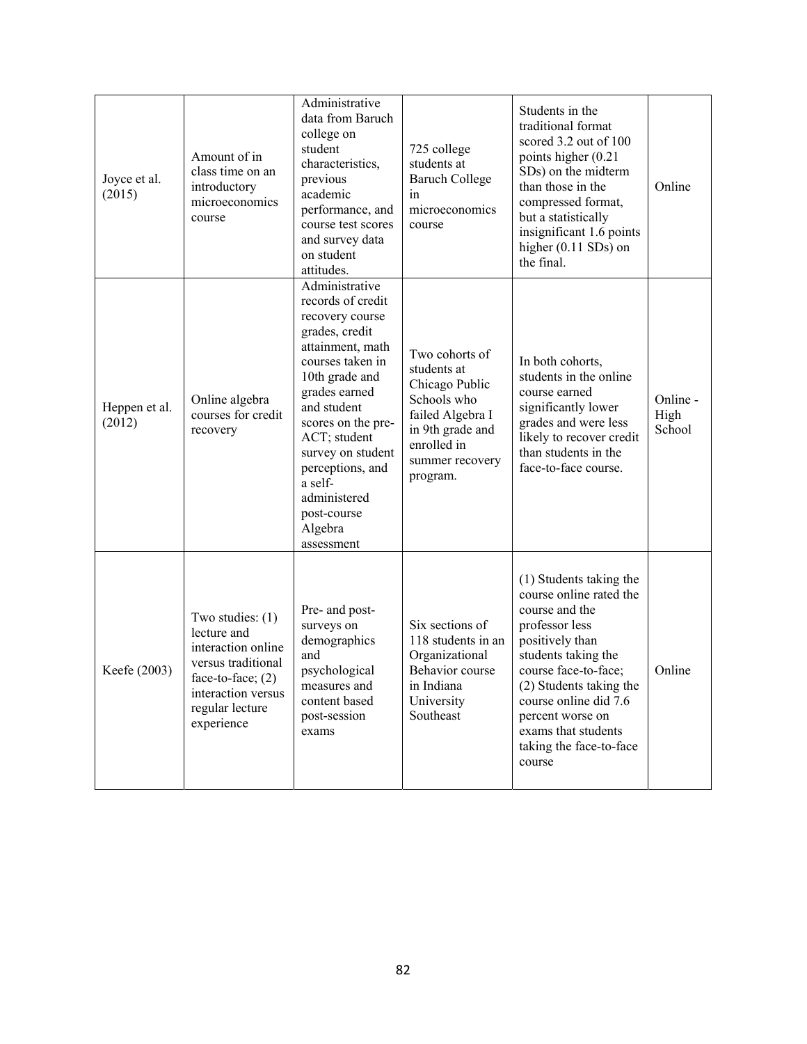| | | | | | |
|---|---|---|---|---|---|
| Joyce et al. (2015) | Amount of in class time on an introductory microeconomics course | Administrative data from Baruch college on student characteristics, previous academic performance, and course test scores and survey data on student attitudes. | 725 college students at Baruch College in microeconomics course | Students in the traditional format scored 3.2 out of 100 points higher (0.21 SDs) on the midterm than those in the compressed format, but a statistically insignificant 1.6 points higher (0.11 SDs) on the final. | Online |
| Heppen et al. (2012) | Online algebra courses for credit recovery | Administrative records of credit recovery course grades, credit attainment, math courses taken in 10th grade and grades earned and student scores on the pre-ACT; student survey on student perceptions, and a self-administered post-course Algebra assessment | Two cohorts of students at Chicago Public Schools who failed Algebra I in 9th grade and enrolled in summer recovery program. | In both cohorts, students in the online course earned significantly lower grades and were less likely to recover credit than students in the face-to-face course. | Online - High School |
| Keefe (2003) | Two studies: (1) lecture and interaction online versus traditional face-to-face; (2) interaction versus regular lecture experience | Pre- and post-surveys on demographics and psychological measures and content based post-session exams | Six sections of 118 students in an Organizational Behavior course in Indiana University Southeast | (1) Students taking the course online rated the course and the professor less positively than students taking the course face-to-face; (2) Students taking the course online did 7.6 percent worse on exams that students taking the face-to-face course | Online |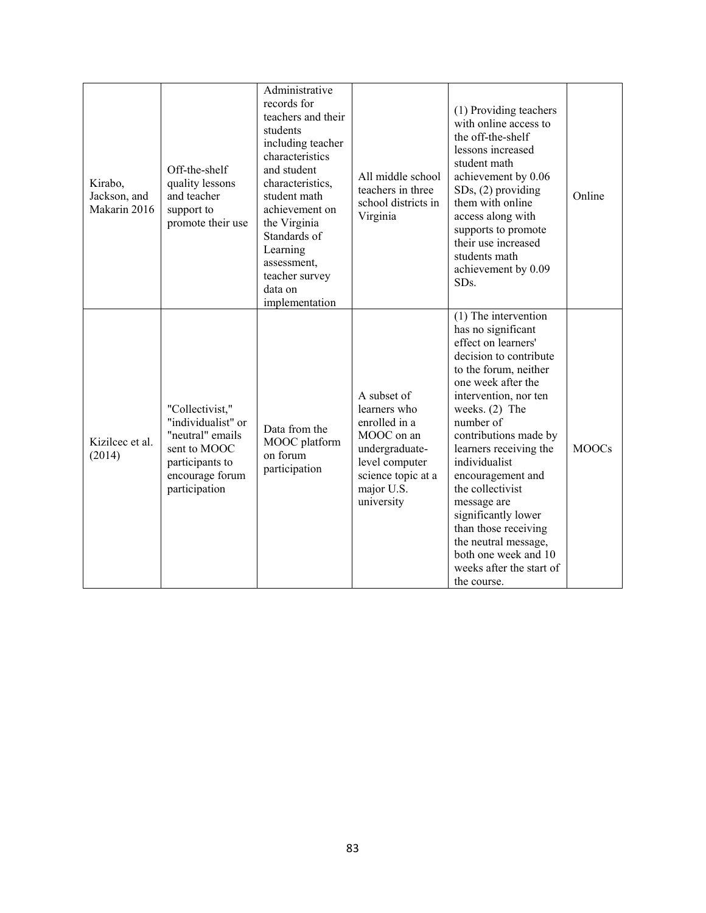| | | | | | |
|---|---|---|---|---|---|
| Kirabo, Jackson, and Makarin 2016 | Off-the-shelf quality lessons and teacher support to promote their use | Administrative records for teachers and their students including teacher characteristics and student characteristics, student math achievement on the Virginia Standards of Learning assessment, teacher survey data on implementation | All middle school teachers in three school districts in Virginia | (1) Providing teachers with online access to the off-the-shelf lessons increased student math achievement by 0.06 SDs, (2) providing them with online access along with supports to promote their use increased students math achievement by 0.09 SDs. | Online |
| Kizilcec et al. (2014) | "Collectivist," "individualist" or "neutral" emails sent to MOOC participants to encourage forum participation | Data from the MOOC platform on forum participation | A subset of learners who enrolled in a MOOC on an undergraduate-level computer science topic at a major U.S. university | (1) The intervention has no significant effect on learners' decision to contribute to the forum, neither one week after the intervention, nor ten weeks. (2) The number of contributions made by learners receiving the individualist encouragement and the collectivist message are significantly lower than those receiving the neutral message, both one week and 10 weeks after the start of the course. | MOOCs |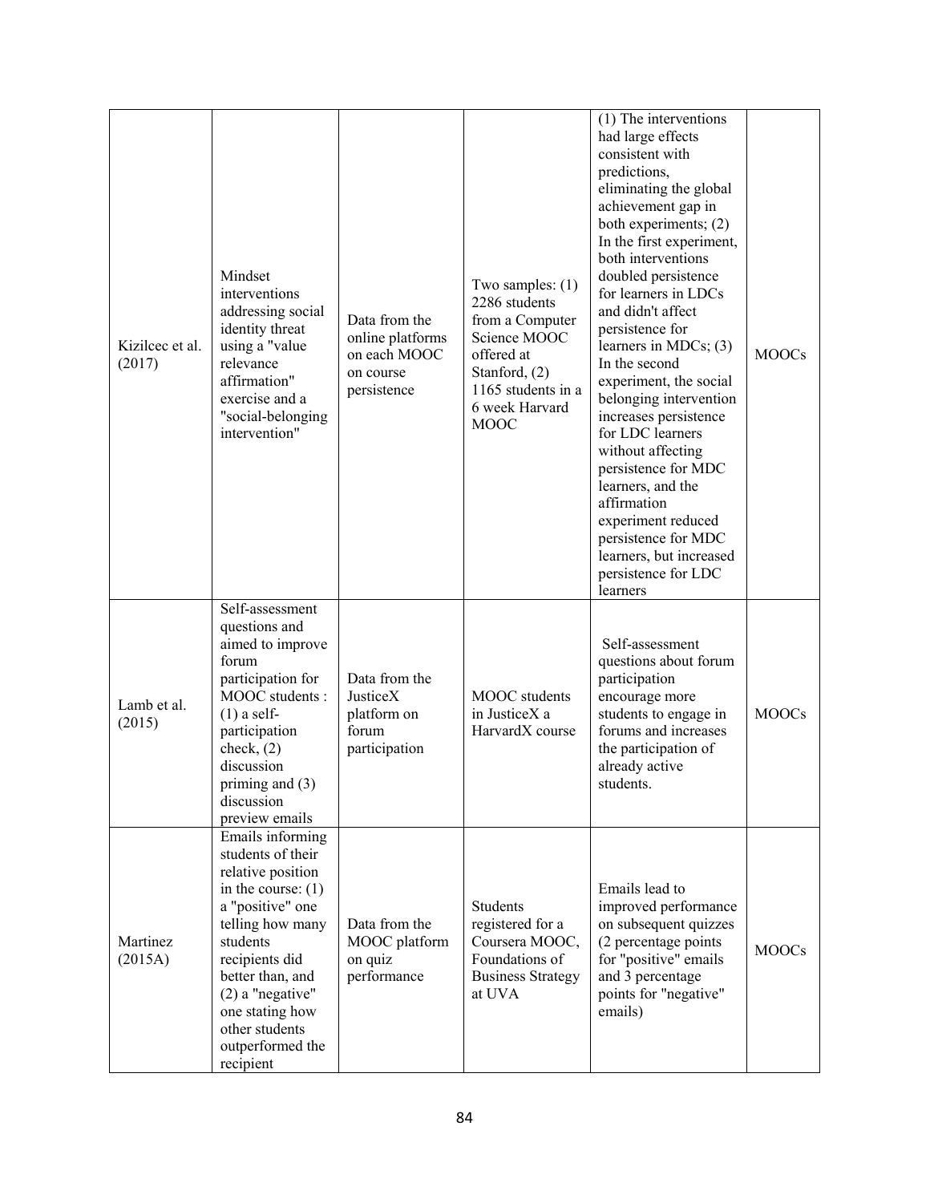| | | | | | |
|---|---|---|---|---|---|
| Kizilcec et al. (2017) | Mindset interventions addressing social identity threat using a "value relevance affirmation" exercise and a "social-belonging intervention" | Data from the online platforms on each MOOC on course persistence | Two samples: (1) 2286 students from a Computer Science MOOC offered at Stanford, (2) 1165 students in a 6 week Harvard MOOC | (1) The interventions had large effects consistent with predictions, eliminating the global achievement gap in both experiments; (2) In the first experiment, both interventions doubled persistence for learners in LDCs and didn't affect persistence for learners in MDCs; (3) In the second experiment, the social belonging intervention increases persistence for LDC learners without affecting persistence for MDC learners, and the affirmation experiment reduced persistence for MDC learners, but increased persistence for LDC learners | MOOCs |
| Lamb et al. (2015) | Self-assessment questions and aimed to improve forum participation for MOOC students : (1) a self-participation check, (2) discussion priming and (3) discussion preview emails | Data from the JusticeX platform on forum participation | MOOC students in JusticeX a HarvardX course | Self-assessment questions about forum participation encourage more students to engage in forums and increases the participation of already active students. | MOOCs |
| Martinez (2015A) | Emails informing students of their relative position in the course: (1) a "positive" one telling how many students recipients did better than, and (2) a "negative" one stating how other students outperformed the recipient | Data from the MOOC platform on quiz performance | Students registered for a Coursera MOOC, Foundations of Business Strategy at UVA | Emails lead to improved performance on subsequent quizzes (2 percentage points for "positive" emails and 3 percentage points for "negative" emails) | MOOCs |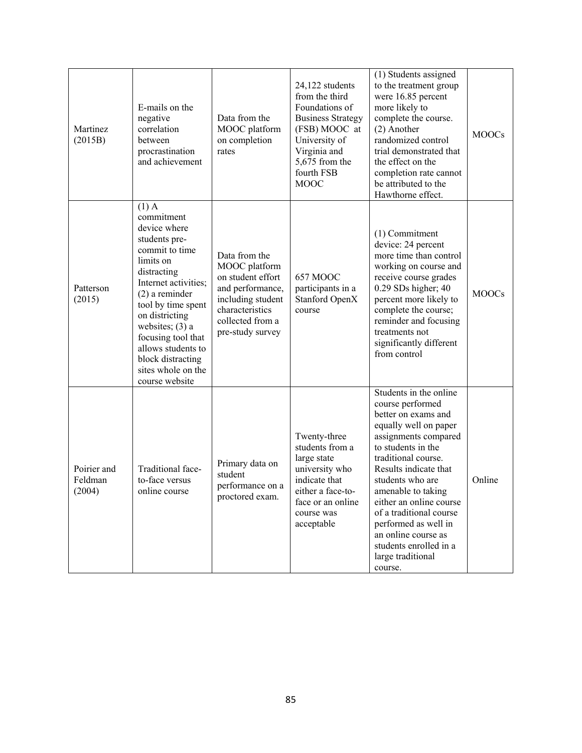| | | | | | |
|---|---|---|---|---|---|
| Martinez (2015B) | E-mails on the negative correlation between procrastination and achievement | Data from the MOOC platform on completion rates | 24,122 students from the third Foundations of Business Strategy (FSB) MOOC at University of Virginia and 5,675 from the fourth FSB MOOC | (1) Students assigned to the treatment group were 16.85 percent more likely to complete the course. (2) Another randomized control trial demonstrated that the effect on the completion rate cannot be attributed to the Hawthorne effect. | MOOCs |
| Patterson (2015) | (1) A commitment device where students pre-commit to time limits on distracting Internet activities; (2) a reminder tool by time spent on districting websites; (3) a focusing tool that allows students to block distracting sites whole on the course website | Data from the MOOC platform on student effort and performance, including student characteristics collected from a pre-study survey | 657 MOOC participants in a Stanford OpenX course | (1) Commitment device: 24 percent more time than control working on course and receive course grades 0.29 SDs higher; 40 percent more likely to complete the course; reminder and focusing treatments not significantly different from control | MOOCs |
| Poirier and Feldman (2004) | Traditional face-to-face versus online course | Primary data on student performance on a proctored exam. | Twenty-three students from a large state university who indicate that either a face-to-face or an online course was acceptable | Students in the online course performed better on exams and equally well on paper assignments compared to students in the traditional course. Results indicate that students who are amenable to taking either an online course of a traditional course performed as well in an online course as students enrolled in a large traditional course. | Online |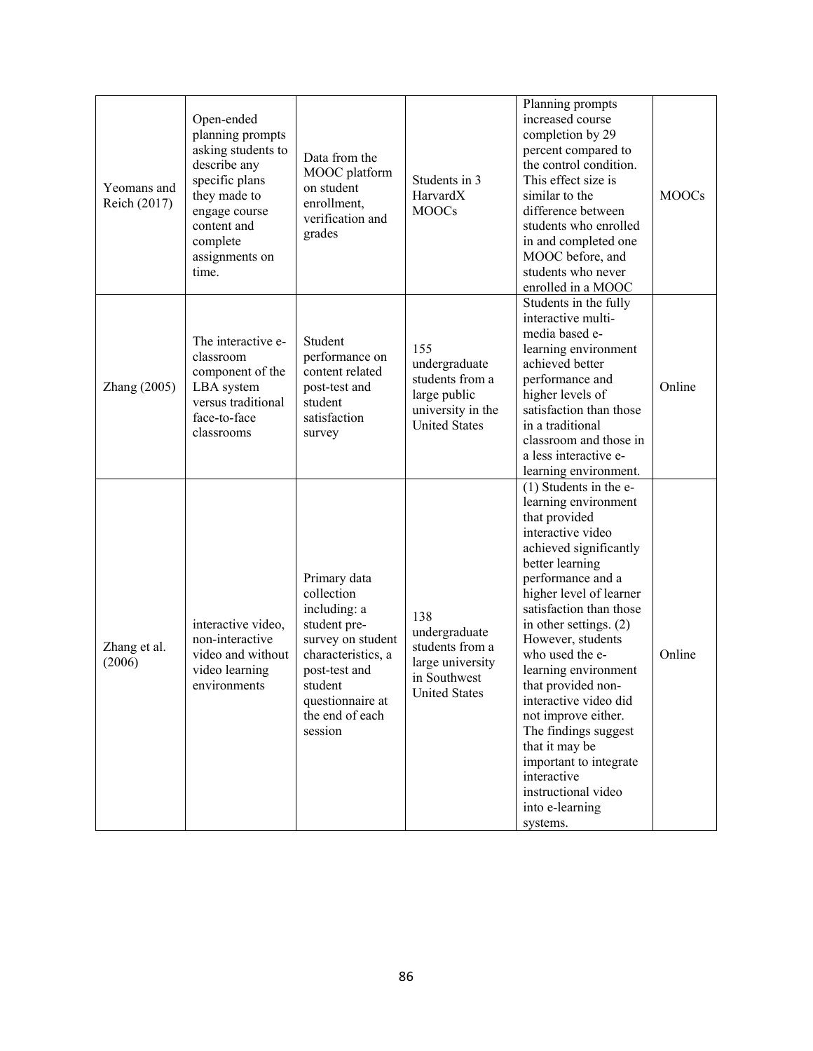| | | | | | |
|---|---|---|---|---|---|
| Yeomans and Reich (2017) | Open-ended planning prompts asking students to describe any specific plans they made to engage course content and complete assignments on time. | Data from the MOOC platform on student enrollment, verification and grades | Students in 3 HarvardX MOOCs | Planning prompts increased course completion by 29 percent compared to the control condition. This effect size is similar to the difference between students who enrolled in and completed one MOOC before, and students who never enrolled in a MOOC | MOOCs |
| Zhang (2005) | The interactive e-classroom component of the LBA system versus traditional face-to-face classrooms | Student performance on content related post-test and student satisfaction survey | 155 undergraduate students from a large public university in the United States | Students in the fully interactive multi-media based e-learning environment achieved better performance and higher levels of satisfaction than those in a traditional classroom and those in a less interactive e-learning environment. | Online |
| Zhang et al. (2006) | interactive video, non-interactive video and without video learning environments | Primary data collection including: a student pre-survey on student characteristics, a post-test and student questionnaire at the end of each session | 138 undergraduate students from a large university in Southwest United States | (1) Students in the e-learning environment that provided interactive video achieved significantly better learning performance and a higher level of learner satisfaction than those in other settings. (2) However, students who used the e-learning environment that provided non-interactive video did not improve either. The findings suggest that it may be important to integrate interactive instructional video into e-learning systems. | Online |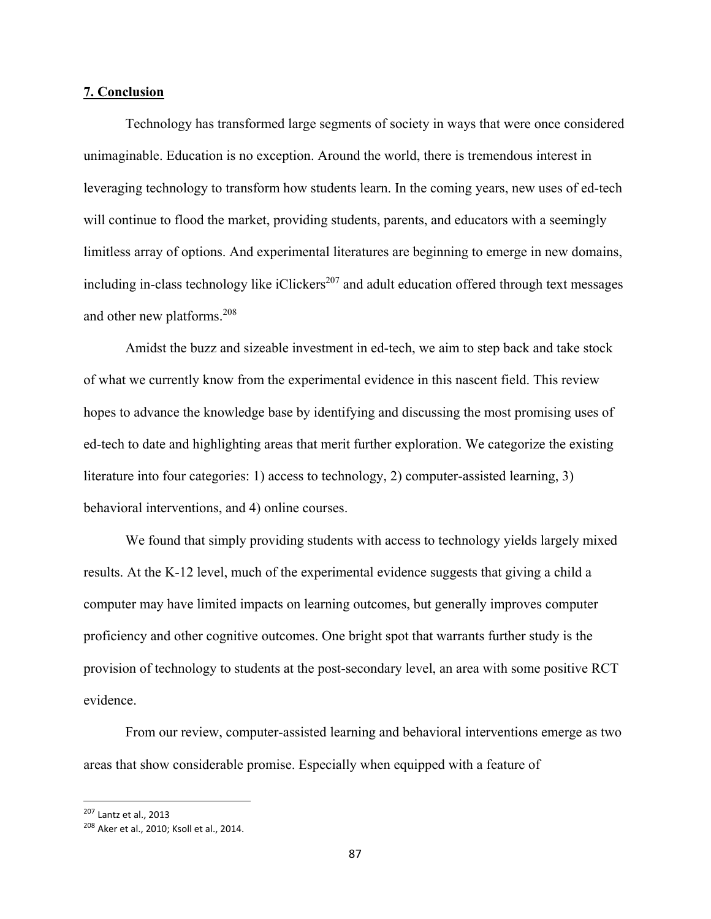## 7. Conclusion

Technology has transformed large segments of society in ways that were once considered unimaginable. Education is no exception. Around the world, there is tremendous interest in leveraging technology to transform how students learn. In the coming years, new uses of ed-tech will continue to flood the market, providing students, parents, and educators with a seemingly limitless array of options. And experimental literatures are beginning to emerge in new domains, including in-class technology like iClickers[207] and adult education offered through text messages and other new platforms.[208]

Amidst the buzz and sizeable investment in ed-tech, we aim to step back and take stock of what we currently know from the experimental evidence in this nascent field. This review hopes to advance the knowledge base by identifying and discussing the most promising uses of ed-tech to date and highlighting areas that merit further exploration. We categorize the existing literature into four categories: 1) access to technology, 2) computer-assisted learning, 3) behavioral interventions, and 4) online courses.

We found that simply providing students with access to technology yields largely mixed results. At the K-12 level, much of the experimental evidence suggests that giving a child a computer may have limited impacts on learning outcomes, but generally improves computer proficiency and other cognitive outcomes. One bright spot that warrants further study is the provision of technology to students at the post-secondary level, an area with some positive RCT evidence.

From our review, computer-assisted learning and behavioral interventions emerge as two areas that show considerable promise. Especially when equipped with a feature of

---

[207] Lantz et al., 2013

[208] Aker et al., 2010; Ksoll et al., 2014.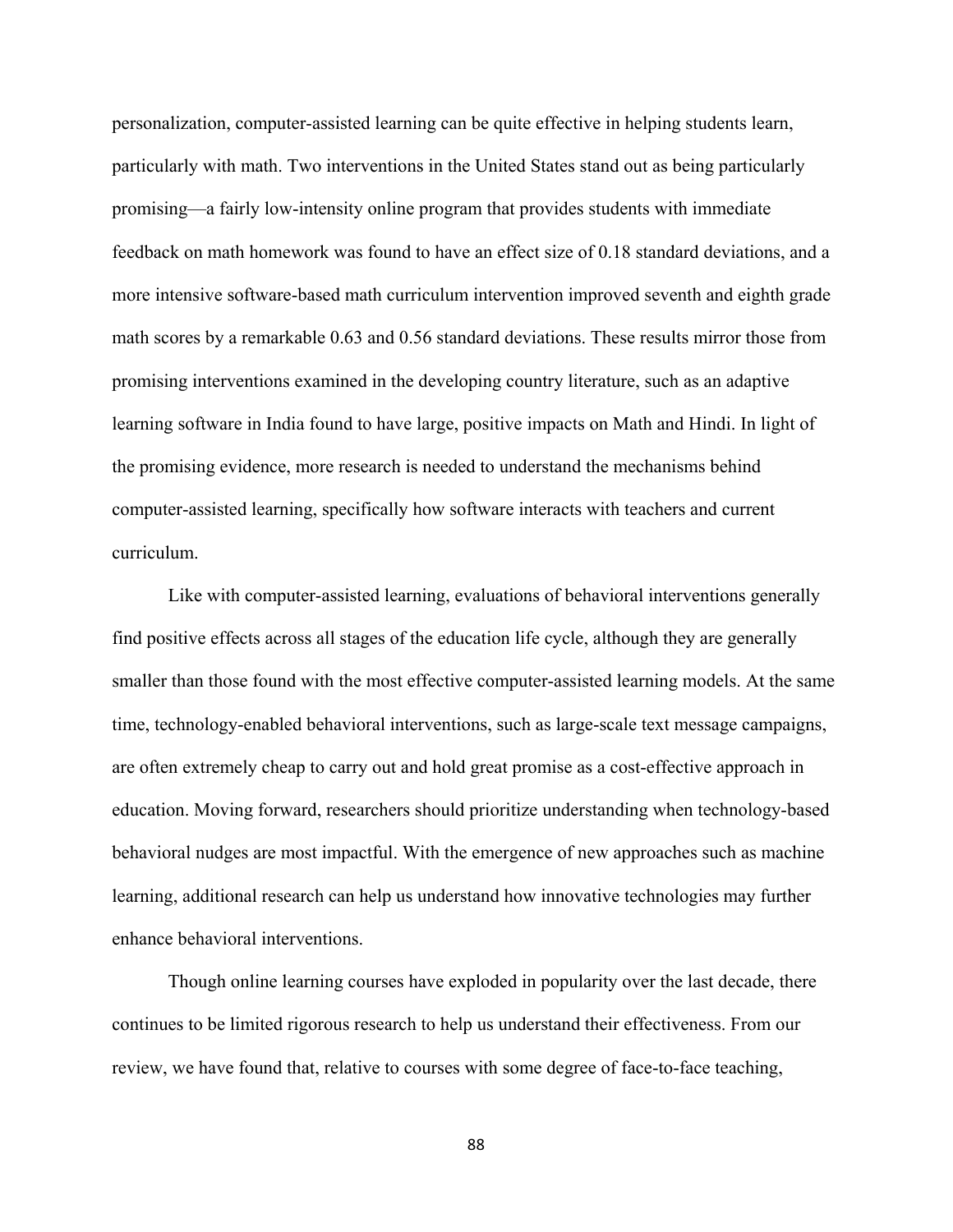personalization, computer-assisted learning can be quite effective in helping students learn, particularly with math. Two interventions in the United States stand out as being particularly promising—a fairly low-intensity online program that provides students with immediate feedback on math homework was found to have an effect size of 0.18 standard deviations, and a more intensive software-based math curriculum intervention improved seventh and eighth grade math scores by a remarkable 0.63 and 0.56 standard deviations. These results mirror those from promising interventions examined in the developing country literature, such as an adaptive learning software in India found to have large, positive impacts on Math and Hindi. In light of the promising evidence, more research is needed to understand the mechanisms behind computer-assisted learning, specifically how software interacts with teachers and current curriculum.

Like with computer-assisted learning, evaluations of behavioral interventions generally find positive effects across all stages of the education life cycle, although they are generally smaller than those found with the most effective computer-assisted learning models. At the same time, technology-enabled behavioral interventions, such as large-scale text message campaigns, are often extremely cheap to carry out and hold great promise as a cost-effective approach in education. Moving forward, researchers should prioritize understanding when technology-based behavioral nudges are most impactful. With the emergence of new approaches such as machine learning, additional research can help us understand how innovative technologies may further enhance behavioral interventions.

Though online learning courses have exploded in popularity over the last decade, there continues to be limited rigorous research to help us understand their effectiveness. From our review, we have found that, relative to courses with some degree of face-to-face teaching,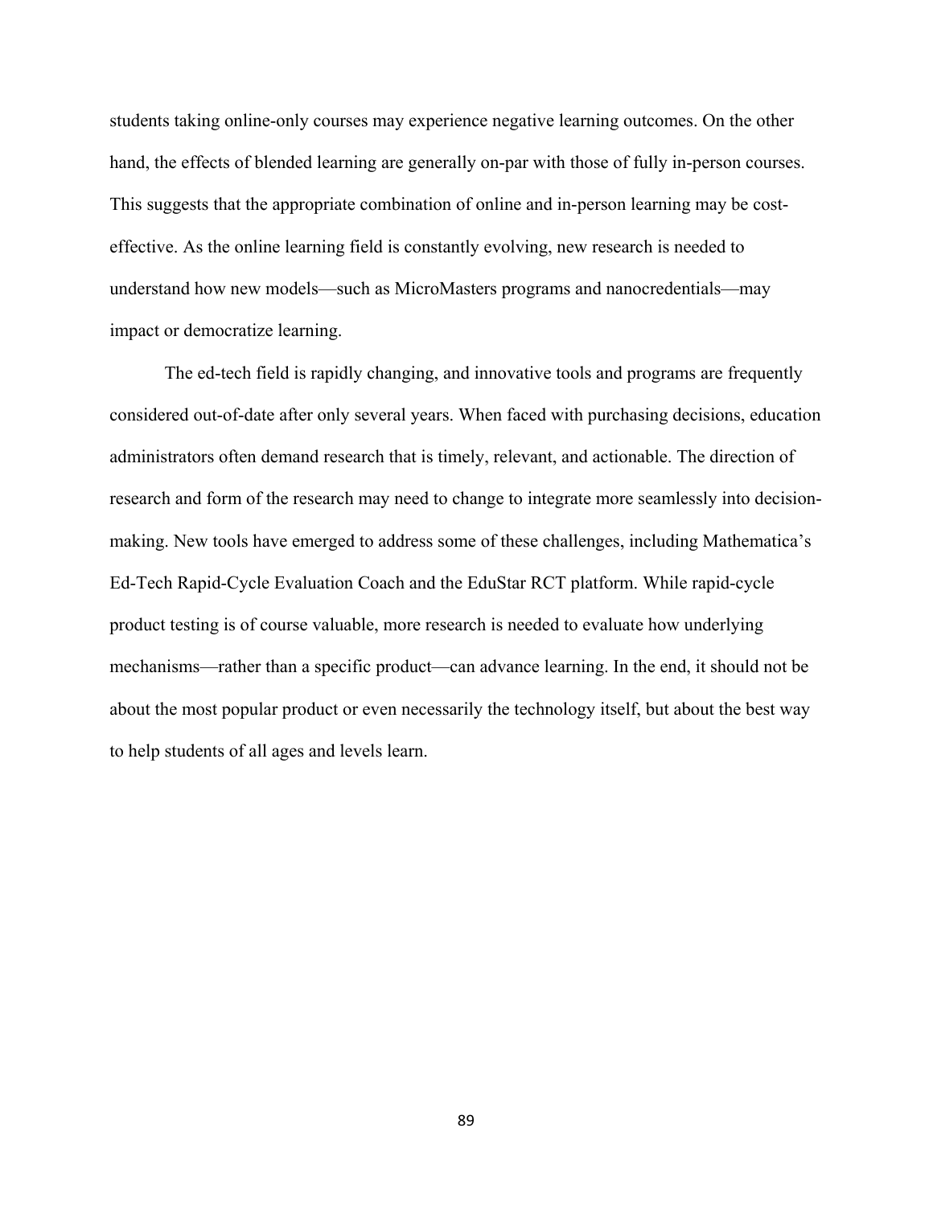students taking online-only courses may experience negative learning outcomes. On the other hand, the effects of blended learning are generally on-par with those of fully in-person courses. This suggests that the appropriate combination of online and in-person learning may be cost-effective. As the online learning field is constantly evolving, new research is needed to understand how new models—such as MicroMasters programs and nanocredentials—may impact or democratize learning.

The ed-tech field is rapidly changing, and innovative tools and programs are frequently considered out-of-date after only several years. When faced with purchasing decisions, education administrators often demand research that is timely, relevant, and actionable. The direction of research and form of the research may need to change to integrate more seamlessly into decision-making. New tools have emerged to address some of these challenges, including Mathematica's Ed-Tech Rapid-Cycle Evaluation Coach and the EduStar RCT platform. While rapid-cycle product testing is of course valuable, more research is needed to evaluate how underlying mechanisms—rather than a specific product—can advance learning. In the end, it should not be about the most popular product or even necessarily the technology itself, but about the best way to help students of all ages and levels learn.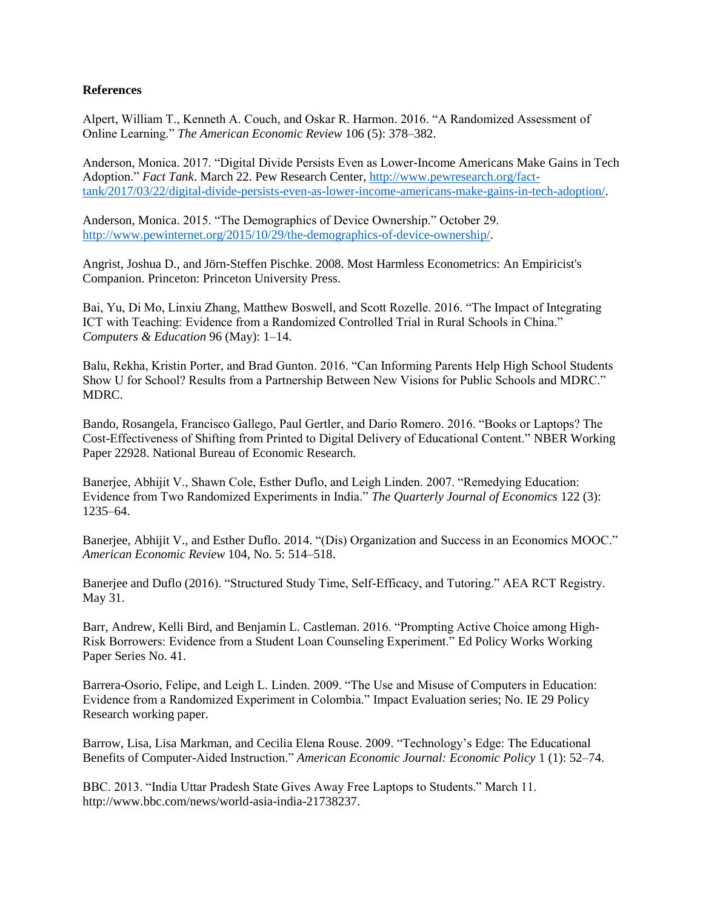**References**

Alpert, William T., Kenneth A. Couch, and Oskar R. Harmon. 2016. "A Randomized Assessment of Online Learning." *The American Economic Review* 106 (5): 378–382.

Anderson, Monica. 2017. "Digital Divide Persists Even as Lower-Income Americans Make Gains in Tech Adoption." *Fact Tank*. March 22. Pew Research Center, http://www.pewresearch.org/fact-tank/2017/03/22/digital-divide-persists-even-as-lower-income-americans-make-gains-in-tech-adoption/.

Anderson, Monica. 2015. "The Demographics of Device Ownership." October 29. http://www.pewinternet.org/2015/10/29/the-demographics-of-device-ownership/.

Angrist, Joshua D., and Jörn-Steffen Pischke. 2008. Most Harmless Econometrics: An Empiricist's Companion. Princeton: Princeton University Press.

Bai, Yu, Di Mo, Linxiu Zhang, Matthew Boswell, and Scott Rozelle. 2016. "The Impact of Integrating ICT with Teaching: Evidence from a Randomized Controlled Trial in Rural Schools in China." *Computers & Education* 96 (May): 1–14.

Balu, Rekha, Kristin Porter, and Brad Gunton. 2016. "Can Informing Parents Help High School Students Show U for School? Results from a Partnership Between New Visions for Public Schools and MDRC." MDRC.

Bando, Rosangela, Francisco Gallego, Paul Gertler, and Dario Romero. 2016. "Books or Laptops? The Cost-Effectiveness of Shifting from Printed to Digital Delivery of Educational Content." NBER Working Paper 22928. National Bureau of Economic Research.

Banerjee, Abhijit V., Shawn Cole, Esther Duflo, and Leigh Linden. 2007. "Remedying Education: Evidence from Two Randomized Experiments in India." *The Quarterly Journal of Economics* 122 (3): 1235–64.

Banerjee, Abhijit V., and Esther Duflo. 2014. "(Dis) Organization and Success in an Economics MOOC." *American Economic Review* 104, No. 5: 514–518.

Banerjee and Duflo (2016). "Structured Study Time, Self-Efficacy, and Tutoring." AEA RCT Registry. May 31.

Barr, Andrew, Kelli Bird, and Benjamin L. Castleman. 2016. "Prompting Active Choice among High-Risk Borrowers: Evidence from a Student Loan Counseling Experiment." Ed Policy Works Working Paper Series No. 41.

Barrera-Osorio, Felipe, and Leigh L. Linden. 2009. "The Use and Misuse of Computers in Education: Evidence from a Randomized Experiment in Colombia." Impact Evaluation series; No. IE 29 Policy Research working paper.

Barrow, Lisa, Lisa Markman, and Cecilia Elena Rouse. 2009. "Technology's Edge: The Educational Benefits of Computer-Aided Instruction." *American Economic Journal: Economic Policy* 1 (1): 52–74.

BBC. 2013. "India Uttar Pradesh State Gives Away Free Laptops to Students." March 11. http://www.bbc.com/news/world-asia-india-21738237.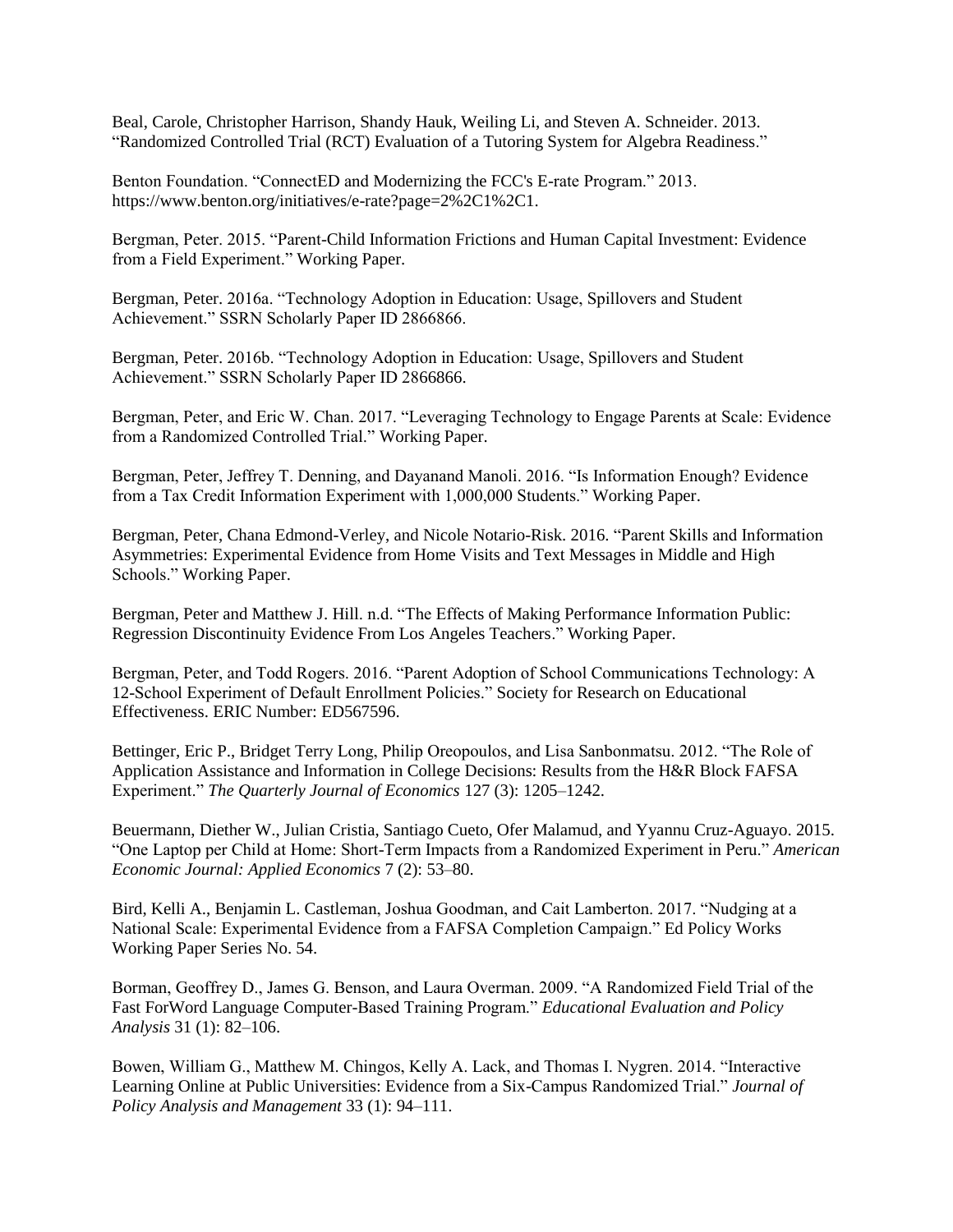Beal, Carole, Christopher Harrison, Shandy Hauk, Weiling Li, and Steven A. Schneider. 2013. "Randomized Controlled Trial (RCT) Evaluation of a Tutoring System for Algebra Readiness."

Benton Foundation. "ConnectED and Modernizing the FCC's E-rate Program." 2013. https://www.benton.org/initiatives/e-rate?page=2%2C1%2C1.

Bergman, Peter. 2015. "Parent-Child Information Frictions and Human Capital Investment: Evidence from a Field Experiment." Working Paper.

Bergman, Peter. 2016a. "Technology Adoption in Education: Usage, Spillovers and Student Achievement." SSRN Scholarly Paper ID 2866866.

Bergman, Peter. 2016b. "Technology Adoption in Education: Usage, Spillovers and Student Achievement." SSRN Scholarly Paper ID 2866866.

Bergman, Peter, and Eric W. Chan. 2017. "Leveraging Technology to Engage Parents at Scale: Evidence from a Randomized Controlled Trial." Working Paper.

Bergman, Peter, Jeffrey T. Denning, and Dayanand Manoli. 2016. "Is Information Enough? Evidence from a Tax Credit Information Experiment with 1,000,000 Students." Working Paper.

Bergman, Peter, Chana Edmond-Verley, and Nicole Notario-Risk. 2016. "Parent Skills and Information Asymmetries: Experimental Evidence from Home Visits and Text Messages in Middle and High Schools." Working Paper.

Bergman, Peter and Matthew J. Hill. n.d. "The Effects of Making Performance Information Public: Regression Discontinuity Evidence From Los Angeles Teachers." Working Paper.

Bergman, Peter, and Todd Rogers. 2016. "Parent Adoption of School Communications Technology: A 12-School Experiment of Default Enrollment Policies." Society for Research on Educational Effectiveness. ERIC Number: ED567596.

Bettinger, Eric P., Bridget Terry Long, Philip Oreopoulos, and Lisa Sanbonmatsu. 2012. "The Role of Application Assistance and Information in College Decisions: Results from the H&R Block FAFSA Experiment." *The Quarterly Journal of Economics* 127 (3): 1205–1242.

Beuermann, Diether W., Julian Cristia, Santiago Cueto, Ofer Malamud, and Yyannu Cruz-Aguayo. 2015. "One Laptop per Child at Home: Short-Term Impacts from a Randomized Experiment in Peru." *American Economic Journal: Applied Economics* 7 (2): 53–80.

Bird, Kelli A., Benjamin L. Castleman, Joshua Goodman, and Cait Lamberton. 2017. "Nudging at a National Scale: Experimental Evidence from a FAFSA Completion Campaign." Ed Policy Works Working Paper Series No. 54.

Borman, Geoffrey D., James G. Benson, and Laura Overman. 2009. "A Randomized Field Trial of the Fast ForWord Language Computer-Based Training Program." *Educational Evaluation and Policy Analysis* 31 (1): 82–106.

Bowen, William G., Matthew M. Chingos, Kelly A. Lack, and Thomas I. Nygren. 2014. "Interactive Learning Online at Public Universities: Evidence from a Six-Campus Randomized Trial." *Journal of Policy Analysis and Management* 33 (1): 94–111.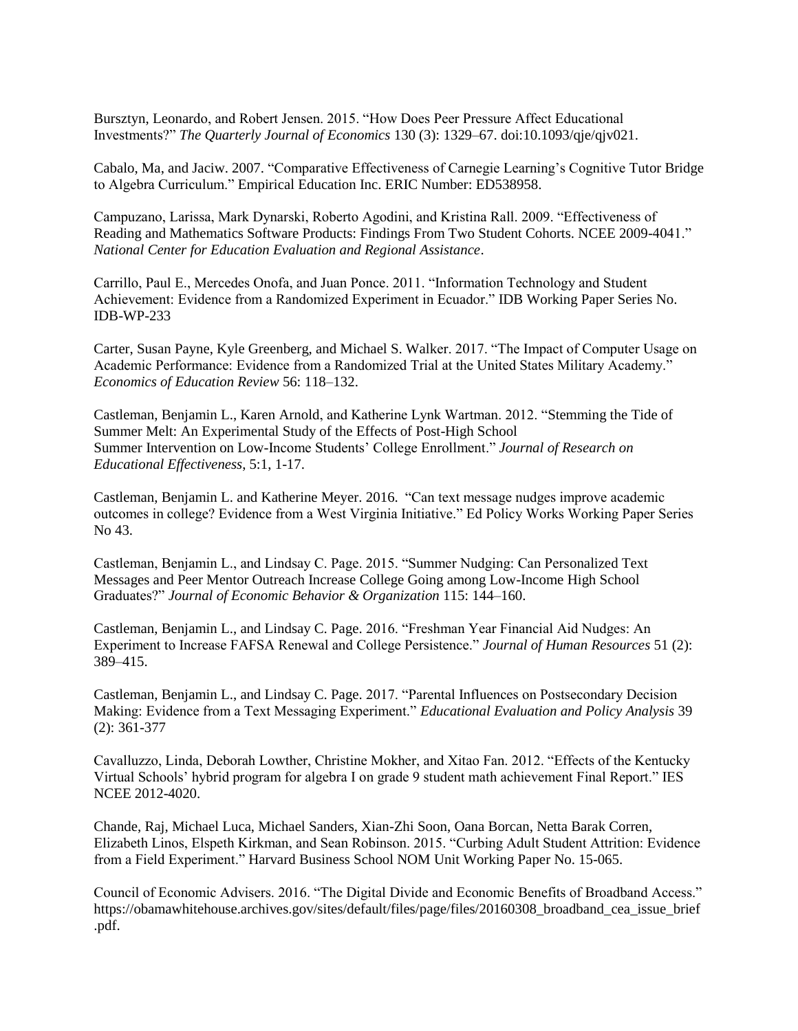Bursztyn, Leonardo, and Robert Jensen. 2015. "How Does Peer Pressure Affect Educational Investments?" *The Quarterly Journal of Economics* 130 (3): 1329–67. doi:10.1093/qje/qjv021.

Cabalo, Ma, and Jaciw. 2007. "Comparative Effectiveness of Carnegie Learning's Cognitive Tutor Bridge to Algebra Curriculum." Empirical Education Inc. ERIC Number: ED538958.

Campuzano, Larissa, Mark Dynarski, Roberto Agodini, and Kristina Rall. 2009. "Effectiveness of Reading and Mathematics Software Products: Findings From Two Student Cohorts. NCEE 2009-4041." *National Center for Education Evaluation and Regional Assistance*.

Carrillo, Paul E., Mercedes Onofa, and Juan Ponce. 2011. "Information Technology and Student Achievement: Evidence from a Randomized Experiment in Ecuador." IDB Working Paper Series No. IDB-WP-233

Carter, Susan Payne, Kyle Greenberg, and Michael S. Walker. 2017. "The Impact of Computer Usage on Academic Performance: Evidence from a Randomized Trial at the United States Military Academy." *Economics of Education Review* 56: 118–132.

Castleman, Benjamin L., Karen Arnold, and Katherine Lynk Wartman. 2012. "Stemming the Tide of Summer Melt: An Experimental Study of the Effects of Post-High School Summer Intervention on Low-Income Students' College Enrollment." *Journal of Research on Educational Effectiveness*, 5:1, 1-17.

Castleman, Benjamin L. and Katherine Meyer. 2016. "Can text message nudges improve academic outcomes in college? Evidence from a West Virginia Initiative." Ed Policy Works Working Paper Series No 43.

Castleman, Benjamin L., and Lindsay C. Page. 2015. "Summer Nudging: Can Personalized Text Messages and Peer Mentor Outreach Increase College Going among Low-Income High School Graduates?" *Journal of Economic Behavior & Organization* 115: 144–160.

Castleman, Benjamin L., and Lindsay C. Page. 2016. "Freshman Year Financial Aid Nudges: An Experiment to Increase FAFSA Renewal and College Persistence." *Journal of Human Resources* 51 (2): 389–415.

Castleman, Benjamin L., and Lindsay C. Page. 2017. "Parental Influences on Postsecondary Decision Making: Evidence from a Text Messaging Experiment." *Educational Evaluation and Policy Analysis* 39 (2): 361-377

Cavalluzzo, Linda, Deborah Lowther, Christine Mokher, and Xitao Fan. 2012. "Effects of the Kentucky Virtual Schools' hybrid program for algebra I on grade 9 student math achievement Final Report." IES NCEE 2012-4020.

Chande, Raj, Michael Luca, Michael Sanders, Xian-Zhi Soon, Oana Borcan, Netta Barak Corren, Elizabeth Linos, Elspeth Kirkman, and Sean Robinson. 2015. "Curbing Adult Student Attrition: Evidence from a Field Experiment." Harvard Business School NOM Unit Working Paper No. 15-065.

Council of Economic Advisers. 2016. "The Digital Divide and Economic Benefits of Broadband Access." https://obamawhitehouse.archives.gov/sites/default/files/page/files/20160308_broadband_cea_issue_brief.pdf.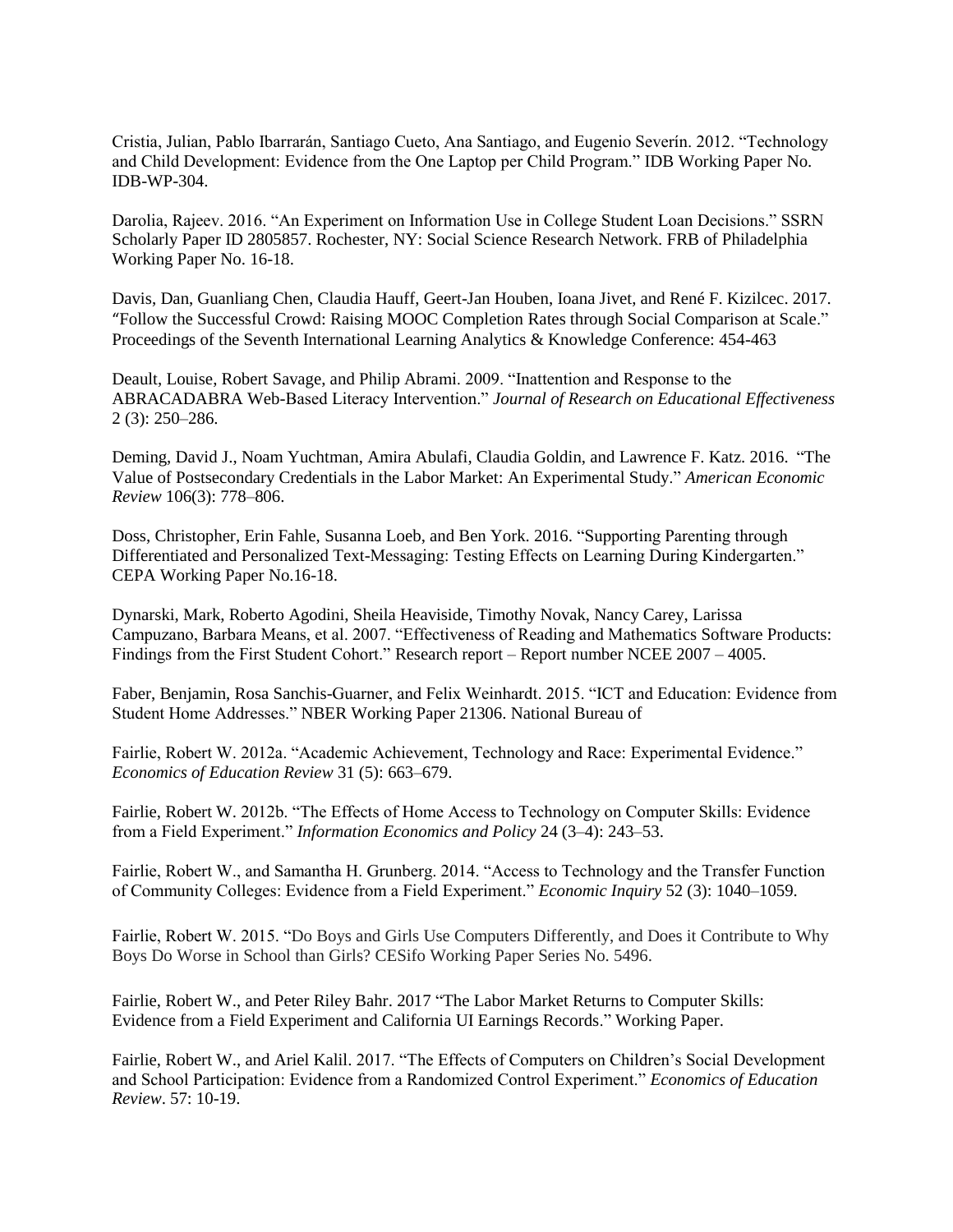Cristia, Julian, Pablo Ibarrarán, Santiago Cueto, Ana Santiago, and Eugenio Severín. 2012. "Technology and Child Development: Evidence from the One Laptop per Child Program." IDB Working Paper No. IDB-WP-304.

Darolia, Rajeev. 2016. "An Experiment on Information Use in College Student Loan Decisions." SSRN Scholarly Paper ID 2805857. Rochester, NY: Social Science Research Network. FRB of Philadelphia Working Paper No. 16-18.

Davis, Dan, Guanliang Chen, Claudia Hauff, Geert-Jan Houben, Ioana Jivet, and René F. Kizilcec. 2017. "Follow the Successful Crowd: Raising MOOC Completion Rates through Social Comparison at Scale." Proceedings of the Seventh International Learning Analytics & Knowledge Conference: 454-463

Deault, Louise, Robert Savage, and Philip Abrami. 2009. "Inattention and Response to the ABRACADABRA Web-Based Literacy Intervention." *Journal of Research on Educational Effectiveness* 2 (3): 250–286.

Deming, David J., Noam Yuchtman, Amira Abulafi, Claudia Goldin, and Lawrence F. Katz. 2016. "The Value of Postsecondary Credentials in the Labor Market: An Experimental Study." *American Economic Review* 106(3): 778–806.

Doss, Christopher, Erin Fahle, Susanna Loeb, and Ben York. 2016. "Supporting Parenting through Differentiated and Personalized Text-Messaging: Testing Effects on Learning During Kindergarten." CEPA Working Paper No.16-18.

Dynarski, Mark, Roberto Agodini, Sheila Heaviside, Timothy Novak, Nancy Carey, Larissa Campuzano, Barbara Means, et al. 2007. "Effectiveness of Reading and Mathematics Software Products: Findings from the First Student Cohort." Research report – Report number NCEE 2007 – 4005.

Faber, Benjamin, Rosa Sanchis-Guarner, and Felix Weinhardt. 2015. "ICT and Education: Evidence from Student Home Addresses." NBER Working Paper 21306. National Bureau of

Fairlie, Robert W. 2012a. "Academic Achievement, Technology and Race: Experimental Evidence." *Economics of Education Review* 31 (5): 663–679.

Fairlie, Robert W. 2012b. "The Effects of Home Access to Technology on Computer Skills: Evidence from a Field Experiment." *Information Economics and Policy* 24 (3–4): 243–53.

Fairlie, Robert W., and Samantha H. Grunberg. 2014. "Access to Technology and the Transfer Function of Community Colleges: Evidence from a Field Experiment." *Economic Inquiry* 52 (3): 1040–1059.

Fairlie, Robert W. 2015. "Do Boys and Girls Use Computers Differently, and Does it Contribute to Why Boys Do Worse in School than Girls? CESifo Working Paper Series No. 5496.

Fairlie, Robert W., and Peter Riley Bahr. 2017 "The Labor Market Returns to Computer Skills: Evidence from a Field Experiment and California UI Earnings Records." Working Paper.

Fairlie, Robert W., and Ariel Kalil. 2017. "The Effects of Computers on Children's Social Development and School Participation: Evidence from a Randomized Control Experiment." *Economics of Education Review*. 57: 10-19.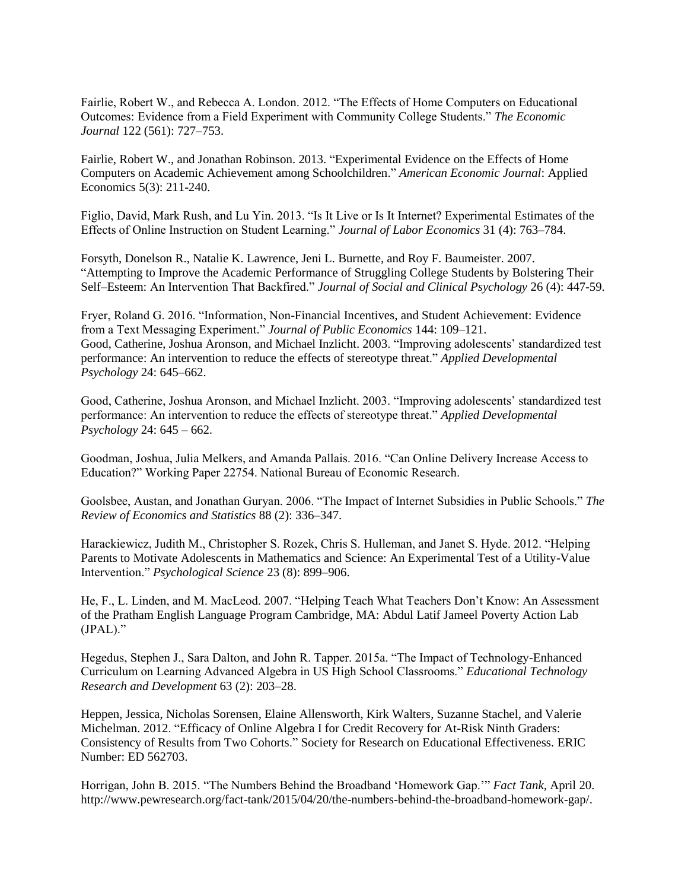Fairlie, Robert W., and Rebecca A. London. 2012. "The Effects of Home Computers on Educational Outcomes: Evidence from a Field Experiment with Community College Students." *The Economic Journal* 122 (561): 727–753.

Fairlie, Robert W., and Jonathan Robinson. 2013. "Experimental Evidence on the Effects of Home Computers on Academic Achievement among Schoolchildren." *American Economic Journal*: Applied Economics 5(3): 211-240.

Figlio, David, Mark Rush, and Lu Yin. 2013. "Is It Live or Is It Internet? Experimental Estimates of the Effects of Online Instruction on Student Learning." *Journal of Labor Economics* 31 (4): 763–784.

Forsyth, Donelson R., Natalie K. Lawrence, Jeni L. Burnette, and Roy F. Baumeister. 2007. "Attempting to Improve the Academic Performance of Struggling College Students by Bolstering Their Self–Esteem: An Intervention That Backfired." *Journal of Social and Clinical Psychology* 26 (4): 447-59.

Fryer, Roland G. 2016. "Information, Non-Financial Incentives, and Student Achievement: Evidence from a Text Messaging Experiment." *Journal of Public Economics* 144: 109–121.
Good, Catherine, Joshua Aronson, and Michael Inzlicht. 2003. "Improving adolescents' standardized test performance: An intervention to reduce the effects of stereotype threat." *Applied Developmental Psychology* 24: 645–662.

Good, Catherine, Joshua Aronson, and Michael Inzlicht. 2003. "Improving adolescents' standardized test performance: An intervention to reduce the effects of stereotype threat." *Applied Developmental Psychology* 24: 645 – 662.

Goodman, Joshua, Julia Melkers, and Amanda Pallais. 2016. "Can Online Delivery Increase Access to Education?" Working Paper 22754. National Bureau of Economic Research.

Goolsbee, Austan, and Jonathan Guryan. 2006. "The Impact of Internet Subsidies in Public Schools." *The Review of Economics and Statistics* 88 (2): 336–347.

Harackiewicz, Judith M., Christopher S. Rozek, Chris S. Hulleman, and Janet S. Hyde. 2012. "Helping Parents to Motivate Adolescents in Mathematics and Science: An Experimental Test of a Utility-Value Intervention." *Psychological Science* 23 (8): 899–906.

He, F., L. Linden, and M. MacLeod. 2007. "Helping Teach What Teachers Don't Know: An Assessment of the Pratham English Language Program Cambridge, MA: Abdul Latif Jameel Poverty Action Lab (JPAL)."

Hegedus, Stephen J., Sara Dalton, and John R. Tapper. 2015a. "The Impact of Technology-Enhanced Curriculum on Learning Advanced Algebra in US High School Classrooms." *Educational Technology Research and Development* 63 (2): 203–28.

Heppen, Jessica, Nicholas Sorensen, Elaine Allensworth, Kirk Walters, Suzanne Stachel, and Valerie Michelman. 2012. "Efficacy of Online Algebra I for Credit Recovery for At-Risk Ninth Graders: Consistency of Results from Two Cohorts." Society for Research on Educational Effectiveness. ERIC Number: ED 562703.

Horrigan, John B. 2015. "The Numbers Behind the Broadband 'Homework Gap.'" *Fact Tank,* April 20. http://www.pewresearch.org/fact-tank/2015/04/20/the-numbers-behind-the-broadband-homework-gap/.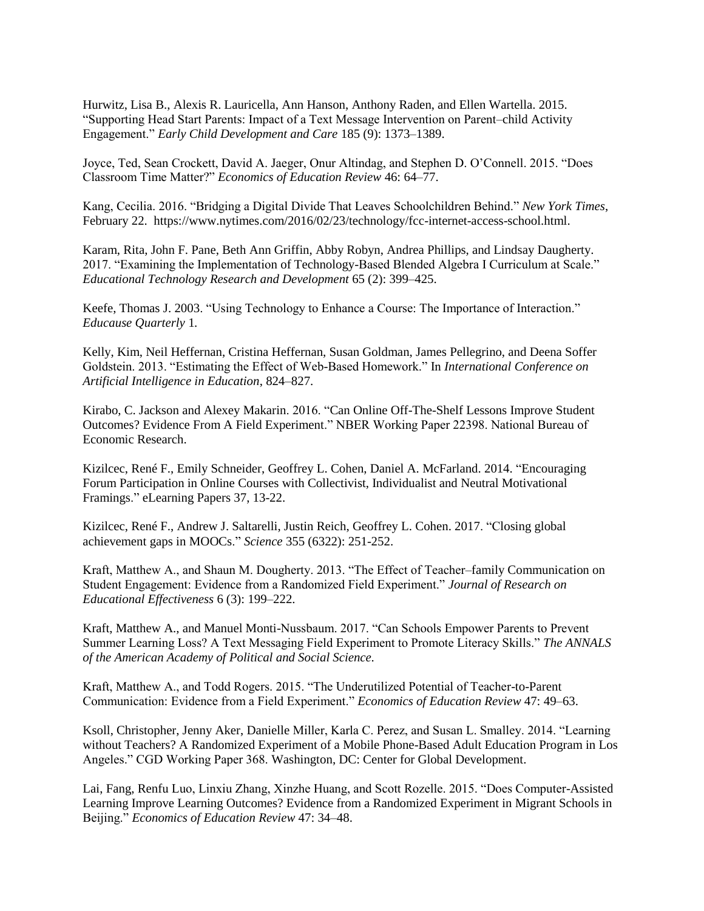Hurwitz, Lisa B., Alexis R. Lauricella, Ann Hanson, Anthony Raden, and Ellen Wartella. 2015. “Supporting Head Start Parents: Impact of a Text Message Intervention on Parent–child Activity Engagement.” *Early Child Development and Care* 185 (9): 1373–1389.

Joyce, Ted, Sean Crockett, David A. Jaeger, Onur Altindag, and Stephen D. O’Connell. 2015. “Does Classroom Time Matter?” *Economics of Education Review* 46: 64–77.

Kang, Cecilia. 2016. “Bridging a Digital Divide That Leaves Schoolchildren Behind.” *New York Times*, February 22. https://www.nytimes.com/2016/02/23/technology/fcc-internet-access-school.html.

Karam, Rita, John F. Pane, Beth Ann Griffin, Abby Robyn, Andrea Phillips, and Lindsay Daugherty. 2017. “Examining the Implementation of Technology-Based Blended Algebra I Curriculum at Scale.” *Educational Technology Research and Development* 65 (2): 399–425.

Keefe, Thomas J. 2003. “Using Technology to Enhance a Course: The Importance of Interaction.” *Educause Quarterly* 1.

Kelly, Kim, Neil Heffernan, Cristina Heffernan, Susan Goldman, James Pellegrino, and Deena Soffer Goldstein. 2013. “Estimating the Effect of Web-Based Homework.” In *International Conference on Artificial Intelligence in Education*, 824–827.

Kirabo, C. Jackson and Alexey Makarin. 2016. “Can Online Off-The-Shelf Lessons Improve Student Outcomes? Evidence From A Field Experiment.” NBER Working Paper 22398. National Bureau of Economic Research.

Kizilcec, René F., Emily Schneider, Geoffrey L. Cohen, Daniel A. McFarland. 2014. “Encouraging Forum Participation in Online Courses with Collectivist, Individualist and Neutral Motivational Framings.” eLearning Papers 37, 13-22.

Kizilcec, René F., Andrew J. Saltarelli, Justin Reich, Geoffrey L. Cohen. 2017. “Closing global achievement gaps in MOOCs.” *Science* 355 (6322): 251-252.

Kraft, Matthew A., and Shaun M. Dougherty. 2013. “The Effect of Teacher–family Communication on Student Engagement: Evidence from a Randomized Field Experiment.” *Journal of Research on Educational Effectiveness* 6 (3): 199–222.

Kraft, Matthew A., and Manuel Monti-Nussbaum. 2017. “Can Schools Empower Parents to Prevent Summer Learning Loss? A Text Messaging Field Experiment to Promote Literacy Skills.” *The ANNALS of the American Academy of Political and Social Science*.

Kraft, Matthew A., and Todd Rogers. 2015. “The Underutilized Potential of Teacher-to-Parent Communication: Evidence from a Field Experiment.” *Economics of Education Review* 47: 49–63.

Ksoll, Christopher, Jenny Aker, Danielle Miller, Karla C. Perez, and Susan L. Smalley. 2014. “Learning without Teachers? A Randomized Experiment of a Mobile Phone-Based Adult Education Program in Los Angeles.” CGD Working Paper 368. Washington, DC: Center for Global Development.

Lai, Fang, Renfu Luo, Linxiu Zhang, Xinzhe Huang, and Scott Rozelle. 2015. “Does Computer-Assisted Learning Improve Learning Outcomes? Evidence from a Randomized Experiment in Migrant Schools in Beijing.” *Economics of Education Review* 47: 34–48.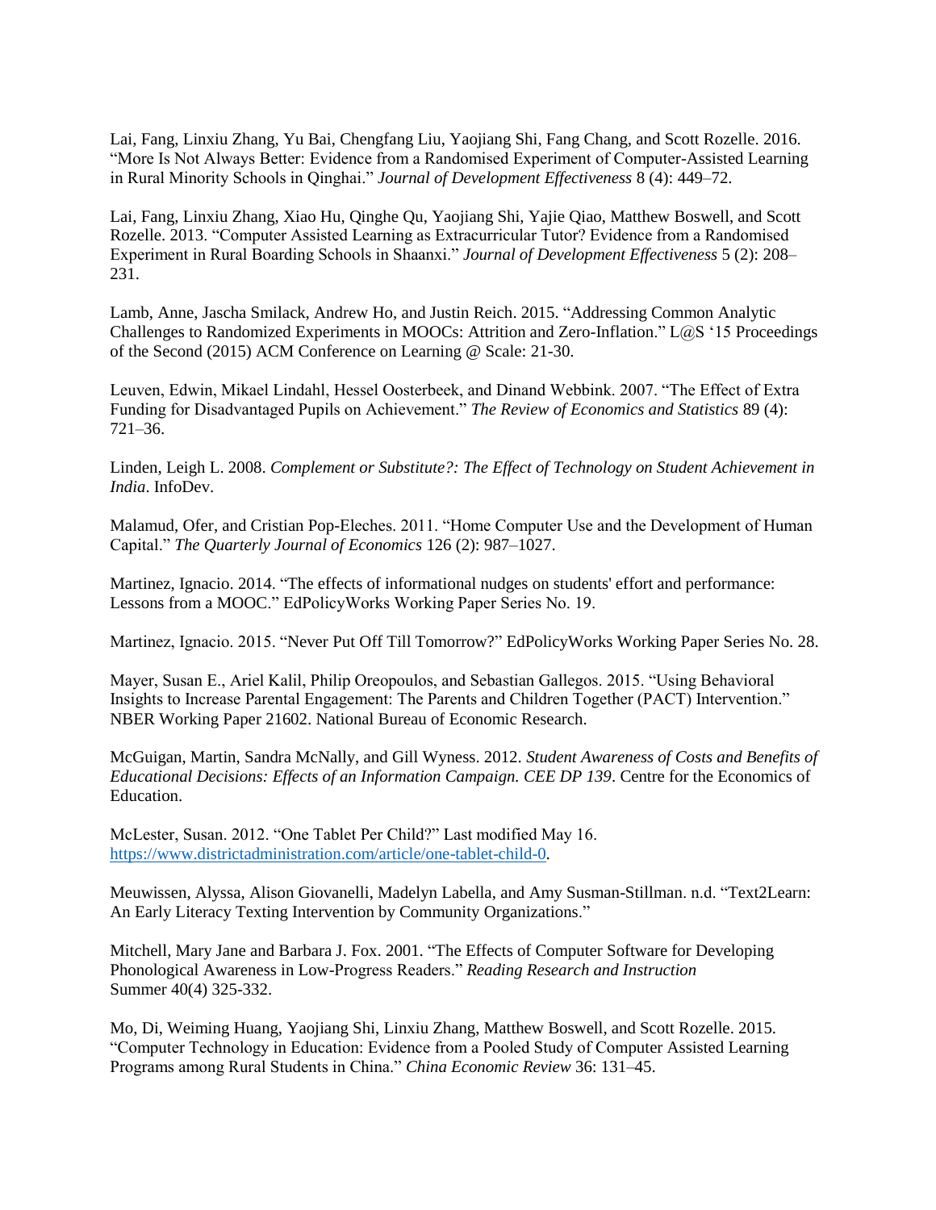Lai, Fang, Linxiu Zhang, Yu Bai, Chengfang Liu, Yaojiang Shi, Fang Chang, and Scott Rozelle. 2016. "More Is Not Always Better: Evidence from a Randomised Experiment of Computer-Assisted Learning in Rural Minority Schools in Qinghai." *Journal of Development Effectiveness* 8 (4): 449–72.

Lai, Fang, Linxiu Zhang, Xiao Hu, Qinghe Qu, Yaojiang Shi, Yajie Qiao, Matthew Boswell, and Scott Rozelle. 2013. "Computer Assisted Learning as Extracurricular Tutor? Evidence from a Randomised Experiment in Rural Boarding Schools in Shaanxi." *Journal of Development Effectiveness* 5 (2): 208–231.

Lamb, Anne, Jascha Smilack, Andrew Ho, and Justin Reich. 2015. "Addressing Common Analytic Challenges to Randomized Experiments in MOOCs: Attrition and Zero-Inflation." L@S '15 Proceedings of the Second (2015) ACM Conference on Learning @ Scale: 21-30.

Leuven, Edwin, Mikael Lindahl, Hessel Oosterbeek, and Dinand Webbink. 2007. "The Effect of Extra Funding for Disadvantaged Pupils on Achievement." *The Review of Economics and Statistics* 89 (4): 721–36.

Linden, Leigh L. 2008. *Complement or Substitute?: The Effect of Technology on Student Achievement in India*. InfoDev.

Malamud, Ofer, and Cristian Pop-Eleches. 2011. "Home Computer Use and the Development of Human Capital." *The Quarterly Journal of Economics* 126 (2): 987–1027.

Martinez, Ignacio. 2014. "The effects of informational nudges on students' effort and performance: Lessons from a MOOC." EdPolicyWorks Working Paper Series No. 19.

Martinez, Ignacio. 2015. "Never Put Off Till Tomorrow?" EdPolicyWorks Working Paper Series No. 28.

Mayer, Susan E., Ariel Kalil, Philip Oreopoulos, and Sebastian Gallegos. 2015. "Using Behavioral Insights to Increase Parental Engagement: The Parents and Children Together (PACT) Intervention." NBER Working Paper 21602. National Bureau of Economic Research.

McGuigan, Martin, Sandra McNally, and Gill Wyness. 2012. *Student Awareness of Costs and Benefits of Educational Decisions: Effects of an Information Campaign. CEE DP 139*. Centre for the Economics of Education.

McLester, Susan. 2012. "One Tablet Per Child?" Last modified May 16. https://www.districtadministration.com/article/one-tablet-child-0.

Meuwissen, Alyssa, Alison Giovanelli, Madelyn Labella, and Amy Susman-Stillman. n.d. "Text2Learn: An Early Literacy Texting Intervention by Community Organizations."

Mitchell, Mary Jane and Barbara J. Fox. 2001. "The Effects of Computer Software for Developing Phonological Awareness in Low-Progress Readers." *Reading Research and Instruction* Summer 40(4) 325-332.

Mo, Di, Weiming Huang, Yaojiang Shi, Linxiu Zhang, Matthew Boswell, and Scott Rozelle. 2015. "Computer Technology in Education: Evidence from a Pooled Study of Computer Assisted Learning Programs among Rural Students in China." *China Economic Review* 36: 131–45.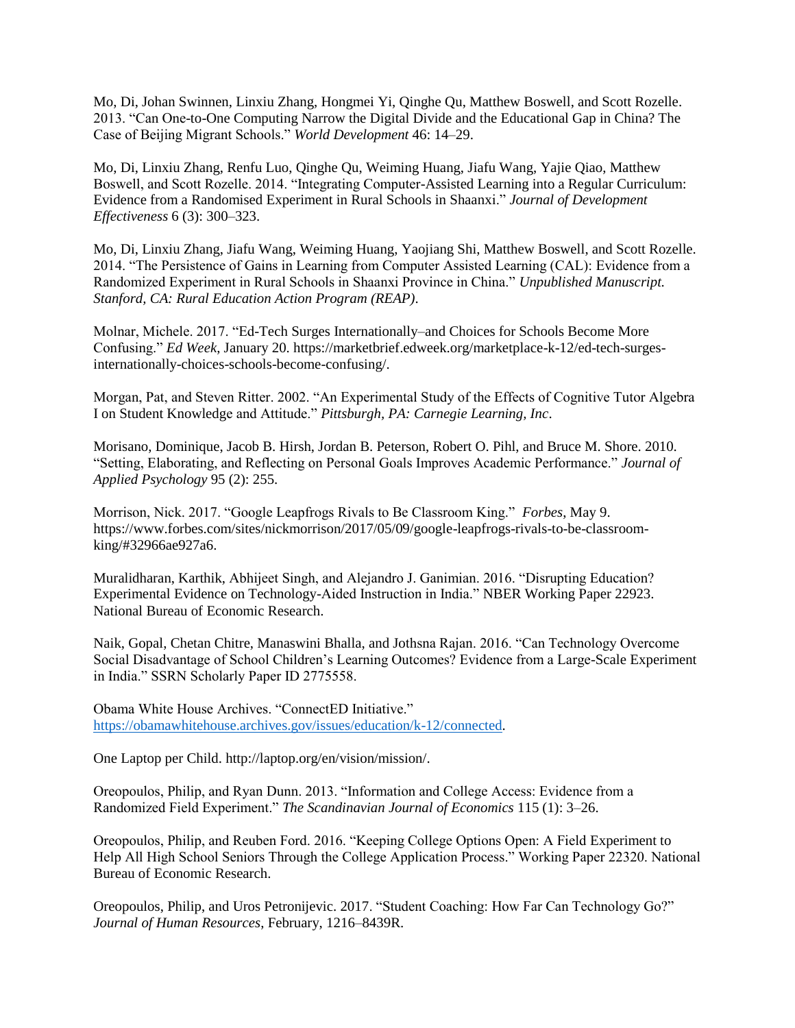Mo, Di, Johan Swinnen, Linxiu Zhang, Hongmei Yi, Qinghe Qu, Matthew Boswell, and Scott Rozelle. 2013. "Can One-to-One Computing Narrow the Digital Divide and the Educational Gap in China? The Case of Beijing Migrant Schools." *World Development* 46: 14–29.

Mo, Di, Linxiu Zhang, Renfu Luo, Qinghe Qu, Weiming Huang, Jiafu Wang, Yajie Qiao, Matthew Boswell, and Scott Rozelle. 2014. "Integrating Computer-Assisted Learning into a Regular Curriculum: Evidence from a Randomised Experiment in Rural Schools in Shaanxi." *Journal of Development Effectiveness* 6 (3): 300–323.

Mo, Di, Linxiu Zhang, Jiafu Wang, Weiming Huang, Yaojiang Shi, Matthew Boswell, and Scott Rozelle. 2014. "The Persistence of Gains in Learning from Computer Assisted Learning (CAL): Evidence from a Randomized Experiment in Rural Schools in Shaanxi Province in China." *Unpublished Manuscript. Stanford, CA: Rural Education Action Program (REAP)*.

Molnar, Michele. 2017. "Ed-Tech Surges Internationally–and Choices for Schools Become More Confusing." *Ed Week*, January 20. https://marketbrief.edweek.org/marketplace-k-12/ed-tech-surges-internationally-choices-schools-become-confusing/.

Morgan, Pat, and Steven Ritter. 2002. "An Experimental Study of the Effects of Cognitive Tutor Algebra I on Student Knowledge and Attitude." *Pittsburgh, PA: Carnegie Learning, Inc*.

Morisano, Dominique, Jacob B. Hirsh, Jordan B. Peterson, Robert O. Pihl, and Bruce M. Shore. 2010. "Setting, Elaborating, and Reflecting on Personal Goals Improves Academic Performance." *Journal of Applied Psychology* 95 (2): 255.

Morrison, Nick. 2017. "Google Leapfrogs Rivals to Be Classroom King." *Forbes*, May 9. https://www.forbes.com/sites/nickmorrison/2017/05/09/google-leapfrogs-rivals-to-be-classroom-king/#32966ae927a6.

Muralidharan, Karthik, Abhijeet Singh, and Alejandro J. Ganimian. 2016. "Disrupting Education? Experimental Evidence on Technology-Aided Instruction in India." NBER Working Paper 22923. National Bureau of Economic Research.

Naik, Gopal, Chetan Chitre, Manaswini Bhalla, and Jothsna Rajan. 2016. "Can Technology Overcome Social Disadvantage of School Children's Learning Outcomes? Evidence from a Large-Scale Experiment in India." SSRN Scholarly Paper ID 2775558.

Obama White House Archives. "ConnectED Initiative." https://obamawhitehouse.archives.gov/issues/education/k-12/connected.

One Laptop per Child. http://laptop.org/en/vision/mission/.

Oreopoulos, Philip, and Ryan Dunn. 2013. "Information and College Access: Evidence from a Randomized Field Experiment." *The Scandinavian Journal of Economics* 115 (1): 3–26.

Oreopoulos, Philip, and Reuben Ford. 2016. "Keeping College Options Open: A Field Experiment to Help All High School Seniors Through the College Application Process." Working Paper 22320. National Bureau of Economic Research.

Oreopoulos, Philip, and Uros Petronijevic. 2017. "Student Coaching: How Far Can Technology Go?" *Journal of Human Resources*, February, 1216–8439R.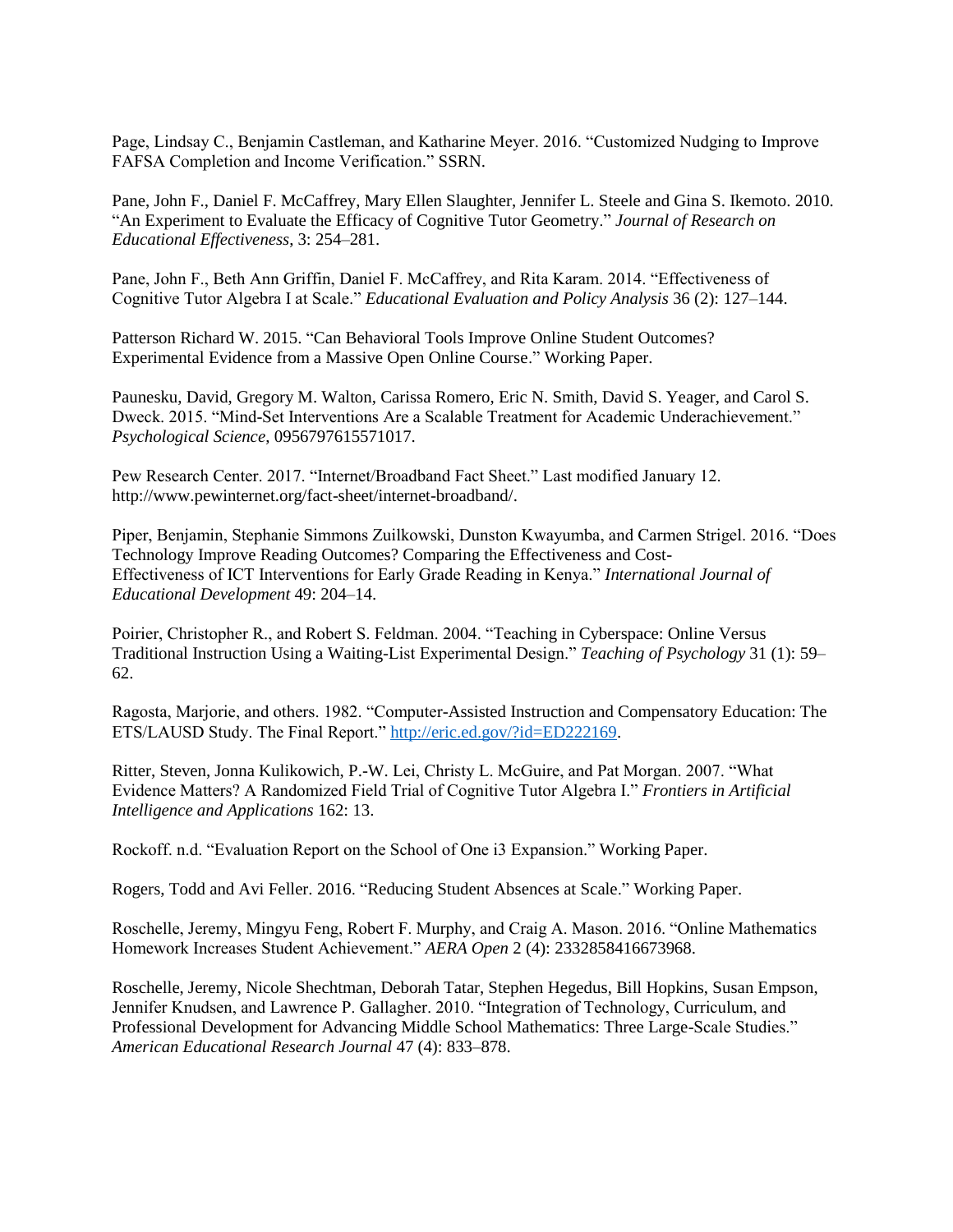Page, Lindsay C., Benjamin Castleman, and Katharine Meyer. 2016. "Customized Nudging to Improve FAFSA Completion and Income Verification." SSRN.

Pane, John F., Daniel F. McCaffrey, Mary Ellen Slaughter, Jennifer L. Steele and Gina S. Ikemoto. 2010. "An Experiment to Evaluate the Efficacy of Cognitive Tutor Geometry." *Journal of Research on Educational Effectiveness*, 3: 254–281.

Pane, John F., Beth Ann Griffin, Daniel F. McCaffrey, and Rita Karam. 2014. "Effectiveness of Cognitive Tutor Algebra I at Scale." *Educational Evaluation and Policy Analysis* 36 (2): 127–144.

Patterson Richard W. 2015. "Can Behavioral Tools Improve Online Student Outcomes? Experimental Evidence from a Massive Open Online Course." Working Paper.

Paunesku, David, Gregory M. Walton, Carissa Romero, Eric N. Smith, David S. Yeager, and Carol S. Dweck. 2015. "Mind-Set Interventions Are a Scalable Treatment for Academic Underachievement." *Psychological Science*, 0956797615571017.

Pew Research Center. 2017. "Internet/Broadband Fact Sheet." Last modified January 12. http://www.pewinternet.org/fact-sheet/internet-broadband/.

Piper, Benjamin, Stephanie Simmons Zuilkowski, Dunston Kwayumba, and Carmen Strigel. 2016. "Does Technology Improve Reading Outcomes? Comparing the Effectiveness and Cost-Effectiveness of ICT Interventions for Early Grade Reading in Kenya." *International Journal of Educational Development* 49: 204–14.

Poirier, Christopher R., and Robert S. Feldman. 2004. "Teaching in Cyberspace: Online Versus Traditional Instruction Using a Waiting-List Experimental Design." *Teaching of Psychology* 31 (1): 59–62.

Ragosta, Marjorie, and others. 1982. "Computer-Assisted Instruction and Compensatory Education: The ETS/LAUSD Study. The Final Report." http://eric.ed.gov/?id=ED222169.

Ritter, Steven, Jonna Kulikowich, P.-W. Lei, Christy L. McGuire, and Pat Morgan. 2007. "What Evidence Matters? A Randomized Field Trial of Cognitive Tutor Algebra I." *Frontiers in Artificial Intelligence and Applications* 162: 13.

Rockoff. n.d. "Evaluation Report on the School of One i3 Expansion." Working Paper.

Rogers, Todd and Avi Feller. 2016. "Reducing Student Absences at Scale." Working Paper.

Roschelle, Jeremy, Mingyu Feng, Robert F. Murphy, and Craig A. Mason. 2016. "Online Mathematics Homework Increases Student Achievement." *AERA Open* 2 (4): 2332858416673968.

Roschelle, Jeremy, Nicole Shechtman, Deborah Tatar, Stephen Hegedus, Bill Hopkins, Susan Empson, Jennifer Knudsen, and Lawrence P. Gallagher. 2010. "Integration of Technology, Curriculum, and Professional Development for Advancing Middle School Mathematics: Three Large-Scale Studies." *American Educational Research Journal* 47 (4): 833–878.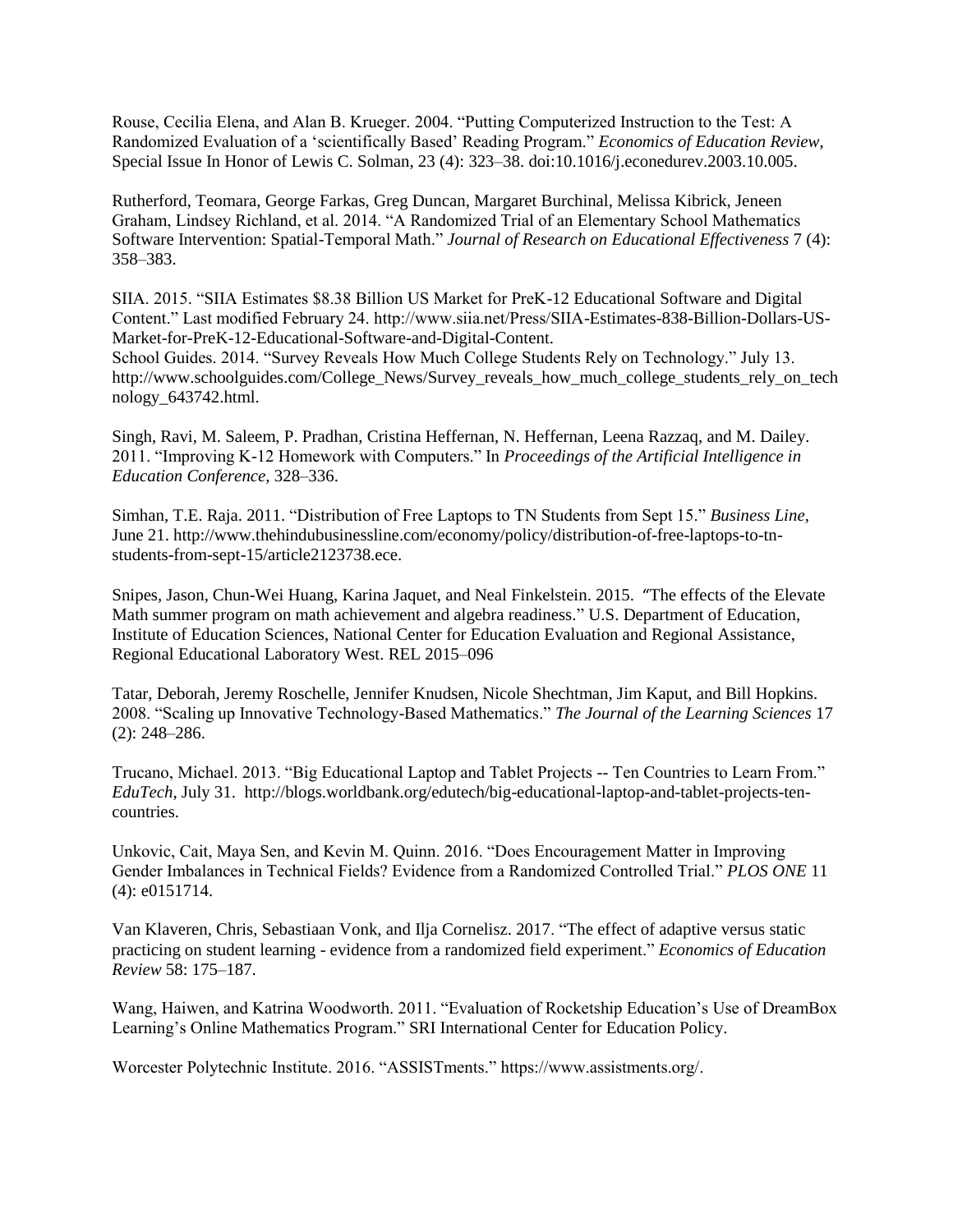Rouse, Cecilia Elena, and Alan B. Krueger. 2004. "Putting Computerized Instruction to the Test: A Randomized Evaluation of a 'scientifically Based' Reading Program." *Economics of Education Review*, Special Issue In Honor of Lewis C. Solman, 23 (4): 323–38. doi:10.1016/j.econedurev.2003.10.005.

Rutherford, Teomara, George Farkas, Greg Duncan, Margaret Burchinal, Melissa Kibrick, Jeneen Graham, Lindsey Richland, et al. 2014. "A Randomized Trial of an Elementary School Mathematics Software Intervention: Spatial-Temporal Math." *Journal of Research on Educational Effectiveness* 7 (4): 358–383.

SIIA. 2015. "SIIA Estimates $8.38 Billion US Market for PreK-12 Educational Software and Digital Content." Last modified February 24. http://www.siia.net/Press/SIIA-Estimates-838-Billion-Dollars-US-Market-for-PreK-12-Educational-Software-and-Digital-Content.

School Guides. 2014. "Survey Reveals How Much College Students Rely on Technology." July 13. http://www.schoolguides.com/College_News/Survey_reveals_how_much_college_students_rely_on_technology_643742.html.

Singh, Ravi, M. Saleem, P. Pradhan, Cristina Heffernan, N. Heffernan, Leena Razzaq, and M. Dailey. 2011. "Improving K-12 Homework with Computers." In *Proceedings of the Artificial Intelligence in Education Conference*, 328–336.

Simhan, T.E. Raja. 2011. "Distribution of Free Laptops to TN Students from Sept 15." *Business Line*, June 21. http://www.thehindubusinessline.com/economy/policy/distribution-of-free-laptops-to-tn-students-from-sept-15/article2123738.ece.

Snipes, Jason, Chun-Wei Huang, Karina Jaquet, and Neal Finkelstein. 2015. "The effects of the Elevate Math summer program on math achievement and algebra readiness." U.S. Department of Education, Institute of Education Sciences, National Center for Education Evaluation and Regional Assistance, Regional Educational Laboratory West. REL 2015–096

Tatar, Deborah, Jeremy Roschelle, Jennifer Knudsen, Nicole Shechtman, Jim Kaput, and Bill Hopkins. 2008. "Scaling up Innovative Technology-Based Mathematics." *The Journal of the Learning Sciences* 17 (2): 248–286.

Trucano, Michael. 2013. "Big Educational Laptop and Tablet Projects -- Ten Countries to Learn From." *EduTech*, July 31. http://blogs.worldbank.org/edutech/big-educational-laptop-and-tablet-projects-ten-countries.

Unkovic, Cait, Maya Sen, and Kevin M. Quinn. 2016. "Does Encouragement Matter in Improving Gender Imbalances in Technical Fields? Evidence from a Randomized Controlled Trial." *PLOS ONE* 11 (4): e0151714.

Van Klaveren, Chris, Sebastiaan Vonk, and Ilja Cornelisz. 2017. "The effect of adaptive versus static practicing on student learning - evidence from a randomized field experiment." *Economics of Education Review* 58: 175–187.

Wang, Haiwen, and Katrina Woodworth. 2011. "Evaluation of Rocketship Education's Use of DreamBox Learning's Online Mathematics Program." SRI International Center for Education Policy.

Worcester Polytechnic Institute. 2016. "ASSISTments." https://www.assistments.org/.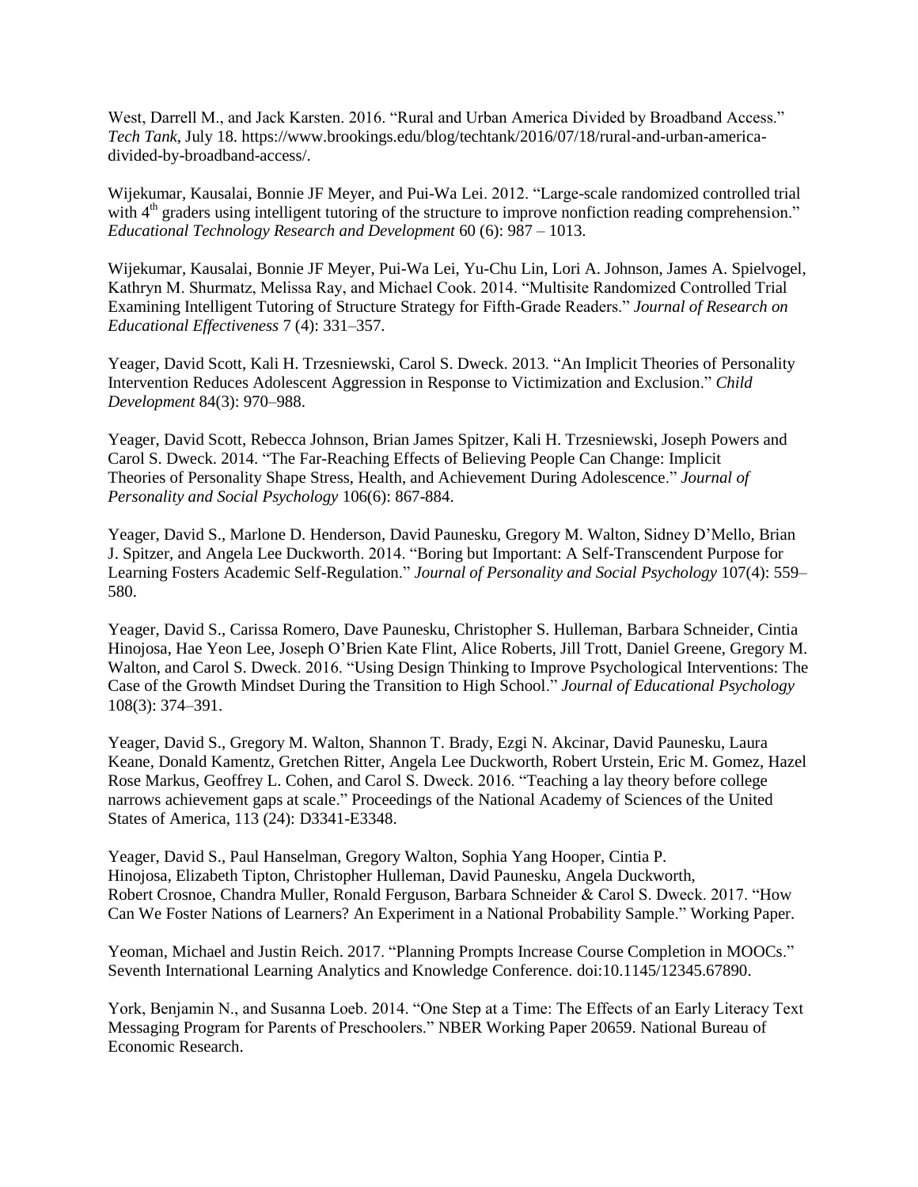West, Darrell M., and Jack Karsten. 2016. "Rural and Urban America Divided by Broadband Access." *Tech Tank*, July 18. https://www.brookings.edu/blog/techtank/2016/07/18/rural-and-urban-america-divided-by-broadband-access/.

Wijekumar, Kausalai, Bonnie JF Meyer, and Pui-Wa Lei. 2012. "Large-scale randomized controlled trial with 4th graders using intelligent tutoring of the structure to improve nonfiction reading comprehension." *Educational Technology Research and Development* 60 (6): 987 – 1013.

Wijekumar, Kausalai, Bonnie JF Meyer, Pui-Wa Lei, Yu-Chu Lin, Lori A. Johnson, James A. Spielvogel, Kathryn M. Shurmatz, Melissa Ray, and Michael Cook. 2014. "Multisite Randomized Controlled Trial Examining Intelligent Tutoring of Structure Strategy for Fifth-Grade Readers." *Journal of Research on Educational Effectiveness* 7 (4): 331–357.

Yeager, David Scott, Kali H. Trzesniewski, Carol S. Dweck. 2013. "An Implicit Theories of Personality Intervention Reduces Adolescent Aggression in Response to Victimization and Exclusion." *Child Development* 84(3): 970–988.

Yeager, David Scott, Rebecca Johnson, Brian James Spitzer, Kali H. Trzesniewski, Joseph Powers and Carol S. Dweck. 2014. "The Far-Reaching Effects of Believing People Can Change: Implicit Theories of Personality Shape Stress, Health, and Achievement During Adolescence." *Journal of Personality and Social Psychology* 106(6): 867-884.

Yeager, David S., Marlone D. Henderson, David Paunesku, Gregory M. Walton, Sidney D'Mello, Brian J. Spitzer, and Angela Lee Duckworth. 2014. "Boring but Important: A Self-Transcendent Purpose for Learning Fosters Academic Self-Regulation." *Journal of Personality and Social Psychology* 107(4): 559–580.

Yeager, David S., Carissa Romero, Dave Paunesku, Christopher S. Hulleman, Barbara Schneider, Cintia Hinojosa, Hae Yeon Lee, Joseph O'Brien Kate Flint, Alice Roberts, Jill Trott, Daniel Greene, Gregory M. Walton, and Carol S. Dweck. 2016. "Using Design Thinking to Improve Psychological Interventions: The Case of the Growth Mindset During the Transition to High School." *Journal of Educational Psychology* 108(3): 374–391.

Yeager, David S., Gregory M. Walton, Shannon T. Brady, Ezgi N. Akcinar, David Paunesku, Laura Keane, Donald Kamentz, Gretchen Ritter, Angela Lee Duckworth, Robert Urstein, Eric M. Gomez, Hazel Rose Markus, Geoffrey L. Cohen, and Carol S. Dweck. 2016. "Teaching a lay theory before college narrows achievement gaps at scale." Proceedings of the National Academy of Sciences of the United States of America, 113 (24): D3341-E3348.

Yeager, David S., Paul Hanselman, Gregory Walton, Sophia Yang Hooper, Cintia P. Hinojosa, Elizabeth Tipton, Christopher Hulleman, David Paunesku, Angela Duckworth, Robert Crosnoe, Chandra Muller, Ronald Ferguson, Barbara Schneider & Carol S. Dweck. 2017. "How Can We Foster Nations of Learners? An Experiment in a National Probability Sample." Working Paper.

Yeoman, Michael and Justin Reich. 2017. "Planning Prompts Increase Course Completion in MOOCs." Seventh International Learning Analytics and Knowledge Conference. doi:10.1145/12345.67890.

York, Benjamin N., and Susanna Loeb. 2014. "One Step at a Time: The Effects of an Early Literacy Text Messaging Program for Parents of Preschoolers." NBER Working Paper 20659. National Bureau of Economic Research.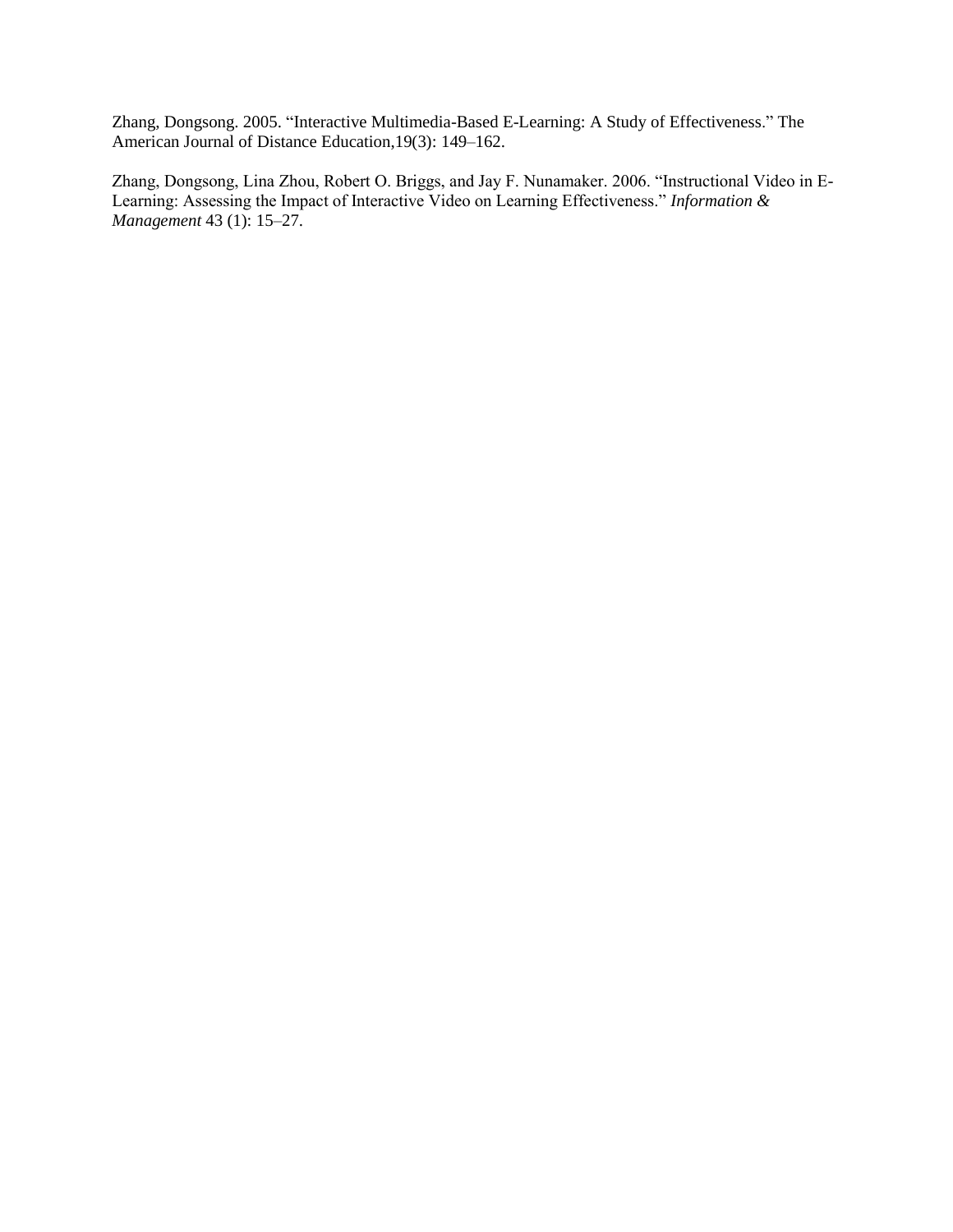Zhang, Dongsong. 2005. “Interactive Multimedia-Based E-Learning: A Study of Effectiveness.” The American Journal of Distance Education,19(3): 149–162.

Zhang, Dongsong, Lina Zhou, Robert O. Briggs, and Jay F. Nunamaker. 2006. “Instructional Video in E-Learning: Assessing the Impact of Interactive Video on Learning Effectiveness.” *Information & Management* 43 (1): 15–27.